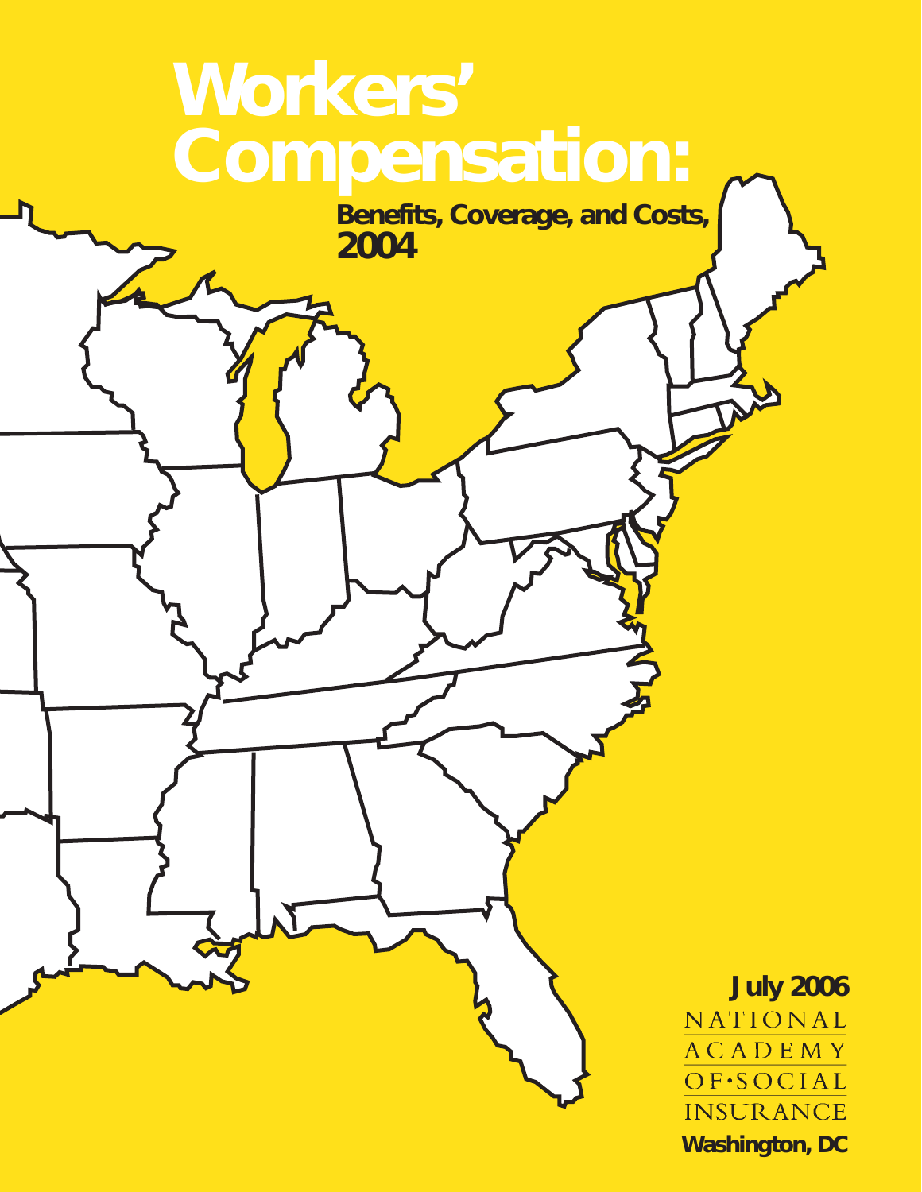# Workers' Compensation:

## Benefits, Coverage, and Costs, 2004

**July 2006**

NATIONAL ACADEMY OF SOCIAL INSURANCE

**Washington, DC**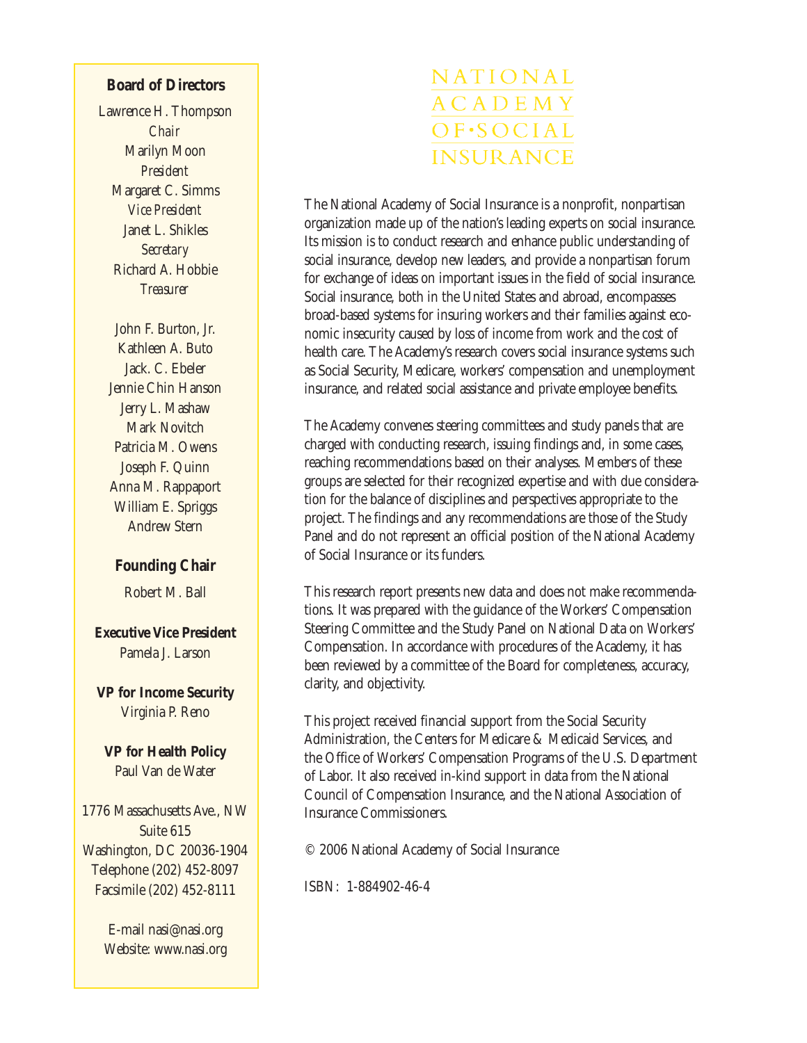**Board of Directors**

Lawrence H. Thompson
*Chair*
Marilyn Moon
*President*
Margaret C. Simms
*Vice President*
Janet L. Shikles
*Secretary*
Richard A. Hobbie
*Treasurer*

John F. Burton, Jr.
Kathleen A. Buto
Jack. C. Ebeler
Jennie Chin Hanson
Jerry L. Mashaw
Mark Novitch
Patricia M. Owens
Joseph F. Quinn
Anna M. Rappaport
William E. Spriggs
Andrew Stern

**Founding Chair**

Robert M. Ball

**Executive Vice President**

Pamela J. Larson

**VP for Income Security**

Virginia P. Reno

**VP for Health Policy**

Paul Van de Water

1776 Massachusetts Ave., NW
Suite 615
Washington, DC 20036-1904
Telephone (202) 452-8097
Facsimile (202) 452-8111

E-mail nasi@nasi.org
Website: www.nasi.org

# NATIONAL ACADEMY OF·SOCIAL INSURANCE

The National Academy of Social Insurance is a nonprofit, nonpartisan organization made up of the nation's leading experts on social insurance. Its mission is to conduct research and enhance public understanding of social insurance, develop new leaders, and provide a nonpartisan forum for exchange of ideas on important issues in the field of social insurance. Social insurance, both in the United States and abroad, encompasses broad-based systems for insuring workers and their families against economic insecurity caused by loss of income from work and the cost of health care. The Academy's research covers social insurance systems such as Social Security, Medicare, workers' compensation and unemployment insurance, and related social assistance and private employee benefits.

The Academy convenes steering committees and study panels that are charged with conducting research, issuing findings and, in some cases, reaching recommendations based on their analyses. Members of these groups are selected for their recognized expertise and with due consideration for the balance of disciplines and perspectives appropriate to the project. The findings and any recommendations are those of the Study Panel and do not represent an official position of the National Academy of Social Insurance or its funders.

This research report presents new data and does not make recommendations. It was prepared with the guidance of the Workers' Compensation Steering Committee and the Study Panel on National Data on Workers' Compensation. In accordance with procedures of the Academy, it has been reviewed by a committee of the Board for completeness, accuracy, clarity, and objectivity.

This project received financial support from the Social Security Administration, the Centers for Medicare & Medicaid Services, and the Office of Workers' Compensation Programs of the U.S. Department of Labor. It also received in-kind support in data from the National Council of Compensation Insurance, and the National Association of Insurance Commissioners.

© 2006 National Academy of Social Insurance

ISBN: 1-884902-46-4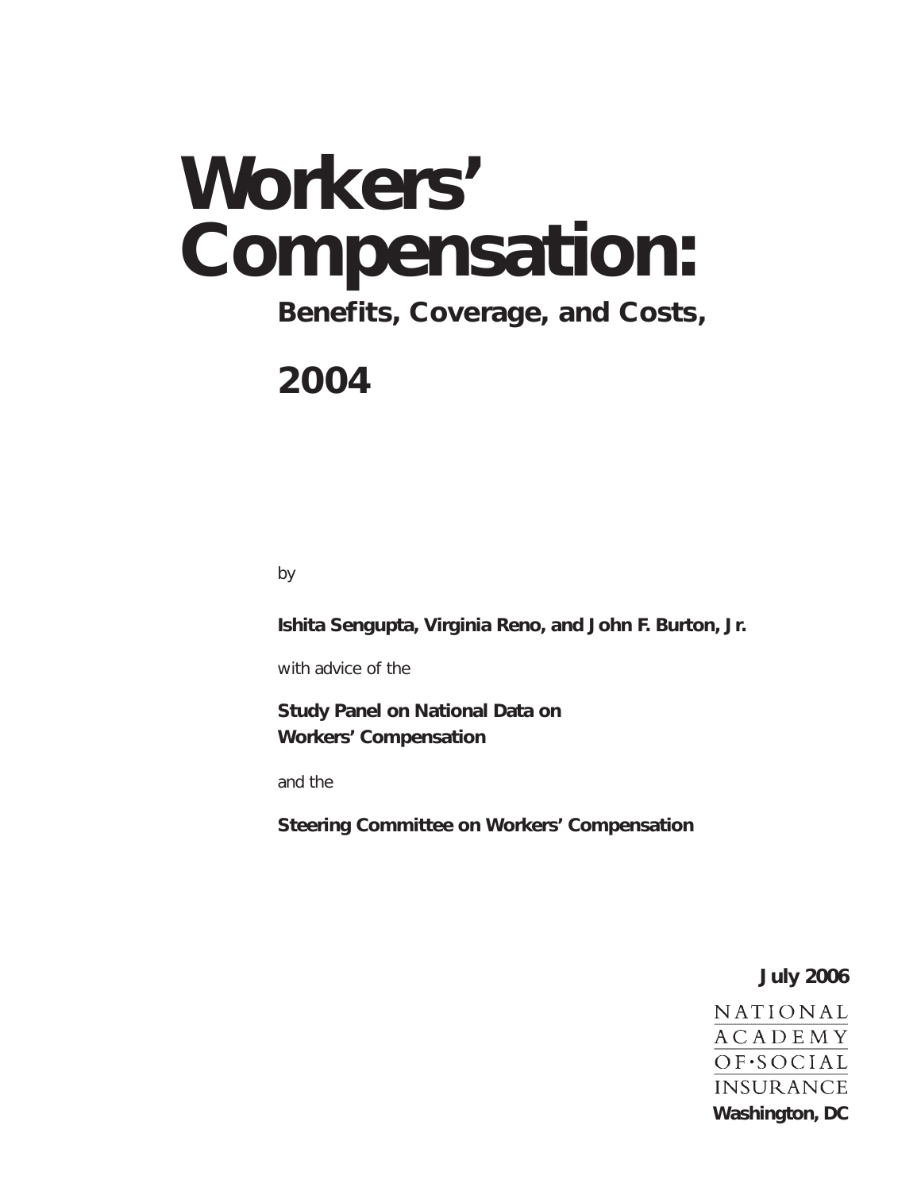# Workers' Compensation:

## Benefits, Coverage, and Costs,

## 2004

by

**Ishita Sengupta, Virginia Reno, and John F. Burton, Jr.**

with advice of the

**Study Panel on National Data on Workers' Compensation**

and the

**Steering Committee on Workers' Compensation**

**July 2006**

NATIONAL ACADEMY OF SOCIAL INSURANCE

**Washington, DC**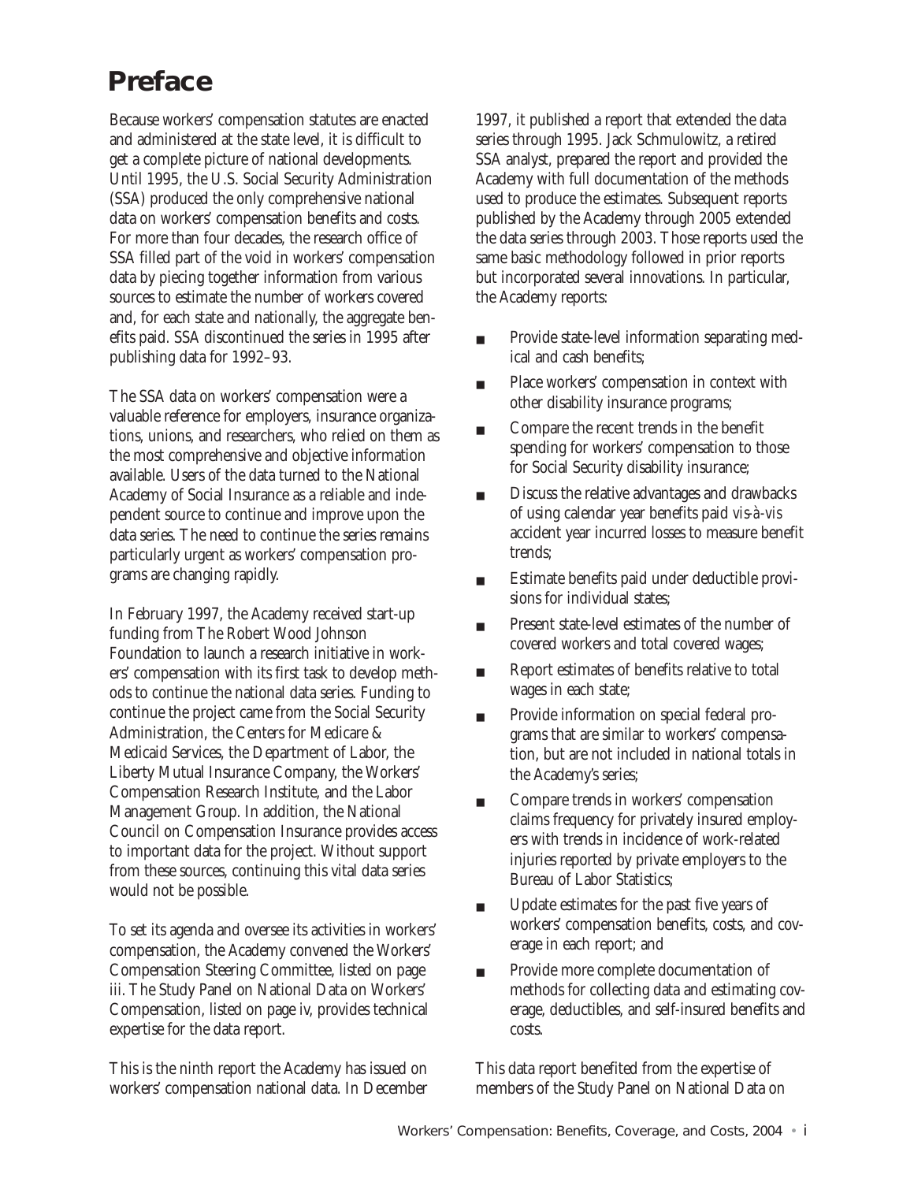# Preface

Because workers' compensation statutes are enacted and administered at the state level, it is difficult to get a complete picture of national developments. Until 1995, the U.S. Social Security Administration (SSA) produced the only comprehensive national data on workers' compensation benefits and costs. For more than four decades, the research office of SSA filled part of the void in workers' compensation data by piecing together information from various sources to estimate the number of workers covered and, for each state and nationally, the aggregate benefits paid. SSA discontinued the series in 1995 after publishing data for 1992–93.

The SSA data on workers' compensation were a valuable reference for employers, insurance organizations, unions, and researchers, who relied on them as the most comprehensive and objective information available. Users of the data turned to the National Academy of Social Insurance as a reliable and independent source to continue and improve upon the data series. The need to continue the series remains particularly urgent as workers' compensation programs are changing rapidly.

In February 1997, the Academy received start-up funding from The Robert Wood Johnson Foundation to launch a research initiative in workers' compensation with its first task to develop methods to continue the national data series. Funding to continue the project came from the Social Security Administration, the Centers for Medicare & Medicaid Services, the Department of Labor, the Liberty Mutual Insurance Company, the Workers' Compensation Research Institute, and the Labor Management Group. In addition, the National Council on Compensation Insurance provides access to important data for the project. Without support from these sources, continuing this vital data series would not be possible.

To set its agenda and oversee its activities in workers' compensation, the Academy convened the Workers' Compensation Steering Committee, listed on page iii. The Study Panel on National Data on Workers' Compensation, listed on page iv, provides technical expertise for the data report.

This is the ninth report the Academy has issued on workers' compensation national data. In December 1997, it published a report that extended the data series through 1995. Jack Schmulowitz, a retired SSA analyst, prepared the report and provided the Academy with full documentation of the methods used to produce the estimates. Subsequent reports published by the Academy through 2005 extended the data series through 2003. Those reports used the same basic methodology followed in prior reports but incorporated several innovations. In particular, the Academy reports:

- Provide state-level information separating medical and cash benefits;
- Place workers' compensation in context with other disability insurance programs;
- Compare the recent trends in the benefit spending for workers' compensation to those for Social Security disability insurance;
- Discuss the relative advantages and drawbacks of using calendar year benefits paid *vis-à-vis* accident year incurred losses to measure benefit trends;
- Estimate benefits paid under deductible provisions for individual states;
- Present state-level estimates of the number of covered workers and total covered wages;
- Report estimates of benefits relative to total wages in each state;
- Provide information on special federal programs that are similar to workers' compensation, but are not included in national totals in the Academy's series;
- Compare trends in workers' compensation claims frequency for privately insured employers with trends in incidence of work-related injuries reported by private employers to the Bureau of Labor Statistics;
- Update estimates for the past five years of workers' compensation benefits, costs, and coverage in each report; and
- Provide more complete documentation of methods for collecting data and estimating coverage, deductibles, and self-insured benefits and costs.

This data report benefited from the expertise of members of the Study Panel on National Data on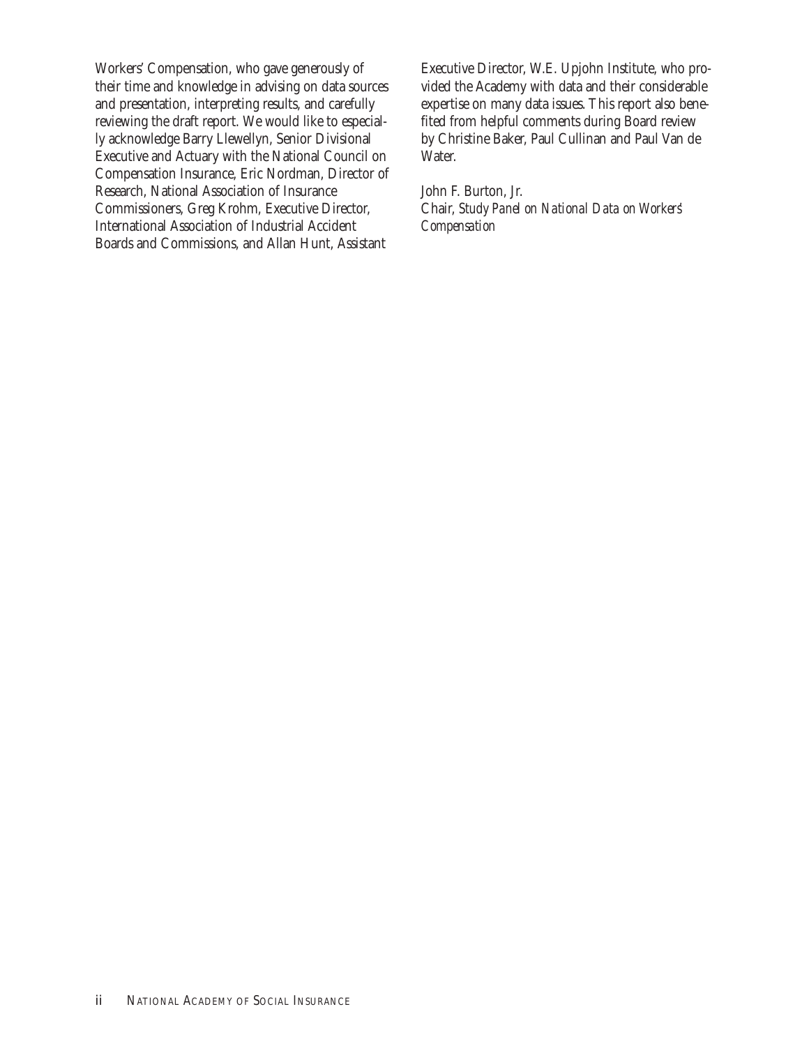Workers' Compensation, who gave generously of their time and knowledge in advising on data sources and presentation, interpreting results, and carefully reviewing the draft report. We would like to especially acknowledge Barry Llewellyn, Senior Divisional Executive and Actuary with the National Council on Compensation Insurance, Eric Nordman, Director of Research, National Association of Insurance Commissioners, Greg Krohm, Executive Director, International Association of Industrial Accident Boards and Commissions, and Allan Hunt, Assistant Executive Director, W.E. Upjohn Institute, who provided the Academy with data and their considerable expertise on many data issues. This report also benefited from helpful comments during Board review by Christine Baker, Paul Cullinan and Paul Van de Water.

John F. Burton, Jr.
Chair, *Study Panel on National Data on Workers' Compensation*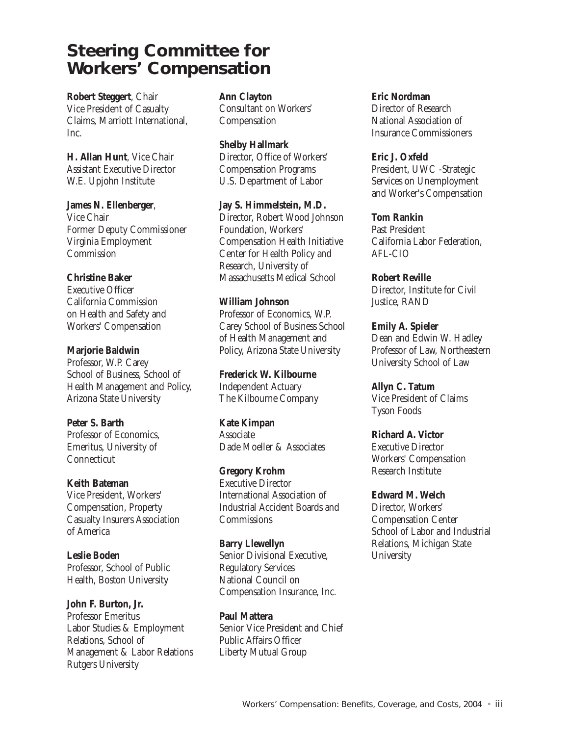# Steering Committee for Workers' Compensation

**Robert Steggert**, Chair
Vice President of Casualty Claims, Marriott International, Inc.

**H. Allan Hunt**, Vice Chair
Assistant Executive Director
W.E. Upjohn Institute

**James N. Ellenberger**,
Vice Chair
Former Deputy Commissioner
Virginia Employment Commission

**Christine Baker**
Executive Officer
California Commission on Health and Safety and Workers' Compensation

**Marjorie Baldwin**
Professor, W.P. Carey School of Business, School of Health Management and Policy, Arizona State University

**Peter S. Barth**
Professor of Economics, Emeritus, University of Connecticut

**Keith Bateman**
Vice President, Workers' Compensation, Property Casualty Insurers Association of America

**Leslie Boden**
Professor, School of Public Health, Boston University

**John F. Burton, Jr.**
Professor Emeritus
Labor Studies & Employment Relations, School of Management & Labor Relations
Rutgers University

**Ann Clayton**
Consultant on Workers' Compensation

**Shelby Hallmark**
Director, Office of Workers' Compensation Programs
U.S. Department of Labor

**Jay S. Himmelstein, M.D.**
Director, Robert Wood Johnson Foundation, Workers' Compensation Health Initiative Center for Health Policy and Research, University of Massachusetts Medical School

**William Johnson**
Professor of Economics, W.P. Carey School of Business School of Health Management and Policy, Arizona State University

**Frederick W. Kilbourne**
Independent Actuary
The Kilbourne Company

**Kate Kimpan**
Associate
Dade Moeller & Associates

**Gregory Krohm**
Executive Director
International Association of Industrial Accident Boards and Commissions

**Barry Llewellyn**
Senior Divisional Executive, Regulatory Services
National Council on Compensation Insurance, Inc.

**Paul Mattera**
Senior Vice President and Chief Public Affairs Officer
Liberty Mutual Group

**Eric Nordman**
Director of Research
National Association of Insurance Commissioners

**Eric J. Oxfeld**
President, UWC -Strategic Services on Unemployment and Worker's Compensation

**Tom Rankin**
Past President
California Labor Federation, AFL-CIO

**Robert Reville**
Director, Institute for Civil Justice, RAND

**Emily A. Spieler**
Dean and Edwin W. Hadley Professor of Law, Northeastern University School of Law

**Allyn C. Tatum**
Vice President of Claims
Tyson Foods

**Richard A. Victor**
Executive Director
Workers' Compensation Research Institute

**Edward M. Welch**
Director, Workers' Compensation Center
School of Labor and Industrial Relations, Michigan State University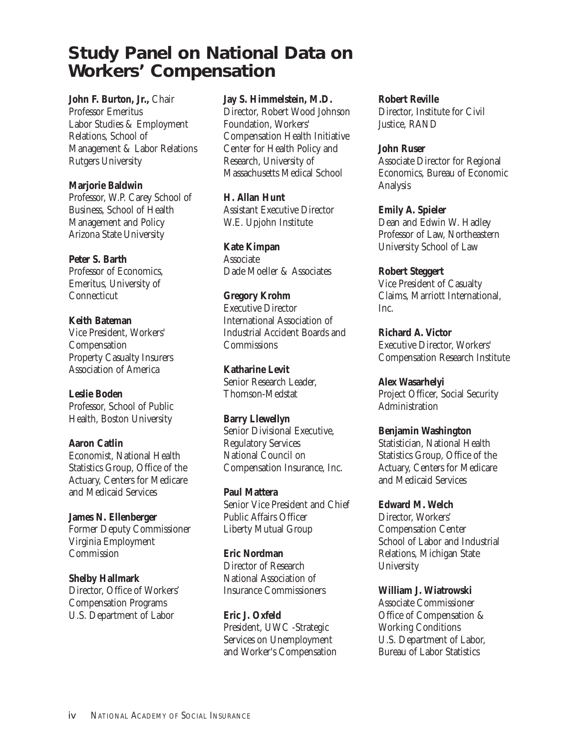# Study Panel on National Data on Workers' Compensation

**John F. Burton, Jr.,** Chair
Professor Emeritus
Labor Studies & Employment Relations, School of Management & Labor Relations
Rutgers University

**Marjorie Baldwin**
Professor, W.P. Carey School of Business, School of Health Management and Policy
Arizona State University

**Peter S. Barth**
Professor of Economics, Emeritus, University of Connecticut

**Keith Bateman**
Vice President, Workers' Compensation
Property Casualty Insurers Association of America

**Leslie Boden**
Professor, School of Public Health, Boston University

**Aaron Catlin**
Economist, National Health Statistics Group, Office of the Actuary, Centers for Medicare and Medicaid Services

**James N. Ellenberger**
Former Deputy Commissioner
Virginia Employment Commission

**Shelby Hallmark**
Director, Office of Workers' Compensation Programs
U.S. Department of Labor

**Jay S. Himmelstein, M.D.**
Director, Robert Wood Johnson Foundation, Workers' Compensation Health Initiative
Center for Health Policy and Research, University of Massachusetts Medical School

**H. Allan Hunt**
Assistant Executive Director
W.E. Upjohn Institute

**Kate Kimpan**
Associate
Dade Moeller & Associates

**Gregory Krohm**
Executive Director
International Association of Industrial Accident Boards and Commissions

**Katharine Levit**
Senior Research Leader, Thomson-Medstat

**Barry Llewellyn**
Senior Divisional Executive, Regulatory Services
National Council on Compensation Insurance, Inc.

**Paul Mattera**
Senior Vice President and Chief Public Affairs Officer
Liberty Mutual Group

**Eric Nordman**
Director of Research
National Association of Insurance Commissioners

**Eric J. Oxfeld**
President, UWC -Strategic Services on Unemployment and Worker's Compensation

**Robert Reville**
Director, Institute for Civil Justice, RAND

**John Ruser**
Associate Director for Regional Economics, Bureau of Economic Analysis

**Emily A. Spieler**
Dean and Edwin W. Hadley Professor of Law, Northeastern University School of Law

**Robert Steggert**
Vice President of Casualty Claims, Marriott International, Inc.

**Richard A. Victor**
Executive Director, Workers' Compensation Research Institute

**Alex Wasarhelyi**
Project Officer, Social Security Administration

**Benjamin Washington**
Statistician, National Health Statistics Group, Office of the Actuary, Centers for Medicare and Medicaid Services

**Edward M. Welch**
Director, Workers' Compensation Center
School of Labor and Industrial Relations, Michigan State University

**William J. Wiatrowski**
Associate Commissioner
Office of Compensation & Working Conditions
U.S. Department of Labor, Bureau of Labor Statistics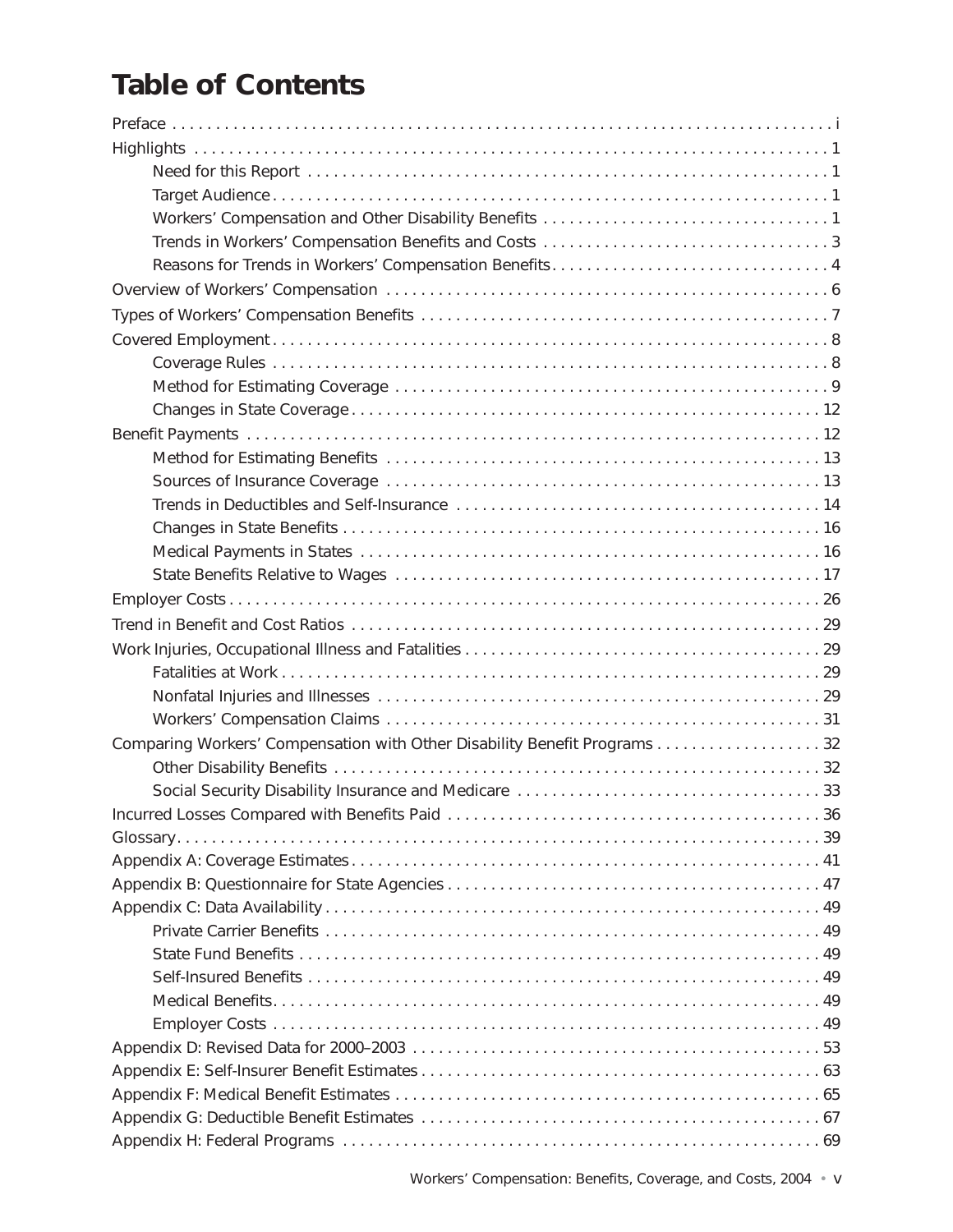# Table of Contents

Preface . . . . . . . . . . . . . . . . . . . . . . . . . . . . . . . . . . . . . . . . . . . . . . . . . . . . . . . . . . . . . . . . . . . . . . . . . . . i

Highlights . . . . . . . . . . . . . . . . . . . . . . . . . . . . . . . . . . . . . . . . . . . . . . . . . . . . . . . . . . . . . . . . . . . . . . . . . 1

- Need for this Report . . . . . . . . . . . . . . . . . . . . . . . . . . . . . . . . . . . . . . . . . . . . . . . . . . . . . . . . . . 1
- Target Audience . . . . . . . . . . . . . . . . . . . . . . . . . . . . . . . . . . . . . . . . . . . . . . . . . . . . . . . . . . . . . . 1
- Workers' Compensation and Other Disability Benefits . . . . . . . . . . . . . . . . . . . . . . . . . . . . . . . . . 1
- Trends in Workers' Compensation Benefits and Costs . . . . . . . . . . . . . . . . . . . . . . . . . . . . . . . . . 3
- Reasons for Trends in Workers' Compensation Benefits . . . . . . . . . . . . . . . . . . . . . . . . . . . . . . . . 4

Overview of Workers' Compensation . . . . . . . . . . . . . . . . . . . . . . . . . . . . . . . . . . . . . . . . . . . . . . . . . 6

Types of Workers' Compensation Benefits . . . . . . . . . . . . . . . . . . . . . . . . . . . . . . . . . . . . . . . . . . . . . 7

Covered Employment . . . . . . . . . . . . . . . . . . . . . . . . . . . . . . . . . . . . . . . . . . . . . . . . . . . . . . . . . . . . . 8

- Coverage Rules . . . . . . . . . . . . . . . . . . . . . . . . . . . . . . . . . . . . . . . . . . . . . . . . . . . . . . . . . . . . . . . 8
- Method for Estimating Coverage . . . . . . . . . . . . . . . . . . . . . . . . . . . . . . . . . . . . . . . . . . . . . . . . . . 9
- Changes in State Coverage . . . . . . . . . . . . . . . . . . . . . . . . . . . . . . . . . . . . . . . . . . . . . . . . . . . . . . 12

Benefit Payments . . . . . . . . . . . . . . . . . . . . . . . . . . . . . . . . . . . . . . . . . . . . . . . . . . . . . . . . . . . . . . . 12

- Method for Estimating Benefits . . . . . . . . . . . . . . . . . . . . . . . . . . . . . . . . . . . . . . . . . . . . . . . . . . 13
- Sources of Insurance Coverage . . . . . . . . . . . . . . . . . . . . . . . . . . . . . . . . . . . . . . . . . . . . . . . . . . 13
- Trends in Deductibles and Self-Insurance . . . . . . . . . . . . . . . . . . . . . . . . . . . . . . . . . . . . . . . . . . 14
- Changes in State Benefits . . . . . . . . . . . . . . . . . . . . . . . . . . . . . . . . . . . . . . . . . . . . . . . . . . . . . . 16
- Medical Payments in States . . . . . . . . . . . . . . . . . . . . . . . . . . . . . . . . . . . . . . . . . . . . . . . . . . . . . 16
- State Benefits Relative to Wages . . . . . . . . . . . . . . . . . . . . . . . . . . . . . . . . . . . . . . . . . . . . . . . . . 17

Employer Costs . . . . . . . . . . . . . . . . . . . . . . . . . . . . . . . . . . . . . . . . . . . . . . . . . . . . . . . . . . . . . . . . . 26

Trend in Benefit and Cost Ratios . . . . . . . . . . . . . . . . . . . . . . . . . . . . . . . . . . . . . . . . . . . . . . . . . . . . 29

Work Injuries, Occupational Illness and Fatalities . . . . . . . . . . . . . . . . . . . . . . . . . . . . . . . . . . . . . . . 29

- Fatalities at Work . . . . . . . . . . . . . . . . . . . . . . . . . . . . . . . . . . . . . . . . . . . . . . . . . . . . . . . . . . . . . 29
- Nonfatal Injuries and Illnesses . . . . . . . . . . . . . . . . . . . . . . . . . . . . . . . . . . . . . . . . . . . . . . . . . . . 29
- Workers' Compensation Claims . . . . . . . . . . . . . . . . . . . . . . . . . . . . . . . . . . . . . . . . . . . . . . . . . . 31

Comparing Workers' Compensation with Other Disability Benefit Programs . . . . . . . . . . . . . . . . . . . 32

- Other Disability Benefits . . . . . . . . . . . . . . . . . . . . . . . . . . . . . . . . . . . . . . . . . . . . . . . . . . . . . . . 32
- Social Security Disability Insurance and Medicare . . . . . . . . . . . . . . . . . . . . . . . . . . . . . . . . . . . . 33

Incurred Losses Compared with Benefits Paid . . . . . . . . . . . . . . . . . . . . . . . . . . . . . . . . . . . . . . . . . . 36

Glossary . . . . . . . . . . . . . . . . . . . . . . . . . . . . . . . . . . . . . . . . . . . . . . . . . . . . . . . . . . . . . . . . . . . . . 39

Appendix A: Coverage Estimates . . . . . . . . . . . . . . . . . . . . . . . . . . . . . . . . . . . . . . . . . . . . . . . . . . . . 41

Appendix B: Questionnaire for State Agencies . . . . . . . . . . . . . . . . . . . . . . . . . . . . . . . . . . . . . . . . . . 47

Appendix C: Data Availability . . . . . . . . . . . . . . . . . . . . . . . . . . . . . . . . . . . . . . . . . . . . . . . . . . . . . . 49

- Private Carrier Benefits . . . . . . . . . . . . . . . . . . . . . . . . . . . . . . . . . . . . . . . . . . . . . . . . . . . . . . . . 49
- State Fund Benefits . . . . . . . . . . . . . . . . . . . . . . . . . . . . . . . . . . . . . . . . . . . . . . . . . . . . . . . . . . . 49
- Self-Insured Benefits . . . . . . . . . . . . . . . . . . . . . . . . . . . . . . . . . . . . . . . . . . . . . . . . . . . . . . . . . . 49
- Medical Benefits . . . . . . . . . . . . . . . . . . . . . . . . . . . . . . . . . . . . . . . . . . . . . . . . . . . . . . . . . . . . . . 49
- Employer Costs . . . . . . . . . . . . . . . . . . . . . . . . . . . . . . . . . . . . . . . . . . . . . . . . . . . . . . . . . . . . . . 49

Appendix D: Revised Data for 2000–2003 . . . . . . . . . . . . . . . . . . . . . . . . . . . . . . . . . . . . . . . . . . . . . 53

Appendix E: Self-Insurer Benefit Estimates . . . . . . . . . . . . . . . . . . . . . . . . . . . . . . . . . . . . . . . . . . . . 63

Appendix F: Medical Benefit Estimates . . . . . . . . . . . . . . . . . . . . . . . . . . . . . . . . . . . . . . . . . . . . . . . 65

Appendix G: Deductible Benefit Estimates . . . . . . . . . . . . . . . . . . . . . . . . . . . . . . . . . . . . . . . . . . . . 67

Appendix H: Federal Programs . . . . . . . . . . . . . . . . . . . . . . . . . . . . . . . . . . . . . . . . . . . . . . . . . . . . . 69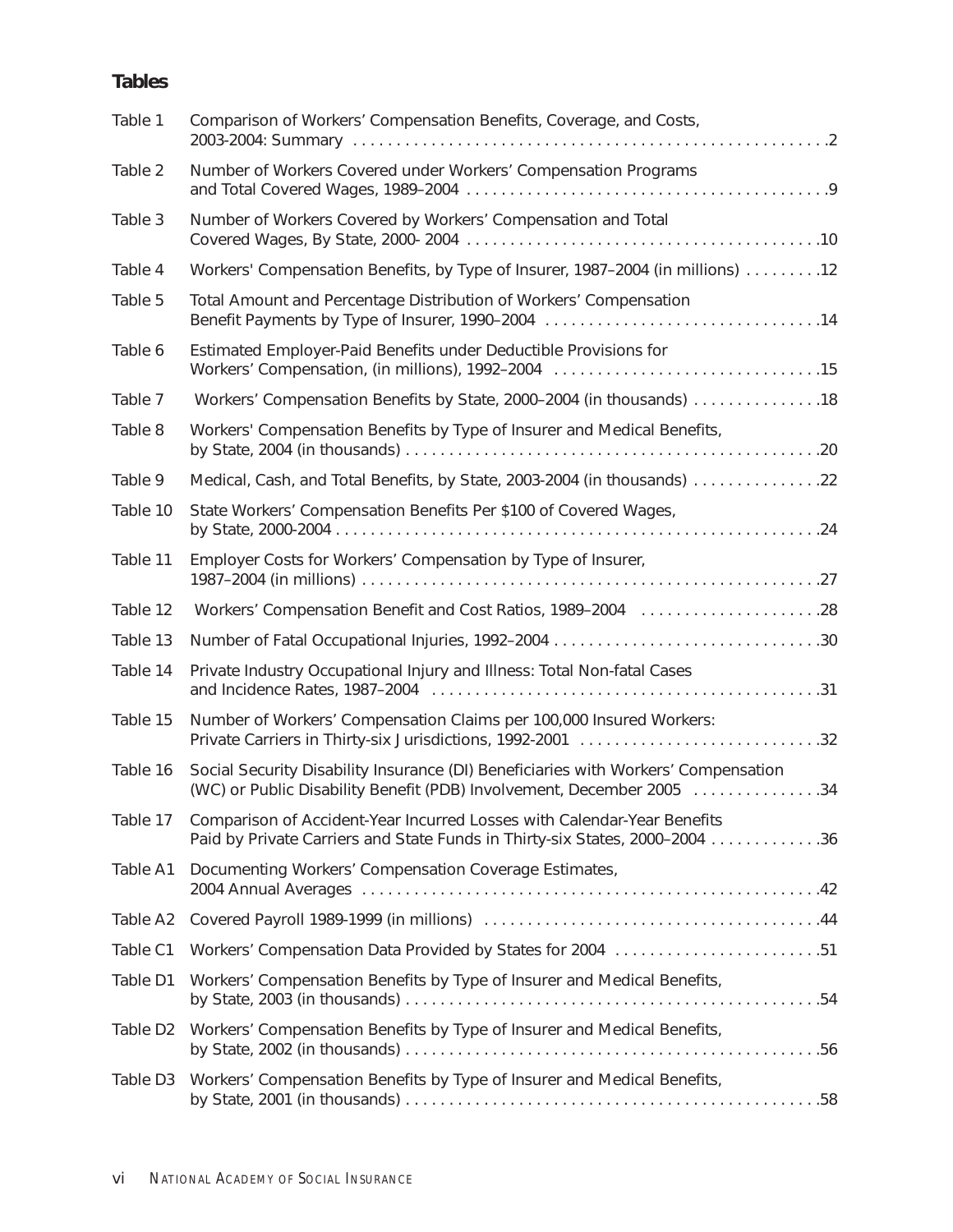## Tables

| | | |
|---|---|---|
| Table 1 | Comparison of Workers' Compensation Benefits, Coverage, and Costs, 2003-2004: Summary | 2 |
| Table 2 | Number of Workers Covered under Workers' Compensation Programs and Total Covered Wages, 1989–2004 | 9 |
| Table 3 | Number of Workers Covered by Workers' Compensation and Total Covered Wages, By State, 2000- 2004 | 10 |
| Table 4 | Workers' Compensation Benefits, by Type of Insurer, 1987–2004 (in millions) | 12 |
| Table 5 | Total Amount and Percentage Distribution of Workers' Compensation Benefit Payments by Type of Insurer, 1990–2004 | 14 |
| Table 6 | Estimated Employer-Paid Benefits under Deductible Provisions for Workers' Compensation, (in millions), 1992–2004 | 15 |
| Table 7 | Workers' Compensation Benefits by State, 2000–2004 (in thousands) | 18 |
| Table 8 | Workers' Compensation Benefits by Type of Insurer and Medical Benefits, by State, 2004 (in thousands) | 20 |
| Table 9 | Medical, Cash, and Total Benefits, by State, 2003-2004 (in thousands) | 22 |
| Table 10 | State Workers' Compensation Benefits Per $100 of Covered Wages, by State, 2000-2004 | 24 |
| Table 11 | Employer Costs for Workers' Compensation by Type of Insurer, 1987–2004 (in millions) | 27 |
| Table 12 | Workers' Compensation Benefit and Cost Ratios, 1989–2004 | 28 |
| Table 13 | Number of Fatal Occupational Injuries, 1992–2004 | 30 |
| Table 14 | Private Industry Occupational Injury and Illness: Total Non-fatal Cases and Incidence Rates, 1987–2004 | 31 |
| Table 15 | Number of Workers' Compensation Claims per 100,000 Insured Workers: Private Carriers in Thirty-six Jurisdictions, 1992-2001 | 32 |
| Table 16 | Social Security Disability Insurance (DI) Beneficiaries with Workers' Compensation (WC) or Public Disability Benefit (PDB) Involvement, December 2005 | 34 |
| Table 17 | Comparison of Accident-Year Incurred Losses with Calendar-Year Benefits Paid by Private Carriers and State Funds in Thirty-six States, 2000–2004 | 36 |
| Table A1 | Documenting Workers' Compensation Coverage Estimates, 2004 Annual Averages | 42 |
| Table A2 | Covered Payroll 1989-1999 (in millions) | 44 |
| Table C1 | Workers' Compensation Data Provided by States for 2004 | 51 |
| Table D1 | Workers' Compensation Benefits by Type of Insurer and Medical Benefits, by State, 2003 (in thousands) | 54 |
| Table D2 | Workers' Compensation Benefits by Type of Insurer and Medical Benefits, by State, 2002 (in thousands) | 56 |
| Table D3 | Workers' Compensation Benefits by Type of Insurer and Medical Benefits, by State, 2001 (in thousands) | 58 |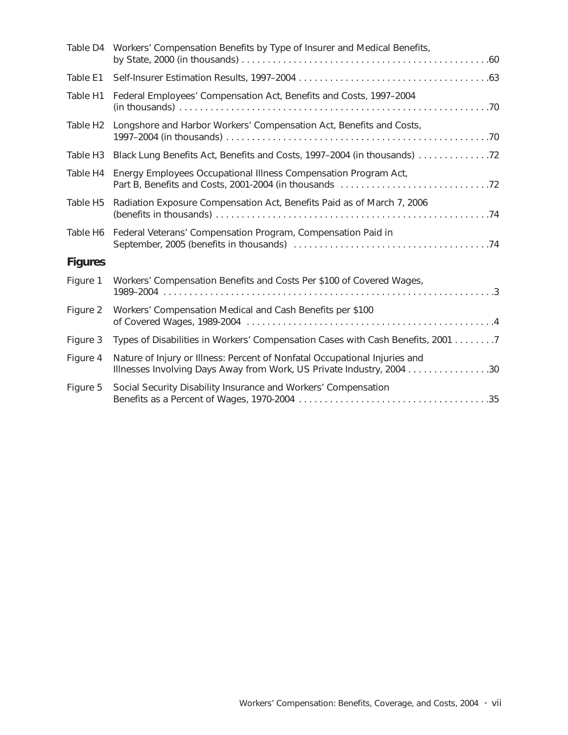Table D4 Workers' Compensation Benefits by Type of Insurer and Medical Benefits, by State, 2000 (in thousands) . . . . . . . . . . . . . . . . . . . . . . . . . . . . . . . . . . . . . . . . . . . . . . . .60

Table E1 Self-Insurer Estimation Results, 1997–2004 . . . . . . . . . . . . . . . . . . . . . . . . . . . . . . . . . . . . .63

Table H1 Federal Employees' Compensation Act, Benefits and Costs, 1997–2004 (in thousands) . . . . . . . . . . . . . . . . . . . . . . . . . . . . . . . . . . . . . . . . . . . . . . . . . . . . . . . . . . . .70

Table H2 Longshore and Harbor Workers' Compensation Act, Benefits and Costs, 1997–2004 (in thousands) . . . . . . . . . . . . . . . . . . . . . . . . . . . . . . . . . . . . . . . . . . . . . . . . . . . .70

Table H3 Black Lung Benefits Act, Benefits and Costs, 1997–2004 (in thousands) . . . . . . . . . . . . . .72

Table H4 Energy Employees Occupational Illness Compensation Program Act, Part B, Benefits and Costs, 2001-2004 (in thousands . . . . . . . . . . . . . . . . . . . . . . . . . . . . .72

Table H5 Radiation Exposure Compensation Act, Benefits Paid as of March 7, 2006 (benefits in thousands) . . . . . . . . . . . . . . . . . . . . . . . . . . . . . . . . . . . . . . . . . . . . . . . . . . . .74

Table H6 Federal Veterans' Compensation Program, Compensation Paid in September, 2005 (benefits in thousands) . . . . . . . . . . . . . . . . . . . . . . . . . . . . . . . . . . . . . .74

## Figures

Figure 1 Workers' Compensation Benefits and Costs Per $100 of Covered Wages, 1989–2004 . . . . . . . . . . . . . . . . . . . . . . . . . . . . . . . . . . . . . . . . . . . . . . . . . . . . . . . . . . . . . . . .3

Figure 2 Workers' Compensation Medical and Cash Benefits per $100 of Covered Wages, 1989-2004 . . . . . . . . . . . . . . . . . . . . . . . . . . . . . . . . . . . . . . . . . . . . . . . .4

Figure 3 Types of Disabilities in Workers' Compensation Cases with Cash Benefits, 2001 . . . . . . . .7

Figure 4 Nature of Injury or Illness: Percent of Nonfatal Occupational Injuries and Illnesses Involving Days Away from Work, US Private Industry, 2004 . . . . . . . . . . . . . . . .30

Figure 5 Social Security Disability Insurance and Workers' Compensation Benefits as a Percent of Wages, 1970-2004 . . . . . . . . . . . . . . . . . . . . . . . . . . . . . . . . . . . .35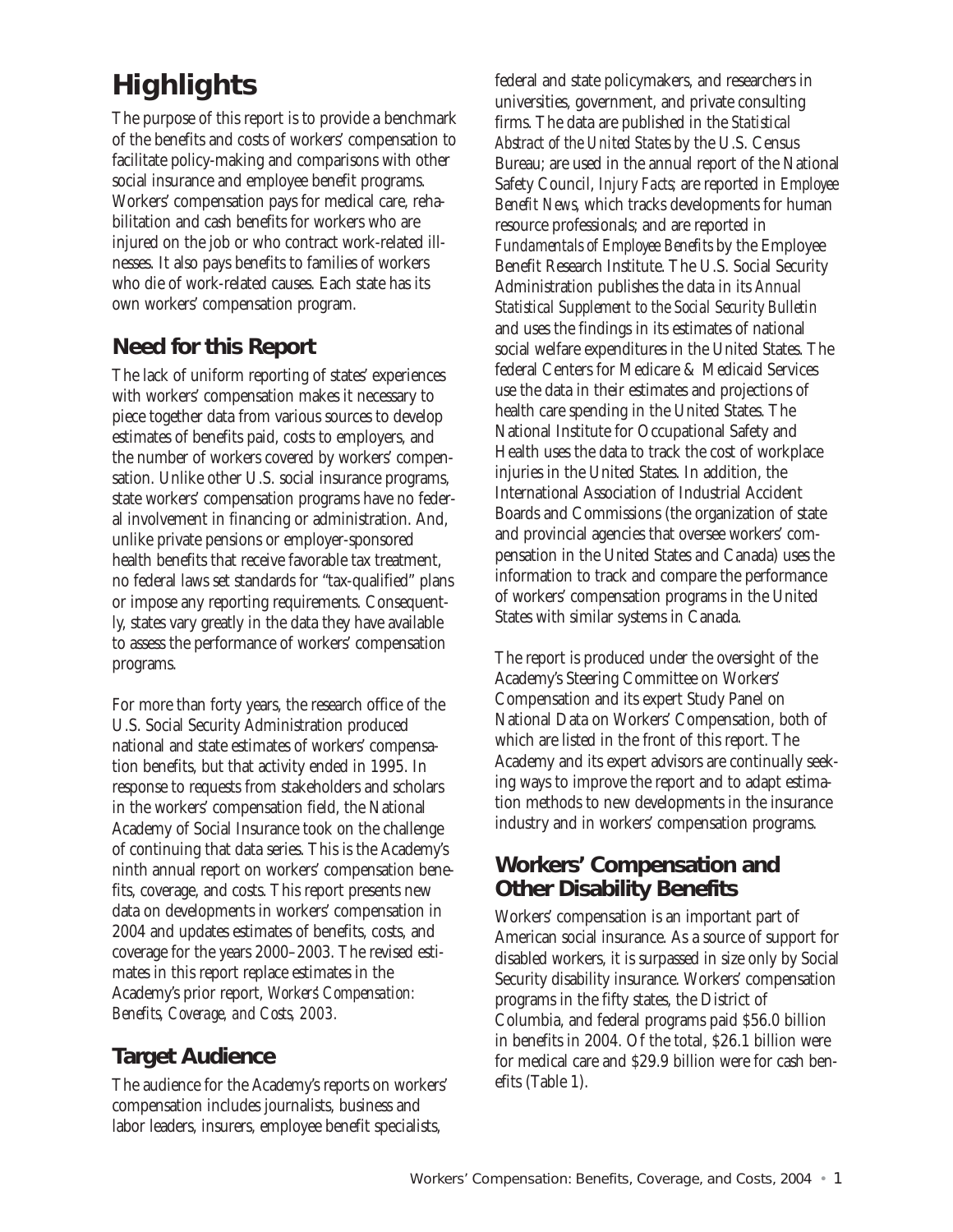# Highlights

The purpose of this report is to provide a benchmark of the benefits and costs of workers' compensation to facilitate policy-making and comparisons with other social insurance and employee benefit programs. Workers' compensation pays for medical care, rehabilitation and cash benefits for workers who are injured on the job or who contract work-related illnesses. It also pays benefits to families of workers who die of work-related causes. Each state has its own workers' compensation program.

## Need for this Report

The lack of uniform reporting of states' experiences with workers' compensation makes it necessary to piece together data from various sources to develop estimates of benefits paid, costs to employers, and the number of workers covered by workers' compensation. Unlike other U.S. social insurance programs, state workers' compensation programs have no federal involvement in financing or administration. And, unlike private pensions or employer-sponsored health benefits that receive favorable tax treatment, no federal laws set standards for "tax-qualified" plans or impose any reporting requirements. Consequently, states vary greatly in the data they have available to assess the performance of workers' compensation programs.

For more than forty years, the research office of the U.S. Social Security Administration produced national and state estimates of workers' compensation benefits, but that activity ended in 1995. In response to requests from stakeholders and scholars in the workers' compensation field, the National Academy of Social Insurance took on the challenge of continuing that data series. This is the Academy's ninth annual report on workers' compensation benefits, coverage, and costs. This report presents new data on developments in workers' compensation in 2004 and updates estimates of benefits, costs, and coverage for the years 2000–2003. The revised estimates in this report replace estimates in the Academy's prior report, *Workers' Compensation: Benefits, Coverage, and Costs, 2003*.

## Target Audience

The audience for the Academy's reports on workers' compensation includes journalists, business and labor leaders, insurers, employee benefit specialists, federal and state policymakers, and researchers in universities, government, and private consulting firms. The data are published in the *Statistical Abstract of the United States* by the U.S. Census Bureau; are used in the annual report of the National Safety Council, *Injury Facts*; are reported in *Employee Benefit News*, which tracks developments for human resource professionals; and are reported in *Fundamentals of Employee Benefits* by the Employee Benefit Research Institute. The U.S. Social Security Administration publishes the data in its *Annual Statistical Supplement to the Social Security Bulletin* and uses the findings in its estimates of national social welfare expenditures in the United States. The federal Centers for Medicare & Medicaid Services use the data in their estimates and projections of health care spending in the United States. The National Institute for Occupational Safety and Health uses the data to track the cost of workplace injuries in the United States. In addition, the International Association of Industrial Accident Boards and Commissions (the organization of state and provincial agencies that oversee workers' compensation in the United States and Canada) uses the information to track and compare the performance of workers' compensation programs in the United States with similar systems in Canada.

The report is produced under the oversight of the Academy's Steering Committee on Workers' Compensation and its expert Study Panel on National Data on Workers' Compensation, both of which are listed in the front of this report. The Academy and its expert advisors are continually seeking ways to improve the report and to adapt estimation methods to new developments in the insurance industry and in workers' compensation programs.

## Workers' Compensation and Other Disability Benefits

Workers' compensation is an important part of American social insurance. As a source of support for disabled workers, it is surpassed in size only by Social Security disability insurance. Workers' compensation programs in the fifty states, the District of Columbia, and federal programs paid $56.0 billion in benefits in 2004. Of the total, $26.1 billion were for medical care and $29.9 billion were for cash benefits (Table 1).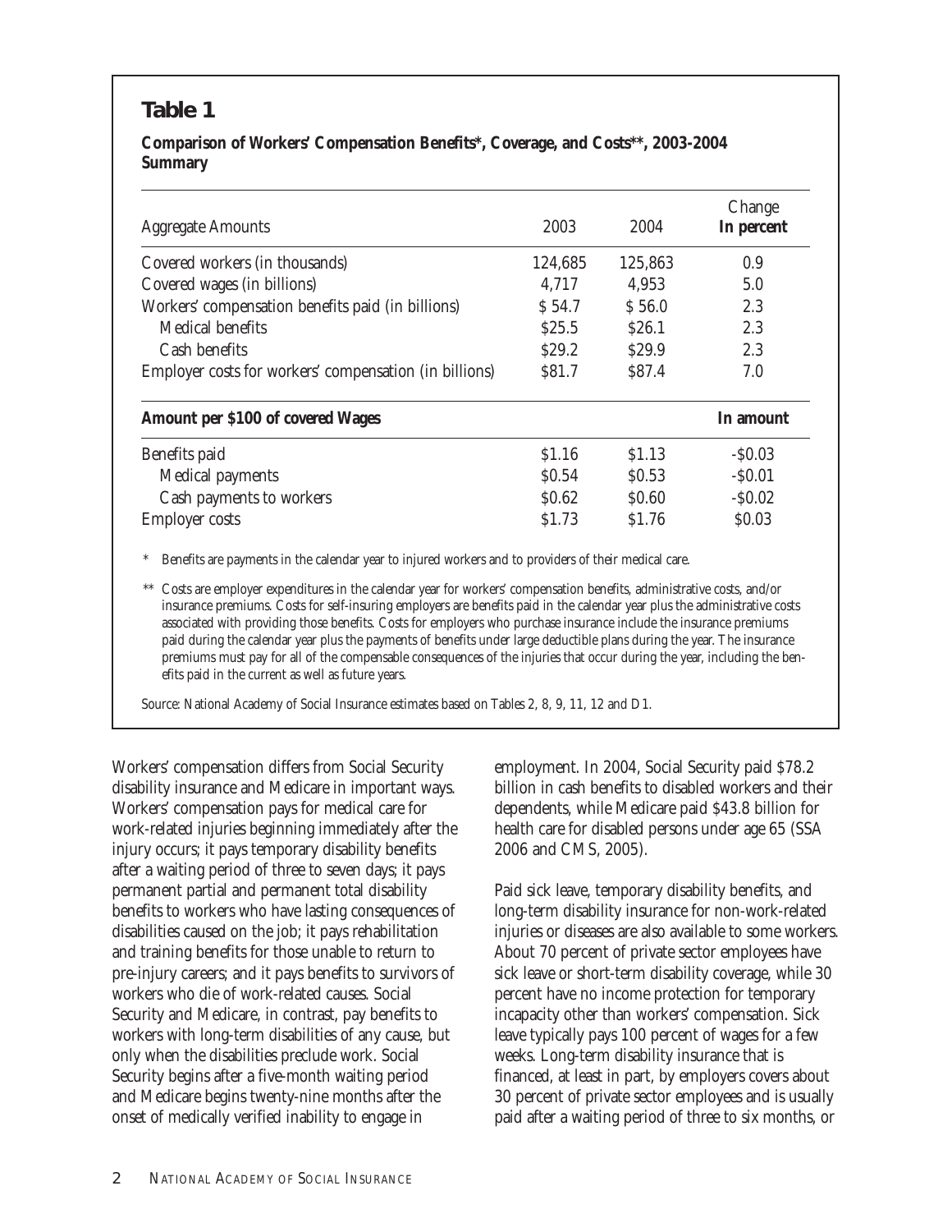## Table 1

**Comparison of Workers' Compensation Benefits*, Coverage, and Costs**, 2003-2004 Summary**

| Aggregate Amounts | 2003 | 2004 | Change **In percent** |
|---|---|---|---|
| Covered workers (in thousands) | 124,685 | 125,863 | 0.9 |
| Covered wages (in billions) | 4,717 | 4,953 | 5.0 |
| Workers' compensation benefits paid (in billions) | $ 54.7 | $ 56.0 | 2.3 |
| Medical benefits | $25.5 | $26.1 | 2.3 |
| Cash benefits | $29.2 | $29.9 | 2.3 |
| Employer costs for workers' compensation (in billions) | $81.7 | $87.4 | 7.0 |
| **Amount per $100 of covered Wages** | | | **In amount** |
| Benefits paid | $1.16 | $1.13 | -$0.03 |
| Medical payments | $0.54 | $0.53 | -$0.01 |
| Cash payments to workers | $0.62 | $0.60 | -$0.02 |
| Employer costs | $1.73 | $1.76 | $0.03 |

\* Benefits are payments in the calendar year to injured workers and to providers of their medical care.

** Costs are employer expenditures in the calendar year for workers' compensation benefits, administrative costs, and/or insurance premiums. Costs for self-insuring employers are benefits paid in the calendar year plus the administrative costs associated with providing those benefits. Costs for employers who purchase insurance include the insurance premiums paid during the calendar year plus the payments of benefits under large deductible plans during the year. The insurance premiums must pay for all of the compensable consequences of the injuries that occur during the year, including the benefits paid in the current as well as future years.

Source: National Academy of Social Insurance estimates based on Tables 2, 8, 9, 11, 12 and D1.

Workers' compensation differs from Social Security disability insurance and Medicare in important ways. Workers' compensation pays for medical care for work-related injuries beginning immediately after the injury occurs; it pays temporary disability benefits after a waiting period of three to seven days; it pays permanent partial and permanent total disability benefits to workers who have lasting consequences of disabilities caused on the job; it pays rehabilitation and training benefits for those unable to return to pre-injury careers; and it pays benefits to survivors of workers who die of work-related causes. Social Security and Medicare, in contrast, pay benefits to workers with long-term disabilities of any cause, but only when the disabilities preclude work. Social Security begins after a five-month waiting period and Medicare begins twenty-nine months after the onset of medically verified inability to engage in employment. In 2004, Social Security paid $78.2 billion in cash benefits to disabled workers and their dependents, while Medicare paid $43.8 billion for health care for disabled persons under age 65 (SSA 2006 and CMS, 2005).

Paid sick leave, temporary disability benefits, and long-term disability insurance for non-work-related injuries or diseases are also available to some workers. About 70 percent of private sector employees have sick leave or short-term disability coverage, while 30 percent have no income protection for temporary incapacity other than workers' compensation. Sick leave typically pays 100 percent of wages for a few weeks. Long-term disability insurance that is financed, at least in part, by employers covers about 30 percent of private sector employees and is usually paid after a waiting period of three to six months, or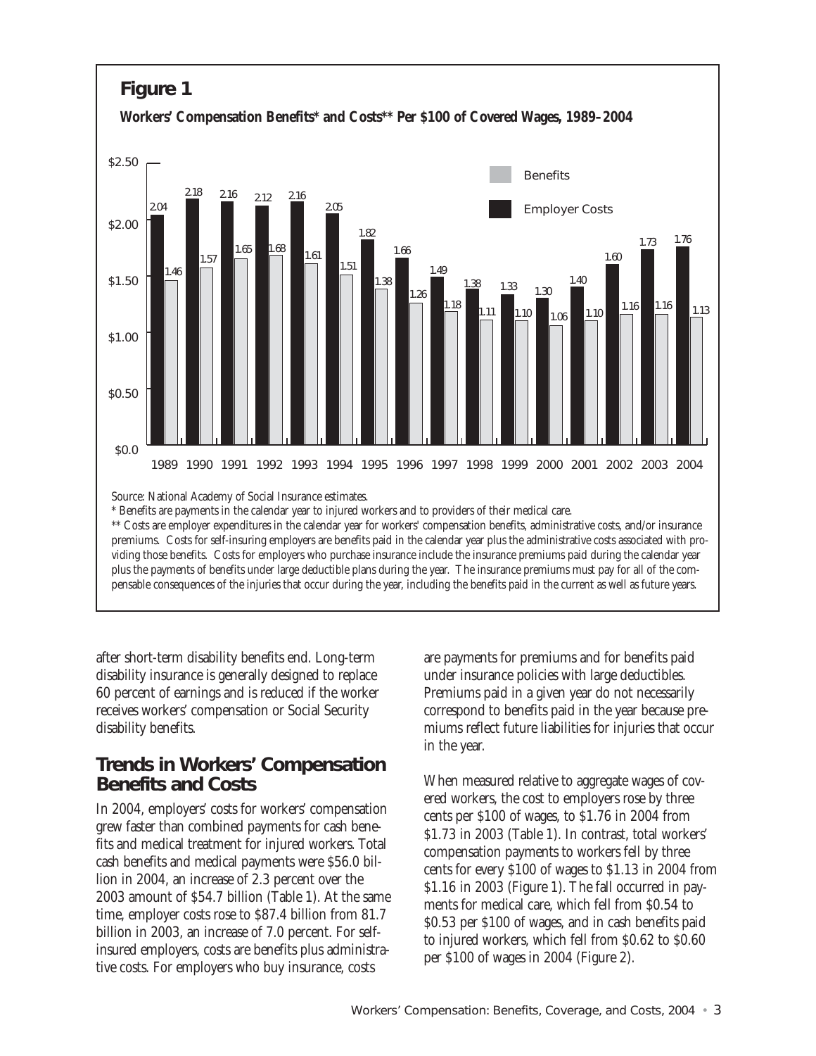## Figure 1

**Workers' Compensation Benefits* and Costs** Per $100 of Covered Wages, 1989–2004**

| Year | Benefits | Employer Costs |
|---|---|---|
| 1989 | 1.46 | 2.04 |
| 1990 | 1.57 | 2.18 |
| 1991 | 1.65 | 2.16 |
| 1992 | 1.68 | 2.12 |
| 1993 | 1.61 | 2.16 |
| 1994 | 1.51 | 2.05 |
| 1995 | 1.38 | 1.82 |
| 1996 | 1.26 | 1.66 |
| 1997 | 1.18 | 1.49 |
| 1998 | 1.11 | 1.38 |
| 1999 | 1.10 | 1.33 |
| 2000 | 1.06 | 1.30 |
| 2001 | 1.10 | 1.40 |
| 2002 | 1.16 | 1.60 |
| 2003 | 1.16 | 1.73 |
| 2004 | 1.13 | 1.76 |

Source: National Academy of Social Insurance estimates.

* Benefits are payments in the calendar year to injured workers and to providers of their medical care.

** Costs are employer expenditures in the calendar year for workers' compensation benefits, administrative costs, and/or insurance premiums. Costs for self-insuring employers are benefits paid in the calendar year plus the administrative costs associated with providing those benefits. Costs for employers who purchase insurance include the insurance premiums paid during the calendar year plus the payments of benefits under large deductible plans during the year. The insurance premiums must pay for all of the compensable consequences of the injuries that occur during the year, including the benefits paid in the current as well as future years.

after short-term disability benefits end. Long-term disability insurance is generally designed to replace 60 percent of earnings and is reduced if the worker receives workers' compensation or Social Security disability benefits.

## Trends in Workers' Compensation Benefits and Costs

In 2004, employers' costs for workers' compensation grew faster than combined payments for cash benefits and medical treatment for injured workers. Total cash benefits and medical payments were $56.0 billion in 2004, an increase of 2.3 percent over the 2003 amount of $54.7 billion (Table 1). At the same time, employer costs rose to $87.4 billion from 81.7 billion in 2003, an increase of 7.0 percent. For self-insured employers, costs are benefits plus administrative costs. For employers who buy insurance, costs are payments for premiums and for benefits paid under insurance policies with large deductibles. Premiums paid in a given year do not necessarily correspond to benefits paid in the year because premiums reflect future liabilities for injuries that occur in the year.

When measured relative to aggregate wages of covered workers, the cost to employers rose by three cents per $100 of wages, to $1.76 in 2004 from $1.73 in 2003 (Table 1). In contrast, total workers' compensation payments to workers fell by three cents for every $100 of wages to $1.13 in 2004 from $1.16 in 2003 (Figure 1). The fall occurred in payments for medical care, which fell from $0.54 to $0.53 per $100 of wages, and in cash benefits paid to injured workers, which fell from $0.62 to $0.60 per $100 of wages in 2004 (Figure 2).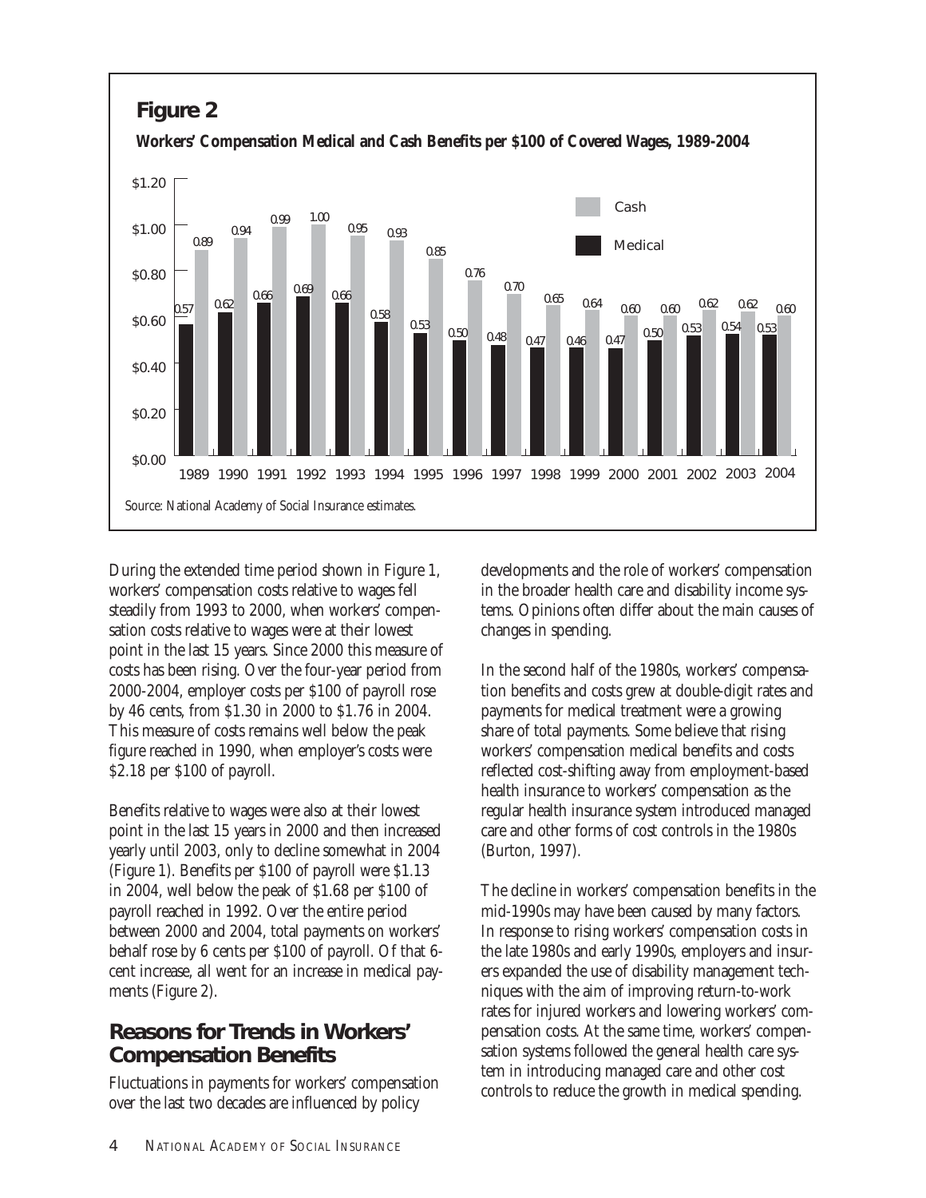## Figure 2

**Workers' Compensation Medical and Cash Benefits per $100 of Covered Wages, 1989-2004**

| Year | Medical | Cash |
|---|---|---|
| 1989 | 0.57 | 0.89 |
| 1990 | 0.62 | 0.94 |
| 1991 | 0.66 | 0.99 |
| 1992 | 0.69 | 1.00 |
| 1993 | 0.66 | 0.95 |
| 1994 | 0.58 | 0.93 |
| 1995 | 0.53 | 0.85 |
| 1996 | 0.50 | 0.76 |
| 1997 | 0.48 | 0.70 |
| 1998 | 0.47 | 0.65 |
| 1999 | 0.46 | 0.64 |
| 2000 | 0.47 | 0.60 |
| 2001 | 0.50 | 0.60 |
| 2002 | 0.53 | 0.62 |
| 2003 | 0.54 | 0.62 |
| 2004 | 0.53 | 0.60 |

Source: National Academy of Social Insurance estimates.

During the extended time period shown in Figure 1, workers' compensation costs relative to wages fell steadily from 1993 to 2000, when workers' compensation costs relative to wages were at their lowest point in the last 15 years. Since 2000 this measure of costs has been rising. Over the four-year period from 2000-2004, employer costs per $100 of payroll rose by 46 cents, from $1.30 in 2000 to $1.76 in 2004. This measure of costs remains well below the peak figure reached in 1990, when employer's costs were $2.18 per $100 of payroll.

Benefits relative to wages were also at their lowest point in the last 15 years in 2000 and then increased yearly until 2003, only to decline somewhat in 2004 (Figure 1). Benefits per $100 of payroll were $1.13 in 2004, well below the peak of $1.68 per $100 of payroll reached in 1992. Over the entire period between 2000 and 2004, total payments on workers' behalf rose by 6 cents per $100 of payroll. Of that 6-cent increase, all went for an increase in medical payments (Figure 2).

## Reasons for Trends in Workers' Compensation Benefits

Fluctuations in payments for workers' compensation over the last two decades are influenced by policy developments and the role of workers' compensation in the broader health care and disability income systems. Opinions often differ about the main causes of changes in spending.

In the second half of the 1980s, workers' compensation benefits and costs grew at double-digit rates and payments for medical treatment were a growing share of total payments. Some believe that rising workers' compensation medical benefits and costs reflected cost-shifting away from employment-based health insurance to workers' compensation as the regular health insurance system introduced managed care and other forms of cost controls in the 1980s (Burton, 1997).

The decline in workers' compensation benefits in the mid-1990s may have been caused by many factors. In response to rising workers' compensation costs in the late 1980s and early 1990s, employers and insurers expanded the use of disability management techniques with the aim of improving return-to-work rates for injured workers and lowering workers' compensation costs. At the same time, workers' compensation systems followed the general health care system in introducing managed care and other cost controls to reduce the growth in medical spending.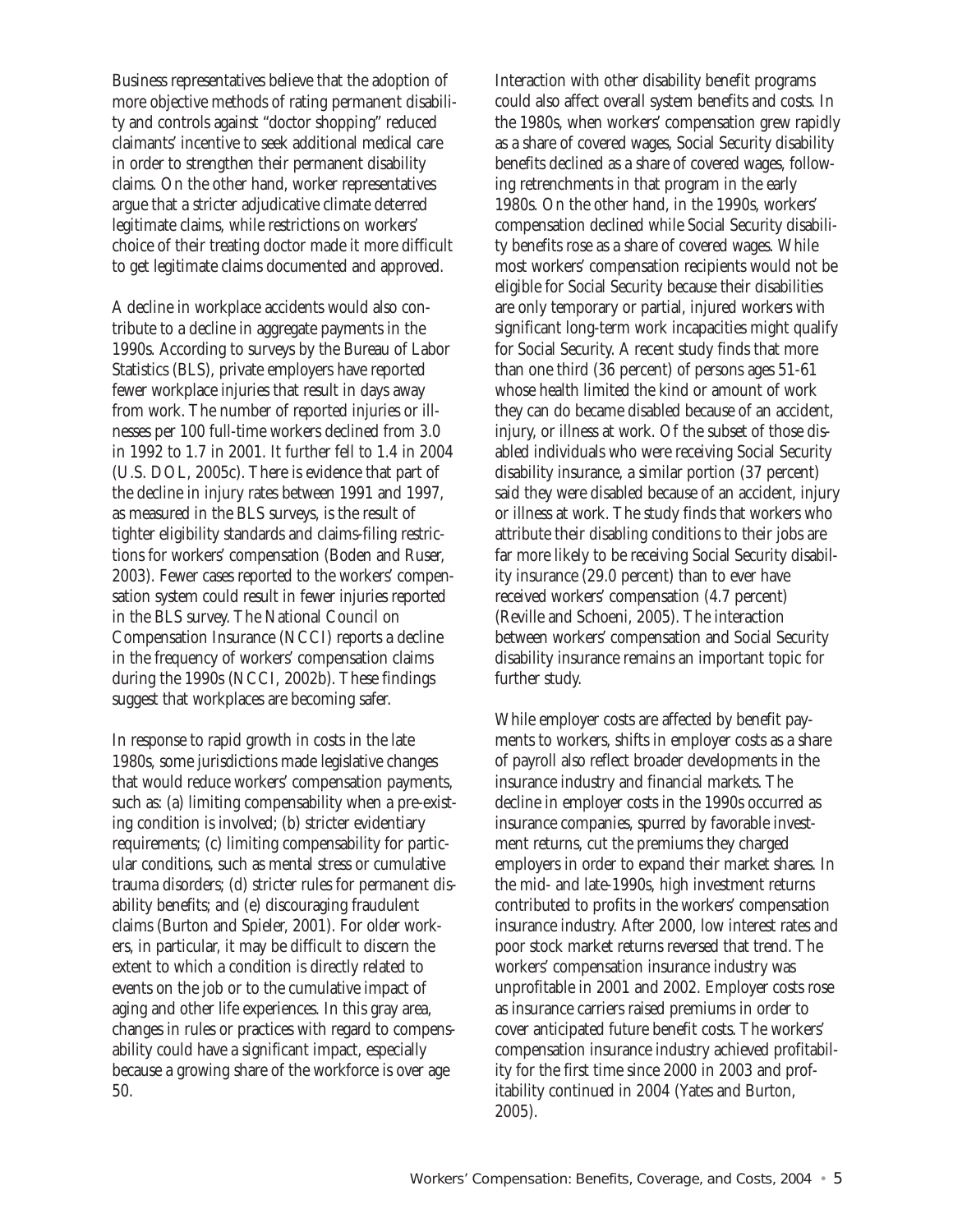Business representatives believe that the adoption of more objective methods of rating permanent disability and controls against "doctor shopping" reduced claimants' incentive to seek additional medical care in order to strengthen their permanent disability claims. On the other hand, worker representatives argue that a stricter adjudicative climate deterred legitimate claims, while restrictions on workers' choice of their treating doctor made it more difficult to get legitimate claims documented and approved.

A decline in workplace accidents would also contribute to a decline in aggregate payments in the 1990s. According to surveys by the Bureau of Labor Statistics (BLS), private employers have reported fewer workplace injuries that result in days away from work. The number of reported injuries or illnesses per 100 full-time workers declined from 3.0 in 1992 to 1.7 in 2001. It further fell to 1.4 in 2004 (U.S. DOL, 2005c). There is evidence that part of the decline in injury rates between 1991 and 1997, as measured in the BLS surveys, is the result of tighter eligibility standards and claims-filing restrictions for workers' compensation (Boden and Ruser, 2003). Fewer cases reported to the workers' compensation system could result in fewer injuries reported in the BLS survey. The National Council on Compensation Insurance (NCCI) reports a decline in the frequency of workers' compensation claims during the 1990s (NCCI, 2002b). These findings suggest that workplaces are becoming safer.

In response to rapid growth in costs in the late 1980s, some jurisdictions made legislative changes that would reduce workers' compensation payments, such as: (a) limiting compensability when a pre-existing condition is involved; (b) stricter evidentiary requirements; (c) limiting compensability for particular conditions, such as mental stress or cumulative trauma disorders; (d) stricter rules for permanent disability benefits; and (e) discouraging fraudulent claims (Burton and Spieler, 2001). For older workers, in particular, it may be difficult to discern the extent to which a condition is directly related to events on the job or to the cumulative impact of aging and other life experiences. In this gray area, changes in rules or practices with regard to compensability could have a significant impact, especially because a growing share of the workforce is over age 50.

Interaction with other disability benefit programs could also affect overall system benefits and costs. In the 1980s, when workers' compensation grew rapidly as a share of covered wages, Social Security disability benefits declined as a share of covered wages, following retrenchments in that program in the early 1980s. On the other hand, in the 1990s, workers' compensation declined while Social Security disability benefits rose as a share of covered wages. While most workers' compensation recipients would not be eligible for Social Security because their disabilities are only temporary or partial, injured workers with significant long-term work incapacities might qualify for Social Security. A recent study finds that more than one third (36 percent) of persons ages 51-61 whose health limited the kind or amount of work they can do became disabled because of an accident, injury, or illness at work. Of the subset of those disabled individuals who were receiving Social Security disability insurance, a similar portion (37 percent) said they were disabled because of an accident, injury or illness at work. The study finds that workers who attribute their disabling conditions to their jobs are far more likely to be receiving Social Security disability insurance (29.0 percent) than to ever have received workers' compensation (4.7 percent) (Reville and Schoeni, 2005). The interaction between workers' compensation and Social Security disability insurance remains an important topic for further study.

While employer costs are affected by benefit payments to workers, shifts in employer costs as a share of payroll also reflect broader developments in the insurance industry and financial markets. The decline in employer costs in the 1990s occurred as insurance companies, spurred by favorable investment returns, cut the premiums they charged employers in order to expand their market shares. In the mid- and late-1990s, high investment returns contributed to profits in the workers' compensation insurance industry. After 2000, low interest rates and poor stock market returns reversed that trend. The workers' compensation insurance industry was unprofitable in 2001 and 2002. Employer costs rose as insurance carriers raised premiums in order to cover anticipated future benefit costs. The workers' compensation insurance industry achieved profitability for the first time since 2000 in 2003 and profitability continued in 2004 (Yates and Burton, 2005).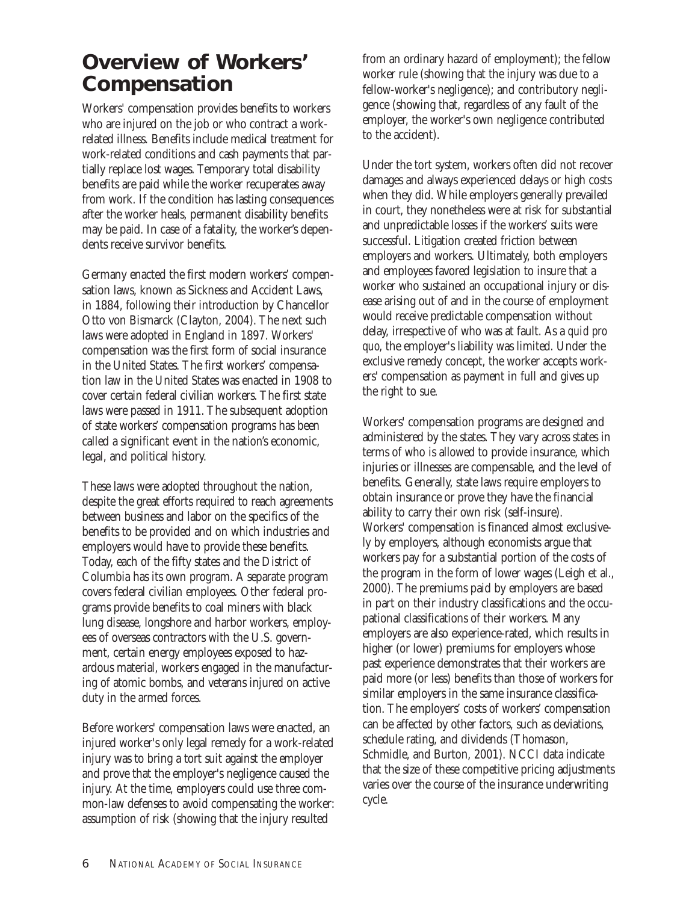# Overview of Workers' Compensation

Workers' compensation provides benefits to workers who are injured on the job or who contract a work-related illness. Benefits include medical treatment for work-related conditions and cash payments that partially replace lost wages. Temporary total disability benefits are paid while the worker recuperates away from work. If the condition has lasting consequences after the worker heals, permanent disability benefits may be paid. In case of a fatality, the worker's dependents receive survivor benefits.

Germany enacted the first modern workers' compensation laws, known as Sickness and Accident Laws, in 1884, following their introduction by Chancellor Otto von Bismarck (Clayton, 2004). The next such laws were adopted in England in 1897. Workers' compensation was the first form of social insurance in the United States. The first workers' compensation law in the United States was enacted in 1908 to cover certain federal civilian workers. The first state laws were passed in 1911. The subsequent adoption of state workers' compensation programs has been called a significant event in the nation's economic, legal, and political history.

These laws were adopted throughout the nation, despite the great efforts required to reach agreements between business and labor on the specifics of the benefits to be provided and on which industries and employers would have to provide these benefits. Today, each of the fifty states and the District of Columbia has its own program. A separate program covers federal civilian employees. Other federal programs provide benefits to coal miners with black lung disease, longshore and harbor workers, employees of overseas contractors with the U.S. government, certain energy employees exposed to hazardous material, workers engaged in the manufacturing of atomic bombs, and veterans injured on active duty in the armed forces.

Before workers' compensation laws were enacted, an injured worker's only legal remedy for a work-related injury was to bring a tort suit against the employer and prove that the employer's negligence caused the injury. At the time, employers could use three common-law defenses to avoid compensating the worker: assumption of risk (showing that the injury resulted from an ordinary hazard of employment); the fellow worker rule (showing that the injury was due to a fellow-worker's negligence); and contributory negligence (showing that, regardless of any fault of the employer, the worker's own negligence contributed to the accident).

Under the tort system, workers often did not recover damages and always experienced delays or high costs when they did. While employers generally prevailed in court, they nonetheless were at risk for substantial and unpredictable losses if the workers' suits were successful. Litigation created friction between employers and workers. Ultimately, both employers and employees favored legislation to insure that a worker who sustained an occupational injury or disease arising out of and in the course of employment would receive predictable compensation without delay, irrespective of who was at fault. As a *quid pro quo*, the employer's liability was limited. Under the exclusive remedy concept, the worker accepts workers' compensation as payment in full and gives up the right to sue.

Workers' compensation programs are designed and administered by the states. They vary across states in terms of who is allowed to provide insurance, which injuries or illnesses are compensable, and the level of benefits. Generally, state laws require employers to obtain insurance or prove they have the financial ability to carry their own risk (self-insure). Workers' compensation is financed almost exclusively by employers, although economists argue that workers pay for a substantial portion of the costs of the program in the form of lower wages (Leigh et al., 2000). The premiums paid by employers are based in part on their industry classifications and the occupational classifications of their workers. Many employers are also experience-rated, which results in higher (or lower) premiums for employers whose past experience demonstrates that their workers are paid more (or less) benefits than those of workers for similar employers in the same insurance classification. The employers' costs of workers' compensation can be affected by other factors, such as deviations, schedule rating, and dividends (Thomason, Schmidle, and Burton, 2001). NCCI data indicate that the size of these competitive pricing adjustments varies over the course of the insurance underwriting cycle.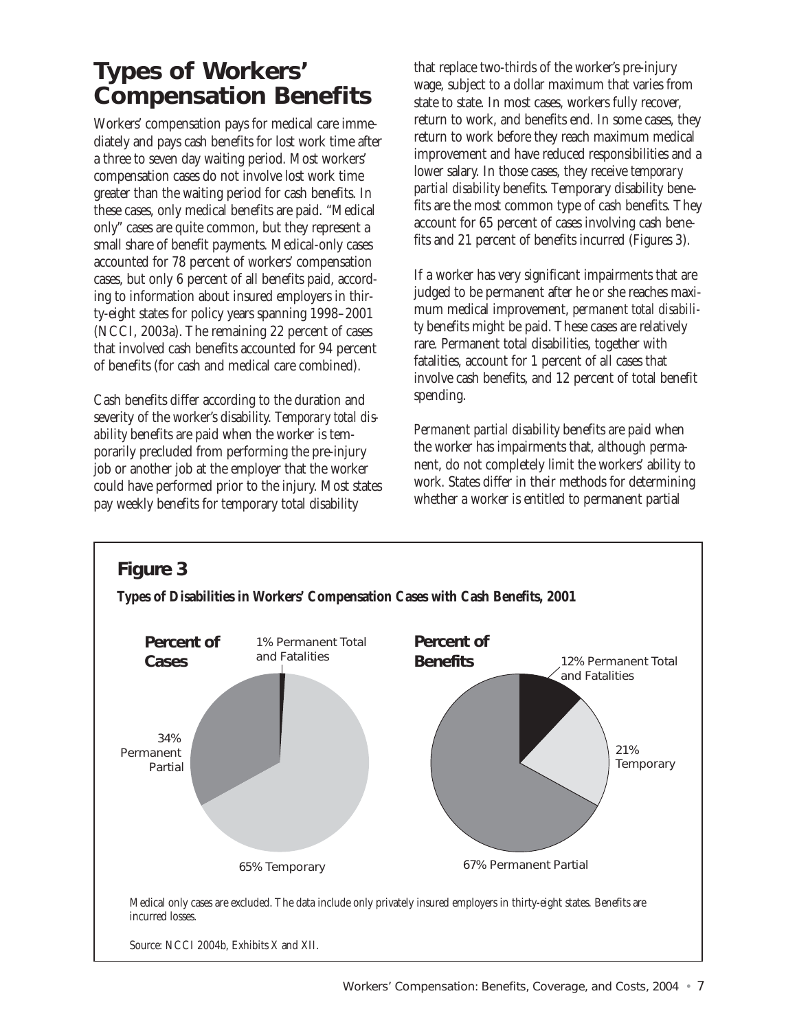## Types of Workers' Compensation Benefits

Workers' compensation pays for medical care immediately and pays cash benefits for lost work time after a three to seven day waiting period. Most workers' compensation cases do not involve lost work time greater than the waiting period for cash benefits. In these cases, only medical benefits are paid. "Medical only" cases are quite common, but they represent a small share of benefit payments. Medical-only cases accounted for 78 percent of workers' compensation cases, but only 6 percent of all benefits paid, according to information about insured employers in thirty-eight states for policy years spanning 1998–2001 (NCCI, 2003a). The remaining 22 percent of cases that involved cash benefits accounted for 94 percent of benefits (for cash and medical care combined).

Cash benefits differ according to the duration and severity of the worker's disability. *Temporary total disability* benefits are paid when the worker is temporarily precluded from performing the pre-injury job or another job at the employer that the worker could have performed prior to the injury. Most states pay weekly benefits for temporary total disability that replace two-thirds of the worker's pre-injury wage, subject to a dollar maximum that varies from state to state. In most cases, workers fully recover, return to work, and benefits end. In some cases, they return to work before they reach maximum medical improvement and have reduced responsibilities and a lower salary. In those cases, they receive *temporary partial disability* benefits. Temporary disability benefits are the most common type of cash benefits. They account for 65 percent of cases involving cash benefits and 21 percent of benefits incurred (Figures 3).

If a worker has very significant impairments that are judged to be permanent after he or she reaches maximum medical improvement, *permanent total disability* benefits might be paid. These cases are relatively rare. Permanent total disabilities, together with fatalities, account for 1 percent of all cases that involve cash benefits, and 12 percent of total benefit spending.

*Permanent partial disability* benefits are paid when the worker has impairments that, although permanent, do not completely limit the workers' ability to work. States differ in their methods for determining whether a worker is entitled to permanent partial

### Figure 3

**Types of Disabilities in Workers' Compensation Cases with Cash Benefits, 2001**

**Percent of Cases**

- 1% Permanent Total and Fatalities
- 34% Permanent Partial
- 65% Temporary

**Percent of Benefits**

- 12% Permanent Total and Fatalities
- 21% Temporary
- 67% Permanent Partial

*Medical only cases are excluded. The data include only privately insured employers in thirty-eight states. Benefits are incurred losses.*

*Source: NCCI 2004b, Exhibits X and XII.*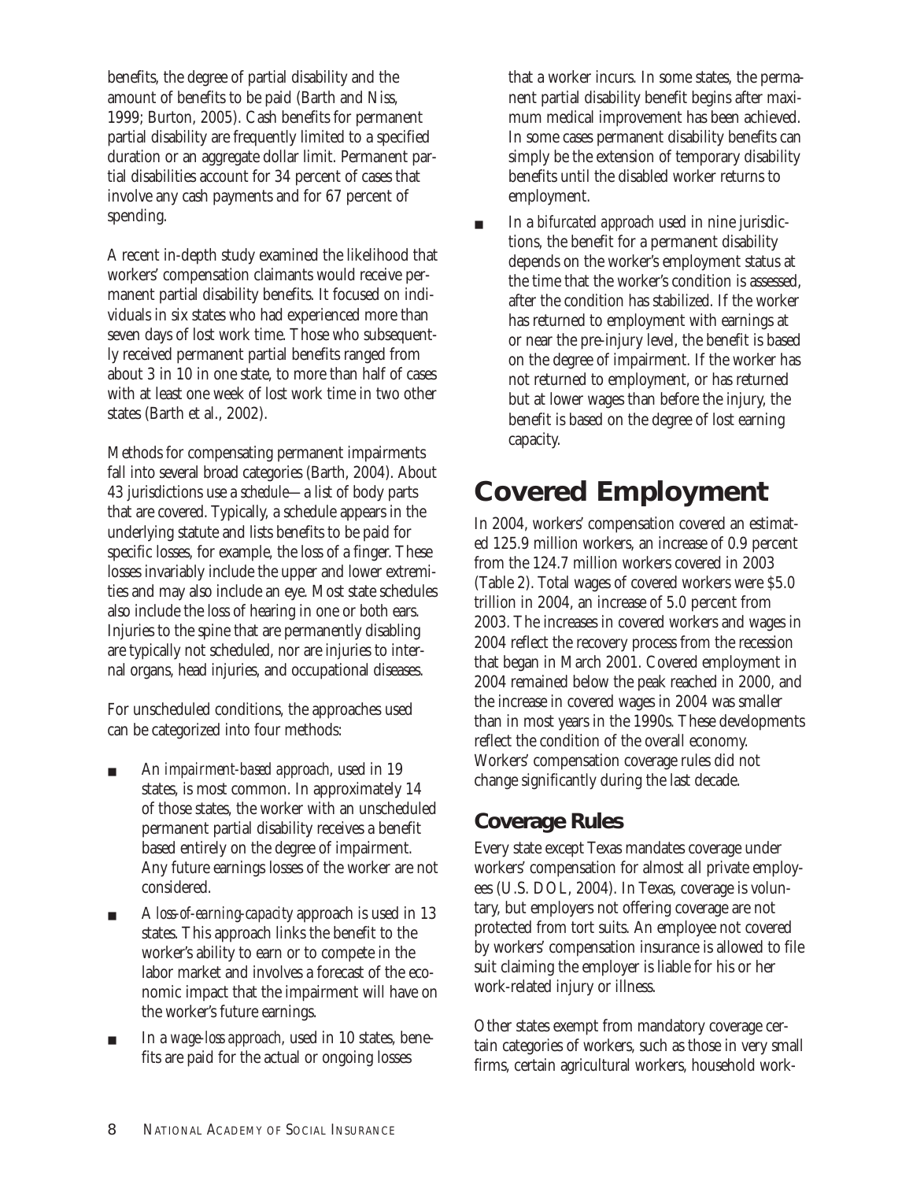benefits, the degree of partial disability and the amount of benefits to be paid (Barth and Niss, 1999; Burton, 2005). Cash benefits for permanent partial disability are frequently limited to a specified duration or an aggregate dollar limit. Permanent partial disabilities account for 34 percent of cases that involve any cash payments and for 67 percent of spending.

A recent in-depth study examined the likelihood that workers' compensation claimants would receive permanent partial disability benefits. It focused on individuals in six states who had experienced more than seven days of lost work time. Those who subsequently received permanent partial benefits ranged from about 3 in 10 in one state, to more than half of cases with at least one week of lost work time in two other states (Barth et al., 2002).

Methods for compensating permanent impairments fall into several broad categories (Barth, 2004). About 43 jurisdictions use a *schedule*—a list of body parts that are covered. Typically, a schedule appears in the underlying statute and lists benefits to be paid for specific losses, for example, the loss of a finger. These losses invariably include the upper and lower extremities and may also include an eye. Most state schedules also include the loss of hearing in one or both ears. Injuries to the spine that are permanently disabling are typically not scheduled, nor are injuries to internal organs, head injuries, and occupational diseases.

For unscheduled conditions, the approaches used can be categorized into four methods:

- An *impairment-based approach*, used in 19 states, is most common. In approximately 14 of those states, the worker with an unscheduled permanent partial disability receives a benefit based entirely on the degree of impairment. Any future earnings losses of the worker are not considered.
- A *loss-of-earning-capacity* approach is used in 13 states. This approach links the benefit to the worker's ability to earn or to compete in the labor market and involves a forecast of the economic impact that the impairment will have on the worker's future earnings.
- In a *wage-loss approach*, used in 10 states, benefits are paid for the actual or ongoing losses that a worker incurs. In some states, the permanent partial disability benefit begins after maximum medical improvement has been achieved. In some cases permanent disability benefits can simply be the extension of temporary disability benefits until the disabled worker returns to employment.
- In a *bifurcated approach* used in nine jurisdictions, the benefit for a permanent disability depends on the worker's employment status at the time that the worker's condition is assessed, after the condition has stabilized. If the worker has returned to employment with earnings at or near the pre-injury level, the benefit is based on the degree of impairment. If the worker has not returned to employment, or has returned but at lower wages than before the injury, the benefit is based on the degree of lost earning capacity.

# Covered Employment

In 2004, workers' compensation covered an estimated 125.9 million workers, an increase of 0.9 percent from the 124.7 million workers covered in 2003 (Table 2). Total wages of covered workers were $5.0 trillion in 2004, an increase of 5.0 percent from 2003. The increases in covered workers and wages in 2004 reflect the recovery process from the recession that began in March 2001. Covered employment in 2004 remained below the peak reached in 2000, and the increase in covered wages in 2004 was smaller than in most years in the 1990s. These developments reflect the condition of the overall economy. Workers' compensation coverage rules did not change significantly during the last decade.

## Coverage Rules

Every state except Texas mandates coverage under workers' compensation for almost all private employees (U.S. DOL, 2004). In Texas, coverage is voluntary, but employers not offering coverage are not protected from tort suits. An employee not covered by workers' compensation insurance is allowed to file suit claiming the employer is liable for his or her work-related injury or illness.

Other states exempt from mandatory coverage certain categories of workers, such as those in very small firms, certain agricultural workers, household work-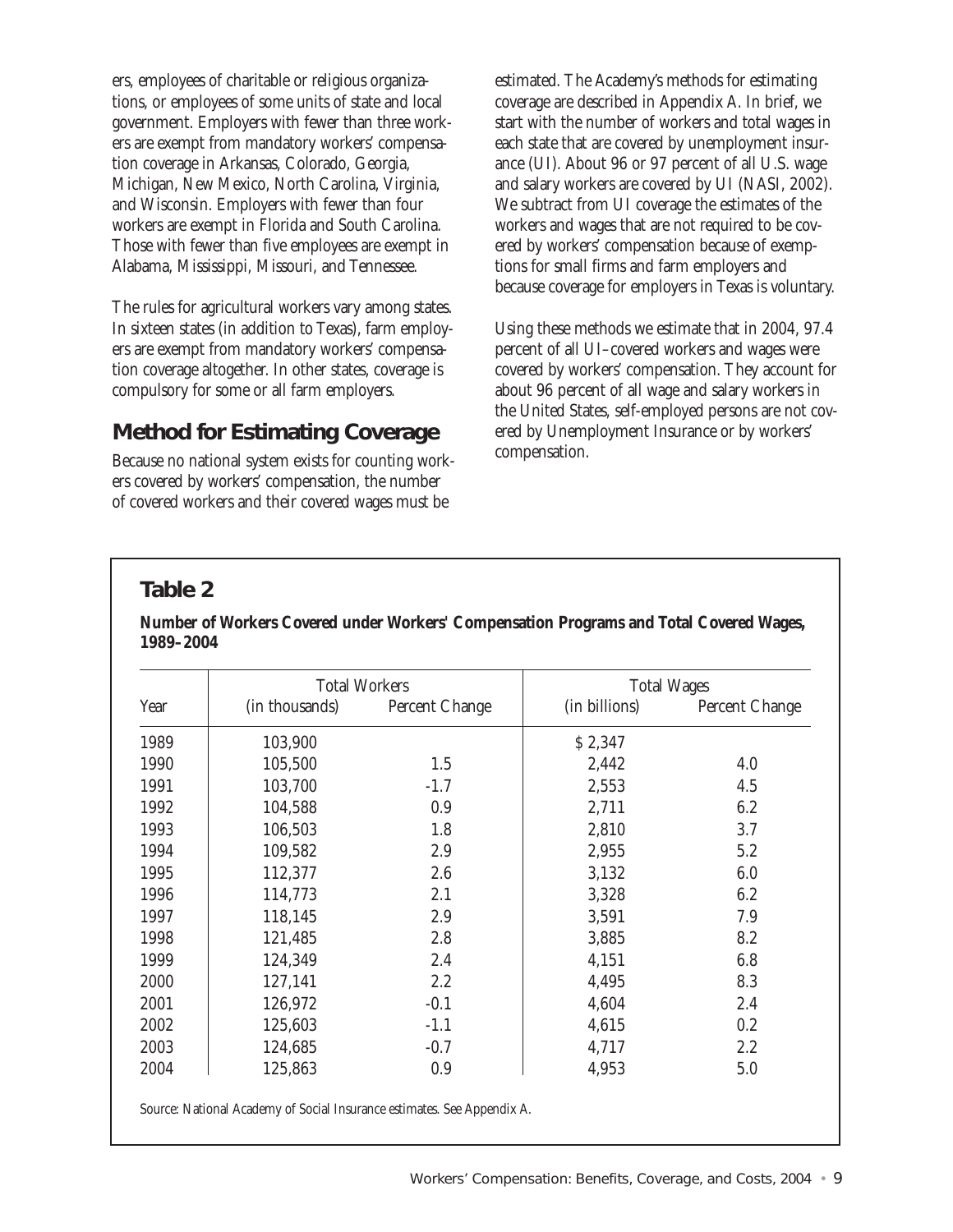ers, employees of charitable or religious organizations, or employees of some units of state and local government. Employers with fewer than three workers are exempt from mandatory workers' compensation coverage in Arkansas, Colorado, Georgia, Michigan, New Mexico, North Carolina, Virginia, and Wisconsin. Employers with fewer than four workers are exempt in Florida and South Carolina. Those with fewer than five employees are exempt in Alabama, Mississippi, Missouri, and Tennessee.

The rules for agricultural workers vary among states. In sixteen states (in addition to Texas), farm employers are exempt from mandatory workers' compensation coverage altogether. In other states, coverage is compulsory for some or all farm employers.

## Method for Estimating Coverage

Because no national system exists for counting workers covered by workers' compensation, the number of covered workers and their covered wages must be estimated. The Academy's methods for estimating coverage are described in Appendix A. In brief, we start with the number of workers and total wages in each state that are covered by unemployment insurance (UI). About 96 or 97 percent of all U.S. wage and salary workers are covered by UI (NASI, 2002). We subtract from UI coverage the estimates of the workers and wages that are not required to be covered by workers' compensation because of exemptions for small firms and farm employers and because coverage for employers in Texas is voluntary.

Using these methods we estimate that in 2004, 97.4 percent of all UI–covered workers and wages were covered by workers' compensation. They account for about 96 percent of all wage and salary workers in the United States, self-employed persons are not covered by Unemployment Insurance or by workers' compensation.

## Table 2

**Number of Workers Covered under Workers' Compensation Programs and Total Covered Wages, 1989–2004**

| | Total Workers | | Total Wages | |
|---|---|---|---|---|
| Year | (in thousands) | Percent Change | (in billions) | Percent Change |
| 1989 | 103,900 | | $ 2,347 | |
| 1990 | 105,500 | 1.5 | 2,442 | 4.0 |
| 1991 | 103,700 | -1.7 | 2,553 | 4.5 |
| 1992 | 104,588 | 0.9 | 2,711 | 6.2 |
| 1993 | 106,503 | 1.8 | 2,810 | 3.7 |
| 1994 | 109,582 | 2.9 | 2,955 | 5.2 |
| 1995 | 112,377 | 2.6 | 3,132 | 6.0 |
| 1996 | 114,773 | 2.1 | 3,328 | 6.2 |
| 1997 | 118,145 | 2.9 | 3,591 | 7.9 |
| 1998 | 121,485 | 2.8 | 3,885 | 8.2 |
| 1999 | 124,349 | 2.4 | 4,151 | 6.8 |
| 2000 | 127,141 | 2.2 | 4,495 | 8.3 |
| 2001 | 126,972 | -0.1 | 4,604 | 2.4 |
| 2002 | 125,603 | -1.1 | 4,615 | 0.2 |
| 2003 | 124,685 | -0.7 | 4,717 | 2.2 |
| 2004 | 125,863 | 0.9 | 4,953 | 5.0 |

Source: National Academy of Social Insurance estimates. See Appendix A.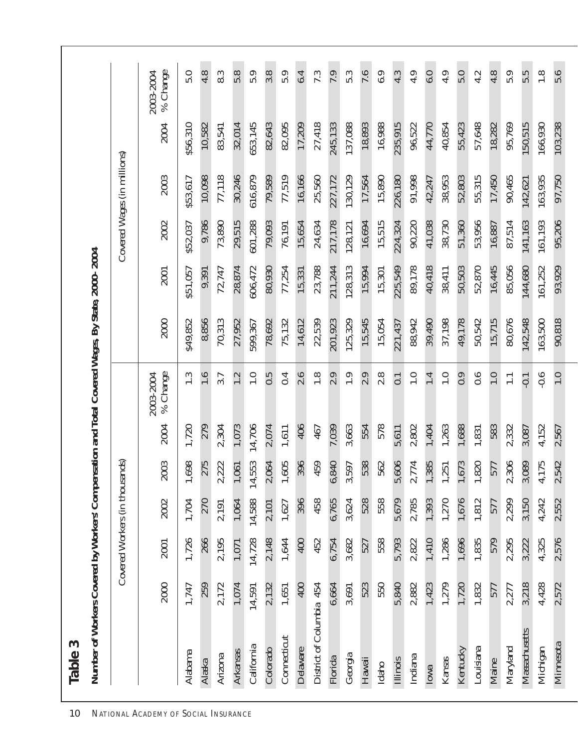# Table 3

**Number of Workers Covered by Workers' Compensation and Total Covered Wages, By State, 2000-2004**

| | Covered Workers (in thousands) | | | | | | Covered Wages (in millions) | | | | | |
|---|---|---|---|---|---|---|---|---|---|---|---|---|
| | 2000 | 2001 | 2002 | 2003 | 2004 | 2003-2004 % Change | 2000 | 2001 | 2002 | 2003 | 2004 | 2003-2004 % Change |
| Alabama | 1,747 | 1,726 | 1,704 | 1,698 | 1,720 | 1.3 | $49,852 | $51,057 | $52,037 | $53,617 | $56,310 | 5.0 |
| Alaska | 259 | 266 | 270 | 275 | 279 | 1.6 | 8,856 | 9,391 | 9,786 | 10,098 | 10,582 | 4.8 |
| Arizona | 2,172 | 2,195 | 2,191 | 2,222 | 2,304 | 3.7 | 70,313 | 72,747 | 73,890 | 77,118 | 83,541 | 8.3 |
| Arkansas | 1,074 | 1,071 | 1,064 | 1,061 | 1,073 | 1.2 | 27,952 | 28,874 | 29,515 | 30,246 | 32,014 | 5.8 |
| California | 14,591 | 14,728 | 14,588 | 14,553 | 14,706 | 1.0 | 599,367 | 606,472 | 601,288 | 616,879 | 653,145 | 5.9 |
| Colorado | 2,132 | 2,148 | 2,101 | 2,064 | 2,074 | 0.5 | 78,692 | 80,930 | 79,093 | 79,589 | 82,643 | 3.8 |
| Connecticut | 1,651 | 1,644 | 1,627 | 1,605 | 1,611 | 0.4 | 75,132 | 77,254 | 76,191 | 77,519 | 82,095 | 5.9 |
| Delaware | 400 | 400 | 396 | 396 | 406 | 2.6 | 14,612 | 15,331 | 15,654 | 16,166 | 17,209 | 6.4 |
| District of Columbia | 454 | 452 | 458 | 459 | 467 | 1.8 | 22,539 | 23,788 | 24,634 | 25,560 | 27,418 | 7.3 |
| Florida | 6,664 | 6,754 | 6,765 | 6,840 | 7,039 | 2.9 | 201,923 | 211,244 | 217,178 | 227,172 | 245,133 | 7.9 |
| Georgia | 3,691 | 3,682 | 3,624 | 3,597 | 3,663 | 1.9 | 125,329 | 128,313 | 128,121 | 130,129 | 137,088 | 5.3 |
| Hawaii | 523 | 527 | 528 | 538 | 554 | 2.9 | 15,545 | 15,994 | 16,694 | 17,564 | 18,893 | 7.6 |
| Idaho | 550 | 558 | 558 | 562 | 578 | 2.8 | 15,054 | 15,301 | 15,515 | 15,890 | 16,988 | 6.9 |
| Illinois | 5,840 | 5,793 | 5,679 | 5,606 | 5,611 | 0.1 | 221,437 | 225,549 | 224,324 | 226,180 | 235,915 | 4.3 |
| Indiana | 2,882 | 2,822 | 2,785 | 2,774 | 2,802 | 1.0 | 88,942 | 89,178 | 90,220 | 91,998 | 96,522 | 4.9 |
| Iowa | 1,423 | 1,410 | 1,393 | 1,385 | 1,404 | 1.4 | 39,490 | 40,418 | 41,038 | 42,247 | 44,770 | 6.0 |
| Kansas | 1,279 | 1,286 | 1,270 | 1,251 | 1,263 | 1.0 | 37,198 | 38,411 | 38,730 | 38,953 | 40,854 | 4.9 |
| Kentucky | 1,720 | 1,696 | 1,676 | 1,673 | 1,688 | 0.9 | 49,178 | 50,503 | 51,360 | 52,803 | 55,423 | 5.0 |
| Louisiana | 1,832 | 1,835 | 1,812 | 1,820 | 1,831 | 0.6 | 50,542 | 52,870 | 53,956 | 55,315 | 57,648 | 4.2 |
| Maine | 577 | 579 | 577 | 577 | 583 | 1.0 | 15,715 | 16,445 | 16,887 | 17,450 | 18,282 | 4.8 |
| Maryland | 2,277 | 2,295 | 2,299 | 2,306 | 2,332 | 1.1 | 80,676 | 85,056 | 87,514 | 90,465 | 95,769 | 5.9 |
| Massachusetts | 3,218 | 3,222 | 3,150 | 3,089 | 3,087 | -0.1 | 142,548 | 144,680 | 141,163 | 142,621 | 150,515 | 5.5 |
| Michigan | 4,428 | 4,325 | 4,242 | 4,175 | 4,152 | -0.6 | 163,500 | 161,252 | 161,193 | 163,935 | 166,930 | 1.8 |
| Minnesota | 2,572 | 2,576 | 2,552 | 2,542 | 2,567 | 1.0 | 90,818 | 93,929 | 95,206 | 97,750 | 103,238 | 5.6 |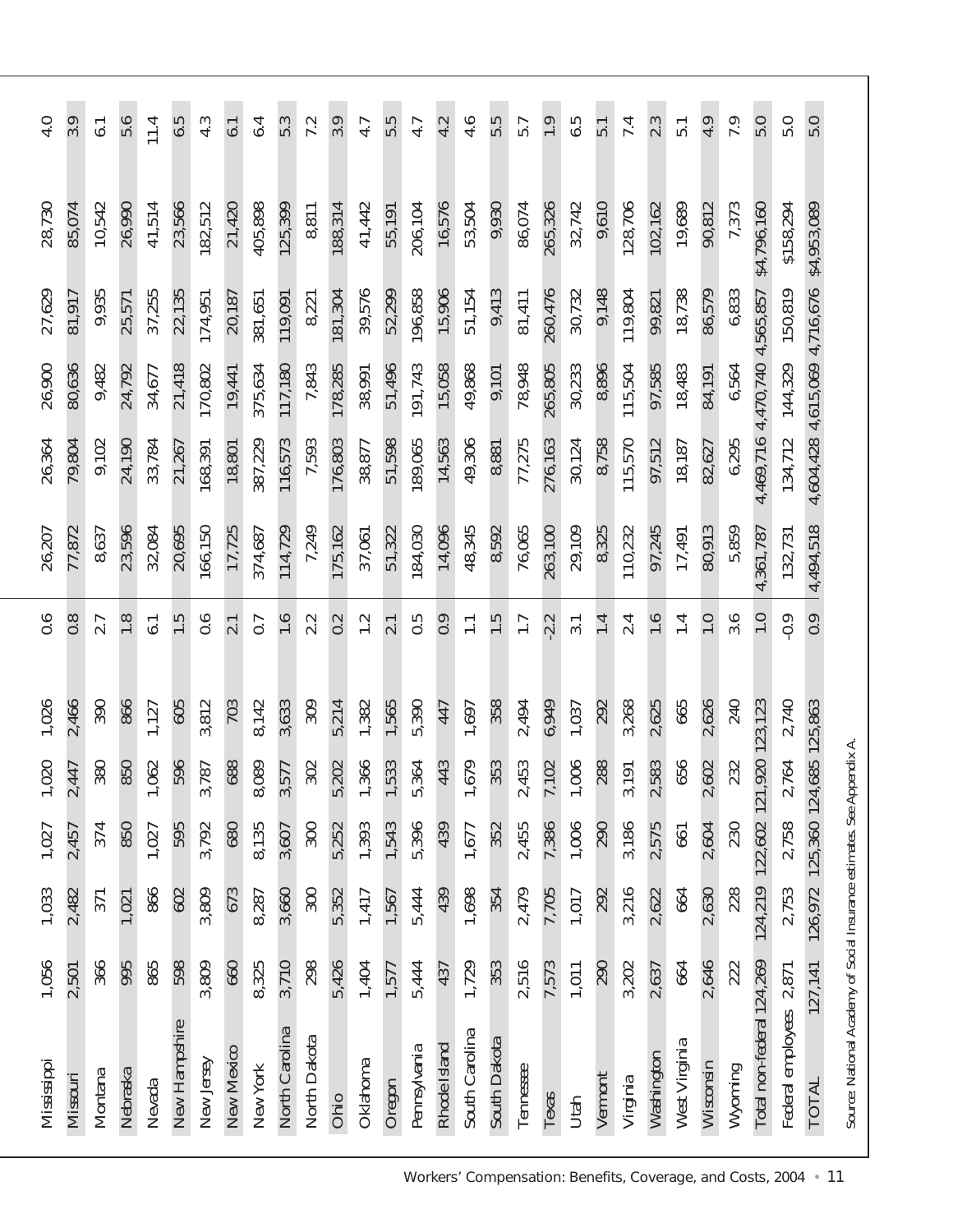| | | | | | | | | | | | | | |
|---|---|---|---|---|---|---|---|---|---|---|---|---|---|
| Mississippi | 1,056 | 1,033 | 1,027 | 1,020 | 1,026 | 0.6 | 26,207 | 26,364 | 26,900 | 27,629 | 28,730 | 4.0 |
| Missouri | 2,501 | 2,482 | 2,457 | 2,447 | 2,466 | 0.8 | 77,872 | 79,804 | 80,636 | 81,917 | 85,074 | 3.9 |
| Montana | 366 | 371 | 374 | 380 | 390 | 2.7 | 8,637 | 9,102 | 9,482 | 9,935 | 10,542 | 6.1 |
| Nebraska | 995 | 1,021 | 850 | 850 | 866 | 1.8 | 23,596 | 24,190 | 24,792 | 25,571 | 26,990 | 5.6 |
| Nevada | 865 | 866 | 1,027 | 1,062 | 1,127 | 6.1 | 32,084 | 33,784 | 34,677 | 37,255 | 41,514 | 11.4 |
| New Hampshire | 598 | 602 | 595 | 596 | 605 | 1.5 | 20,695 | 21,267 | 21,418 | 22,135 | 23,566 | 6.5 |
| New Jersey | 3,809 | 3,809 | 3,792 | 3,787 | 3,812 | 0.6 | 166,150 | 168,391 | 170,802 | 174,951 | 182,512 | 4.3 |
| New Mexico | 660 | 673 | 680 | 688 | 703 | 2.1 | 17,725 | 18,801 | 19,441 | 20,187 | 21,420 | 6.1 |
| New York | 8,325 | 8,287 | 8,135 | 8,089 | 8,142 | 0.7 | 374,687 | 387,229 | 375,634 | 381,651 | 405,898 | 6.4 |
| North Carolina | 3,710 | 3,660 | 3,607 | 3,577 | 3,633 | 1.6 | 114,729 | 116,573 | 117,180 | 119,091 | 125,399 | 5.3 |
| North Dakota | 298 | 300 | 300 | 302 | 309 | 2.2 | 7,249 | 7,593 | 7,843 | 8,221 | 8,811 | 7.2 |
| Ohio | 5,426 | 5,352 | 5,252 | 5,202 | 5,214 | 0.2 | 175,162 | 176,803 | 178,285 | 181,304 | 188,314 | 3.9 |
| Oklahoma | 1,404 | 1,417 | 1,393 | 1,366 | 1,382 | 1.2 | 37,061 | 38,877 | 38,991 | 39,576 | 41,442 | 4.7 |
| Oregon | 1,577 | 1,567 | 1,543 | 1,533 | 1,565 | 2.1 | 51,322 | 51,598 | 51,496 | 52,299 | 55,191 | 5.5 |
| Pennsylvania | 5,444 | 5,444 | 5,396 | 5,364 | 5,390 | 0.5 | 184,030 | 189,065 | 191,743 | 196,858 | 206,104 | 4.7 |
| Rhode Island | 437 | 439 | 439 | 443 | 447 | 0.9 | 14,096 | 14,563 | 15,058 | 15,906 | 16,576 | 4.2 |
| South Carolina | 1,729 | 1,698 | 1,677 | 1,679 | 1,697 | 1.1 | 48,345 | 49,306 | 49,868 | 51,154 | 53,504 | 4.6 |
| South Dakota | 353 | 354 | 352 | 353 | 358 | 1.5 | 8,592 | 8,881 | 9,101 | 9,413 | 9,930 | 5.5 |
| Tennessee | 2,516 | 2,479 | 2,455 | 2,453 | 2,494 | 1.7 | 76,065 | 77,275 | 78,948 | 81,411 | 86,074 | 5.7 |
| Texas | 7,573 | 7,705 | 7,386 | 7,102 | 6,949 | -2.2 | 263,100 | 276,163 | 265,805 | 260,476 | 265,326 | 1.9 |
| Utah | 1,011 | 1,017 | 1,006 | 1,006 | 1,037 | 3.1 | 29,109 | 30,124 | 30,233 | 30,732 | 32,742 | 6.5 |
| Vermont | 290 | 292 | 290 | 288 | 292 | 1.4 | 8,325 | 8,758 | 8,896 | 9,148 | 9,610 | 5.1 |
| Virginia | 3,202 | 3,216 | 3,186 | 3,191 | 3,268 | 2.4 | 110,232 | 115,570 | 115,504 | 119,804 | 128,706 | 7.4 |
| Washington | 2,637 | 2,622 | 2,575 | 2,583 | 2,625 | 1.6 | 97,245 | 97,512 | 97,585 | 99,821 | 102,162 | 2.3 |
| West Virginia | 664 | 664 | 661 | 656 | 665 | 1.4 | 17,491 | 18,187 | 18,483 | 18,738 | 19,689 | 5.1 |
| Wisconsin | 2,646 | 2,630 | 2,604 | 2,602 | 2,626 | 1.0 | 80,913 | 82,627 | 84,191 | 86,579 | 90,812 | 4.9 |
| Wyoming | 222 | 228 | 230 | 232 | 240 | 3.6 | 5,859 | 6,295 | 6,564 | 6,833 | 7,373 | 7.9 |
| Total non-federal | 124,269 | 124,219 | 122,602 | 121,920 | 123,123 | 1.0 | 4,361,787 | 4,469,716 | 4,470,740 | 4,565,857 | $4,796,160 | 5.0 |
| Federal employees | 2,871 | 2,753 | 2,758 | 2,764 | 2,740 | -0.9 | 132,731 | 134,712 | 144,329 | 150,819 | $158,294 | 5.0 |
| TOTAL | 127,141 | 126,972 | 125,360 | 124,685 | 125,863 | 0.9 | 4,494,518 | 4,604,428 | 4,615,069 | 4,716,676 | $4,953,089 | 5.0 |

Source: National Academy of Social Insurance estimates. See Appendix A.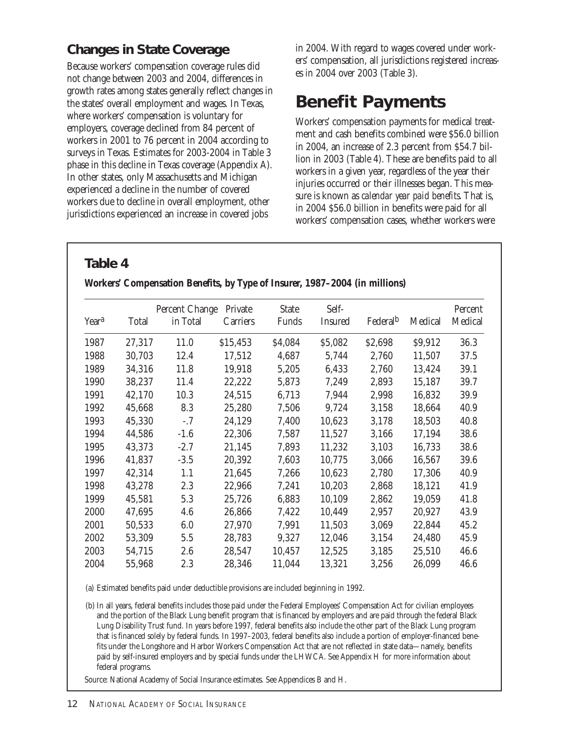## Changes in State Coverage

Because workers' compensation coverage rules did not change between 2003 and 2004, differences in growth rates among states generally reflect changes in the states' overall employment and wages. In Texas, where workers' compensation is voluntary for employers, coverage declined from 84 percent of workers in 2001 to 76 percent in 2004 according to surveys in Texas. Estimates for 2003-2004 in Table 3 phase in this decline in Texas coverage (Appendix A). In other states, only Massachusetts and Michigan experienced a decline in the number of covered workers due to decline in overall employment, other jurisdictions experienced an increase in covered jobs in 2004. With regard to wages covered under workers' compensation, all jurisdictions registered increases in 2004 over 2003 (Table 3).

# Benefit Payments

Workers' compensation payments for medical treatment and cash benefits combined were $56.0 billion in 2004, an increase of 2.3 percent from $54.7 billion in 2003 (Table 4). These are benefits paid to all workers in a given year, regardless of the year their injuries occurred or their illnesses began. This measure is known as *calendar year paid benefits*. That is, in 2004 $56.0 billion in benefits were paid for all workers' compensation cases, whether workers were

## Table 4

**Workers' Compensation Benefits, by Type of Insurer, 1987–2004 (in millions)**

| Year[a] | Total | Percent Change in Total | Private Carriers | State Funds | Self-Insured | Federal[b] | Medical | Percent Medical |
|---|---|---|---|---|---|---|---|---|
| 1987 | 27,317 | 11.0 | $15,453 | $4,084 | $5,082 | $2,698 | $9,912 | 36.3 |
| 1988 | 30,703 | 12.4 | 17,512 | 4,687 | 5,744 | 2,760 | 11,507 | 37.5 |
| 1989 | 34,316 | 11.8 | 19,918 | 5,205 | 6,433 | 2,760 | 13,424 | 39.1 |
| 1990 | 38,237 | 11.4 | 22,222 | 5,873 | 7,249 | 2,893 | 15,187 | 39.7 |
| 1991 | 42,170 | 10.3 | 24,515 | 6,713 | 7,944 | 2,998 | 16,832 | 39.9 |
| 1992 | 45,668 | 8.3 | 25,280 | 7,506 | 9,724 | 3,158 | 18,664 | 40.9 |
| 1993 | 45,330 | -.7 | 24,129 | 7,400 | 10,623 | 3,178 | 18,503 | 40.8 |
| 1994 | 44,586 | -1.6 | 22,306 | 7,587 | 11,527 | 3,166 | 17,194 | 38.6 |
| 1995 | 43,373 | -2.7 | 21,145 | 7,893 | 11,232 | 3,103 | 16,733 | 38.6 |
| 1996 | 41,837 | -3.5 | 20,392 | 7,603 | 10,775 | 3,066 | 16,567 | 39.6 |
| 1997 | 42,314 | 1.1 | 21,645 | 7,266 | 10,623 | 2,780 | 17,306 | 40.9 |
| 1998 | 43,278 | 2.3 | 22,966 | 7,241 | 10,203 | 2,868 | 18,121 | 41.9 |
| 1999 | 45,581 | 5.3 | 25,726 | 6,883 | 10,109 | 2,862 | 19,059 | 41.8 |
| 2000 | 47,695 | 4.6 | 26,866 | 7,422 | 10,449 | 2,957 | 20,927 | 43.9 |
| 2001 | 50,533 | 6.0 | 27,970 | 7,991 | 11,503 | 3,069 | 22,844 | 45.2 |
| 2002 | 53,309 | 5.5 | 28,783 | 9,327 | 12,046 | 3,154 | 24,480 | 45.9 |
| 2003 | 54,715 | 2.6 | 28,547 | 10,457 | 12,525 | 3,185 | 25,510 | 46.6 |
| 2004 | 55,968 | 2.3 | 28,346 | 11,044 | 13,321 | 3,256 | 26,099 | 46.6 |

(a) Estimated benefits paid under deductible provisions are included beginning in 1992.

(b) In all years, federal benefits includes those paid under the Federal Employees' Compensation Act for civilian employees and the portion of the Black Lung benefit program that is financed by employers and are paid through the federal Black Lung Disability Trust fund. In years before 1997, federal benefits also include the other part of the Black Lung program that is financed solely by federal funds. In 1997–2003, federal benefits also include a portion of employer-financed benefits under the Longshore and Harbor Workers Compensation Act that are not reflected in state data—namely, benefits paid by self-insured employers and by special funds under the LHWCA. See Appendix H for more information about federal programs.

Source: National Academy of Social Insurance estimates. See Appendices B and H.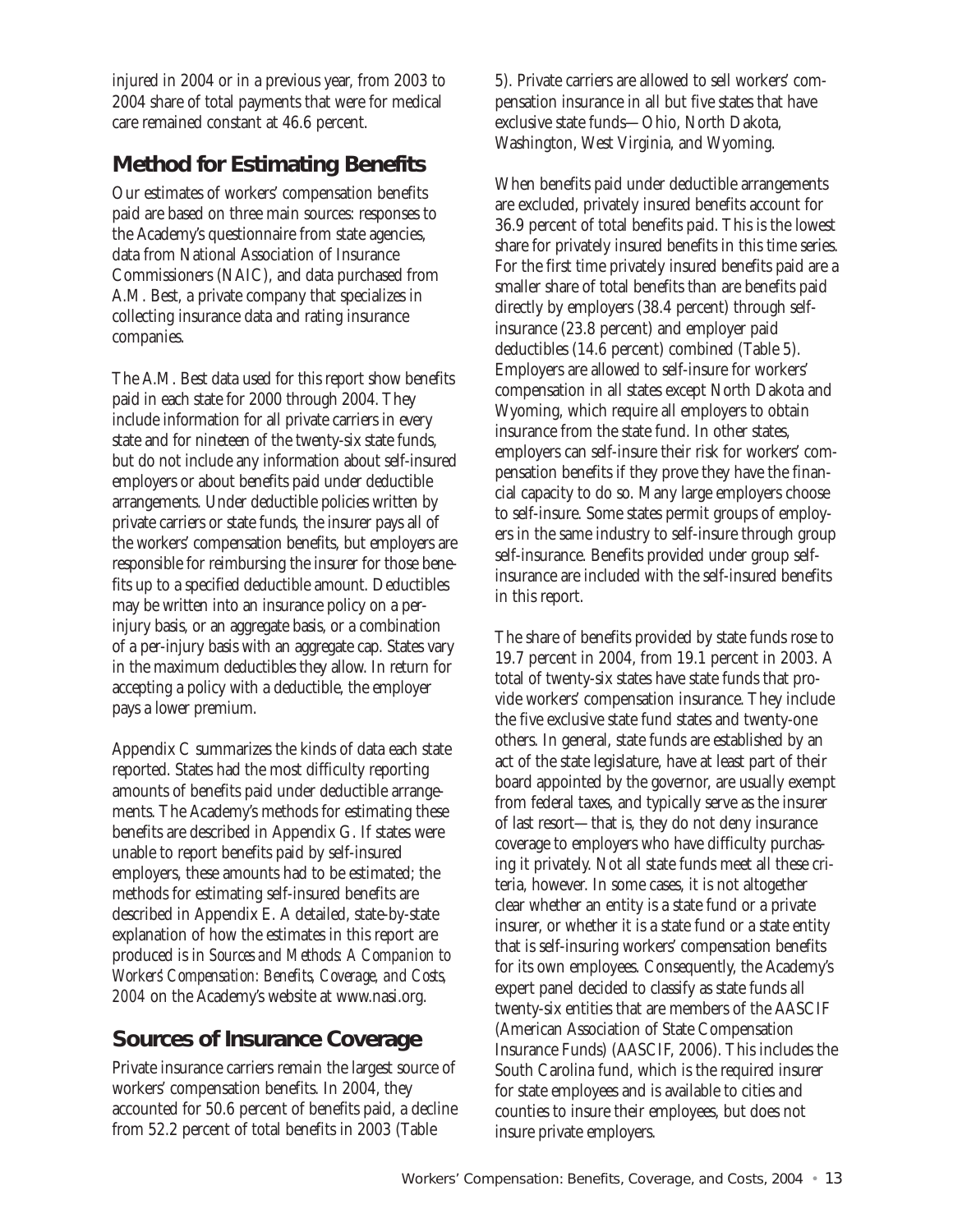injured in 2004 or in a previous year, from 2003 to 2004 share of total payments that were for medical care remained constant at 46.6 percent.

## Method for Estimating Benefits

Our estimates of workers' compensation benefits paid are based on three main sources: responses to the Academy's questionnaire from state agencies, data from National Association of Insurance Commissioners (NAIC), and data purchased from A.M. Best, a private company that specializes in collecting insurance data and rating insurance companies.

The A.M. Best data used for this report show benefits paid in each state for 2000 through 2004. They include information for all private carriers in every state and for nineteen of the twenty-six state funds, but do not include any information about self-insured employers or about benefits paid under deductible arrangements. Under deductible policies written by private carriers or state funds, the insurer pays all of the workers' compensation benefits, but employers are responsible for reimbursing the insurer for those benefits up to a specified deductible amount. Deductibles may be written into an insurance policy on a per-injury basis, or an aggregate basis, or a combination of a per-injury basis with an aggregate cap. States vary in the maximum deductibles they allow. In return for accepting a policy with a deductible, the employer pays a lower premium.

Appendix C summarizes the kinds of data each state reported. States had the most difficulty reporting amounts of benefits paid under deductible arrangements. The Academy's methods for estimating these benefits are described in Appendix G. If states were unable to report benefits paid by self-insured employers, these amounts had to be estimated; the methods for estimating self-insured benefits are described in Appendix E. A detailed, state-by-state explanation of how the estimates in this report are produced is in *Sources and Methods: A Companion to Workers' Compensation: Benefits, Coverage, and Costs, 2004* on the Academy's website at www.nasi.org.

## Sources of Insurance Coverage

Private insurance carriers remain the largest source of workers' compensation benefits. In 2004, they accounted for 50.6 percent of benefits paid, a decline from 52.2 percent of total benefits in 2003 (Table 5). Private carriers are allowed to sell workers' compensation insurance in all but five states that have exclusive state funds—Ohio, North Dakota, Washington, West Virginia, and Wyoming.

When benefits paid under deductible arrangements are excluded, privately insured benefits account for 36.9 percent of total benefits paid. This is the lowest share for privately insured benefits in this time series. For the first time privately insured benefits paid are a smaller share of total benefits than are benefits paid directly by employers (38.4 percent) through self-insurance (23.8 percent) and employer paid deductibles (14.6 percent) combined (Table 5). Employers are allowed to self-insure for workers' compensation in all states except North Dakota and Wyoming, which require all employers to obtain insurance from the state fund. In other states, employers can self-insure their risk for workers' compensation benefits if they prove they have the financial capacity to do so. Many large employers choose to self-insure. Some states permit groups of employers in the same industry to self-insure through group self-insurance. Benefits provided under group self-insurance are included with the self-insured benefits in this report.

The share of benefits provided by state funds rose to 19.7 percent in 2004, from 19.1 percent in 2003. A total of twenty-six states have state funds that provide workers' compensation insurance. They include the five exclusive state fund states and twenty-one others. In general, state funds are established by an act of the state legislature, have at least part of their board appointed by the governor, are usually exempt from federal taxes, and typically serve as the insurer of last resort—that is, they do not deny insurance coverage to employers who have difficulty purchasing it privately. Not all state funds meet all these criteria, however. In some cases, it is not altogether clear whether an entity is a state fund or a private insurer, or whether it is a state fund or a state entity that is self-insuring workers' compensation benefits for its own employees. Consequently, the Academy's expert panel decided to classify as state funds all twenty-six entities that are members of the AASCIF (American Association of State Compensation Insurance Funds) (AASCIF, 2006). This includes the South Carolina fund, which is the required insurer for state employees and is available to cities and counties to insure their employees, but does not insure private employers.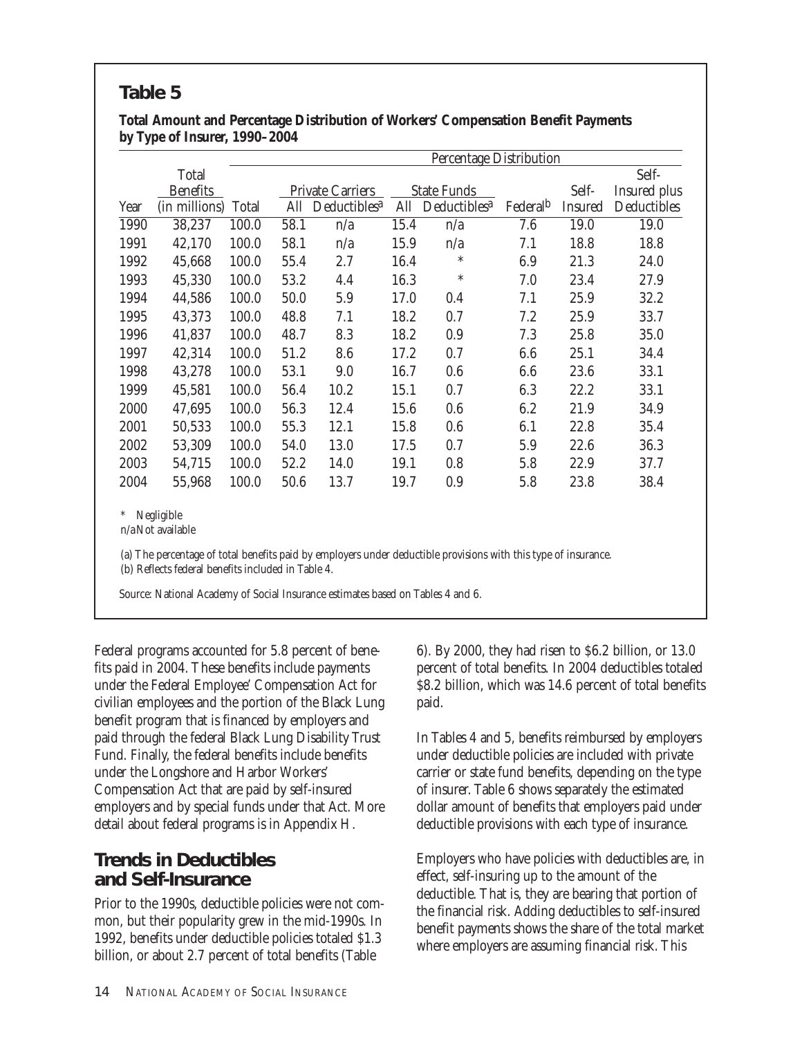## Table 5

**Total Amount and Percentage Distribution of Workers' Compensation Benefit Payments by Type of Insurer, 1990–2004**

| | | Percentage Distribution | | | | | | | | |
|---|---|---|---|---|---|---|---|---|---|---|
| | Total Benefits | | Private Carriers | | State Funds | | | Self- | Self-Insured plus |
| Year | (in millions) | Total | All | Deductibles[a] | All | Deductibles[a] | Federal[b] | Insured | Deductibles |
| 1990 | 38,237 | 100.0 | 58.1 | n/a | 15.4 | n/a | 7.6 | 19.0 | 19.0 |
| 1991 | 42,170 | 100.0 | 58.1 | n/a | 15.9 | n/a | 7.1 | 18.8 | 18.8 |
| 1992 | 45,668 | 100.0 | 55.4 | 2.7 | 16.4 | * | 6.9 | 21.3 | 24.0 |
| 1993 | 45,330 | 100.0 | 53.2 | 4.4 | 16.3 | * | 7.0 | 23.4 | 27.9 |
| 1994 | 44,586 | 100.0 | 50.0 | 5.9 | 17.0 | 0.4 | 7.1 | 25.9 | 32.2 |
| 1995 | 43,373 | 100.0 | 48.8 | 7.1 | 18.2 | 0.7 | 7.2 | 25.9 | 33.7 |
| 1996 | 41,837 | 100.0 | 48.7 | 8.3 | 18.2 | 0.9 | 7.3 | 25.8 | 35.0 |
| 1997 | 42,314 | 100.0 | 51.2 | 8.6 | 17.2 | 0.7 | 6.6 | 25.1 | 34.4 |
| 1998 | 43,278 | 100.0 | 53.1 | 9.0 | 16.7 | 0.6 | 6.6 | 23.6 | 33.1 |
| 1999 | 45,581 | 100.0 | 56.4 | 10.2 | 15.1 | 0.7 | 6.3 | 22.2 | 33.1 |
| 2000 | 47,695 | 100.0 | 56.3 | 12.4 | 15.6 | 0.6 | 6.2 | 21.9 | 34.9 |
| 2001 | 50,533 | 100.0 | 55.3 | 12.1 | 15.8 | 0.6 | 6.1 | 22.8 | 35.4 |
| 2002 | 53,309 | 100.0 | 54.0 | 13.0 | 17.5 | 0.7 | 5.9 | 22.6 | 36.3 |
| 2003 | 54,715 | 100.0 | 52.2 | 14.0 | 19.1 | 0.8 | 5.8 | 22.9 | 37.7 |
| 2004 | 55,968 | 100.0 | 50.6 | 13.7 | 19.7 | 0.9 | 5.8 | 23.8 | 38.4 |

\* Negligible
n/a Not available

(a) The percentage of total benefits paid by employers under deductible provisions with this type of insurance.
(b) Reflects federal benefits included in Table 4.

Source: National Academy of Social Insurance estimates based on Tables 4 and 6.

Federal programs accounted for 5.8 percent of benefits paid in 2004. These benefits include payments under the Federal Employee' Compensation Act for civilian employees and the portion of the Black Lung benefit program that is financed by employers and paid through the federal Black Lung Disability Trust Fund. Finally, the federal benefits include benefits under the Longshore and Harbor Workers' Compensation Act that are paid by self-insured employers and by special funds under that Act. More detail about federal programs is in Appendix H.

## Trends in Deductibles and Self-Insurance

Prior to the 1990s, deductible policies were not common, but their popularity grew in the mid-1990s. In 1992, benefits under deductible policies totaled $1.3 billion, or about 2.7 percent of total benefits (Table 6). By 2000, they had risen to $6.2 billion, or 13.0 percent of total benefits. In 2004 deductibles totaled $8.2 billion, which was 14.6 percent of total benefits paid.

In Tables 4 and 5, benefits reimbursed by employers under deductible policies are included with private carrier or state fund benefits, depending on the type of insurer. Table 6 shows separately the estimated dollar amount of benefits that employers paid under deductible provisions with each type of insurance.

Employers who have policies with deductibles are, in effect, self-insuring up to the amount of the deductible. That is, they are bearing that portion of the financial risk. Adding deductibles to self-insured benefit payments shows the share of the total market where employers are assuming financial risk. This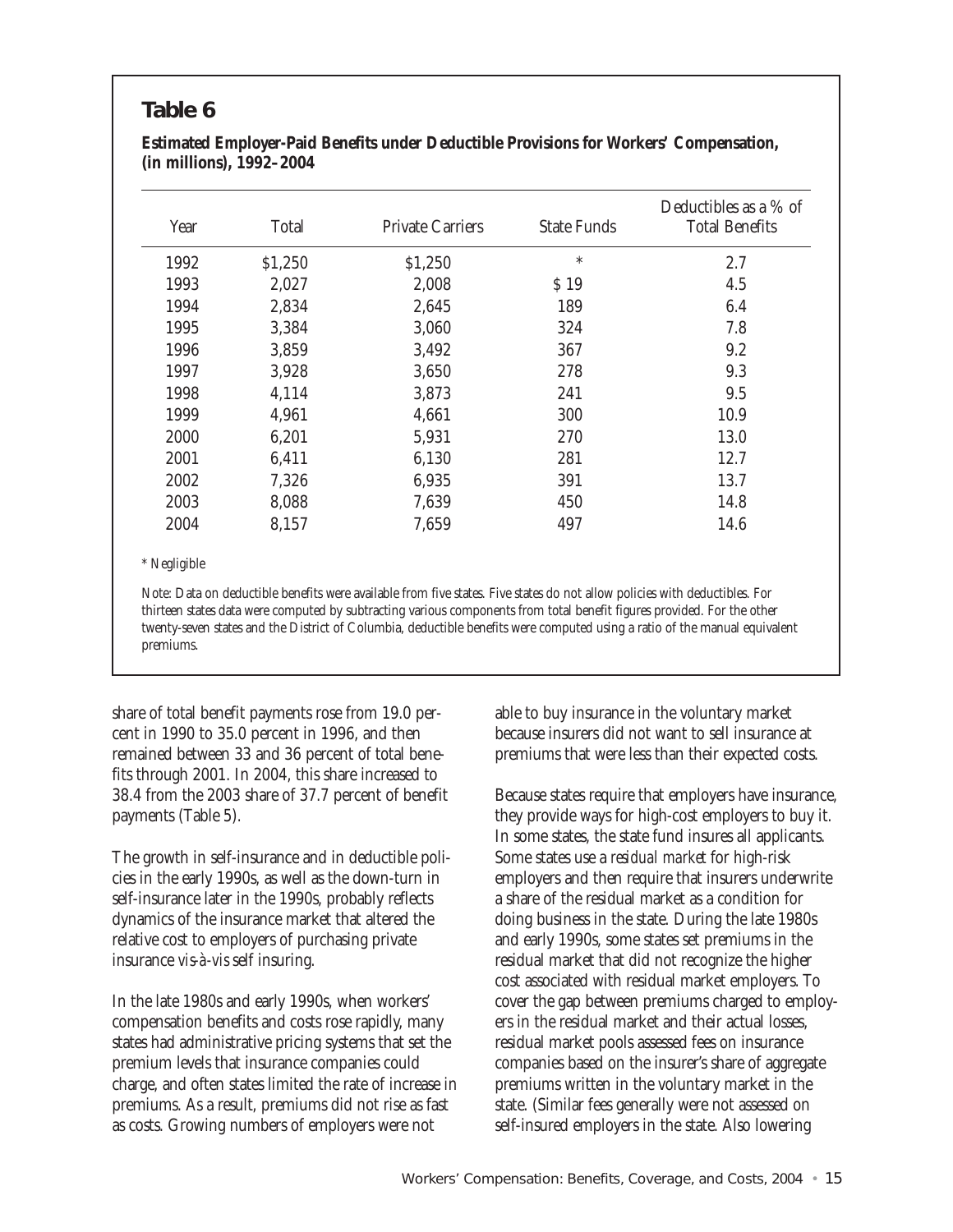## Table 6

**Estimated Employer-Paid Benefits under Deductible Provisions for Workers' Compensation, (in millions), 1992–2004**

| Year | Total | Private Carriers | State Funds | Deductibles as a % of Total Benefits |
|---|---|---|---|---|
| 1992 | $1,250 | $1,250 | * | 2.7 |
| 1993 | 2,027 | 2,008 | $ 19 | 4.5 |
| 1994 | 2,834 | 2,645 | 189 | 6.4 |
| 1995 | 3,384 | 3,060 | 324 | 7.8 |
| 1996 | 3,859 | 3,492 | 367 | 9.2 |
| 1997 | 3,928 | 3,650 | 278 | 9.3 |
| 1998 | 4,114 | 3,873 | 241 | 9.5 |
| 1999 | 4,961 | 4,661 | 300 | 10.9 |
| 2000 | 6,201 | 5,931 | 270 | 13.0 |
| 2001 | 6,411 | 6,130 | 281 | 12.7 |
| 2002 | 7,326 | 6,935 | 391 | 13.7 |
| 2003 | 8,088 | 7,639 | 450 | 14.8 |
| 2004 | 8,157 | 7,659 | 497 | 14.6 |

\* Negligible

Note: Data on deductible benefits were available from five states. Five states do not allow policies with deductibles. For thirteen states data were computed by subtracting various components from total benefit figures provided. For the other twenty-seven states and the District of Columbia, deductible benefits were computed using a ratio of the manual equivalent premiums.

share of total benefit payments rose from 19.0 percent in 1990 to 35.0 percent in 1996, and then remained between 33 and 36 percent of total benefits through 2001. In 2004, this share increased to 38.4 from the 2003 share of 37.7 percent of benefit payments (Table 5).

The growth in self-insurance and in deductible policies in the early 1990s, as well as the down-turn in self-insurance later in the 1990s, probably reflects dynamics of the insurance market that altered the relative cost to employers of purchasing private insurance *vis-à-vis* self insuring.

In the late 1980s and early 1990s, when workers' compensation benefits and costs rose rapidly, many states had administrative pricing systems that set the premium levels that insurance companies could charge, and often states limited the rate of increase in premiums. As a result, premiums did not rise as fast as costs. Growing numbers of employers were not able to buy insurance in the voluntary market because insurers did not want to sell insurance at premiums that were less than their expected costs.

Because states require that employers have insurance, they provide ways for high-cost employers to buy it. In some states, the state fund insures all applicants. Some states use a *residual market* for high-risk employers and then require that insurers underwrite a share of the residual market as a condition for doing business in the state. During the late 1980s and early 1990s, some states set premiums in the residual market that did not recognize the higher cost associated with residual market employers. To cover the gap between premiums charged to employers in the residual market and their actual losses, residual market pools assessed fees on insurance companies based on the insurer's share of aggregate premiums written in the voluntary market in the state. (Similar fees generally were not assessed on self-insured employers in the state. Also lowering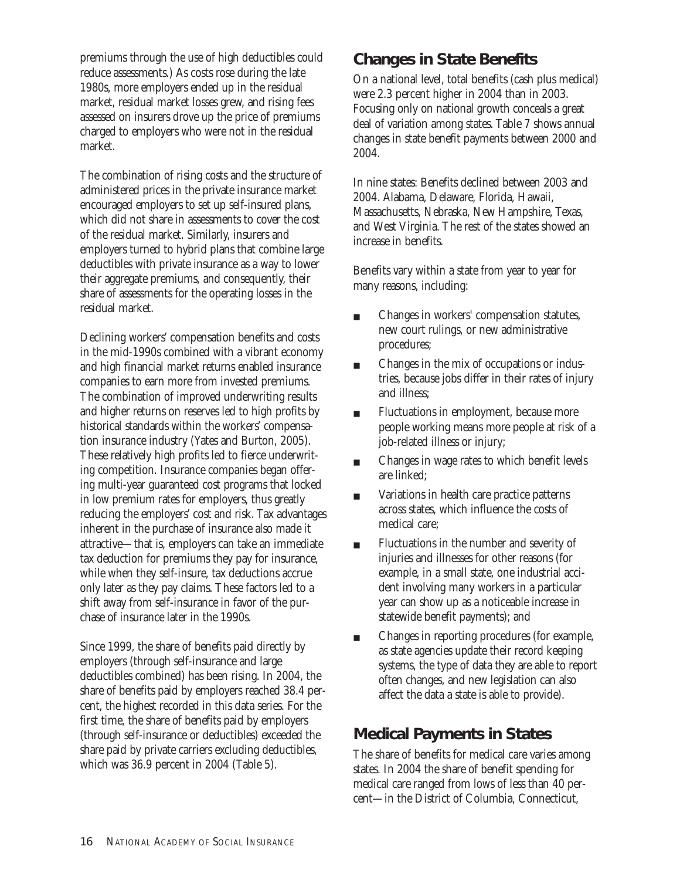premiums through the use of high deductibles could reduce assessments.) As costs rose during the late 1980s, more employers ended up in the residual market, residual market losses grew, and rising fees assessed on insurers drove up the price of premiums charged to employers who were not in the residual market.

The combination of rising costs and the structure of administered prices in the private insurance market encouraged employers to set up self-insured plans, which did not share in assessments to cover the cost of the residual market. Similarly, insurers and employers turned to hybrid plans that combine large deductibles with private insurance as a way to lower their aggregate premiums, and consequently, their share of assessments for the operating losses in the residual market.

Declining workers' compensation benefits and costs in the mid-1990s combined with a vibrant economy and high financial market returns enabled insurance companies to earn more from invested premiums. The combination of improved underwriting results and higher returns on reserves led to high profits by historical standards within the workers' compensation insurance industry (Yates and Burton, 2005). These relatively high profits led to fierce underwriting competition. Insurance companies began offering multi-year guaranteed cost programs that locked in low premium rates for employers, thus greatly reducing the employers' cost and risk. Tax advantages inherent in the purchase of insurance also made it attractive—that is, employers can take an immediate tax deduction for premiums they pay for insurance, while when they self-insure, tax deductions accrue only later as they pay claims. These factors led to a shift away from self-insurance in favor of the purchase of insurance later in the 1990s.

Since 1999, the share of benefits paid directly by employers (through self-insurance and large deductibles combined) has been rising. In 2004, the share of benefits paid by employers reached 38.4 percent, the highest recorded in this data series. For the first time, the share of benefits paid by employers (through self-insurance or deductibles) exceeded the share paid by private carriers excluding deductibles, which was 36.9 percent in 2004 (Table 5).

## Changes in State Benefits

On a national level, total benefits (cash plus medical) were 2.3 percent higher in 2004 than in 2003. Focusing only on national growth conceals a great deal of variation among states. Table 7 shows annual changes in state benefit payments between 2000 and 2004.

In nine states: Benefits declined between 2003 and 2004. Alabama, Delaware, Florida, Hawaii, Massachusetts, Nebraska, New Hampshire, Texas, and West Virginia. The rest of the states showed an increase in benefits.

Benefits vary within a state from year to year for many reasons, including:

- Changes in workers' compensation statutes, new court rulings, or new administrative procedures;
- Changes in the mix of occupations or industries, because jobs differ in their rates of injury and illness;
- Fluctuations in employment, because more people working means more people at risk of a job-related illness or injury;
- Changes in wage rates to which benefit levels are linked;
- Variations in health care practice patterns across states, which influence the costs of medical care;
- Fluctuations in the number and severity of injuries and illnesses for other reasons (for example, in a small state, one industrial accident involving many workers in a particular year can show up as a noticeable increase in statewide benefit payments); and
- Changes in reporting procedures (for example, as state agencies update their record keeping systems, the type of data they are able to report often changes, and new legislation can also affect the data a state is able to provide).

## Medical Payments in States

The share of benefits for medical care varies among states. In 2004 the share of benefit spending for medical care ranged from lows of less than 40 percent—in the District of Columbia, Connecticut,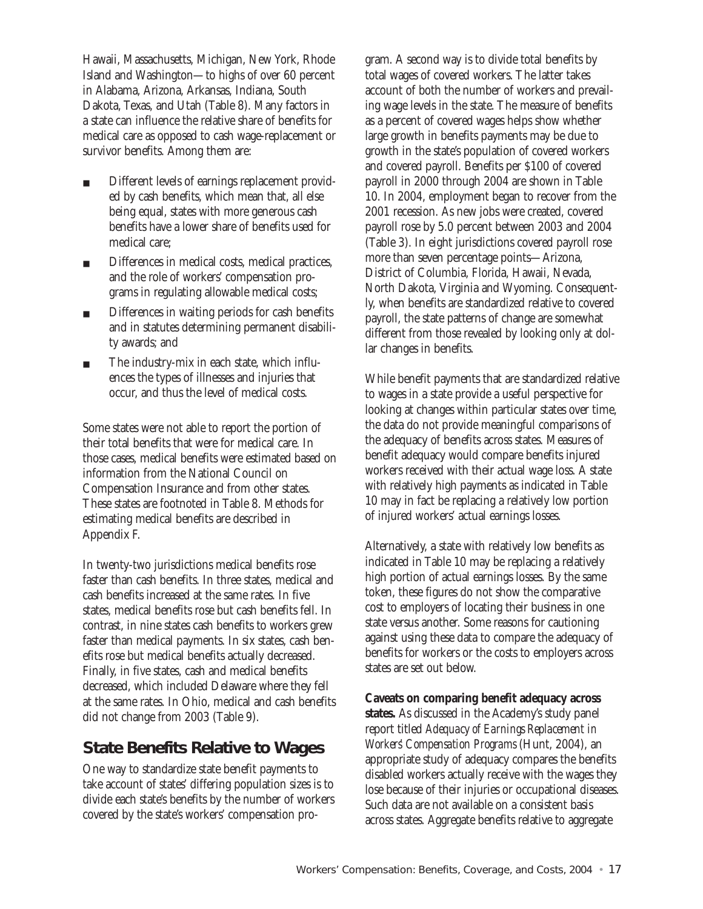Hawaii, Massachusetts, Michigan, New York, Rhode Island and Washington—to highs of over 60 percent in Alabama, Arizona, Arkansas, Indiana, South Dakota, Texas, and Utah (Table 8). Many factors in a state can influence the relative share of benefits for medical care as opposed to cash wage-replacement or survivor benefits. Among them are:

- Different levels of earnings replacement provided by cash benefits, which mean that, all else being equal, states with more generous cash benefits have a lower share of benefits used for medical care;
- Differences in medical costs, medical practices, and the role of workers' compensation programs in regulating allowable medical costs;
- Differences in waiting periods for cash benefits and in statutes determining permanent disability awards; and
- The industry-mix in each state, which influences the types of illnesses and injuries that occur, and thus the level of medical costs.

Some states were not able to report the portion of their total benefits that were for medical care. In those cases, medical benefits were estimated based on information from the National Council on Compensation Insurance and from other states. These states are footnoted in Table 8. Methods for estimating medical benefits are described in Appendix F.

In twenty-two jurisdictions medical benefits rose faster than cash benefits. In three states, medical and cash benefits increased at the same rates. In five states, medical benefits rose but cash benefits fell. In contrast, in nine states cash benefits to workers grew faster than medical payments. In six states, cash benefits rose but medical benefits actually decreased. Finally, in five states, cash and medical benefits decreased, which included Delaware where they fell at the same rates. In Ohio, medical and cash benefits did not change from 2003 (Table 9).

## State Benefits Relative to Wages

One way to standardize state benefit payments to take account of states' differing population sizes is to divide each state's benefits by the number of workers covered by the state's workers' compensation program. A second way is to divide total benefits by total wages of covered workers. The latter takes account of both the number of workers and prevailing wage levels in the state. The measure of benefits as a percent of covered wages helps show whether large growth in benefits payments may be due to growth in the state's population of covered workers and covered payroll. Benefits per $100 of covered payroll in 2000 through 2004 are shown in Table 10. In 2004, employment began to recover from the 2001 recession. As new jobs were created, covered payroll rose by 5.0 percent between 2003 and 2004 (Table 3). In eight jurisdictions covered payroll rose more than seven percentage points—Arizona, District of Columbia, Florida, Hawaii, Nevada, North Dakota, Virginia and Wyoming. Consequently, when benefits are standardized relative to covered payroll, the state patterns of change are somewhat different from those revealed by looking only at dollar changes in benefits.

While benefit payments that are standardized relative to wages in a state provide a useful perspective for looking at changes within particular states over time, the data do not provide meaningful comparisons of the adequacy of benefits across states. Measures of benefit adequacy would compare benefits injured workers received with their actual wage loss. A state with relatively high payments as indicated in Table 10 may in fact be replacing a relatively low portion of injured workers' actual earnings losses.

Alternatively, a state with relatively low benefits as indicated in Table 10 may be replacing a relatively high portion of actual earnings losses. By the same token, these figures do not show the comparative cost to employers of locating their business in one state versus another. Some reasons for cautioning against using these data to compare the adequacy of benefits for workers or the costs to employers across states are set out below.

**Caveats on comparing benefit adequacy across states.** As discussed in the Academy's study panel report titled *Adequacy of Earnings Replacement in Workers' Compensation Programs* (Hunt, 2004), an appropriate study of adequacy compares the benefits disabled workers actually receive with the wages they lose because of their injuries or occupational diseases. Such data are not available on a consistent basis across states. Aggregate benefits relative to aggregate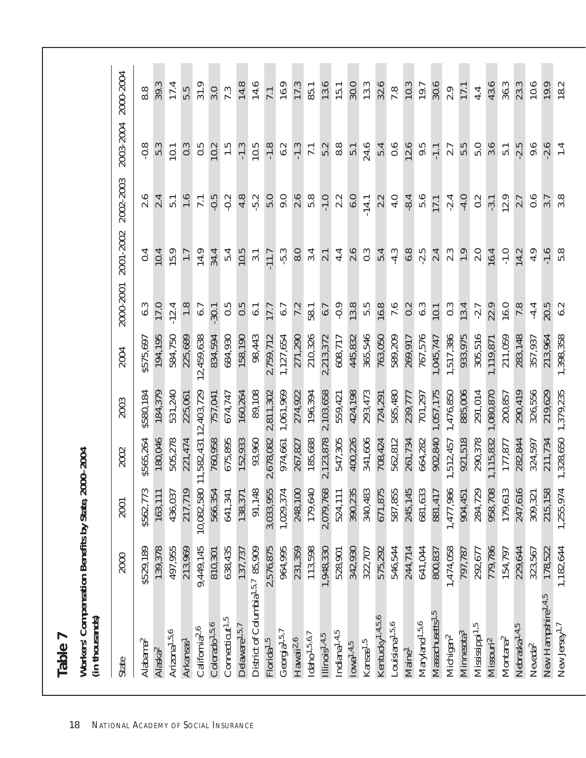# Table 7

**Workers' Compensation Benefits by State, 2000–2004**
**(in thousands)**

| State | 2000 | 2001 | 2002 | 2003 | 2004 | 2000-2001 | 2001-2002 | 2002-2003 | 2003-2004 | 2000-2004 |
|---|---|---|---|---|---|---|---|---|---|---|
| Alabama[2] | $529,189 | $562,773 | $565,264 | $580,184 | $575,697 | 6.3 | 0.4 | 2.6 | -0.8 | 8.8 |
| Alaska[2] | 139,378 | 163,111 | 180,046 | 184,379 | 194,195 | 17.0 | 10.4 | 2.4 | 5.3 | 39.3 |
| Arizona[1,5,6] | 497,955 | 436,037 | 505,278 | 531,240 | 584,750 | -12.4 | 15.9 | 5.1 | 10.1 | 17.4 |
| Arkansas[1] | 213,969 | 217,719 | 221,474 | 225,061 | 225,689 | 1.8 | 1.7 | 1.6 | 0.3 | 5.5 |
| California[2,6] | 9,449,145 | 10,082,580 | 11,582,431 | 12,403,729 | 12,459,638 | 6.7 | 14.9 | 7.1 | 0.5 | 31.9 |
| Colorado[1,5,6] | 810,301 | 566,354 | 760,958 | 757,041 | 834,594 | -30.1 | 34.4 | -0.5 | 10.2 | 3.0 |
| Connecticut[1,5] | 638,435 | 641,341 | 675,895 | 674,747 | 684,930 | 0.5 | 5.4 | -0.2 | 1.5 | 7.3 |
| Delaware[1,5,7] | 137,737 | 138,371 | 152,933 | 160,264 | 158,190 | 0.5 | 10.5 | 4.8 | -1.3 | 14.8 |
| District of Columbia[1,5,7] | 85,909 | 91,148 | 93,960 | 89,108 | 98,443 | 6.1 | 3.1 | -5.2 | 10.5 | 14.6 |
| Florida[1,5] | 2,576,875 | 3,033,955 | 2,678,082 | 2,811,302 | 2,759,712 | 17.7 | -11.7 | 5.0 | -1.8 | 7.1 |
| Georgia[1,5,7] | 964,995 | 1,029,374 | 974,661 | 1,061,969 | 1,127,654 | 6.7 | -5.3 | 9.0 | 6.2 | 16.9 |
| Hawaii[2,6] | 231,359 | 248,100 | 267,827 | 274,922 | 271,290 | 7.2 | 8.0 | 2.6 | -1.3 | 17.3 |
| Idaho[1,5,6,7] | 113,598 | 179,640 | 185,688 | 196,394 | 210,326 | 58.1 | 3.4 | 5.8 | 7.1 | 85.1 |
| Illinois[1,4,5] | 1,948,330 | 2,079,768 | 2,123,878 | 2,103,658 | 2,213,372 | 6.7 | 2.1 | -1.0 | 5.2 | 13.6 |
| Indiana[1,4,5] | 528,901 | 524,111 | 547,305 | 559,421 | 608,717 | -0.9 | 4.4 | 2.2 | 8.8 | 15.1 |
| Iowa[1,4,5] | 342,930 | 390,235 | 400,226 | 424,198 | 445,832 | 13.8 | 2.6 | 6.0 | 5.1 | 30.0 |
| Kansas[1,5] | 322,707 | 340,483 | 341,606 | 293,473 | 365,546 | 5.5 | 0.3 | -14.1 | 24.6 | 13.3 |
| Kentucky[1,4,5,6] | 575,292 | 671,875 | 708,424 | 724,291 | 763,050 | 16.8 | 5.4 | 2.2 | 5.4 | 32.6 |
| Louisiana[1,5,6] | 546,544 | 587,855 | 562,812 | 585,480 | 589,209 | 7.6 | -4.3 | 4.0 | 0.6 | 7.8 |
| Maine[1] | 244,714 | 245,145 | 261,734 | 239,777 | 269,917 | 0.2 | 6.8 | -8.4 | 12.6 | 10.3 |
| Maryland[1,5,6] | 641,044 | 681,633 | 664,282 | 701,297 | 767,576 | 6.3 | -2.5 | 5.6 | 9.5 | 19.7 |
| Massachusetts[1,5] | 800,837 | 881,417 | 902,840 | 1,057,175 | 1,045,747 | 10.1 | 2.4 | 17.1 | -1.1 | 30.6 |
| Michigan[2] | 1,474,058 | 1,477,986 | 1,512,457 | 1,476,850 | 1,517,386 | 0.3 | 2.3 | -2.4 | 2.7 | 2.9 |
| Minnesota[3] | 797,787 | 904,451 | 921,518 | 885,006 | 933,975 | 13.4 | 1.9 | -4.0 | 5.5 | 17.1 |
| Mississippi[1,5] | 292,677 | 284,729 | 290,378 | 291,014 | 305,516 | -2.7 | 2.0 | 0.2 | 5.0 | 4.4 |
| Missouri[2] | 779,786 | 958,708 | 1,115,832 | 1,080,870 | 1,119,871 | 22.9 | 16.4 | -3.1 | 3.6 | 43.6 |
| Montana[2] | 154,797 | 179,613 | 177,877 | 200,857 | 211,059 | 16.0 | -1.0 | 12.9 | 5.1 | 36.3 |
| Nebraska[1,4,5] | 229,644 | 247,616 | 282,844 | 290,419 | 283,148 | 7.8 | 14.2 | 2.7 | -2.5 | 23.3 |
| Nevada[2] | 323,567 | 309,321 | 324,597 | 326,556 | 357,937 | -4.4 | 4.9 | 0.6 | 9.6 | 10.6 |
| New Hampshire[1,4,5] | 178,522 | 215,158 | 211,734 | 219,629 | 213,964 | 20.5 | -1.6 | 3.7 | -2.6 | 19.9 |
| New Jersey[1,7] | 1,182,644 | 1,255,974 | 1,328,650 | 1,379,235 | 1,398,358 | 6.2 | 5.8 | 3.8 | 1.4 | 18.2 |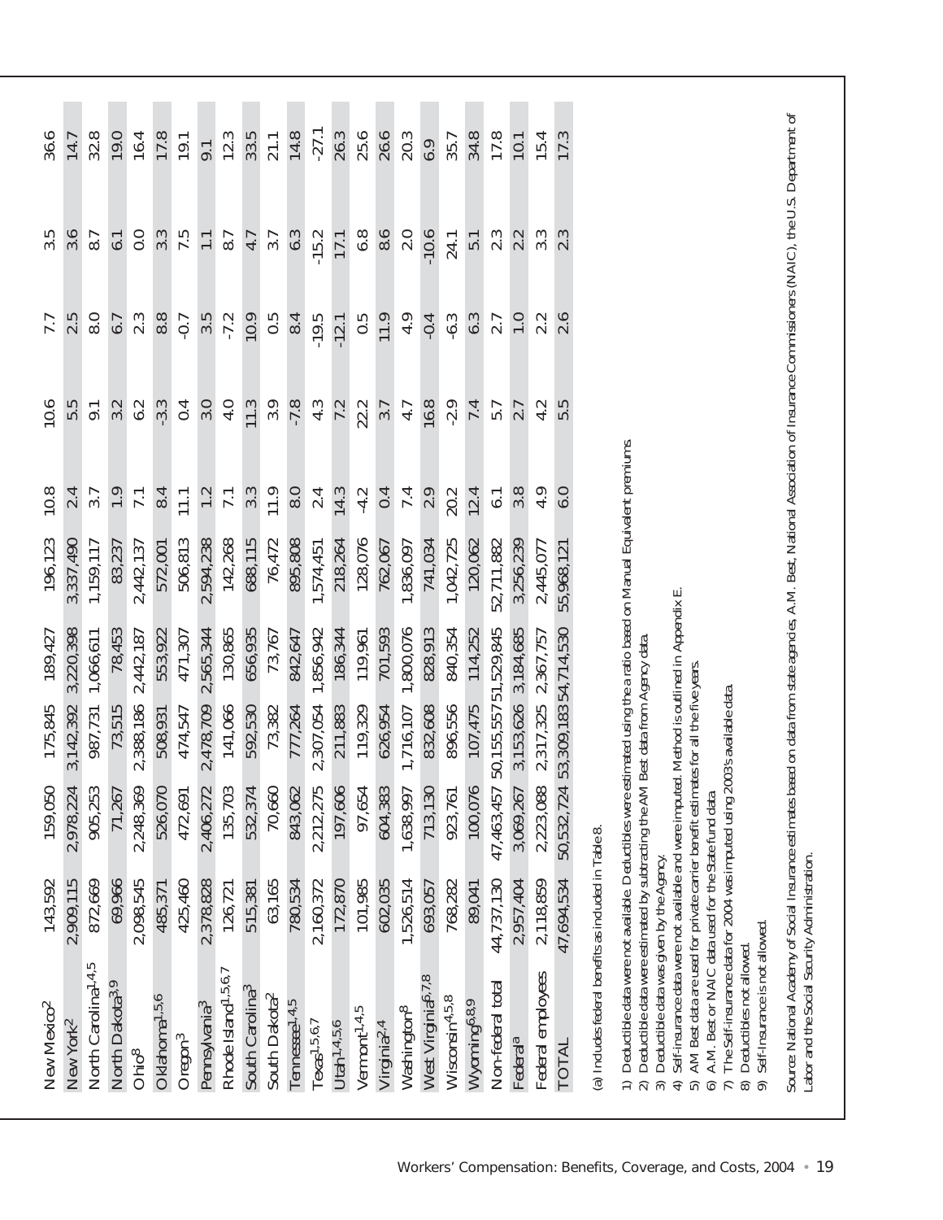| | | | | | | | | | | |
|---|---|---|---|---|---|---|---|---|---|---|
| New Mexico[2] | 143,592 | 159,050 | 175,845 | 189,427 | 196,123 | 10.8 | 10.6 | 7.7 | 3.5 | 36.6 |
| New York[2] | 2,909,115 | 2,978,224 | 3,142,392 | 3,220,398 | 3,337,490 | 2.4 | 5.5 | 2.5 | 3.6 | 14.7 |
| North Carolina[1,4,5] | 872,669 | 905,253 | 987,731 | 1,066,611 | 1,159,117 | 3.7 | 9.1 | 8.0 | 8.7 | 32.8 |
| North Dakota[3,9] | 69,966 | 71,267 | 73,515 | 78,453 | 83,237 | 1.9 | 3.2 | 6.7 | 6.1 | 19.0 |
| Ohio[8] | 2,098,545 | 2,248,369 | 2,388,186 | 2,442,187 | 2,442,137 | 7.1 | 6.2 | 2.3 | 0.0 | 16.4 |
| Oklahoma[1,5,6] | 485,371 | 526,070 | 508,931 | 553,922 | 572,001 | 8.4 | -3.3 | 8.8 | 3.3 | 17.8 |
| Oregon[3] | 425,460 | 472,691 | 474,547 | 471,307 | 506,813 | 11.1 | 0.4 | -0.7 | 7.5 | 19.1 |
| Pennsylvania[3] | 2,378,828 | 2,406,272 | 2,478,709 | 2,565,344 | 2,594,238 | 1.2 | 3.0 | 3.5 | 1.1 | 9.1 |
| Rhode Island[1,5,6,7] | 126,721 | 135,703 | 141,066 | 130,865 | 142,268 | 7.1 | 4.0 | -7.2 | 8.7 | 12.3 |
| South Carolina[3] | 515,381 | 532,374 | 592,530 | 656,935 | 688,115 | 3.3 | 11.3 | 10.9 | 4.7 | 33.5 |
| South Dakota[2] | 63,165 | 70,660 | 73,382 | 73,767 | 76,472 | 11.9 | 3.9 | 0.5 | 3.7 | 21.1 |
| Tennessee[1,4,5] | 780,534 | 843,062 | 777,264 | 842,647 | 895,808 | 8.0 | -7.8 | 8.4 | 6.3 | 14.8 |
| Texas[1,5,6,7] | 2,160,372 | 2,212,275 | 2,307,054 | 1,856,942 | 1,574,451 | 2.4 | 4.3 | -19.5 | -15.2 | -27.1 |
| Utah[1,4,5,6] | 172,870 | 197,606 | 211,883 | 186,344 | 218,264 | 14.3 | 7.2 | -12.1 | 17.1 | 26.3 |
| Vermont[1,4,5] | 101,985 | 97,654 | 119,329 | 119,961 | 128,076 | -4.2 | 22.2 | 0.5 | 6.8 | 25.6 |
| Virginia[2,4] | 602,035 | 604,383 | 626,954 | 701,593 | 762,067 | 0.4 | 3.7 | 11.9 | 8.6 | 26.6 |
| Washington[8] | 1,526,514 | 1,638,997 | 1,716,107 | 1,800,076 | 1,836,097 | 7.4 | 4.7 | 4.9 | 2.0 | 20.3 |
| West Virginia[6,7,8] | 693,057 | 713,130 | 832,608 | 828,913 | 741,034 | 2.9 | 16.8 | -0.4 | -10.6 | 6.9 |
| Wisconsin[4,5,8] | 768,282 | 923,761 | 896,556 | 840,354 | 1,042,725 | 20.2 | -2.9 | -6.3 | 24.1 | 35.7 |
| Wyoming[6,8,9] | 89,041 | 100,076 | 107,475 | 114,252 | 120,062 | 12.4 | 7.4 | 6.3 | 5.1 | 34.8 |
| Non-federal total | 44,737,130 | 47,463,457 | 50,155,557 | 51,529,845 | 52,711,882 | 6.1 | 5.7 | 2.7 | 2.3 | 17.8 |
| Federal[a] | 2,957,404 | 3,069,267 | 3,153,626 | 3,184,685 | 3,256,239 | 3.8 | 2.7 | 1.0 | 2.2 | 10.1 |
| Federal employees | 2,118,859 | 2,223,088 | 2,317,325 | 2,367,757 | 2,445,077 | 4.9 | 4.2 | 2.2 | 3.3 | 15.4 |
| TOTAL | 47,694,534 | 50,532,724 | 53,309,183 | 54,714,530 | 55,968,121 | 6.0 | 5.5 | 2.6 | 2.3 | 17.3 |

(a) Includes federal benefits as included in Table 8.

1) Deductible data were not available. Deductibles were estimated using the a ratio based on Manual Equivalent premiums.
2) Deductible data were estimated by subtracting the AM Best data from Agency data.
3) Deductible data was given by the Agency.
4) Self-insurance data were not available and were imputed. Method is outlined in Appendix E.
5) AM Best data are used for private carrier benefit estimates for all the five years.
6) A.M. Best or NAIC data used for the State fund data.
7) The Self-insurance data for 2004 was imputed using 2003's available data.
8) Deductibles not allowed.
9) Self-Insurance is not allowed.

Source: National Academy of Social Insurance estimates based on data from state agencies, A.M. Best, National Association of Insurance Commissioners (NAIC), the U.S. Department of Labor and the Social Security Administration.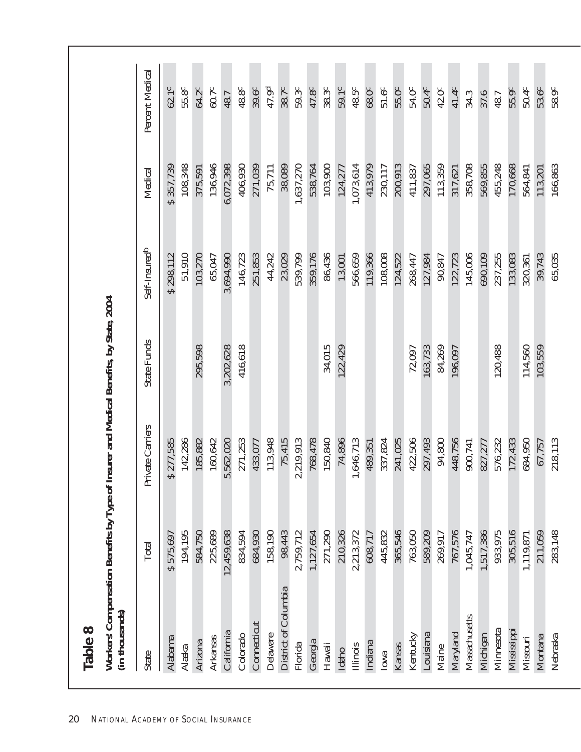# Table 8

**Workers' Compensation Benefits by Type of Insurer and Medical Benefits, by State, 2004 (in thousands)**

| State | Total | Private Carriers | State Funds | Self-Insured[b] | Medical | Percent Medical |
|---|---|---|---|---|---|---|
| Alabama | $ 575,697 | $ 277,585 | | $ 298,112 | $ 357,739 | 62.1[c] |
| Alaska | 194,195 | 142,286 | | 51,910 | 108,348 | 55.8[c] |
| Arizona | 584,750 | 185,882 | 295,598 | 103,270 | 375,591 | 64.2[c] |
| Arkansas | 225,689 | 160,642 | | 65,047 | 136,946 | 60.7[c] |
| California | 12,459,638 | 5,562,020 | 3,202,628 | 3,694,990 | 6,072,398 | 48.7 |
| Colorado | 834,594 | 271,253 | 416,618 | 146,723 | 406,930 | 48.8[c] |
| Connecticut | 684,930 | 433,077 | | 251,853 | 271,039 | 39.6[c] |
| Delaware | 158,190 | 113,948 | | 44,242 | 75,711 | 47.9[d] |
| District of Columbia | 98,443 | 75,415 | | 23,029 | 38,089 | 38.7[c] |
| Florida | 2,759,712 | 2,219,913 | | 539,799 | 1,637,270 | 59.3[c] |
| Georgia | 1,127,654 | 768,478 | | 359,176 | 538,764 | 47.8[c] |
| Hawaii | 271,290 | 150,840 | 34,015 | 86,436 | 103,900 | 38.3[c] |
| Idaho | 210,326 | 74,896 | 122,429 | 13,001 | 124,277 | 59.1[c] |
| Illinois | 2,213,372 | 1,646,713 | | 566,659 | 1,073,614 | 48.5[c] |
| Indiana | 608,717 | 489,351 | | 119,366 | 413,979 | 68.0[c] |
| Iowa | 445,832 | 337,824 | | 108,008 | 230,117 | 51.6[c] |
| Kansas | 365,546 | 241,025 | | 124,522 | 200,913 | 55.0[c] |
| Kentucky | 763,050 | 422,506 | 72,097 | 268,447 | 411,837 | 54.0[c] |
| Louisiana | 589,209 | 297,493 | 163,733 | 127,984 | 297,065 | 50.4[c] |
| Maine | 269,917 | 94,800 | 84,269 | 90,847 | 113,359 | 42.0[c] |
| Maryland | 767,576 | 448,756 | 196,097 | 122,723 | 317,621 | 41.4[c] |
| Massachusetts | 1,045,747 | 900,741 | | 145,006 | 358,708 | 34.3 |
| Michigan | 1,517,386 | 827,277 | | 690,109 | 569,855 | 37.6 |
| Minnesota | 933,975 | 576,232 | 120,488 | 237,255 | 455,248 | 48.7 |
| Mississippi | 305,516 | 172,433 | | 133,083 | 170,668 | 55.9[c] |
| Missouri | 1,119,871 | 684,950 | 114,560 | 320,361 | 564,841 | 50.4[c] |
| Montana | 211,059 | 67,757 | 103,559 | 39,743 | 113,201 | 53.6[c] |
| Nebraska | 283,148 | 218,113 | | 65,035 | 166,863 | 58.9[c] |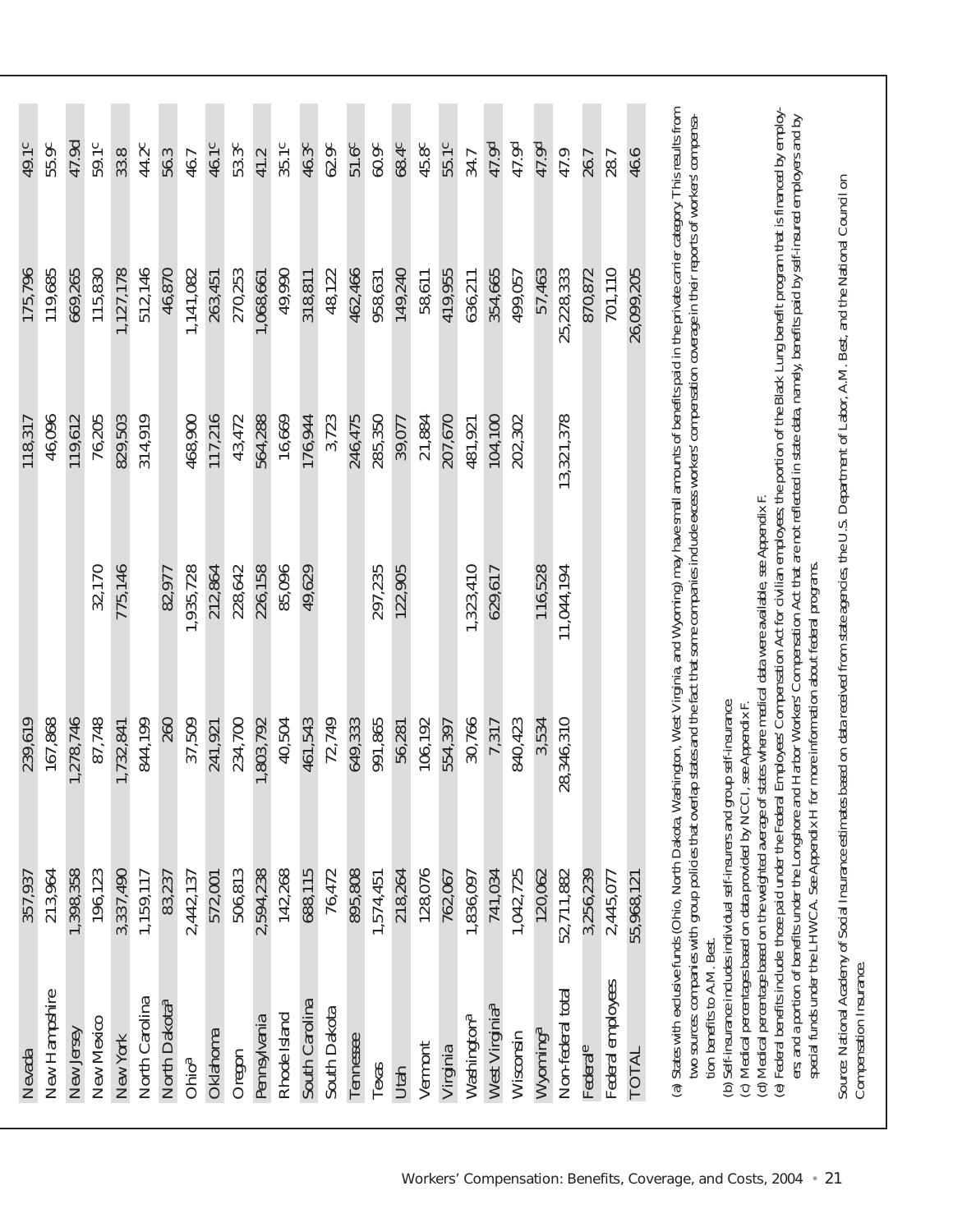| | | | | | | |
|---|---|---|---|---|---|---|
| Nevada | 357,937 | 239,619 | | 118,317 | 175,796 | 49.1[c] |
| New Hampshire | 213,964 | 167,868 | | 46,096 | 119,685 | 55.9[c] |
| New Jersey | 1,398,358 | 1,278,746 | | 119,612 | 669,265 | 47.9[d] |
| New Mexico | 196,123 | 87,748 | 32,170 | 76,205 | 115,830 | 59.1[c] |
| New York | 3,337,490 | 1,732,841 | 775,146 | 829,503 | 1,127,178 | 33.8 |
| North Carolina | 1,159,117 | 844,199 | | 314,919 | 512,146 | 44.2[c] |
| North Dakota[a] | 83,237 | 260 | 82,977 | | 46,870 | 56.3 |
| Ohio[a] | 2,442,137 | 37,509 | 1,935,728 | 468,900 | 1,141,082 | 46.7 |
| Oklahoma | 572,001 | 241,921 | 212,864 | 117,216 | 263,451 | 46.1[c] |
| Oregon | 506,813 | 234,700 | 228,642 | 43,472 | 270,253 | 53.3[c] |
| Pennsylvania | 2,594,238 | 1,803,792 | 226,158 | 564,288 | 1,068,661 | 41.2 |
| Rhode Island | 142,268 | 40,504 | 85,096 | 16,669 | 49,990 | 35.1[c] |
| South Carolina | 688,115 | 461,543 | 49,629 | 176,944 | 318,811 | 46.3[c] |
| South Dakota | 76,472 | 72,749 | | 3,723 | 48,122 | 62.9[c] |
| Tennessee | 895,808 | 649,333 | | 246,475 | 462,466 | 51.6[c] |
| Texas | 1,574,451 | 991,865 | 297,235 | 285,350 | 958,631 | 60.9[c] |
| Utah | 218,264 | 56,281 | 122,905 | 39,077 | 149,240 | 68.4[c] |
| Vermont | 128,076 | 106,192 | | 21,884 | 58,611 | 45.8[c] |
| Virginia | 762,067 | 554,397 | | 207,670 | 419,955 | 55.1[c] |
| Washington[a] | 1,836,097 | 30,766 | 1,323,410 | 481,921 | 636,211 | 34.7 |
| West Virginia[a] | 741,034 | 7,317 | 629,617 | 104,100 | 354,665 | 47.9[d] |
| Wisconsin | 1,042,725 | 840,423 | | 202,302 | 499,057 | 47.9[d] |
| Wyoming[a] | 120,062 | 3,534 | 116,528 | | 57,463 | 47.9[d] |
| Non-federal total | 52,711,882 | 28,346,310 | 11,044,194 | 13,321,378 | 25,228,333 | 47.9 |
| Federal[e] | 3,256,239 | | | | 870,872 | 26.7 |
| Federal employees | 2,445,077 | | | | 701,110 | 28.7 |
| TOTAL | 55,968,121 | | | | 26,099,205 | 46.6 |

(a) States with exclusive funds (Ohio, North Dakota, Washington, West Virginia, and Wyoming) may have small amounts of benefits paid in the private carrier category. This results from two sources: companies with group policies that overlap states and the fact that some companies include excess workers' compensation coverage in their reports of workers' compensation benefits to A.M. Best.

(b) Self-insurance includes individual self-insurers and group self-insurance.

(c) Medical percentages based on data provided by NCCI, see Appendix F.

(d) Medical percentage based on the weighted average of states where medical data were available, see Appendix F.

(e) Federal benefits include: those paid under the Federal Employees' Compensation Act for civilian employees; the portion of the Black Lung benefit program that is financed by employers; and a portion of benefits under the Longshore and Harbor Workers' Compensation Act that are not reflected in state data, namely, benefits paid by self-insured employers and by special funds under the LHWCA. See Appendix H for more information about federal programs.

Source: National Academy of Social Insurance estimates based on data received from state agencies, the U.S. Department of Labor, A.M. Best, and the National Council on Compensation Insurance.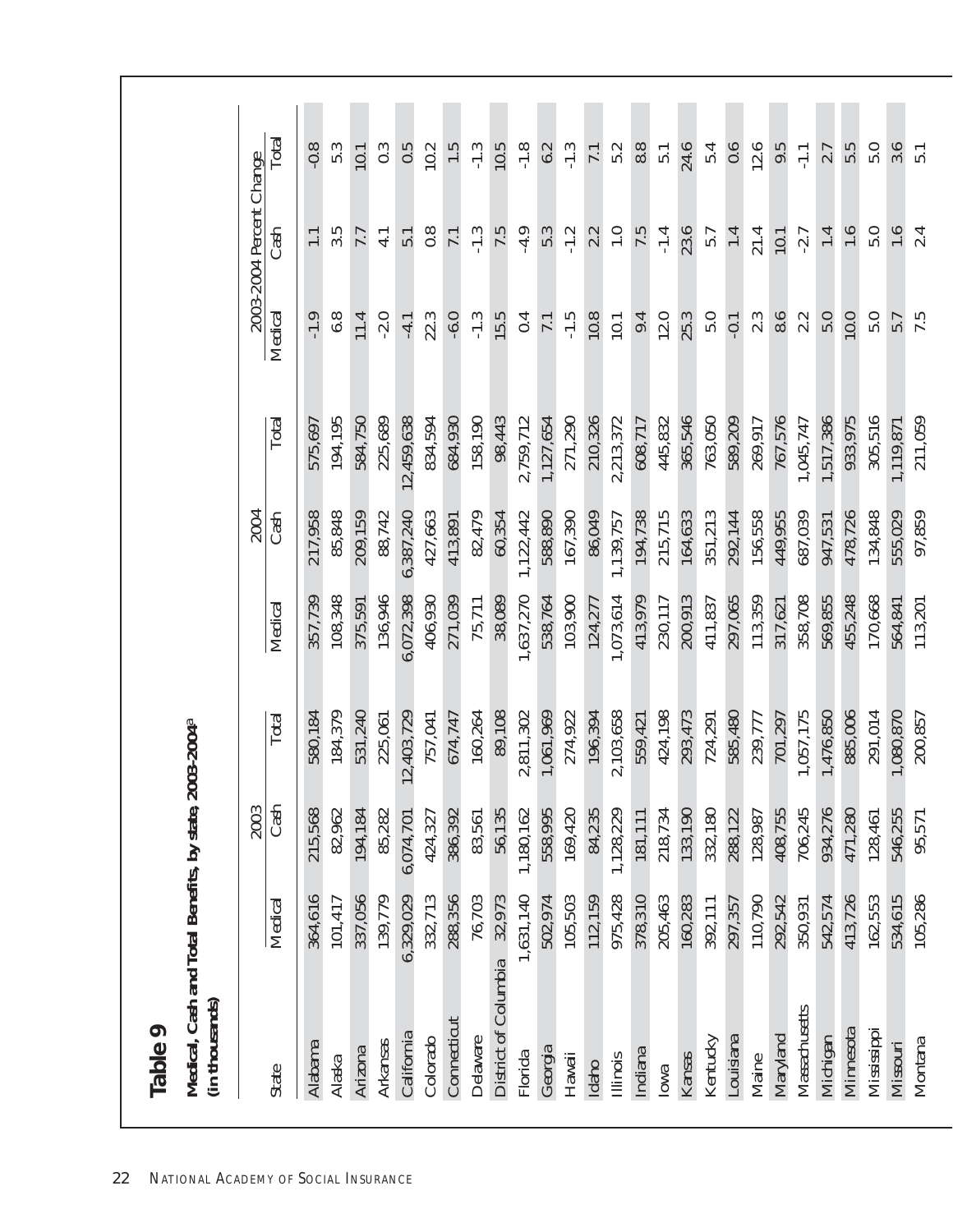## Table 9

**Medical, Cash and Total Benefits, by state, 2003-2004[a] (in thousands)**

| State | 2003 | | | 2004 | | | 2003-2004 Percent Change | | |
|---|---|---|---|---|---|---|---|---|---|
| | Medical | Cash | Total | Medical | Cash | Total | Medical | Cash | Total |
| Alabama | 364,616 | 215,568 | 580,184 | 357,739 | 217,958 | 575,697 | -1.9 | 1.1 | -0.8 |
| Alaska | 101,417 | 82,962 | 184,379 | 108,348 | 85,848 | 194,195 | 6.8 | 3.5 | 5.3 |
| Arizona | 337,056 | 194,184 | 531,240 | 375,591 | 209,159 | 584,750 | 11.4 | 7.7 | 10.1 |
| Arkansas | 139,779 | 85,282 | 225,061 | 136,946 | 88,742 | 225,689 | -2.0 | 4.1 | 0.3 |
| California | 6,329,029 | 6,074,701 | 12,403,729 | 6,072,398 | 6,387,240 | 12,459,638 | -4.1 | 5.1 | 0.5 |
| Colorado | 332,713 | 424,327 | 757,041 | 406,930 | 427,663 | 834,594 | 22.3 | 0.8 | 10.2 |
| Connecticut | 288,356 | 386,392 | 674,747 | 271,039 | 413,891 | 684,930 | -6.0 | 7.1 | 1.5 |
| Delaware | 76,703 | 83,561 | 160,264 | 75,711 | 82,479 | 158,190 | -1.3 | -1.3 | -1.3 |
| District of Columbia | 32,973 | 56,135 | 89,108 | 38,089 | 60,354 | 98,443 | 15.5 | 7.5 | 10.5 |
| Florida | 1,631,140 | 1,180,162 | 2,811,302 | 1,637,270 | 1,122,442 | 2,759,712 | 0.4 | -4.9 | -1.8 |
| Georgia | 502,974 | 558,995 | 1,061,969 | 538,764 | 588,890 | 1,127,654 | 7.1 | 5.3 | 6.2 |
| Hawaii | 105,503 | 169,420 | 274,922 | 103,900 | 167,390 | 271,290 | -1.5 | -1.2 | -1.3 |
| Idaho | 112,159 | 84,235 | 196,394 | 124,277 | 86,049 | 210,326 | 10.8 | 2.2 | 7.1 |
| Illinois | 975,428 | 1,128,229 | 2,103,658 | 1,073,614 | 1,139,757 | 2,213,372 | 10.1 | 1.0 | 5.2 |
| Indiana | 378,310 | 181,111 | 559,421 | 413,979 | 194,738 | 608,717 | 9.4 | 7.5 | 8.8 |
| Iowa | 205,463 | 218,734 | 424,198 | 230,117 | 215,715 | 445,832 | 12.0 | -1.4 | 5.1 |
| Kansas | 160,283 | 133,190 | 293,473 | 200,913 | 164,633 | 365,546 | 25.3 | 23.6 | 24.6 |
| Kentucky | 392,111 | 332,180 | 724,291 | 411,837 | 351,213 | 763,050 | 5.0 | 5.7 | 5.4 |
| Louisiana | 297,357 | 288,122 | 585,480 | 297,065 | 292,144 | 589,209 | -0.1 | 1.4 | 0.6 |
| Maine | 110,790 | 128,987 | 239,777 | 113,359 | 156,558 | 269,917 | 2.3 | 21.4 | 12.6 |
| Maryland | 292,542 | 408,755 | 701,297 | 317,621 | 449,955 | 767,576 | 8.6 | 10.1 | 9.5 |
| Massachusetts | 350,931 | 706,245 | 1,057,175 | 358,708 | 687,039 | 1,045,747 | 2.2 | -2.7 | -1.1 |
| Michigan | 542,574 | 934,276 | 1,476,850 | 569,855 | 947,531 | 1,517,386 | 5.0 | 1.4 | 2.7 |
| Minnesota | 413,726 | 471,280 | 885,006 | 455,248 | 478,726 | 933,975 | 10.0 | 1.6 | 5.5 |
| Mississippi | 162,553 | 128,461 | 291,014 | 170,668 | 134,848 | 305,516 | 5.0 | 5.0 | 5.0 |
| Missouri | 534,615 | 546,255 | 1,080,870 | 564,841 | 555,029 | 1,119,871 | 5.7 | 1.6 | 3.6 |
| Montana | 105,286 | 95,571 | 200,857 | 113,201 | 97,859 | 211,059 | 7.5 | 2.4 | 5.1 |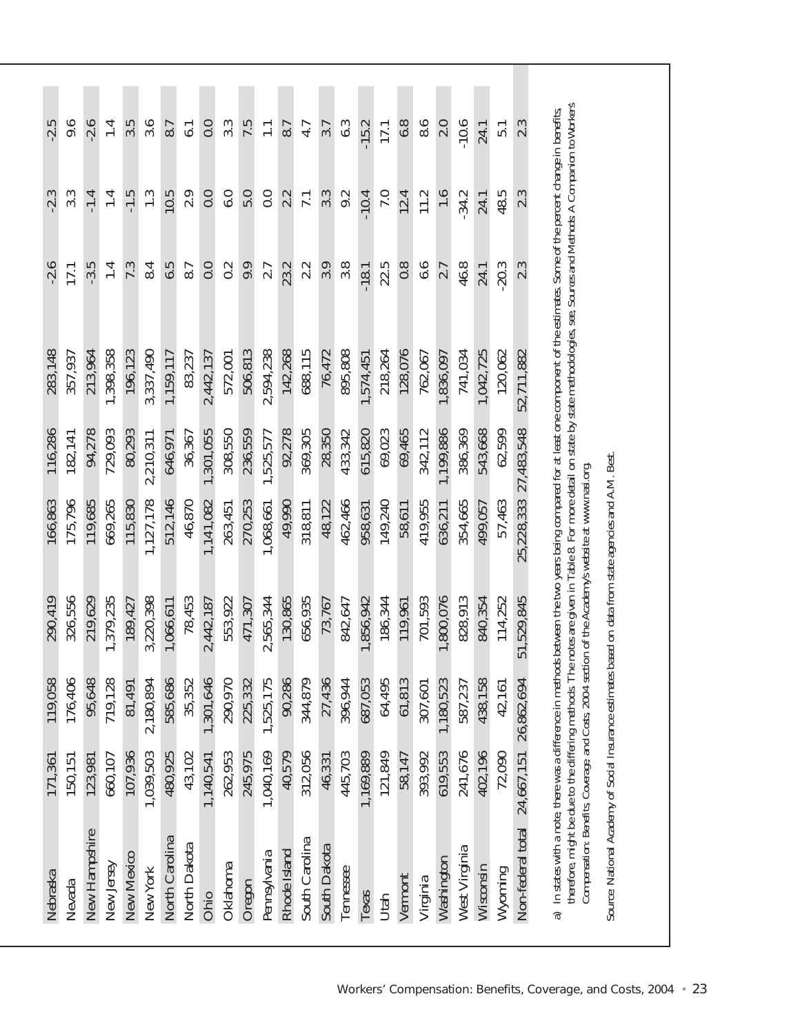| | | | | | | | | | |
|---|---|---|---|---|---|---|---|---|---|
| Nebraska | 171,361 | 119,058 | 290,419 | 166,863 | 116,286 | 283,148 | -2.6 | -2.3 | -2.5 |
| Nevada | 150,151 | 176,406 | 326,556 | 175,796 | 182,141 | 357,937 | 17.1 | 3.3 | 9.6 |
| New Hampshire | 123,981 | 95,648 | 219,629 | 119,685 | 94,278 | 213,964 | -3.5 | -1.4 | -2.6 |
| New Jersey | 660,107 | 719,128 | 1,379,235 | 669,265 | 729,093 | 1,398,358 | 1.4 | 1.4 | 1.4 |
| New Mexico | 107,936 | 81,491 | 189,427 | 115,830 | 80,293 | 196,123 | 7.3 | -1.5 | 3.5 |
| New York | 1,039,503 | 2,180,894 | 3,220,398 | 1,127,178 | 2,210,311 | 3,337,490 | 8.4 | 1.3 | 3.6 |
| North Carolina | 480,925 | 585,686 | 1,066,611 | 512,146 | 646,971 | 1,159,117 | 6.5 | 10.5 | 8.7 |
| North Dakota | 43,102 | 35,352 | 78,453 | 46,870 | 36,367 | 83,237 | 8.7 | 2.9 | 6.1 |
| Ohio | 1,140,541 | 1,301,646 | 2,442,187 | 1,141,082 | 1,301,055 | 2,442,137 | 0.0 | 0.0 | 0.0 |
| Oklahoma | 262,953 | 290,970 | 553,922 | 263,451 | 308,550 | 572,001 | 0.2 | 6.0 | 3.3 |
| Oregon | 245,975 | 225,332 | 471,307 | 270,253 | 236,559 | 506,813 | 9.9 | 5.0 | 7.5 |
| Pennsylvania | 1,040,169 | 1,525,175 | 2,565,344 | 1,068,661 | 1,525,577 | 2,594,238 | 2.7 | 0.0 | 1.1 |
| Rhode Island | 40,579 | 90,286 | 130,865 | 49,990 | 92,278 | 142,268 | 23.2 | 2.2 | 8.7 |
| South Carolina | 312,056 | 344,879 | 656,935 | 318,811 | 369,305 | 688,115 | 2.2 | 7.1 | 4.7 |
| South Dakota | 46,331 | 27,436 | 73,767 | 48,122 | 28,350 | 76,472 | 3.9 | 3.3 | 3.7 |
| Tennessee | 445,703 | 396,944 | 842,647 | 462,466 | 433,342 | 895,808 | 3.8 | 9.2 | 6.3 |
| Texas | 1,169,889 | 687,053 | 1,856,942 | 958,631 | 615,820 | 1,574,451 | -18.1 | -10.4 | -15.2 |
| Utah | 121,849 | 64,495 | 186,344 | 149,240 | 69,023 | 218,264 | 22.5 | 7.0 | 17.1 |
| Vermont | 58,147 | 61,813 | 119,961 | 58,611 | 69,465 | 128,076 | 0.8 | 12.4 | 6.8 |
| Virginia | 393,992 | 307,601 | 701,593 | 419,955 | 342,112 | 762,067 | 6.6 | 11.2 | 8.6 |
| Washington | 619,553 | 1,180,523 | 1,800,076 | 636,211 | 1,199,886 | 1,836,097 | 2.7 | 1.6 | 2.0 |
| West Virginia | 241,676 | 587,237 | 828,913 | 354,665 | 386,369 | 741,034 | 46.8 | -34.2 | -10.6 |
| Wisconsin | 402,196 | 438,158 | 840,354 | 499,057 | 543,668 | 1,042,725 | 24.1 | 24.1 | 24.1 |
| Wyoming | 72,090 | 42,161 | 114,252 | 57,463 | 62,599 | 120,062 | -20.3 | 48.5 | 5.1 |
| Non-federal total | 24,667,151 | 26,862,694 | 51,529,845 | 25,228,333 | 27,483,548 | 52,711,882 | 2.3 | 2.3 | 2.3 |

a) In states with a note, there was a difference in methods between the two years being compared for at least one component of the estimates. Some of the percent change in benefits, therefore, might be due to the differing methods. The notes are given in Table 8. For more detail on state by state methodologies, see, Sources and Methods: A Companion to Workers' Compensation: Benefits, Coverage, and Costs, 2004 section of the Academy's website at: www.nasi.org.

Source: National Academy of Social Insurance estimates based on data from state agencies and A.M. Best.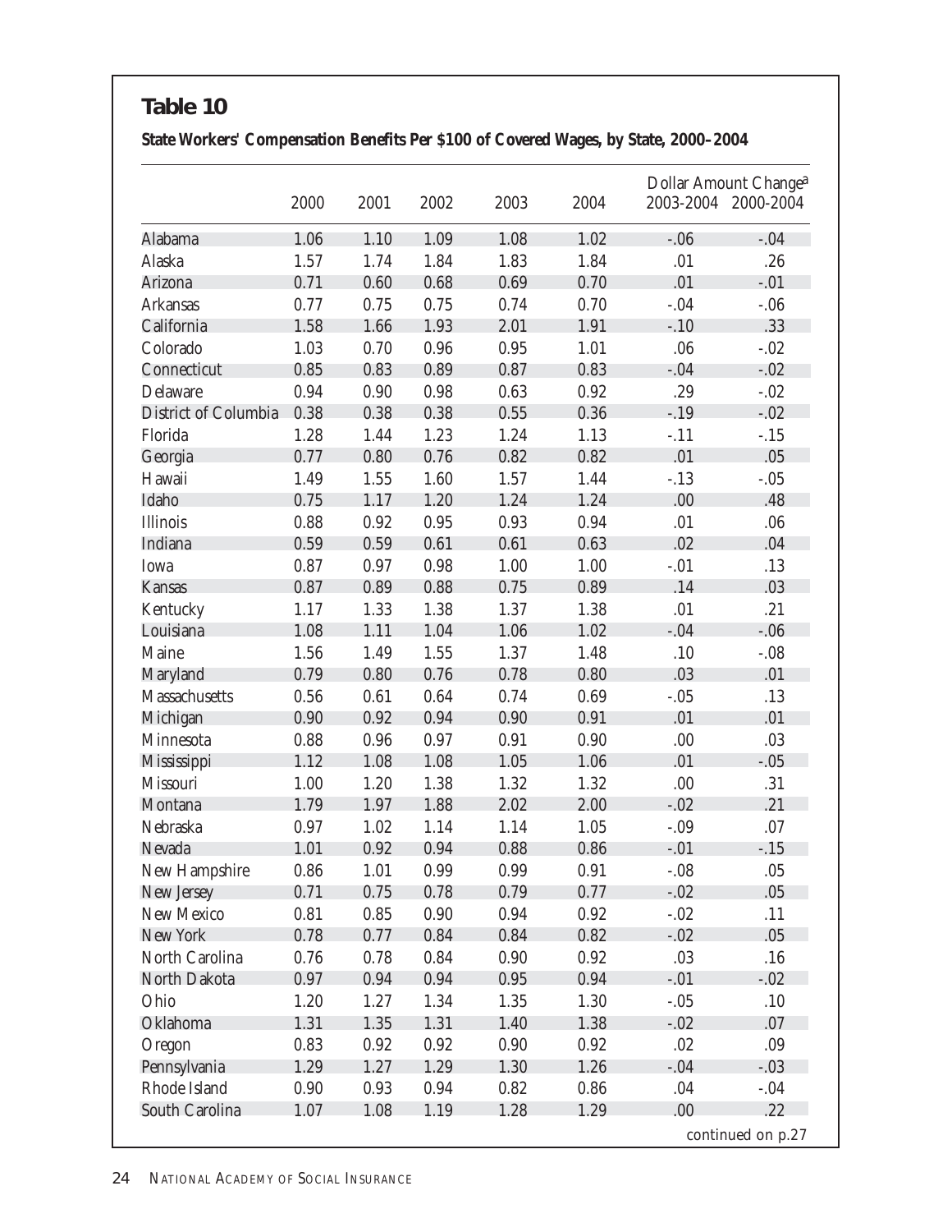## Table 10

**State Workers' Compensation Benefits Per $100 of Covered Wages, by State, 2000–2004**

| | 2000 | 2001 | 2002 | 2003 | 2004 | Dollar Amount Change[a] 2003-2004 | 2000-2004 |
|---|---|---|---|---|---|---|---|
| Alabama | 1.06 | 1.10 | 1.09 | 1.08 | 1.02 | -.06 | -.04 |
| Alaska | 1.57 | 1.74 | 1.84 | 1.83 | 1.84 | .01 | .26 |
| Arizona | 0.71 | 0.60 | 0.68 | 0.69 | 0.70 | .01 | -.01 |
| Arkansas | 0.77 | 0.75 | 0.75 | 0.74 | 0.70 | -.04 | -.06 |
| California | 1.58 | 1.66 | 1.93 | 2.01 | 1.91 | -.10 | .33 |
| Colorado | 1.03 | 0.70 | 0.96 | 0.95 | 1.01 | .06 | -.02 |
| Connecticut | 0.85 | 0.83 | 0.89 | 0.87 | 0.83 | -.04 | -.02 |
| Delaware | 0.94 | 0.90 | 0.98 | 0.63 | 0.92 | .29 | -.02 |
| District of Columbia | 0.38 | 0.38 | 0.38 | 0.55 | 0.36 | -.19 | -.02 |
| Florida | 1.28 | 1.44 | 1.23 | 1.24 | 1.13 | -.11 | -.15 |
| Georgia | 0.77 | 0.80 | 0.76 | 0.82 | 0.82 | .01 | .05 |
| Hawaii | 1.49 | 1.55 | 1.60 | 1.57 | 1.44 | -.13 | -.05 |
| Idaho | 0.75 | 1.17 | 1.20 | 1.24 | 1.24 | .00 | .48 |
| Illinois | 0.88 | 0.92 | 0.95 | 0.93 | 0.94 | .01 | .06 |
| Indiana | 0.59 | 0.59 | 0.61 | 0.61 | 0.63 | .02 | .04 |
| Iowa | 0.87 | 0.97 | 0.98 | 1.00 | 1.00 | -.01 | .13 |
| Kansas | 0.87 | 0.89 | 0.88 | 0.75 | 0.89 | .14 | .03 |
| Kentucky | 1.17 | 1.33 | 1.38 | 1.37 | 1.38 | .01 | .21 |
| Louisiana | 1.08 | 1.11 | 1.04 | 1.06 | 1.02 | -.04 | -.06 |
| Maine | 1.56 | 1.49 | 1.55 | 1.37 | 1.48 | .10 | -.08 |
| Maryland | 0.79 | 0.80 | 0.76 | 0.78 | 0.80 | .03 | .01 |
| Massachusetts | 0.56 | 0.61 | 0.64 | 0.74 | 0.69 | -.05 | .13 |
| Michigan | 0.90 | 0.92 | 0.94 | 0.90 | 0.91 | .01 | .01 |
| Minnesota | 0.88 | 0.96 | 0.97 | 0.91 | 0.90 | .00 | .03 |
| Mississippi | 1.12 | 1.08 | 1.08 | 1.05 | 1.06 | .01 | -.05 |
| Missouri | 1.00 | 1.20 | 1.38 | 1.32 | 1.32 | .00 | .31 |
| Montana | 1.79 | 1.97 | 1.88 | 2.02 | 2.00 | -.02 | .21 |
| Nebraska | 0.97 | 1.02 | 1.14 | 1.14 | 1.05 | -.09 | .07 |
| Nevada | 1.01 | 0.92 | 0.94 | 0.88 | 0.86 | -.01 | -.15 |
| New Hampshire | 0.86 | 1.01 | 0.99 | 0.99 | 0.91 | -.08 | .05 |
| New Jersey | 0.71 | 0.75 | 0.78 | 0.79 | 0.77 | -.02 | .05 |
| New Mexico | 0.81 | 0.85 | 0.90 | 0.94 | 0.92 | -.02 | .11 |
| New York | 0.78 | 0.77 | 0.84 | 0.84 | 0.82 | -.02 | .05 |
| North Carolina | 0.76 | 0.78 | 0.84 | 0.90 | 0.92 | .03 | .16 |
| North Dakota | 0.97 | 0.94 | 0.94 | 0.95 | 0.94 | -.01 | -.02 |
| Ohio | 1.20 | 1.27 | 1.34 | 1.35 | 1.30 | -.05 | .10 |
| Oklahoma | 1.31 | 1.35 | 1.31 | 1.40 | 1.38 | -.02 | .07 |
| Oregon | 0.83 | 0.92 | 0.92 | 0.90 | 0.92 | .02 | .09 |
| Pennsylvania | 1.29 | 1.27 | 1.29 | 1.30 | 1.26 | -.04 | -.03 |
| Rhode Island | 0.90 | 0.93 | 0.94 | 0.82 | 0.86 | .04 | -.04 |
| South Carolina | 1.07 | 1.08 | 1.19 | 1.28 | 1.29 | .00 | .22 |

*continued on p.27*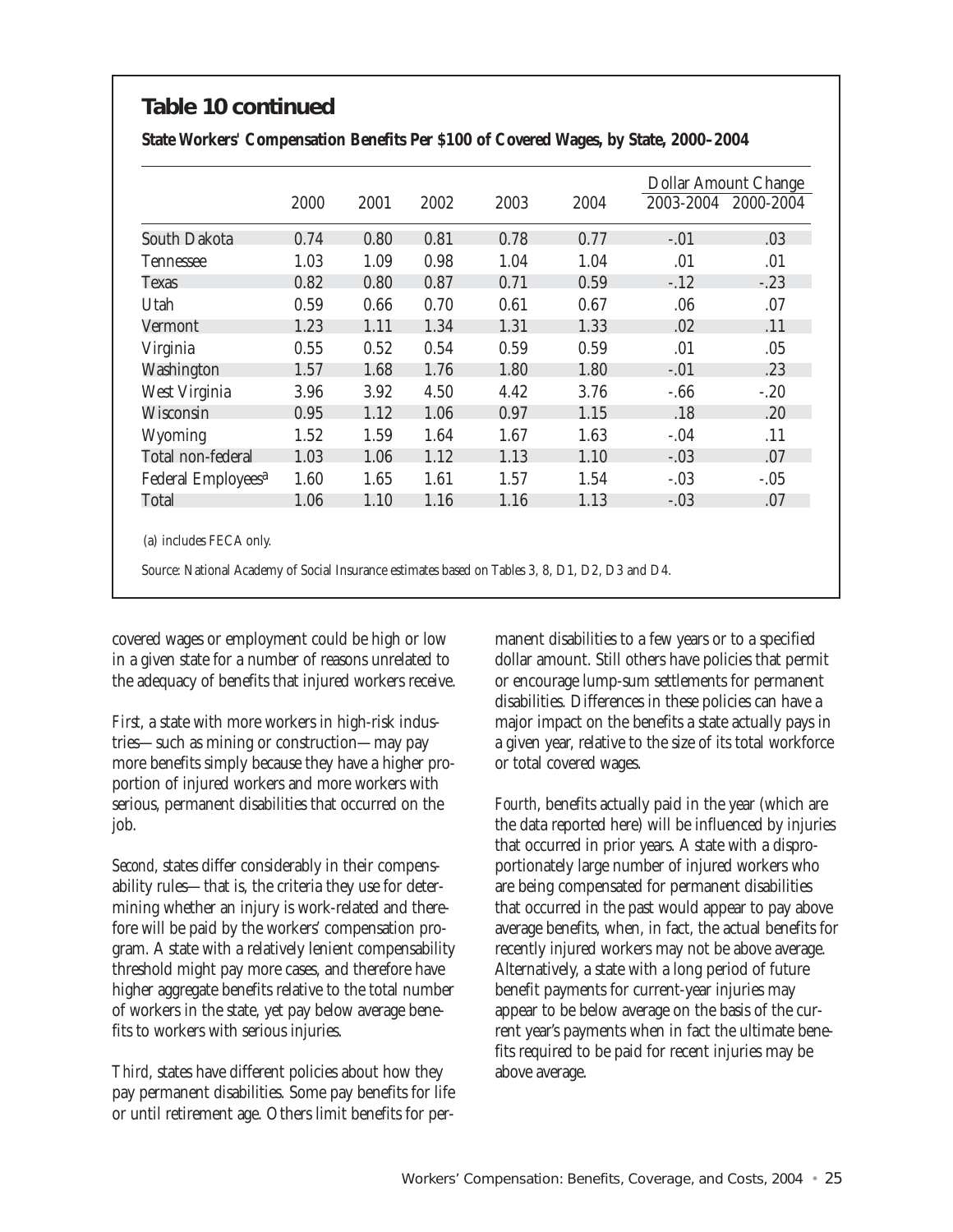## Table 10 continued

**State Workers' Compensation Benefits Per $100 of Covered Wages, by State, 2000–2004**

| | 2000 | 2001 | 2002 | 2003 | 2004 | Dollar Amount Change | |
|---|---|---|---|---|---|---|---|
| | | | | | | 2003-2004 | 2000-2004 |
| South Dakota | 0.74 | 0.80 | 0.81 | 0.78 | 0.77 | -.01 | .03 |
| Tennessee | 1.03 | 1.09 | 0.98 | 1.04 | 1.04 | .01 | .01 |
| Texas | 0.82 | 0.80 | 0.87 | 0.71 | 0.59 | -.12 | -.23 |
| Utah | 0.59 | 0.66 | 0.70 | 0.61 | 0.67 | .06 | .07 |
| Vermont | 1.23 | 1.11 | 1.34 | 1.31 | 1.33 | .02 | .11 |
| Virginia | 0.55 | 0.52 | 0.54 | 0.59 | 0.59 | .01 | .05 |
| Washington | 1.57 | 1.68 | 1.76 | 1.80 | 1.80 | -.01 | .23 |
| West Virginia | 3.96 | 3.92 | 4.50 | 4.42 | 3.76 | -.66 | -.20 |
| Wisconsin | 0.95 | 1.12 | 1.06 | 0.97 | 1.15 | .18 | .20 |
| Wyoming | 1.52 | 1.59 | 1.64 | 1.67 | 1.63 | -.04 | .11 |
| Total non-federal | 1.03 | 1.06 | 1.12 | 1.13 | 1.10 | -.03 | .07 |
| Federal Employees[a] | 1.60 | 1.65 | 1.61 | 1.57 | 1.54 | -.03 | -.05 |
| Total | 1.06 | 1.10 | 1.16 | 1.16 | 1.13 | -.03 | .07 |

(a) includes FECA only.

Source: National Academy of Social Insurance estimates based on Tables 3, 8, D1, D2, D3 and D4.

covered wages or employment could be high or low in a given state for a number of reasons unrelated to the adequacy of benefits that injured workers receive.

*First*, a state with more workers in high-risk industries—such as mining or construction—may pay more benefits simply because they have a higher proportion of injured workers and more workers with serious, permanent disabilities that occurred on the job.

*Second*, states differ considerably in their compensability rules—that is, the criteria they use for determining whether an injury is work-related and therefore will be paid by the workers' compensation program. A state with a relatively lenient compensability threshold might pay more cases, and therefore have higher aggregate benefits relative to the total number of workers in the state, yet pay below average benefits to workers with serious injuries.

*Third*, states have different policies about how they pay permanent disabilities. Some pay benefits for life or until retirement age. Others limit benefits for permanent disabilities to a few years or to a specified dollar amount. Still others have policies that permit or encourage lump-sum settlements for permanent disabilities. Differences in these policies can have a major impact on the benefits a state actually pays in a given year, relative to the size of its total workforce or total covered wages.

*Fourth*, benefits actually paid in the year (which are the data reported here) will be influenced by injuries that occurred in prior years. A state with a disproportionately large number of injured workers who are being compensated for permanent disabilities that occurred in the past would appear to pay above average benefits, when, in fact, the actual benefits for recently injured workers may not be above average. Alternatively, a state with a long period of future benefit payments for current-year injuries may appear to be below average on the basis of the current year's payments when in fact the ultimate benefits required to be paid for recent injuries may be above average.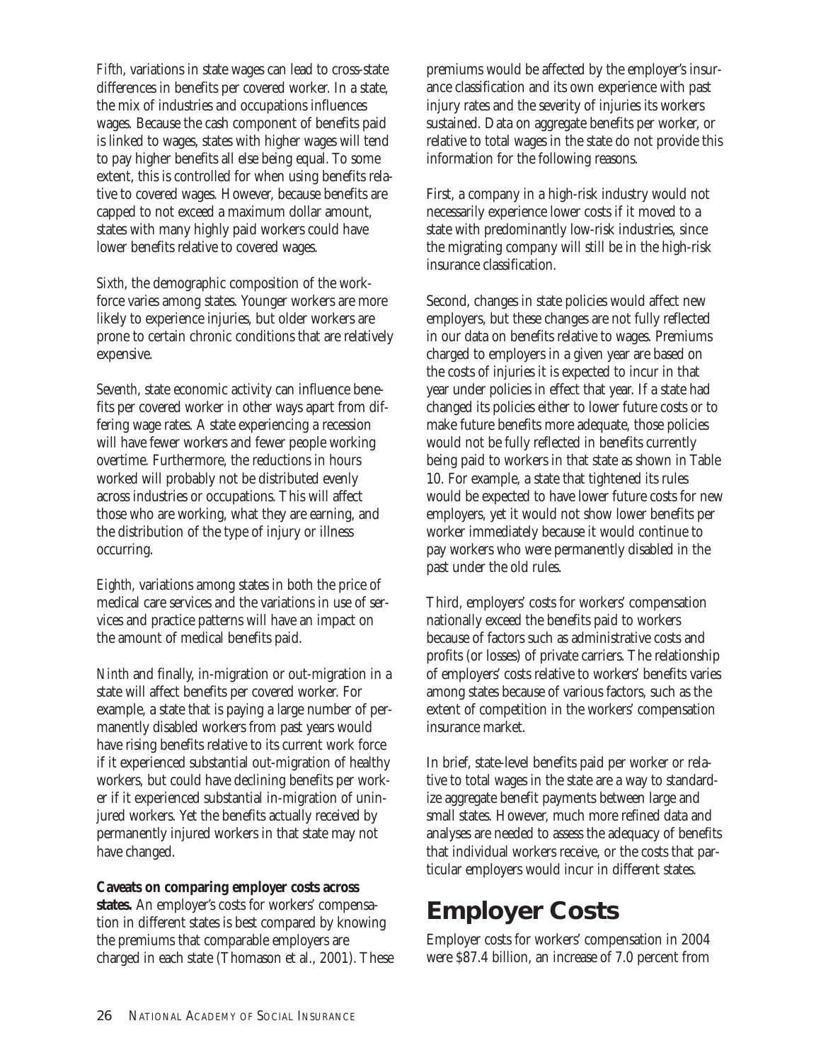*Fifth*, variations in state wages can lead to cross-state differences in benefits per covered worker. In a state, the mix of industries and occupations influences wages. Because the cash component of benefits paid is linked to wages, states with higher wages will tend to pay higher benefits all else being equal. To some extent, this is controlled for when using benefits relative to covered wages. However, because benefits are capped to not exceed a maximum dollar amount, states with many highly paid workers could have lower benefits relative to covered wages.

*Sixth*, the demographic composition of the workforce varies among states. Younger workers are more likely to experience injuries, but older workers are prone to certain chronic conditions that are relatively expensive.

*Seventh*, state economic activity can influence benefits per covered worker in other ways apart from differing wage rates. A state experiencing a recession will have fewer workers and fewer people working overtime. Furthermore, the reductions in hours worked will probably not be distributed evenly across industries or occupations. This will affect those who are working, what they are earning, and the distribution of the type of injury or illness occurring.

*Eighth*, variations among states in both the price of medical care services and the variations in use of services and practice patterns will have an impact on the amount of medical benefits paid.

*Ninth* and finally, in-migration or out-migration in a state will affect benefits per covered worker. For example, a state that is paying a large number of permanently disabled workers from past years would have rising benefits relative to its current work force if it experienced substantial out-migration of healthy workers, but could have declining benefits per worker if it experienced substantial in-migration of uninjured workers. Yet the benefits actually received by permanently injured workers in that state may not have changed.

**Caveats on comparing employer costs across states.** An employer's costs for workers' compensation in different states is best compared by knowing the premiums that comparable employers are charged in each state (Thomason et al., 2001). These premiums would be affected by the employer's insurance classification and its own experience with past injury rates and the severity of injuries its workers sustained. Data on aggregate benefits per worker, or relative to total wages in the state do not provide this information for the following reasons.

First, a company in a high-risk industry would not necessarily experience lower costs if it moved to a state with predominantly low-risk industries, since the migrating company will still be in the high-risk insurance classification.

Second, changes in state policies would affect new employers, but these changes are not fully reflected in our data on benefits relative to wages. Premiums charged to employers in a given year are based on the costs of injuries it is expected to incur in that year under policies in effect that year. If a state had changed its policies either to lower future costs or to make future benefits more adequate, those policies would not be fully reflected in benefits currently being paid to workers in that state as shown in Table 10. For example, a state that tightened its rules would be expected to have lower future costs for new employers, yet it would not show lower benefits per worker immediately because it would continue to pay workers who were permanently disabled in the past under the old rules.

Third, employers' costs for workers' compensation nationally exceed the benefits paid to workers because of factors such as administrative costs and profits (or losses) of private carriers. The relationship of employers' costs relative to workers' benefits varies among states because of various factors, such as the extent of competition in the workers' compensation insurance market.

In brief, state-level benefits paid per worker or relative to total wages in the state are a way to standardize aggregate benefit payments between large and small states. However, much more refined data and analyses are needed to assess the adequacy of benefits that individual workers receive, or the costs that particular employers would incur in different states.

# Employer Costs

Employer costs for workers' compensation in 2004 were $87.4 billion, an increase of 7.0 percent from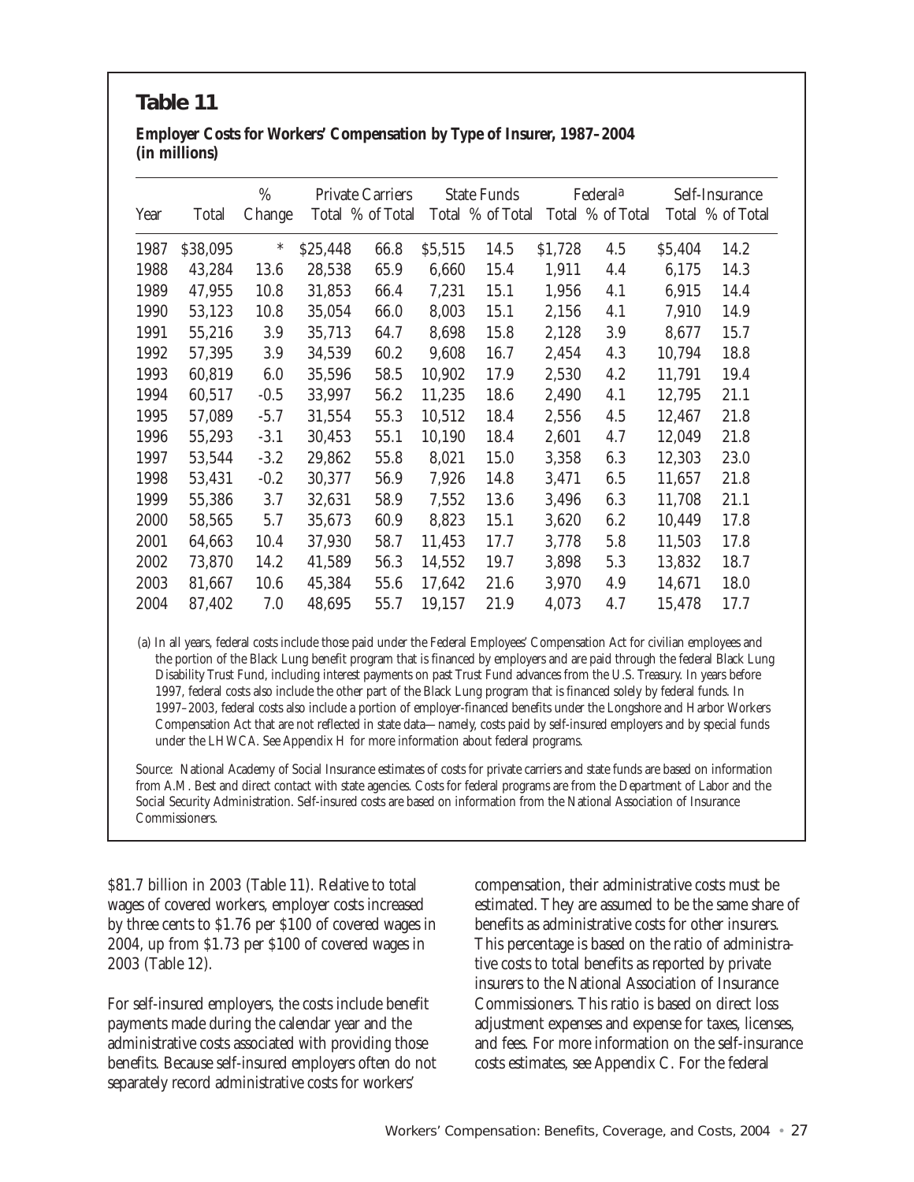## Table 11

**Employer Costs for Workers' Compensation by Type of Insurer, 1987–2004 (in millions)**

| Year | Total | % Change | Private Carriers | | State Funds | | Federal[a] | | Self-Insurance | |
|---|---|---|---|---|---|---|---|---|---|---|
| | | | Total | % of Total | Total | % of Total | Total | % of Total | Total | % of Total |
| 1987 | $38,095 | * | $25,448 | 66.8 | $5,515 | 14.5 | $1,728 | 4.5 | $5,404 | 14.2 |
| 1988 | 43,284 | 13.6 | 28,538 | 65.9 | 6,660 | 15.4 | 1,911 | 4.4 | 6,175 | 14.3 |
| 1989 | 47,955 | 10.8 | 31,853 | 66.4 | 7,231 | 15.1 | 1,956 | 4.1 | 6,915 | 14.4 |
| 1990 | 53,123 | 10.8 | 35,054 | 66.0 | 8,003 | 15.1 | 2,156 | 4.1 | 7,910 | 14.9 |
| 1991 | 55,216 | 3.9 | 35,713 | 64.7 | 8,698 | 15.8 | 2,128 | 3.9 | 8,677 | 15.7 |
| 1992 | 57,395 | 3.9 | 34,539 | 60.2 | 9,608 | 16.7 | 2,454 | 4.3 | 10,794 | 18.8 |
| 1993 | 60,819 | 6.0 | 35,596 | 58.5 | 10,902 | 17.9 | 2,530 | 4.2 | 11,791 | 19.4 |
| 1994 | 60,517 | -0.5 | 33,997 | 56.2 | 11,235 | 18.6 | 2,490 | 4.1 | 12,795 | 21.1 |
| 1995 | 57,089 | -5.7 | 31,554 | 55.3 | 10,512 | 18.4 | 2,556 | 4.5 | 12,467 | 21.8 |
| 1996 | 55,293 | -3.1 | 30,453 | 55.1 | 10,190 | 18.4 | 2,601 | 4.7 | 12,049 | 21.8 |
| 1997 | 53,544 | -3.2 | 29,862 | 55.8 | 8,021 | 15.0 | 3,358 | 6.3 | 12,303 | 23.0 |
| 1998 | 53,431 | -0.2 | 30,377 | 56.9 | 7,926 | 14.8 | 3,471 | 6.5 | 11,657 | 21.8 |
| 1999 | 55,386 | 3.7 | 32,631 | 58.9 | 7,552 | 13.6 | 3,496 | 6.3 | 11,708 | 21.1 |
| 2000 | 58,565 | 5.7 | 35,673 | 60.9 | 8,823 | 15.1 | 3,620 | 6.2 | 10,449 | 17.8 |
| 2001 | 64,663 | 10.4 | 37,930 | 58.7 | 11,453 | 17.7 | 3,778 | 5.8 | 11,503 | 17.8 |
| 2002 | 73,870 | 14.2 | 41,589 | 56.3 | 14,552 | 19.7 | 3,898 | 5.3 | 13,832 | 18.7 |
| 2003 | 81,667 | 10.6 | 45,384 | 55.6 | 17,642 | 21.6 | 3,970 | 4.9 | 14,671 | 18.0 |
| 2004 | 87,402 | 7.0 | 48,695 | 55.7 | 19,157 | 21.9 | 4,073 | 4.7 | 15,478 | 17.7 |

(a) In all years, federal costs include those paid under the Federal Employees' Compensation Act for civilian employees and the portion of the Black Lung benefit program that is financed by employers and are paid through the federal Black Lung Disability Trust Fund, including interest payments on past Trust Fund advances from the U.S. Treasury. In years before 1997, federal costs also include the other part of the Black Lung program that is financed solely by federal funds. In 1997–2003, federal costs also include a portion of employer-financed benefits under the Longshore and Harbor Workers Compensation Act that are not reflected in state data—namely, costs paid by self-insured employers and by special funds under the LHWCA. See Appendix H for more information about federal programs.

Source: National Academy of Social Insurance estimates of costs for private carriers and state funds are based on information from A.M. Best and direct contact with state agencies. Costs for federal programs are from the Department of Labor and the Social Security Administration. Self-insured costs are based on information from the National Association of Insurance Commissioners.

$81.7 billion in 2003 (Table 11). Relative to total wages of covered workers, employer costs increased by three cents to $1.76 per $100 of covered wages in 2004, up from $1.73 per $100 of covered wages in 2003 (Table 12).

For self-insured employers, the costs include benefit payments made during the calendar year and the administrative costs associated with providing those benefits. Because self-insured employers often do not separately record administrative costs for workers' compensation, their administrative costs must be estimated. They are assumed to be the same share of benefits as administrative costs for other insurers. This percentage is based on the ratio of administrative costs to total benefits as reported by private insurers to the National Association of Insurance Commissioners. This ratio is based on direct loss adjustment expenses and expense for taxes, licenses, and fees. For more information on the self-insurance costs estimates, see Appendix C. For the federal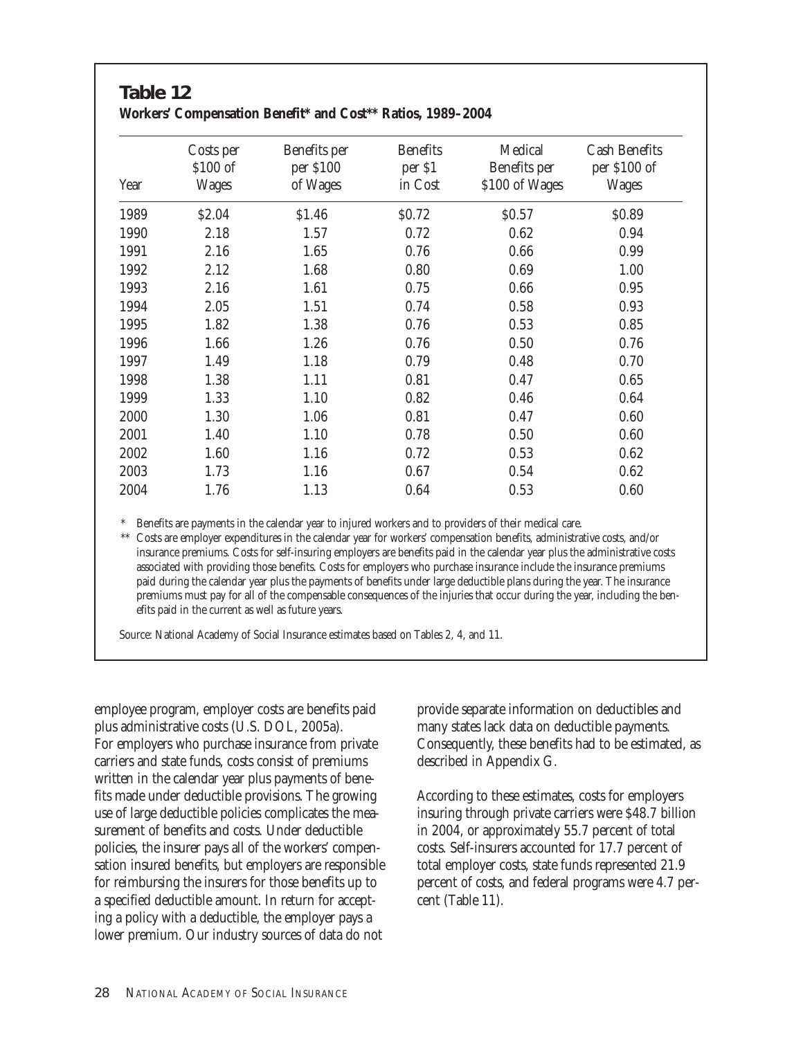## Table 12

**Workers' Compensation Benefit* and Cost** Ratios, 1989–2004**

| Year | Costs per $100 of Wages | Benefits per per $100 of Wages | Benefits per $1 in Cost | Medical Benefits per $100 of Wages | Cash Benefits per $100 of Wages |
|---|---|---|---|---|---|
| 1989 | $2.04 | $1.46 | $0.72 | $0.57 | $0.89 |
| 1990 | 2.18 | 1.57 | 0.72 | 0.62 | 0.94 |
| 1991 | 2.16 | 1.65 | 0.76 | 0.66 | 0.99 |
| 1992 | 2.12 | 1.68 | 0.80 | 0.69 | 1.00 |
| 1993 | 2.16 | 1.61 | 0.75 | 0.66 | 0.95 |
| 1994 | 2.05 | 1.51 | 0.74 | 0.58 | 0.93 |
| 1995 | 1.82 | 1.38 | 0.76 | 0.53 | 0.85 |
| 1996 | 1.66 | 1.26 | 0.76 | 0.50 | 0.76 |
| 1997 | 1.49 | 1.18 | 0.79 | 0.48 | 0.70 |
| 1998 | 1.38 | 1.11 | 0.81 | 0.47 | 0.65 |
| 1999 | 1.33 | 1.10 | 0.82 | 0.46 | 0.64 |
| 2000 | 1.30 | 1.06 | 0.81 | 0.47 | 0.60 |
| 2001 | 1.40 | 1.10 | 0.78 | 0.50 | 0.60 |
| 2002 | 1.60 | 1.16 | 0.72 | 0.53 | 0.62 |
| 2003 | 1.73 | 1.16 | 0.67 | 0.54 | 0.62 |
| 2004 | 1.76 | 1.13 | 0.64 | 0.53 | 0.60 |

\* Benefits are payments in the calendar year to injured workers and to providers of their medical care.

\*\* Costs are employer expenditures in the calendar year for workers' compensation benefits, administrative costs, and/or insurance premiums. Costs for self-insuring employers are benefits paid in the calendar year plus the administrative costs associated with providing those benefits. Costs for employers who purchase insurance include the insurance premiums paid during the calendar year plus the payments of benefits under large deductible plans during the year. The insurance premiums must pay for all of the compensable consequences of the injuries that occur during the year, including the benefits paid in the current as well as future years.

Source: National Academy of Social Insurance estimates based on Tables 2, 4, and 11.

employee program, employer costs are benefits paid plus administrative costs (U.S. DOL, 2005a). For employers who purchase insurance from private carriers and state funds, costs consist of premiums written in the calendar year plus payments of benefits made under deductible provisions. The growing use of large deductible policies complicates the measurement of benefits and costs. Under deductible policies, the insurer pays all of the workers' compensation insured benefits, but employers are responsible for reimbursing the insurers for those benefits up to a specified deductible amount. In return for accepting a policy with a deductible, the employer pays a lower premium. Our industry sources of data do not provide separate information on deductibles and many states lack data on deductible payments. Consequently, these benefits had to be estimated, as described in Appendix G.

According to these estimates, costs for employers insuring through private carriers were $48.7 billion in 2004, or approximately 55.7 percent of total costs. Self-insurers accounted for 17.7 percent of total employer costs, state funds represented 21.9 percent of costs, and federal programs were 4.7 percent (Table 11).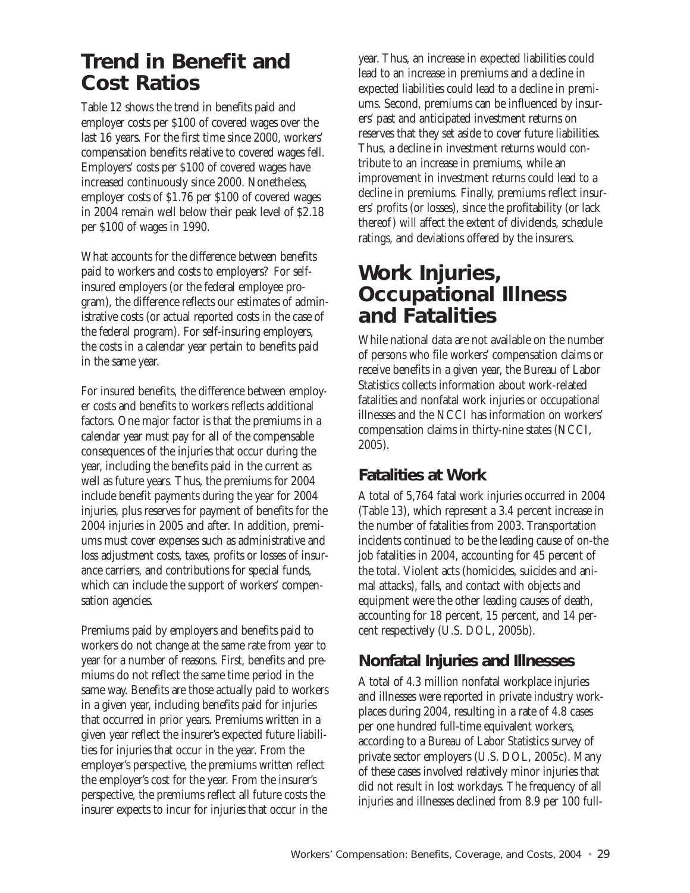## Trend in Benefit and Cost Ratios

Table 12 shows the trend in benefits paid and employer costs per $100 of covered wages over the last 16 years. For the first time since 2000, workers' compensation benefits relative to covered wages fell. Employers' costs per $100 of covered wages have increased continuously since 2000. Nonetheless, employer costs of $1.76 per $100 of covered wages in 2004 remain well below their peak level of $2.18 per $100 of wages in 1990.

What accounts for the difference between benefits paid to workers and costs to employers? For self-insured employers (or the federal employee program), the difference reflects our estimates of administrative costs (or actual reported costs in the case of the federal program). For self-insuring employers, the costs in a calendar year pertain to benefits paid in the same year.

For insured benefits, the difference between employer costs and benefits to workers reflects additional factors. One major factor is that the premiums in a calendar year must pay for all of the compensable consequences of the injuries that occur during the year, including the benefits paid in the current as well as future years. Thus, the premiums for 2004 include benefit payments during the year for 2004 injuries, plus reserves for payment of benefits for the 2004 injuries in 2005 and after. In addition, premiums must cover expenses such as administrative and loss adjustment costs, taxes, profits or losses of insurance carriers, and contributions for special funds, which can include the support of workers' compensation agencies.

Premiums paid by employers and benefits paid to workers do not change at the same rate from year to year for a number of reasons. First, benefits and premiums do not reflect the same time period in the same way. Benefits are those actually paid to workers in a given year, including benefits paid for injuries that occurred in prior years. Premiums written in a given year reflect the insurer's expected future liabilities for injuries that occur in the year. From the employer's perspective, the premiums written reflect the employer's cost for the year. From the insurer's perspective, the premiums reflect all future costs the insurer expects to incur for injuries that occur in the year. Thus, an increase in expected liabilities could lead to an increase in premiums and a decline in expected liabilities could lead to a decline in premiums. Second, premiums can be influenced by insurers' past and anticipated investment returns on reserves that they set aside to cover future liabilities. Thus, a decline in investment returns would contribute to an increase in premiums, while an improvement in investment returns could lead to a decline in premiums. Finally, premiums reflect insurers' profits (or losses), since the profitability (or lack thereof) will affect the extent of dividends, schedule ratings, and deviations offered by the insurers.

## Work Injuries, Occupational Illness and Fatalities

While national data are not available on the number of persons who file workers' compensation claims or receive benefits in a given year, the Bureau of Labor Statistics collects information about work-related fatalities and nonfatal work injuries or occupational illnesses and the NCCI has information on workers' compensation claims in thirty-nine states (NCCI, 2005).

### Fatalities at Work

A total of 5,764 fatal work injuries occurred in 2004 (Table 13), which represent a 3.4 percent increase in the number of fatalities from 2003. Transportation incidents continued to be the leading cause of on-the job fatalities in 2004, accounting for 45 percent of the total. Violent acts (homicides, suicides and animal attacks), falls, and contact with objects and equipment were the other leading causes of death, accounting for 18 percent, 15 percent, and 14 percent respectively (U.S. DOL, 2005b).

### Nonfatal Injuries and Illnesses

A total of 4.3 million nonfatal workplace injuries and illnesses were reported in private industry workplaces during 2004, resulting in a rate of 4.8 cases per one hundred full-time equivalent workers, according to a Bureau of Labor Statistics survey of private sector employers (U.S. DOL, 2005c). Many of these cases involved relatively minor injuries that did not result in lost workdays. The frequency of all injuries and illnesses declined from 8.9 per 100 full-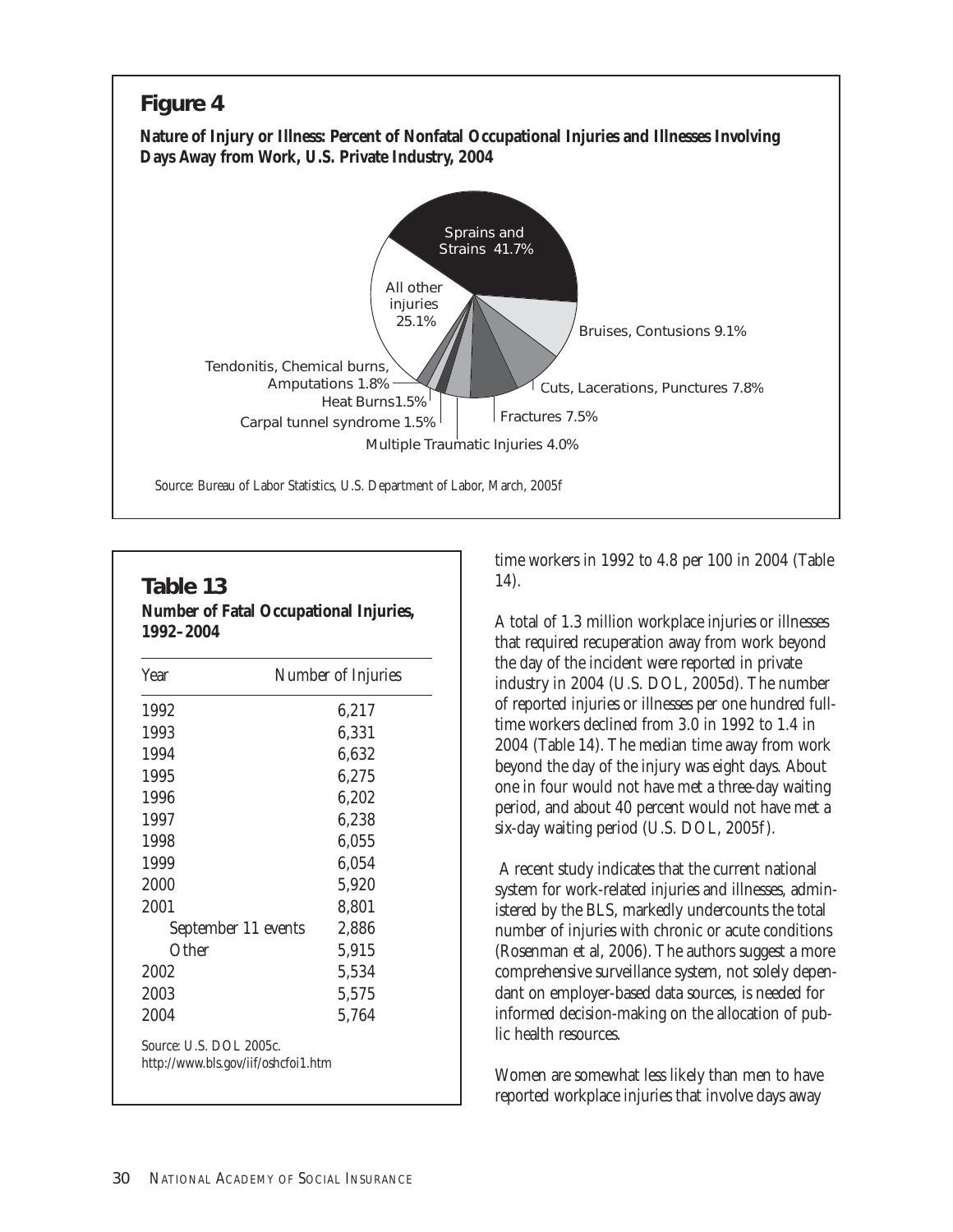## Figure 4

**Nature of Injury or Illness: Percent of Nonfatal Occupational Injuries and Illnesses Involving Days Away from Work, U.S. Private Industry, 2004**

Sprains and Strains 41.7%

All other injuries 25.1%

Bruises, Contusions 9.1%

Cuts, Lacerations, Punctures 7.8%

Fractures 7.5%

Multiple Traumatic Injuries 4.0%

Carpal tunnel syndrome 1.5%

Heat Burns1.5%

Tendonitis, Chemical burns, Amputations 1.8%

*Source: Bureau of Labor Statistics, U.S. Department of Labor, March, 2005f*

## Table 13

**Number of Fatal Occupational Injuries, 1992–2004**

| Year | Number of Injuries |
|---|---|
| 1992 | 6,217 |
| 1993 | 6,331 |
| 1994 | 6,632 |
| 1995 | 6,275 |
| 1996 | 6,202 |
| 1997 | 6,238 |
| 1998 | 6,055 |
| 1999 | 6,054 |
| 2000 | 5,920 |
| 2001 | 8,801 |
| September 11 events | 2,886 |
| Other | 5,915 |
| 2002 | 5,534 |
| 2003 | 5,575 |
| 2004 | 5,764 |

*Source: U.S. DOL 2005c. http://www.bls.gov/iif/oshcfoi1.htm*

time workers in 1992 to 4.8 per 100 in 2004 (Table 14).

A total of 1.3 million workplace injuries or illnesses that required recuperation away from work beyond the day of the incident were reported in private industry in 2004 (U.S. DOL, 2005d). The number of reported injuries or illnesses per one hundred full-time workers declined from 3.0 in 1992 to 1.4 in 2004 (Table 14). The median time away from work beyond the day of the injury was eight days. About one in four would not have met a three-day waiting period, and about 40 percent would not have met a six-day waiting period (U.S. DOL, 2005f).

A recent study indicates that the current national system for work-related injuries and illnesses, administered by the BLS, markedly undercounts the total number of injuries with chronic or acute conditions (Rosenman et al, 2006). The authors suggest a more comprehensive surveillance system, not solely dependant on employer-based data sources, is needed for informed decision-making on the allocation of public health resources.

Women are somewhat less likely than men to have reported workplace injuries that involve days away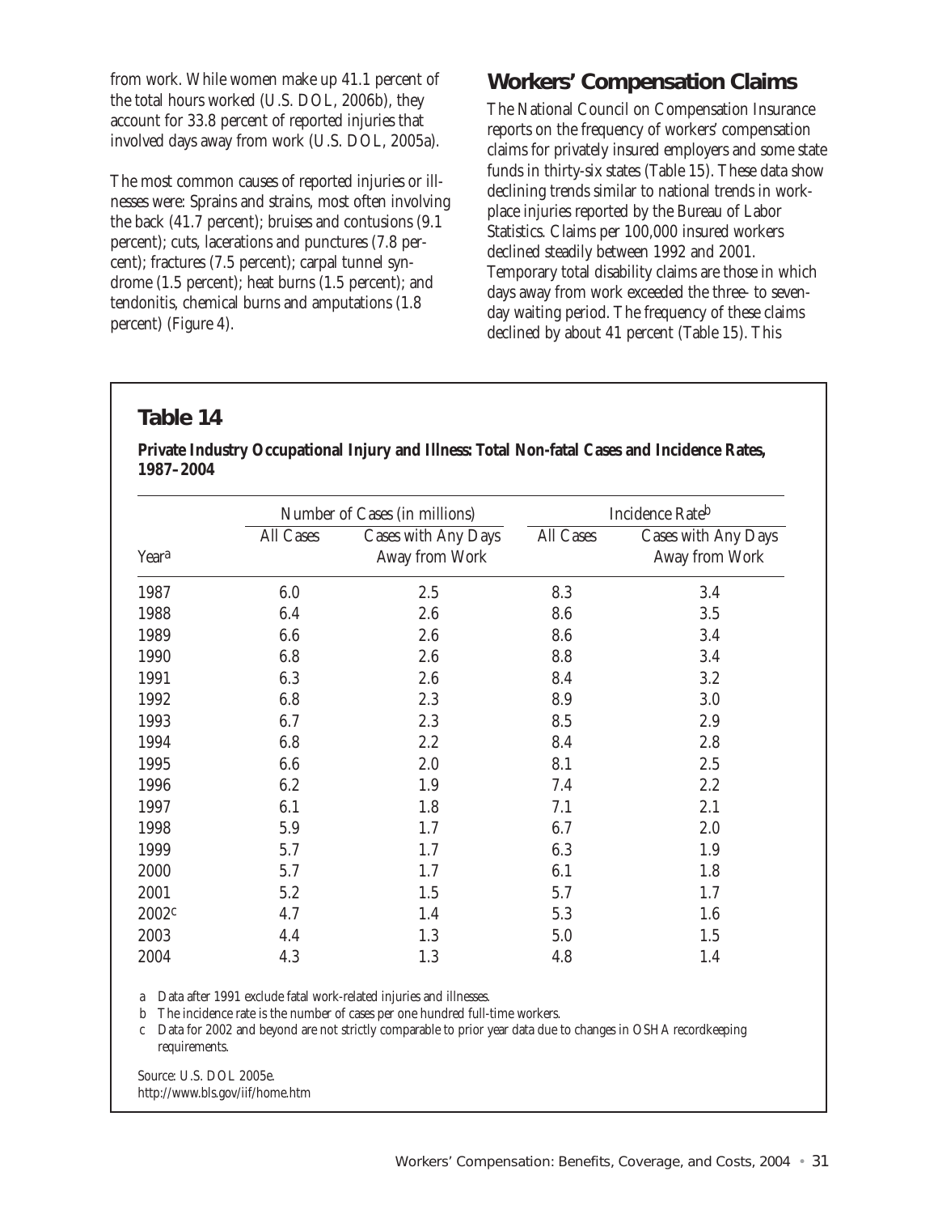from work. While women make up 41.1 percent of the total hours worked (U.S. DOL, 2006b), they account for 33.8 percent of reported injuries that involved days away from work (U.S. DOL, 2005a).

The most common causes of reported injuries or illnesses were: Sprains and strains, most often involving the back (41.7 percent); bruises and contusions (9.1 percent); cuts, lacerations and punctures (7.8 percent); fractures (7.5 percent); carpal tunnel syndrome (1.5 percent); heat burns (1.5 percent); and tendonitis, chemical burns and amputations (1.8 percent) (Figure 4).

## Workers' Compensation Claims

The National Council on Compensation Insurance reports on the frequency of workers' compensation claims for privately insured employers and some state funds in thirty-six states (Table 15). These data show declining trends similar to national trends in workplace injuries reported by the Bureau of Labor Statistics. Claims per 100,000 insured workers declined steadily between 1992 and 2001. Temporary total disability claims are those in which days away from work exceeded the three- to seven-day waiting period. The frequency of these claims declined by about 41 percent (Table 15). This

### Table 14

**Private Industry Occupational Injury and Illness: Total Non-fatal Cases and Incidence Rates, 1987–2004**

| | Number of Cases (in millions) | | Incidence Rate[b] | |
|---|---|---|---|---|
| Year[a] | All Cases | Cases with Any Days Away from Work | All Cases | Cases with Any Days Away from Work |
| 1987 | 6.0 | 2.5 | 8.3 | 3.4 |
| 1988 | 6.4 | 2.6 | 8.6 | 3.5 |
| 1989 | 6.6 | 2.6 | 8.6 | 3.4 |
| 1990 | 6.8 | 2.6 | 8.8 | 3.4 |
| 1991 | 6.3 | 2.6 | 8.4 | 3.2 |
| 1992 | 6.8 | 2.3 | 8.9 | 3.0 |
| 1993 | 6.7 | 2.3 | 8.5 | 2.9 |
| 1994 | 6.8 | 2.2 | 8.4 | 2.8 |
| 1995 | 6.6 | 2.0 | 8.1 | 2.5 |
| 1996 | 6.2 | 1.9 | 7.4 | 2.2 |
| 1997 | 6.1 | 1.8 | 7.1 | 2.1 |
| 1998 | 5.9 | 1.7 | 6.7 | 2.0 |
| 1999 | 5.7 | 1.7 | 6.3 | 1.9 |
| 2000 | 5.7 | 1.7 | 6.1 | 1.8 |
| 2001 | 5.2 | 1.5 | 5.7 | 1.7 |
| 2002[c] | 4.7 | 1.4 | 5.3 | 1.6 |
| 2003 | 4.4 | 1.3 | 5.0 | 1.5 |
| 2004 | 4.3 | 1.3 | 4.8 | 1.4 |

a Data after 1991 exclude fatal work-related injuries and illnesses.

b The incidence rate is the number of cases per one hundred full-time workers.

c Data for 2002 and beyond are not strictly comparable to prior year data due to changes in OSHA recordkeeping requirements.

Source: U.S. DOL 2005e.
http://www.bls.gov/iif/home.htm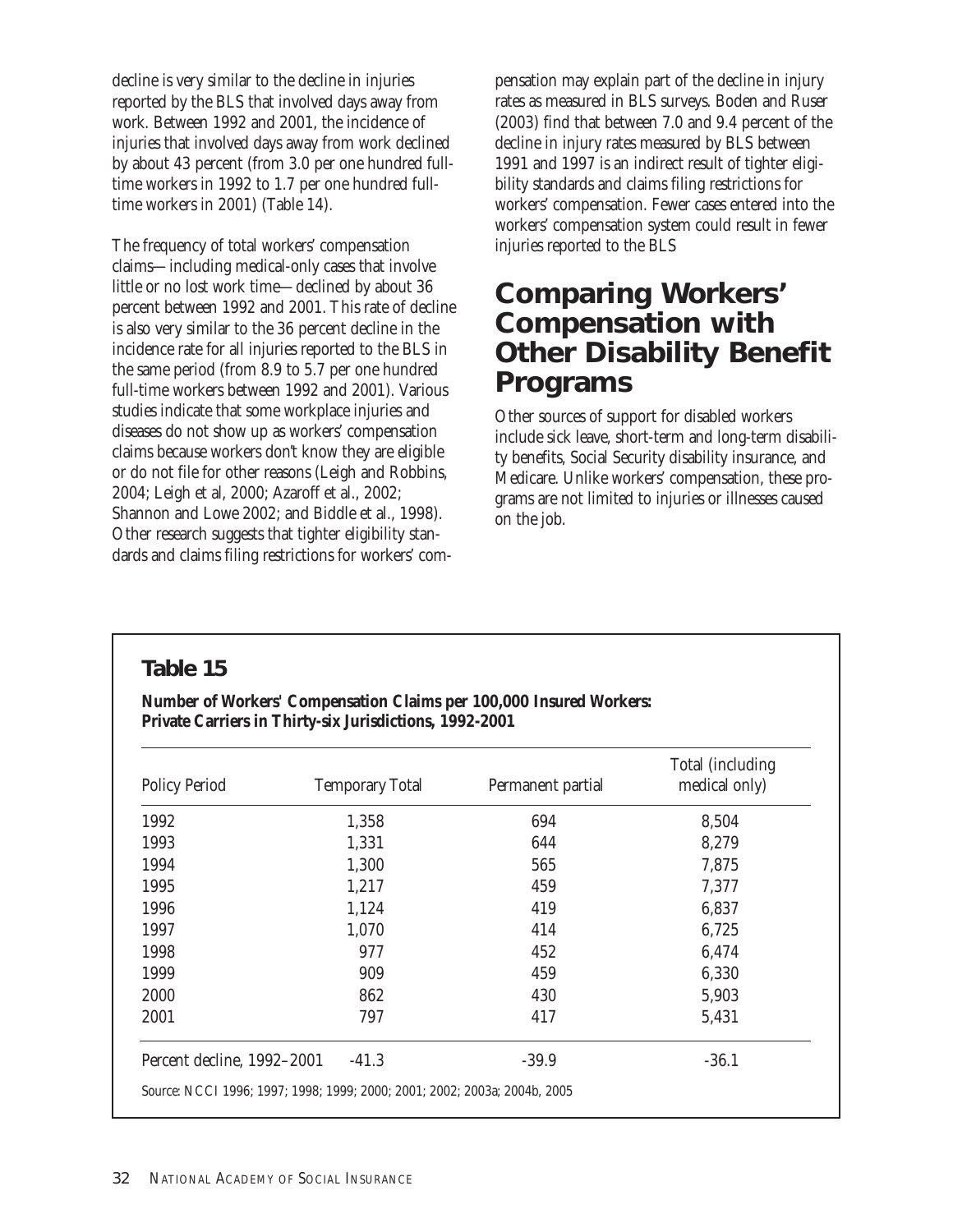decline is very similar to the decline in injuries reported by the BLS that involved days away from work. Between 1992 and 2001, the incidence of injuries that involved days away from work declined by about 43 percent (from 3.0 per one hundred full-time workers in 1992 to 1.7 per one hundred full-time workers in 2001) (Table 14).

The frequency of total workers' compensation claims—including medical-only cases that involve little or no lost work time—declined by about 36 percent between 1992 and 2001. This rate of decline is also very similar to the 36 percent decline in the incidence rate for all injuries reported to the BLS in the same period (from 8.9 to 5.7 per one hundred full-time workers between 1992 and 2001). Various studies indicate that some workplace injuries and diseases do not show up as workers' compensation claims because workers don't know they are eligible or do not file for other reasons (Leigh and Robbins, 2004; Leigh et al, 2000; Azaroff et al., 2002; Shannon and Lowe 2002; and Biddle et al., 1998). Other research suggests that tighter eligibility standards and claims filing restrictions for workers' compensation may explain part of the decline in injury rates as measured in BLS surveys. Boden and Ruser (2003) find that between 7.0 and 9.4 percent of the decline in injury rates measured by BLS between 1991 and 1997 is an indirect result of tighter eligibility standards and claims filing restrictions for workers' compensation. Fewer cases entered into the workers' compensation system could result in fewer injuries reported to the BLS

## Comparing Workers' Compensation with Other Disability Benefit Programs

Other sources of support for disabled workers include sick leave, short-term and long-term disability benefits, Social Security disability insurance, and Medicare. Unlike workers' compensation, these programs are not limited to injuries or illnesses caused on the job.

### Table 15

**Number of Workers' Compensation Claims per 100,000 Insured Workers: Private Carriers in Thirty-six Jurisdictions, 1992-2001**

| Policy Period | Temporary Total | Permanent partial | Total (including medical only) |
|---|---|---|---|
| 1992 | 1,358 | 694 | 8,504 |
| 1993 | 1,331 | 644 | 8,279 |
| 1994 | 1,300 | 565 | 7,875 |
| 1995 | 1,217 | 459 | 7,377 |
| 1996 | 1,124 | 419 | 6,837 |
| 1997 | 1,070 | 414 | 6,725 |
| 1998 | 977 | 452 | 6,474 |
| 1999 | 909 | 459 | 6,330 |
| 2000 | 862 | 430 | 5,903 |
| 2001 | 797 | 417 | 5,431 |
| Percent decline, 1992–2001 | -41.3 | -39.9 | -36.1 |

Source: NCCI 1996; 1997; 1998; 1999; 2000; 2001; 2002; 2003a; 2004b, 2005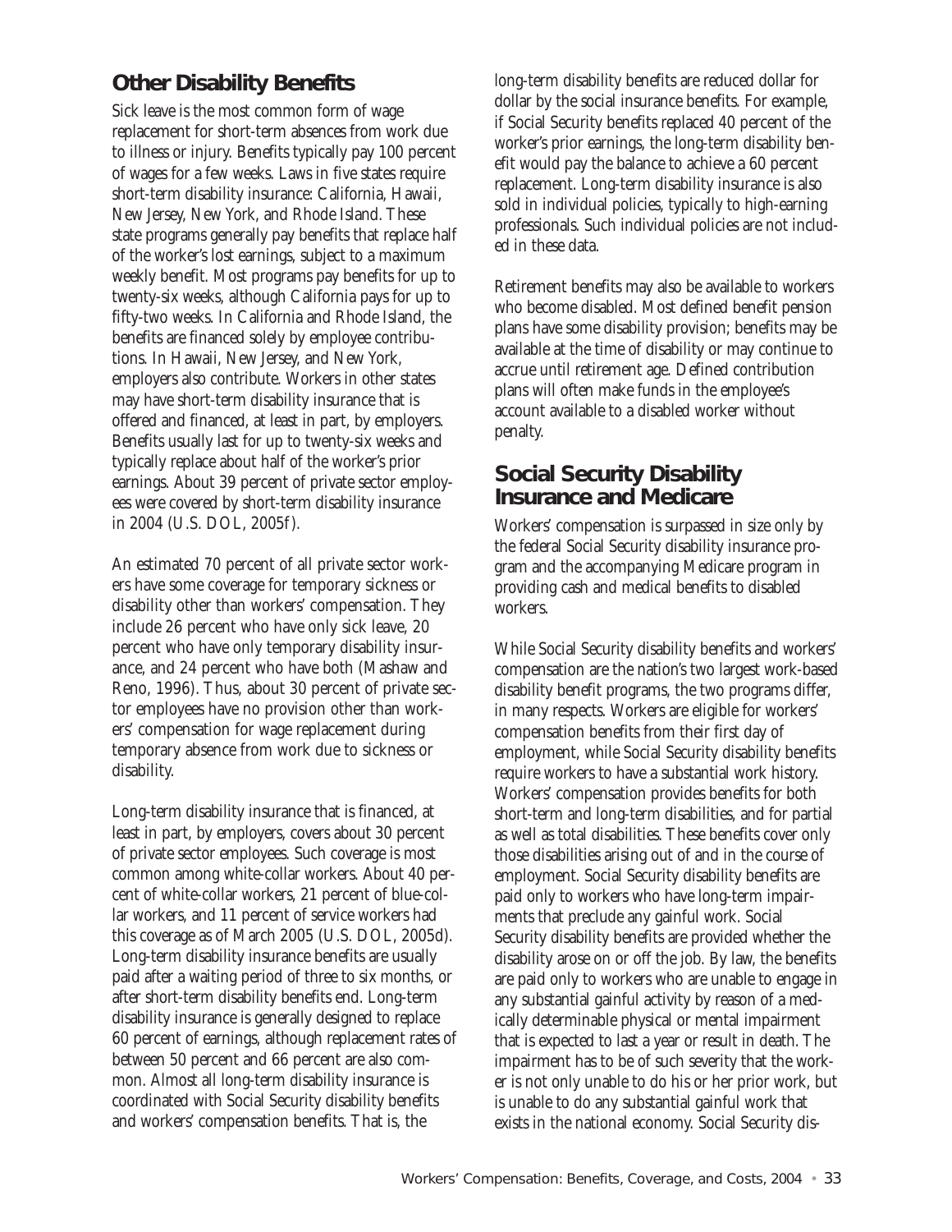## Other Disability Benefits

Sick leave is the most common form of wage replacement for short-term absences from work due to illness or injury. Benefits typically pay 100 percent of wages for a few weeks. Laws in five states require short-term disability insurance: California, Hawaii, New Jersey, New York, and Rhode Island. These state programs generally pay benefits that replace half of the worker's lost earnings, subject to a maximum weekly benefit. Most programs pay benefits for up to twenty-six weeks, although California pays for up to fifty-two weeks. In California and Rhode Island, the benefits are financed solely by employee contributions. In Hawaii, New Jersey, and New York, employers also contribute. Workers in other states may have short-term disability insurance that is offered and financed, at least in part, by employers. Benefits usually last for up to twenty-six weeks and typically replace about half of the worker's prior earnings. About 39 percent of private sector employees were covered by short-term disability insurance in 2004 (U.S. DOL, 2005f).

An estimated 70 percent of all private sector workers have some coverage for temporary sickness or disability other than workers' compensation. They include 26 percent who have only sick leave, 20 percent who have only temporary disability insurance, and 24 percent who have both (Mashaw and Reno, 1996). Thus, about 30 percent of private sector employees have no provision other than workers' compensation for wage replacement during temporary absence from work due to sickness or disability.

Long-term disability insurance that is financed, at least in part, by employers, covers about 30 percent of private sector employees. Such coverage is most common among white-collar workers. About 40 percent of white-collar workers, 21 percent of blue-collar workers, and 11 percent of service workers had this coverage as of March 2005 (U.S. DOL, 2005d). Long-term disability insurance benefits are usually paid after a waiting period of three to six months, or after short-term disability benefits end. Long-term disability insurance is generally designed to replace 60 percent of earnings, although replacement rates of between 50 percent and 66 percent are also common. Almost all long-term disability insurance is coordinated with Social Security disability benefits and workers' compensation benefits. That is, the long-term disability benefits are reduced dollar for dollar by the social insurance benefits. For example, if Social Security benefits replaced 40 percent of the worker's prior earnings, the long-term disability benefit would pay the balance to achieve a 60 percent replacement. Long-term disability insurance is also sold in individual policies, typically to high-earning professionals. Such individual policies are not included in these data.

Retirement benefits may also be available to workers who become disabled. Most defined benefit pension plans have some disability provision; benefits may be available at the time of disability or may continue to accrue until retirement age. Defined contribution plans will often make funds in the employee's account available to a disabled worker without penalty.

## Social Security Disability Insurance and Medicare

Workers' compensation is surpassed in size only by the federal Social Security disability insurance program and the accompanying Medicare program in providing cash and medical benefits to disabled workers.

While Social Security disability benefits and workers' compensation are the nation's two largest work-based disability benefit programs, the two programs differ, in many respects. Workers are eligible for workers' compensation benefits from their first day of employment, while Social Security disability benefits require workers to have a substantial work history. Workers' compensation provides benefits for both short-term and long-term disabilities, and for partial as well as total disabilities. These benefits cover only those disabilities arising out of and in the course of employment. Social Security disability benefits are paid only to workers who have long-term impairments that preclude any gainful work. Social Security disability benefits are provided whether the disability arose on or off the job. By law, the benefits are paid only to workers who are unable to engage in any substantial gainful activity by reason of a medically determinable physical or mental impairment that is expected to last a year or result in death. The impairment has to be of such severity that the worker is not only unable to do his or her prior work, but is unable to do any substantial gainful work that exists in the national economy. Social Security dis-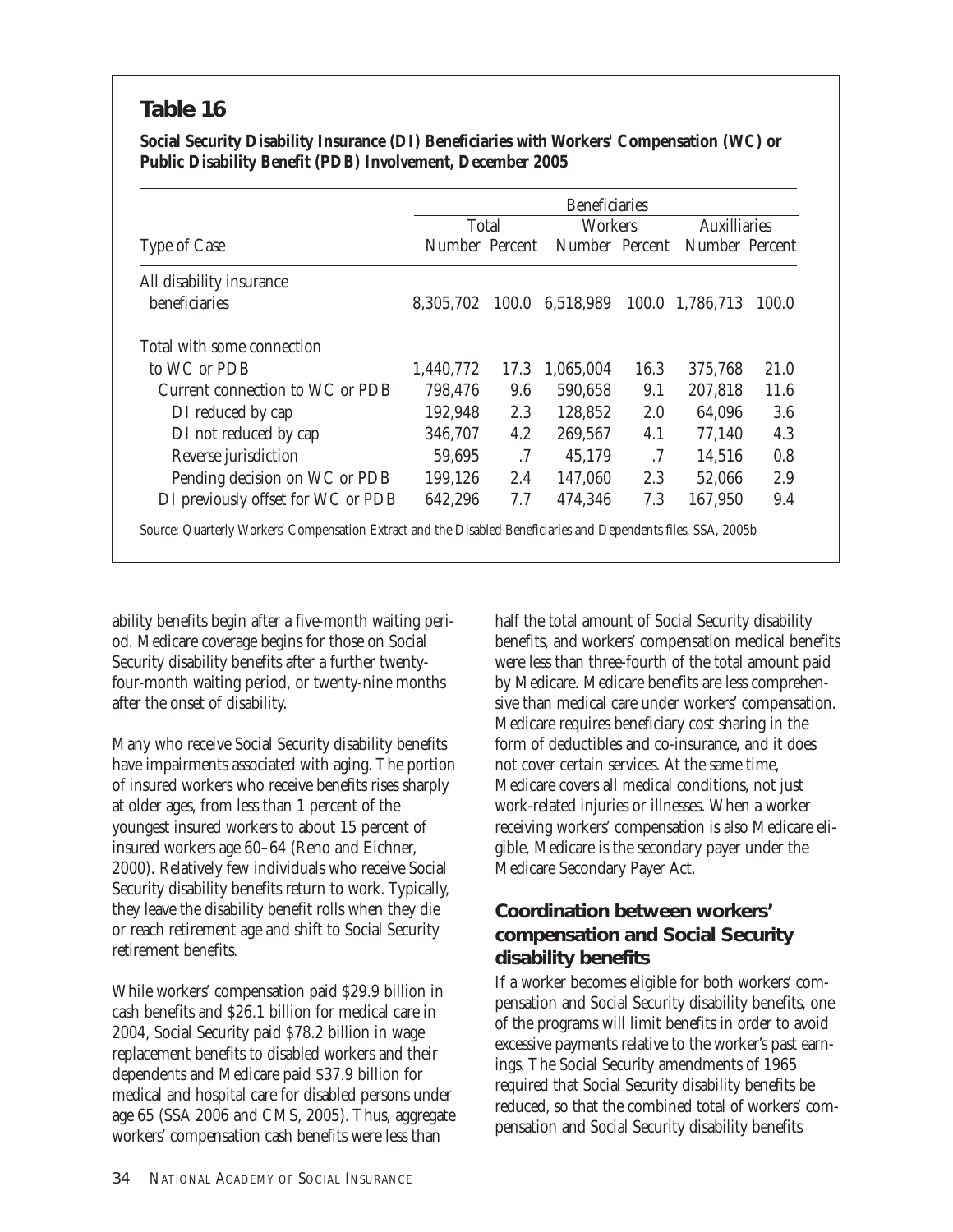## Table 16

**Social Security Disability Insurance (DI) Beneficiaries with Workers' Compensation (WC) or Public Disability Benefit (PDB) Involvement, December 2005**

| | Beneficiaries | | | | | |
|---|---|---|---|---|---|---|
| | Total | | Workers | | Auxilliaries | |
| Type of Case | Number | Percent | Number | Percent | Number | Percent |
| All disability insurance beneficiaries | 8,305,702 | 100.0 | 6,518,989 | 100.0 | 1,786,713 | 100.0 |
| Total with some connection to WC or PDB | 1,440,772 | 17.3 | 1,065,004 | 16.3 | 375,768 | 21.0 |
| Current connection to WC or PDB | 798,476 | 9.6 | 590,658 | 9.1 | 207,818 | 11.6 |
| DI reduced by cap | 192,948 | 2.3 | 128,852 | 2.0 | 64,096 | 3.6 |
| DI not reduced by cap | 346,707 | 4.2 | 269,567 | 4.1 | 77,140 | 4.3 |
| Reverse jurisdiction | 59,695 | .7 | 45,179 | .7 | 14,516 | 0.8 |
| Pending decision on WC or PDB | 199,126 | 2.4 | 147,060 | 2.3 | 52,066 | 2.9 |
| DI previously offset for WC or PDB | 642,296 | 7.7 | 474,346 | 7.3 | 167,950 | 9.4 |

Source: Quarterly Workers' Compensation Extract and the Disabled Beneficiaries and Dependents files, SSA, 2005b

ability benefits begin after a five-month waiting period. Medicare coverage begins for those on Social Security disability benefits after a further twenty-four-month waiting period, or twenty-nine months after the onset of disability.

Many who receive Social Security disability benefits have impairments associated with aging. The portion of insured workers who receive benefits rises sharply at older ages, from less than 1 percent of the youngest insured workers to about 15 percent of insured workers age 60–64 (Reno and Eichner, 2000). Relatively few individuals who receive Social Security disability benefits return to work. Typically, they leave the disability benefit rolls when they die or reach retirement age and shift to Social Security retirement benefits.

While workers' compensation paid $29.9 billion in cash benefits and $26.1 billion for medical care in 2004, Social Security paid $78.2 billion in wage replacement benefits to disabled workers and their dependents and Medicare paid $37.9 billion for medical and hospital care for disabled persons under age 65 (SSA 2006 and CMS, 2005). Thus, aggregate workers' compensation cash benefits were less than half the total amount of Social Security disability benefits, and workers' compensation medical benefits were less than three-fourth of the total amount paid by Medicare. Medicare benefits are less comprehensive than medical care under workers' compensation. Medicare requires beneficiary cost sharing in the form of deductibles and co-insurance, and it does not cover certain services. At the same time, Medicare covers all medical conditions, not just work-related injuries or illnesses. When a worker receiving workers' compensation is also Medicare eligible, Medicare is the secondary payer under the Medicare Secondary Payer Act.

### Coordination between workers' compensation and Social Security disability benefits

If a worker becomes eligible for both workers' compensation and Social Security disability benefits, one of the programs will limit benefits in order to avoid excessive payments relative to the worker's past earnings. The Social Security amendments of 1965 required that Social Security disability benefits be reduced, so that the combined total of workers' compensation and Social Security disability benefits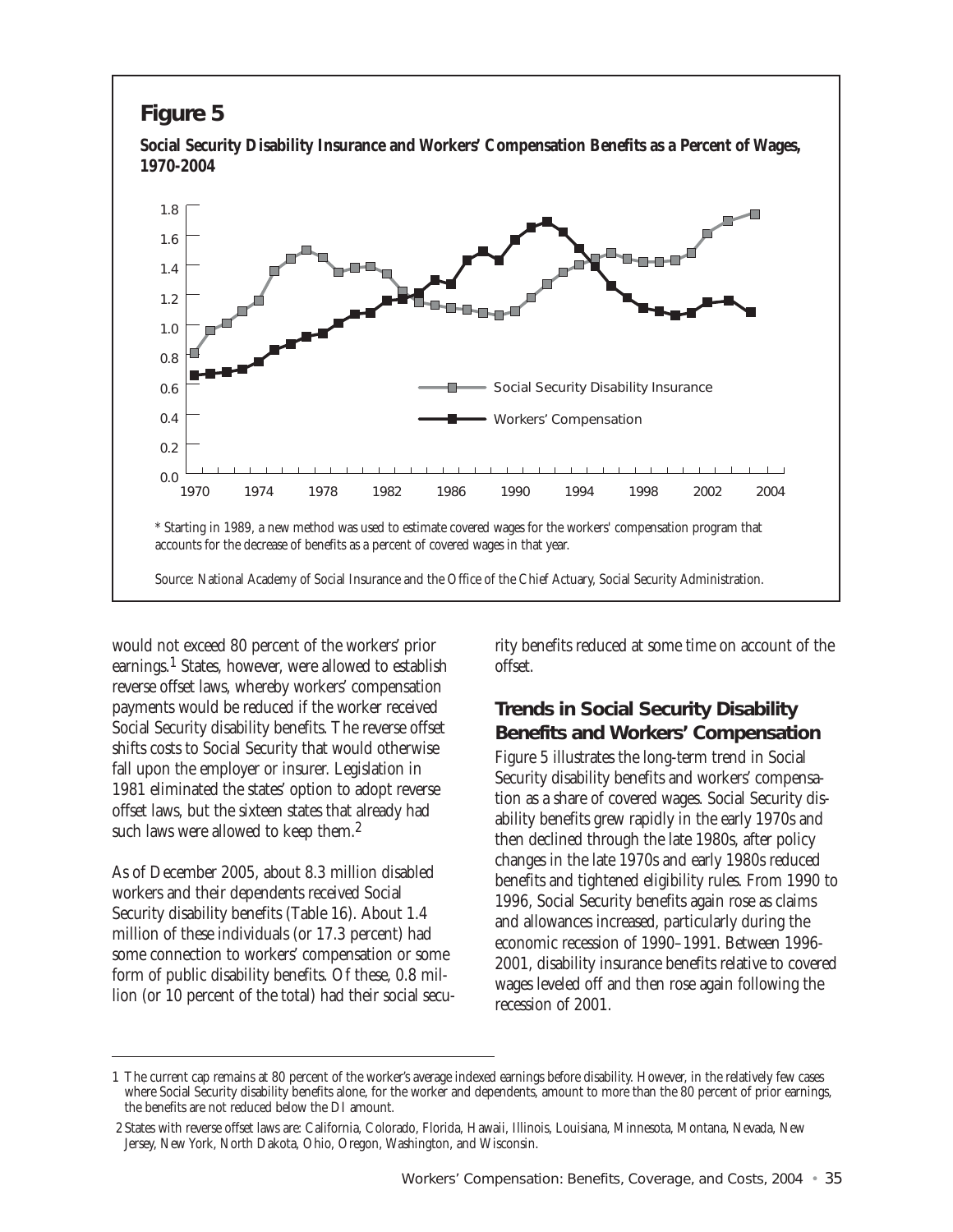## Figure 5

**Social Security Disability Insurance and Workers' Compensation Benefits as a Percent of Wages, 1970-2004**

\* Starting in 1989, a new method was used to estimate covered wages for the workers' compensation program that accounts for the decrease of benefits as a percent of covered wages in that year.

Source: National Academy of Social Insurance and the Office of the Chief Actuary, Social Security Administration.

would not exceed 80 percent of the workers' prior earnings.[1] States, however, were allowed to establish reverse offset laws, whereby workers' compensation payments would be reduced if the worker received Social Security disability benefits. The reverse offset shifts costs to Social Security that would otherwise fall upon the employer or insurer. Legislation in 1981 eliminated the states' option to adopt reverse offset laws, but the sixteen states that already had such laws were allowed to keep them.[2]

As of December 2005, about 8.3 million disabled workers and their dependents received Social Security disability benefits (Table 16). About 1.4 million of these individuals (or 17.3 percent) had some connection to workers' compensation or some form of public disability benefits. Of these, 0.8 million (or 10 percent of the total) had their social security benefits reduced at some time on account of the offset.

### Trends in Social Security Disability Benefits and Workers' Compensation

Figure 5 illustrates the long-term trend in Social Security disability benefits and workers' compensation as a share of covered wages. Social Security disability benefits grew rapidly in the early 1970s and then declined through the late 1980s, after policy changes in the late 1970s and early 1980s reduced benefits and tightened eligibility rules. From 1990 to 1996, Social Security benefits again rose as claims and allowances increased, particularly during the economic recession of 1990–1991. Between 1996-2001, disability insurance benefits relative to covered wages leveled off and then rose again following the recession of 2001.

---

1 The current cap remains at 80 percent of the worker's average indexed earnings before disability. However, in the relatively few cases where Social Security disability benefits alone, for the worker and dependents, amount to more than the 80 percent of prior earnings, the benefits are not reduced below the DI amount.

2 States with reverse offset laws are: California, Colorado, Florida, Hawaii, Illinois, Louisiana, Minnesota, Montana, Nevada, New Jersey, New York, North Dakota, Ohio, Oregon, Washington, and Wisconsin.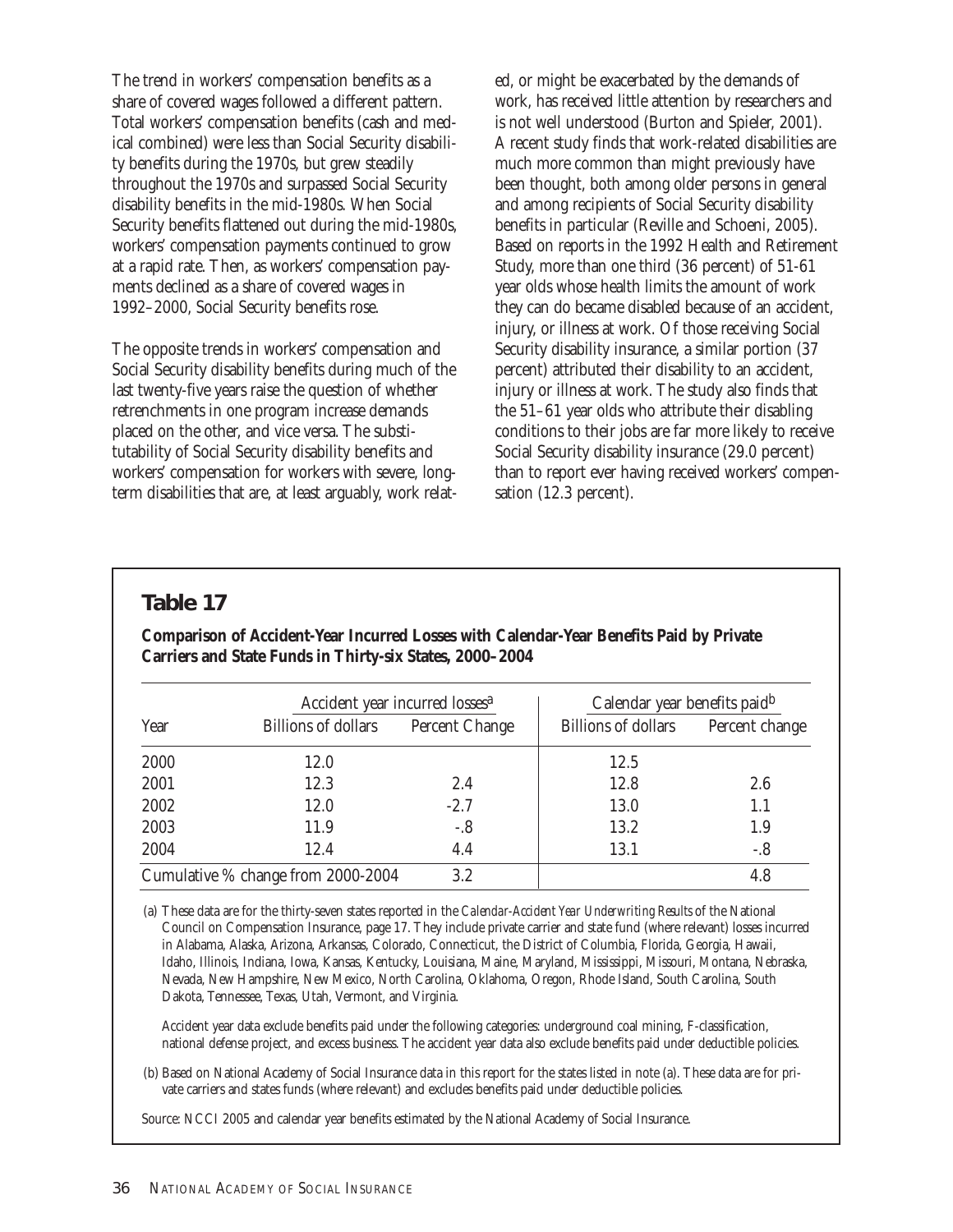The trend in workers' compensation benefits as a share of covered wages followed a different pattern. Total workers' compensation benefits (cash and medical combined) were less than Social Security disability benefits during the 1970s, but grew steadily throughout the 1970s and surpassed Social Security disability benefits in the mid-1980s. When Social Security benefits flattened out during the mid-1980s, workers' compensation payments continued to grow at a rapid rate. Then, as workers' compensation payments declined as a share of covered wages in 1992–2000, Social Security benefits rose.

The opposite trends in workers' compensation and Social Security disability benefits during much of the last twenty-five years raise the question of whether retrenchments in one program increase demands placed on the other, and vice versa. The substitutability of Social Security disability benefits and workers' compensation for workers with severe, long-term disabilities that are, at least arguably, work related, or might be exacerbated by the demands of work, has received little attention by researchers and is not well understood (Burton and Spieler, 2001). A recent study finds that work-related disabilities are much more common than might previously have been thought, both among older persons in general and among recipients of Social Security disability benefits in particular (Reville and Schoeni, 2005). Based on reports in the 1992 Health and Retirement Study, more than one third (36 percent) of 51-61 year olds whose health limits the amount of work they can do became disabled because of an accident, injury, or illness at work. Of those receiving Social Security disability insurance, a similar portion (37 percent) attributed their disability to an accident, injury or illness at work. The study also finds that the 51–61 year olds who attribute their disabling conditions to their jobs are far more likely to receive Social Security disability insurance (29.0 percent) than to report ever having received workers' compensation (12.3 percent).

## Table 17

**Comparison of Accident-Year Incurred Losses with Calendar-Year Benefits Paid by Private Carriers and State Funds in Thirty-six States, 2000–2004**

| | Accident year incurred losses[a] | | Calendar year benefits paid[b] | |
|---|---|---|---|---|
| Year | Billions of dollars | Percent Change | Billions of dollars | Percent change |
| 2000 | 12.0 | | 12.5 | |
| 2001 | 12.3 | 2.4 | 12.8 | 2.6 |
| 2002 | 12.0 | -2.7 | 13.0 | 1.1 |
| 2003 | 11.9 | -.8 | 13.2 | 1.9 |
| 2004 | 12.4 | 4.4 | 13.1 | -.8 |
| Cumulative % change from 2000-2004 | | 3.2 | | 4.8 |

(a) These data are for the thirty-seven states reported in the *Calendar-Accident Year Underwriting Results* of the National Council on Compensation Insurance, page 17. They include private carrier and state fund (where relevant) losses incurred in Alabama, Alaska, Arizona, Arkansas, Colorado, Connecticut, the District of Columbia, Florida, Georgia, Hawaii, Idaho, Illinois, Indiana, Iowa, Kansas, Kentucky, Louisiana, Maine, Maryland, Mississippi, Missouri, Montana, Nebraska, Nevada, New Hampshire, New Mexico, North Carolina, Oklahoma, Oregon, Rhode Island, South Carolina, South Dakota, Tennessee, Texas, Utah, Vermont, and Virginia.

Accident year data exclude benefits paid under the following categories: underground coal mining, F-classification, national defense project, and excess business. The accident year data also exclude benefits paid under deductible policies.

(b) Based on National Academy of Social Insurance data in this report for the states listed in note (a). These data are for private carriers and states funds (where relevant) and excludes benefits paid under deductible policies.

Source: NCCI 2005 and calendar year benefits estimated by the National Academy of Social Insurance.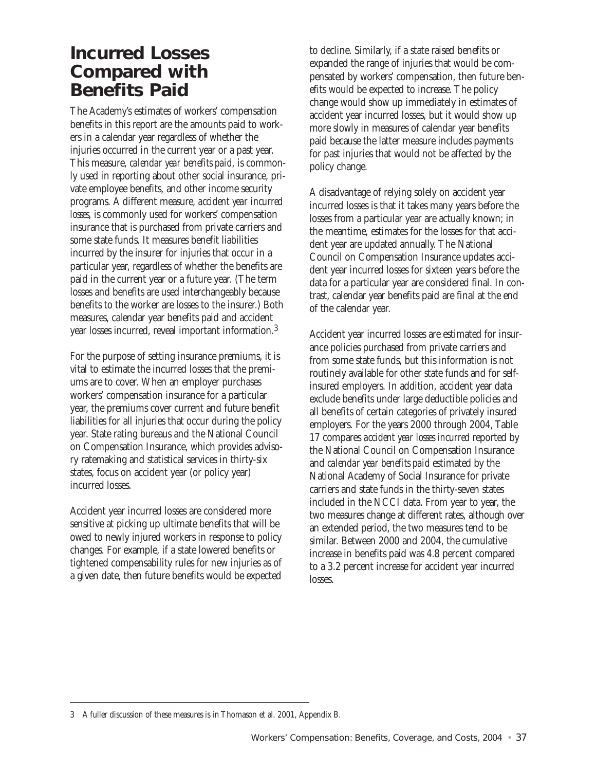# Incurred Losses Compared with Benefits Paid

The Academy's estimates of workers' compensation benefits in this report are the amounts paid to workers in a calendar year regardless of whether the injuries occurred in the current year or a past year. This measure, *calendar year benefits paid*, is commonly used in reporting about other social insurance, private employee benefits, and other income security programs. A different measure, *accident year incurred losses*, is commonly used for workers' compensation insurance that is purchased from private carriers and some state funds. It measures benefit liabilities incurred by the insurer for injuries that occur in a particular year, regardless of whether the benefits are paid in the current year or a future year. (The term losses and benefits are used interchangeably because benefits to the worker are losses to the insurer.) Both measures, calendar year benefits paid and accident year losses incurred, reveal important information.[3]

For the purpose of setting insurance premiums, it is vital to estimate the incurred losses that the premiums are to cover. When an employer purchases workers' compensation insurance for a particular year, the premiums cover current and future benefit liabilities for all injuries that occur during the policy year. State rating bureaus and the National Council on Compensation Insurance, which provides advisory ratemaking and statistical services in thirty-six states, focus on accident year (or policy year) incurred losses.

Accident year incurred losses are considered more sensitive at picking up ultimate benefits that will be owed to newly injured workers in response to policy changes. For example, if a state lowered benefits or tightened compensability rules for new injuries as of a given date, then future benefits would be expected to decline. Similarly, if a state raised benefits or expanded the range of injuries that would be compensated by workers' compensation, then future benefits would be expected to increase. The policy change would show up immediately in estimates of accident year incurred losses, but it would show up more slowly in measures of calendar year benefits paid because the latter measure includes payments for past injuries that would not be affected by the policy change.

A disadvantage of relying solely on accident year incurred losses is that it takes many years before the losses from a particular year are actually known; in the meantime, estimates for the losses for that accident year are updated annually. The National Council on Compensation Insurance updates accident year incurred losses for sixteen years before the data for a particular year are considered final. In contrast, calendar year benefits paid are final at the end of the calendar year.

Accident year incurred losses are estimated for insurance policies purchased from private carriers and from some state funds, but this information is not routinely available for other state funds and for self-insured employers. In addition, accident year data exclude benefits under large deductible policies and all benefits of certain categories of privately insured employers. For the years 2000 through 2004, Table 17 compares *accident year losses incurred* reported by the National Council on Compensation Insurance and *calendar year benefits paid* estimated by the National Academy of Social Insurance for private carriers and state funds in the thirty-seven states included in the NCCI data. From year to year, the two measures change at different rates, although over an extended period, the two measures tend to be similar. Between 2000 and 2004, the cumulative increase in benefits paid was 4.8 percent compared to a 3.2 percent increase for accident year incurred losses.

---

3 A fuller discussion of these measures is in Thomason et al. 2001, Appendix B.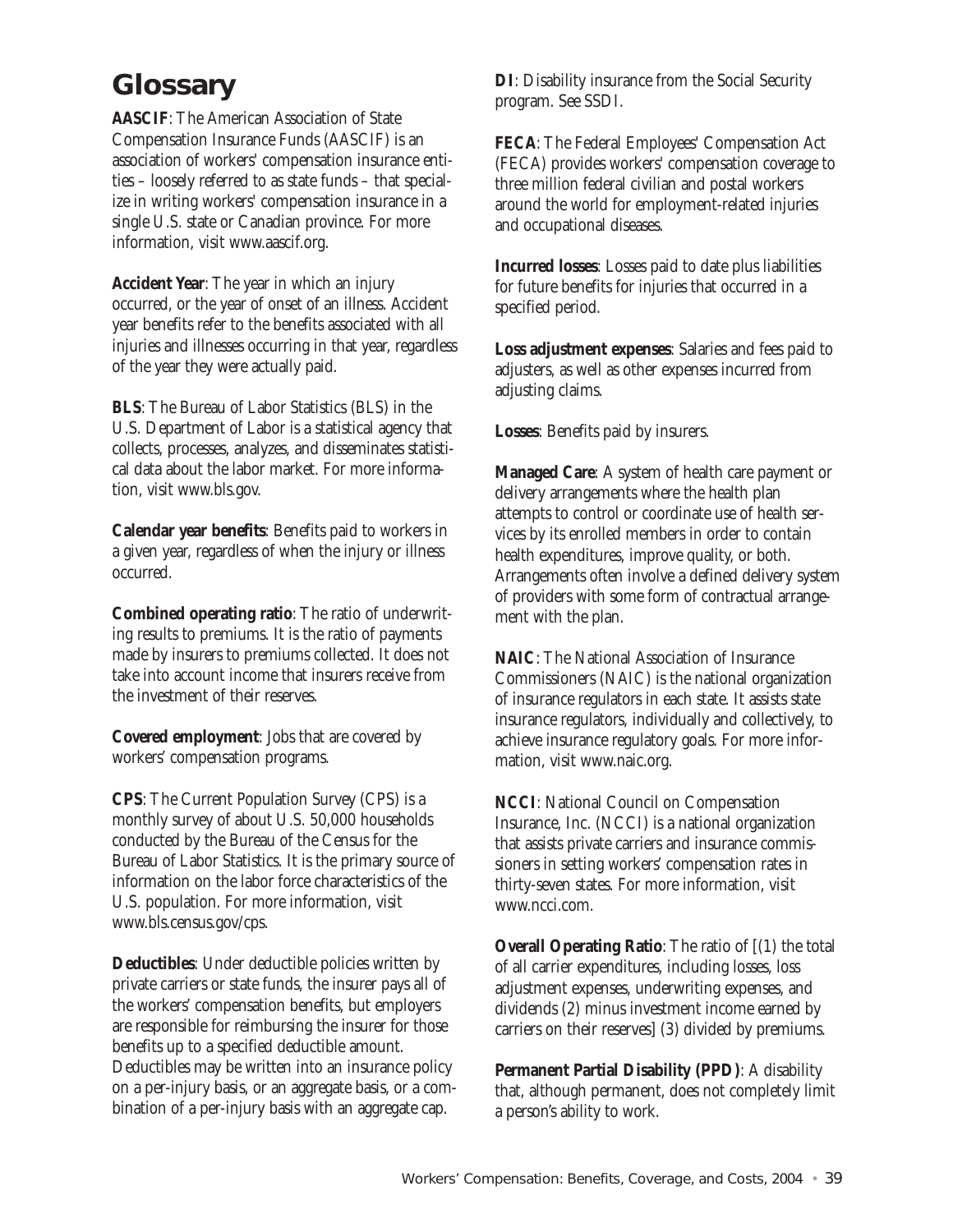# Glossary

**AASCIF**: The American Association of State Compensation Insurance Funds (AASCIF) is an association of workers' compensation insurance entities – loosely referred to as state funds – that specialize in writing workers' compensation insurance in a single U.S. state or Canadian province. For more information, visit www.aascif.org.

**Accident Year**: The year in which an injury occurred, or the year of onset of an illness. Accident year benefits refer to the benefits associated with all injuries and illnesses occurring in that year, regardless of the year they were actually paid.

**BLS**: The Bureau of Labor Statistics (BLS) in the U.S. Department of Labor is a statistical agency that collects, processes, analyzes, and disseminates statistical data about the labor market. For more information, visit www.bls.gov.

**Calendar year benefits**: Benefits paid to workers in a given year, regardless of when the injury or illness occurred.

**Combined operating ratio**: The ratio of underwriting results to premiums. It is the ratio of payments made by insurers to premiums collected. It does not take into account income that insurers receive from the investment of their reserves.

**Covered employment**: Jobs that are covered by workers' compensation programs.

**CPS**: The Current Population Survey (CPS) is a monthly survey of about U.S. 50,000 households conducted by the Bureau of the Census for the Bureau of Labor Statistics. It is the primary source of information on the labor force characteristics of the U.S. population. For more information, visit www.bls.census.gov/cps.

**Deductibles**: Under deductible policies written by private carriers or state funds, the insurer pays all of the workers' compensation benefits, but employers are responsible for reimbursing the insurer for those benefits up to a specified deductible amount. Deductibles may be written into an insurance policy on a per-injury basis, or an aggregate basis, or a combination of a per-injury basis with an aggregate cap.

**DI**: Disability insurance from the Social Security program. See SSDI.

**FECA**: The Federal Employees' Compensation Act (FECA) provides workers' compensation coverage to three million federal civilian and postal workers around the world for employment-related injuries and occupational diseases.

**Incurred losses**: Losses paid to date plus liabilities for future benefits for injuries that occurred in a specified period.

**Loss adjustment expenses**: Salaries and fees paid to adjusters, as well as other expenses incurred from adjusting claims.

**Losses**: Benefits paid by insurers.

**Managed Care**: A system of health care payment or delivery arrangements where the health plan attempts to control or coordinate use of health services by its enrolled members in order to contain health expenditures, improve quality, or both. Arrangements often involve a defined delivery system of providers with some form of contractual arrangement with the plan.

**NAIC**: The National Association of Insurance Commissioners (NAIC) is the national organization of insurance regulators in each state. It assists state insurance regulators, individually and collectively, to achieve insurance regulatory goals. For more information, visit www.naic.org.

**NCCI**: National Council on Compensation Insurance, Inc. (NCCI) is a national organization that assists private carriers and insurance commissioners in setting workers' compensation rates in thirty-seven states. For more information, visit www.ncci.com.

**Overall Operating Ratio**: The ratio of [(1) the total of all carrier expenditures, including losses, loss adjustment expenses, underwriting expenses, and dividends (2) minus investment income earned by carriers on their reserves] (3) divided by premiums.

**Permanent Partial Disability (PPD)**: A disability that, although permanent, does not completely limit a person's ability to work.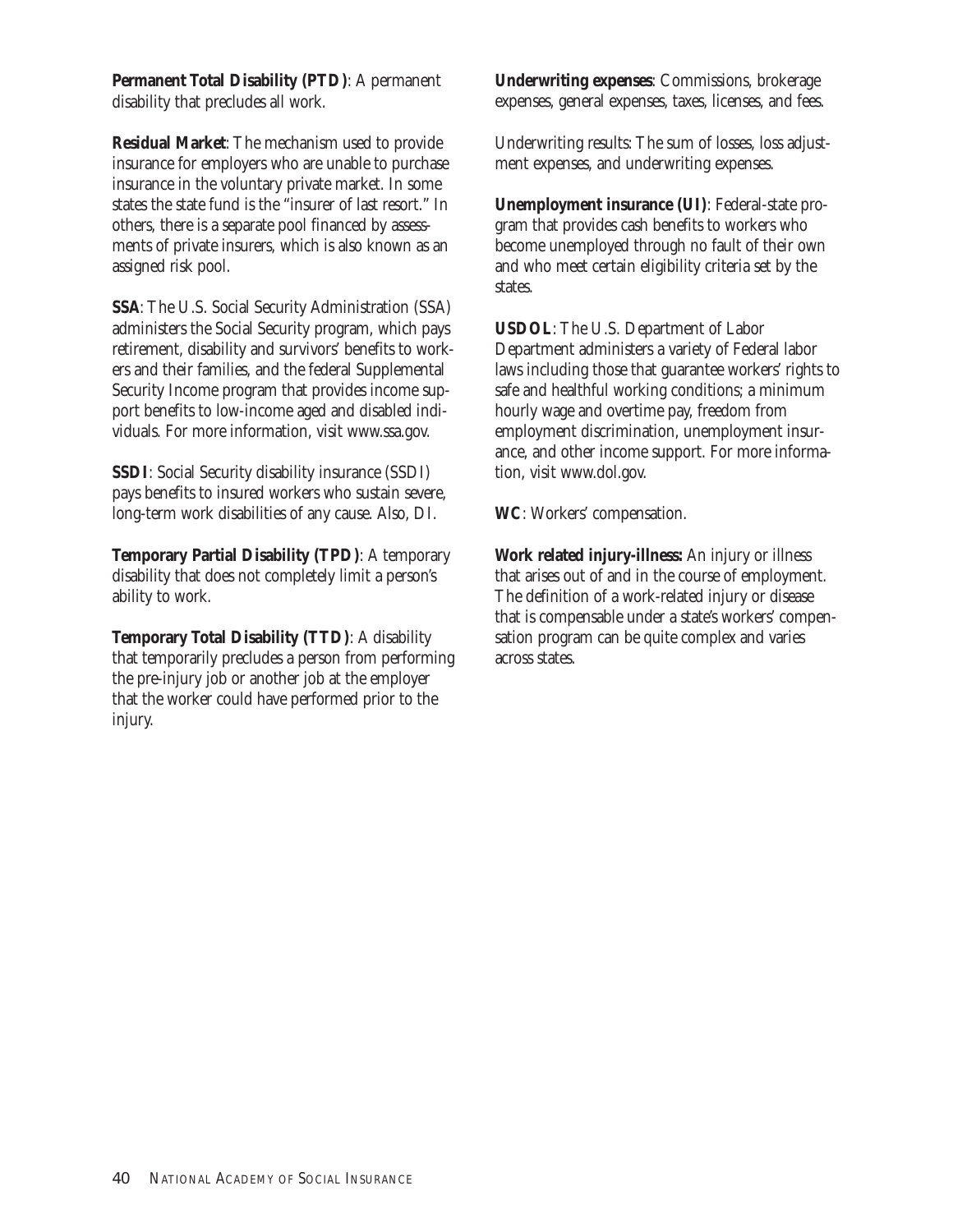**Permanent Total Disability (PTD)**: A permanent disability that precludes all work.

**Residual Market**: The mechanism used to provide insurance for employers who are unable to purchase insurance in the voluntary private market. In some states the state fund is the "insurer of last resort." In others, there is a separate pool financed by assessments of private insurers, which is also known as an assigned risk pool.

**SSA**: The U.S. Social Security Administration (SSA) administers the Social Security program, which pays retirement, disability and survivors' benefits to workers and their families, and the federal Supplemental Security Income program that provides income support benefits to low-income aged and disabled individuals. For more information, visit www.ssa.gov.

**SSDI**: Social Security disability insurance (SSDI) pays benefits to insured workers who sustain severe, long-term work disabilities of any cause. Also, DI.

**Temporary Partial Disability (TPD)**: A temporary disability that does not completely limit a person's ability to work.

**Temporary Total Disability (TTD)**: A disability that temporarily precludes a person from performing the pre-injury job or another job at the employer that the worker could have performed prior to the injury.

**Underwriting expenses**: Commissions, brokerage expenses, general expenses, taxes, licenses, and fees.

Underwriting results: The sum of losses, loss adjustment expenses, and underwriting expenses.

**Unemployment insurance (UI)**: Federal-state program that provides cash benefits to workers who become unemployed through no fault of their own and who meet certain eligibility criteria set by the states.

**USDOL**: The U.S. Department of Labor Department administers a variety of Federal labor laws including those that guarantee workers' rights to safe and healthful working conditions; a minimum hourly wage and overtime pay, freedom from employment discrimination, unemployment insurance, and other income support. For more information, visit www.dol.gov.

**WC**: Workers' compensation.

**Work related injury-illness:** An injury or illness that arises out of and in the course of employment. The definition of a work-related injury or disease that is compensable under a state's workers' compensation program can be quite complex and varies across states.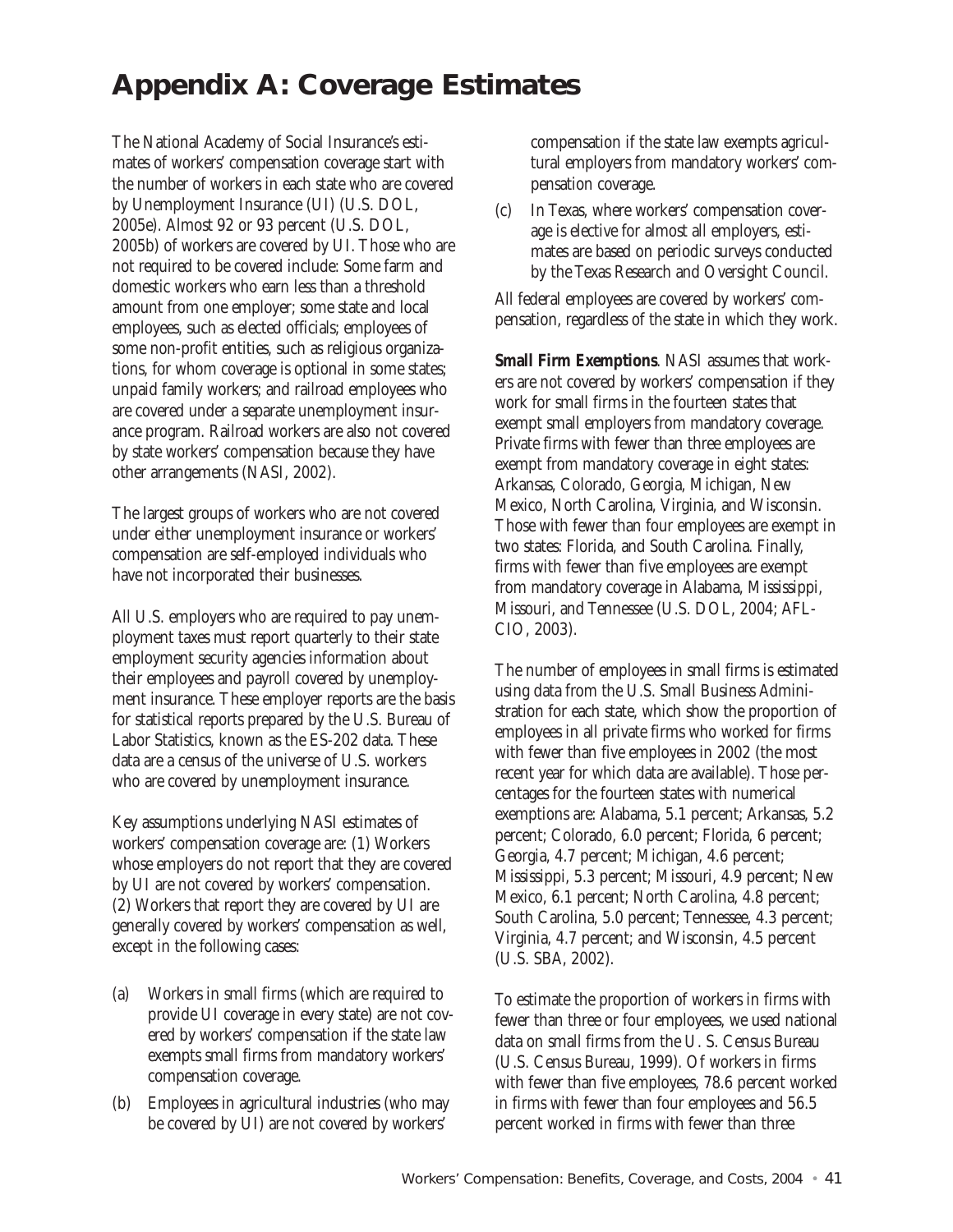# Appendix A: Coverage Estimates

The National Academy of Social Insurance's estimates of workers' compensation coverage start with the number of workers in each state who are covered by Unemployment Insurance (UI) (U.S. DOL, 2005e). Almost 92 or 93 percent (U.S. DOL, 2005b) of workers are covered by UI. Those who are not required to be covered include: Some farm and domestic workers who earn less than a threshold amount from one employer; some state and local employees, such as elected officials; employees of some non-profit entities, such as religious organizations, for whom coverage is optional in some states; unpaid family workers; and railroad employees who are covered under a separate unemployment insurance program. Railroad workers are also not covered by state workers' compensation because they have other arrangements (NASI, 2002).

The largest groups of workers who are not covered under either unemployment insurance or workers' compensation are self-employed individuals who have not incorporated their businesses.

All U.S. employers who are required to pay unemployment taxes must report quarterly to their state employment security agencies information about their employees and payroll covered by unemployment insurance. These employer reports are the basis for statistical reports prepared by the U.S. Bureau of Labor Statistics, known as the ES-202 data. These data are a census of the universe of U.S. workers who are covered by unemployment insurance.

Key assumptions underlying NASI estimates of workers' compensation coverage are: (1) Workers whose employers do not report that they are covered by UI are not covered by workers' compensation. (2) Workers that report they are covered by UI are generally covered by workers' compensation as well, except in the following cases:

(a) Workers in small firms (which are required to provide UI coverage in every state) are not covered by workers' compensation if the state law exempts small firms from mandatory workers' compensation coverage.

(b) Employees in agricultural industries (who may be covered by UI) are not covered by workers' compensation if the state law exempts agricultural employers from mandatory workers' compensation coverage.

(c) In Texas, where workers' compensation coverage is elective for almost all employers, estimates are based on periodic surveys conducted by the Texas Research and Oversight Council.

All federal employees are covered by workers' compensation, regardless of the state in which they work.

**Small Firm Exemptions**. NASI assumes that workers are not covered by workers' compensation if they work for small firms in the fourteen states that exempt small employers from mandatory coverage. Private firms with fewer than three employees are exempt from mandatory coverage in eight states: Arkansas, Colorado, Georgia, Michigan, New Mexico, North Carolina, Virginia, and Wisconsin. Those with fewer than four employees are exempt in two states: Florida, and South Carolina. Finally, firms with fewer than five employees are exempt from mandatory coverage in Alabama, Mississippi, Missouri, and Tennessee (U.S. DOL, 2004; AFL-CIO, 2003).

The number of employees in small firms is estimated using data from the U.S. Small Business Administration for each state, which show the proportion of employees in all private firms who worked for firms with fewer than five employees in 2002 (the most recent year for which data are available). Those percentages for the fourteen states with numerical exemptions are: Alabama, 5.1 percent; Arkansas, 5.2 percent; Colorado, 6.0 percent; Florida, 6 percent; Georgia, 4.7 percent; Michigan, 4.6 percent; Mississippi, 5.3 percent; Missouri, 4.9 percent; New Mexico, 6.1 percent; North Carolina, 4.8 percent; South Carolina, 5.0 percent; Tennessee, 4.3 percent; Virginia, 4.7 percent; and Wisconsin, 4.5 percent (U.S. SBA, 2002).

To estimate the proportion of workers in firms with fewer than three or four employees, we used national data on small firms from the U. S. Census Bureau (U.S. Census Bureau, 1999). Of workers in firms with fewer than five employees, 78.6 percent worked in firms with fewer than four employees and 56.5 percent worked in firms with fewer than three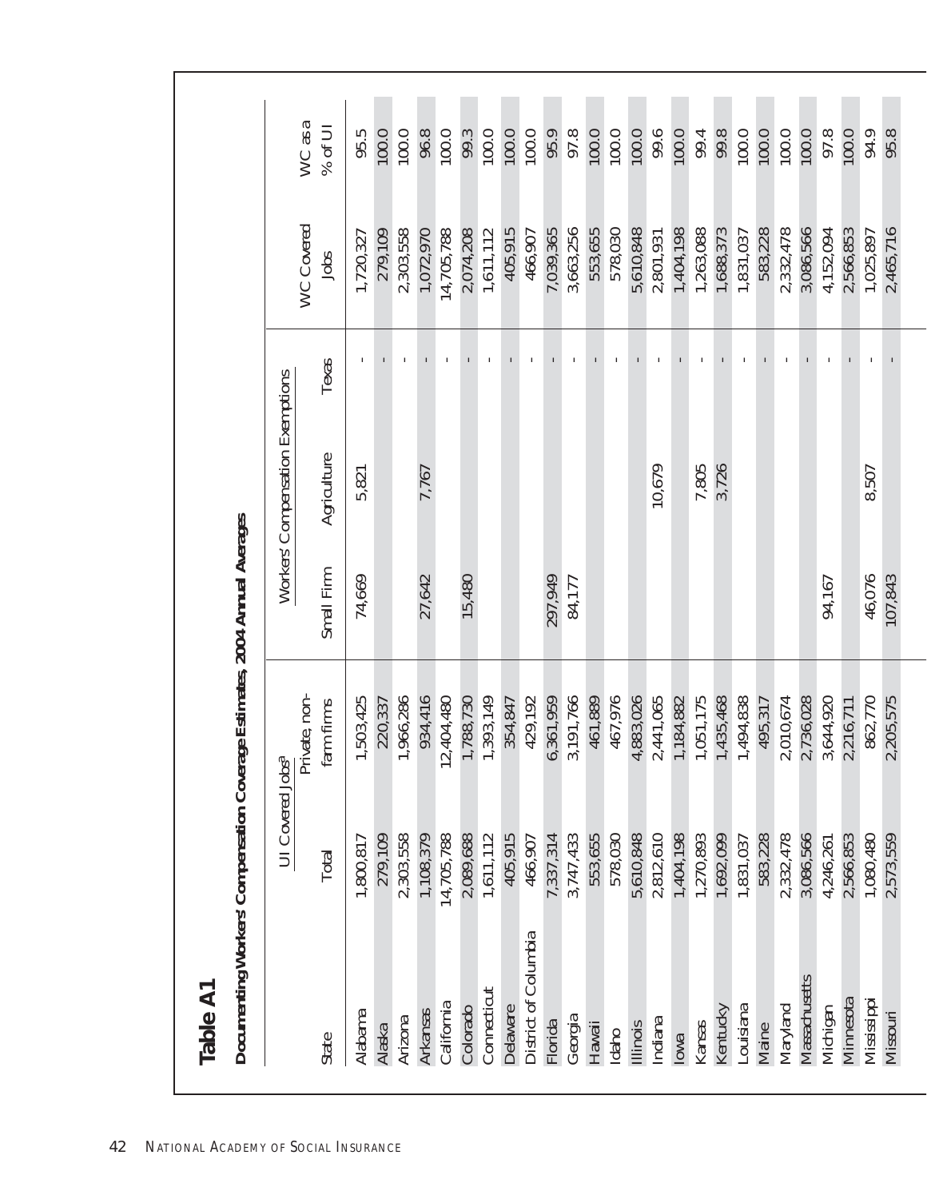## Table A1

**Documenting Workers' Compensation Coverage Estimates, 2004 Annual Averages**

| State | UI Covered Jobs[a] | | Workers' Compensation Exemptions | | | WC Covered Jobs | WC as a % of UI |
|---|---|---|---|---|---|---|---|
| | Total | Private, non-farm firms | Small Firm | Agriculture | Texas | | |
| Alabama | 1,800,817 | 1,503,425 | 74,669 | 5,821 | - | 1,720,327 | 95.5 |
| Alaska | 279,109 | 220,337 | | | - | 279,109 | 100.0 |
| Arizona | 2,303,558 | 1,966,286 | | | - | 2,303,558 | 100.0 |
| Arkansas | 1,108,379 | 934,416 | 27,642 | 7,767 | - | 1,072,970 | 96.8 |
| California | 14,705,788 | 12,404,480 | | | - | 14,705,788 | 100.0 |
| Colorado | 2,089,688 | 1,788,730 | 15,480 | | - | 2,074,208 | 99.3 |
| Connecticut | 1,611,112 | 1,393,149 | | | - | 1,611,112 | 100.0 |
| Delaware | 405,915 | 354,847 | | | - | 405,915 | 100.0 |
| District of Columbia | 466,907 | 429,192 | | | - | 466,907 | 100.0 |
| Florida | 7,337,314 | 6,361,959 | 297,949 | | - | 7,039,365 | 95.9 |
| Georgia | 3,747,433 | 3,191,766 | 84,177 | | - | 3,663,256 | 97.8 |
| Hawaii | 553,655 | 461,889 | | | - | 553,655 | 100.0 |
| Idaho | 578,030 | 467,976 | | | - | 578,030 | 100.0 |
| Illinois | 5,610,848 | 4,883,026 | | | - | 5,610,848 | 100.0 |
| Indiana | 2,812,610 | 2,441,065 | | 10,679 | - | 2,801,931 | 99.6 |
| Iowa | 1,404,198 | 1,184,882 | | | - | 1,404,198 | 100.0 |
| Kansas | 1,270,893 | 1,051,175 | | 7,805 | - | 1,263,088 | 99.4 |
| Kentucky | 1,692,099 | 1,435,468 | | 3,726 | - | 1,688,373 | 99.8 |
| Louisiana | 1,831,037 | 1,494,838 | | | - | 1,831,037 | 100.0 |
| Maine | 583,228 | 495,317 | | | - | 583,228 | 100.0 |
| Maryland | 2,332,478 | 2,010,674 | | | - | 2,332,478 | 100.0 |
| Massachusetts | 3,086,566 | 2,736,028 | | | - | 3,086,566 | 100.0 |
| Michigan | 4,246,261 | 3,644,920 | 94,167 | | - | 4,152,094 | 97.8 |
| Minnesota | 2,566,853 | 2,216,711 | | | - | 2,566,853 | 100.0 |
| Mississippi | 1,080,480 | 862,770 | 46,076 | 8,507 | - | 1,025,897 | 94.9 |
| Missouri | 2,573,559 | 2,205,575 | 107,843 | | - | 2,465,716 | 95.8 |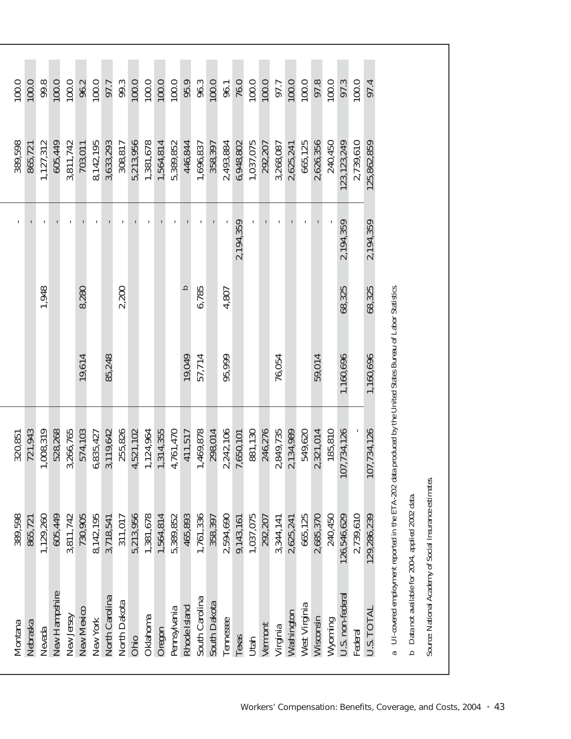| | | | | | | | |
|---|---|---|---|---|---|---|---|
| Montana | 389,598 | 320,851 | | | - | 389,598 | 100.0 |
| Nebraska | 865,721 | 721,943 | | | - | 865,721 | 100.0 |
| Nevada | 1,129,260 | 1,008,319 | | 1,948 | - | 1,127,312 | 99.8 |
| New Hampshire | 605,449 | 528,268 | | | - | 605,449 | 100.0 |
| New Jersey | 3,811,742 | 3,266,765 | | | - | 3,811,742 | 100.0 |
| New Mexico | 730,905 | 574,103 | 19,614 | 8,280 | - | 703,011 | 96.2 |
| New York | 8,142,195 | 6,835,427 | | | - | 8,142,195 | 100.0 |
| North Carolina | 3,718,541 | 3,119,642 | 85,248 | | - | 3,633,293 | 97.7 |
| North Dakota | 311,017 | 255,826 | | 2,200 | - | 308,817 | 99.3 |
| Ohio | 5,213,956 | 4,521,102 | | | - | 5,213,956 | 100.0 |
| Oklahoma | 1,381,678 | 1,124,964 | | | - | 1,381,678 | 100.0 |
| Oregon | 1,564,814 | 1,314,355 | | | - | 1,564,814 | 100.0 |
| Pennsylvania | 5,389,852 | 4,761,470 | | | - | 5,389,852 | 100.0 |
| Rhode Island | 465,893 | 411,517 | 19,049 | b | - | 446,844 | 95.9 |
| South Carolina | 1,761,336 | 1,469,878 | 57,714 | 6,785 | - | 1,696,837 | 96.3 |
| South Dakota | 358,397 | 298,014 | | | - | 358,397 | 100.0 |
| Tennessee | 2,594,690 | 2,242,106 | 95,999 | 4,807 | - | 2,493,884 | 96.1 |
| Texas | 9,143,161 | 7,650,101 | | | 2,194,359 | 6,948,802 | 76.0 |
| Utah | 1,037,075 | 881,130 | | | - | 1,037,075 | 100.0 |
| Vermont | 292,207 | 246,276 | | | - | 292,207 | 100.0 |
| Virginia | 3,344,141 | 2,849,735 | 76,054 | | - | 3,268,087 | 97.7 |
| Washington | 2,625,241 | 2,134,989 | | | - | 2,625,241 | 100.0 |
| West Virginia | 665,125 | 549,620 | | | - | 665,125 | 100.0 |
| Wisconsin | 2,685,370 | 2,321,014 | 59,014 | | - | 2,626,356 | 97.8 |
| Wyoming | 240,450 | 185,810 | | | - | 240,450 | 100.0 |
| U.S. non-federal | 126,546,629 | 107,734,126 | 1,160,696 | 68,325 | 2,194,359 | 123,123,249 | 97.3 |
| Federal | 2,739,610 | - | | | | 2,739,610 | 100.0 |
| U.S. TOTAL | 129,286,239 | 107,734,126 | 1,160,696 | 68,325 | 2,194,359 | 125,862,859 | 97.4 |

a UI-covered employment reported in the ETA-202 data produced by the United States Bureau of Labor Statistics.

b Data not available for 2004, applied 2002 data.

Source: National Academy of Social Insurance estimates.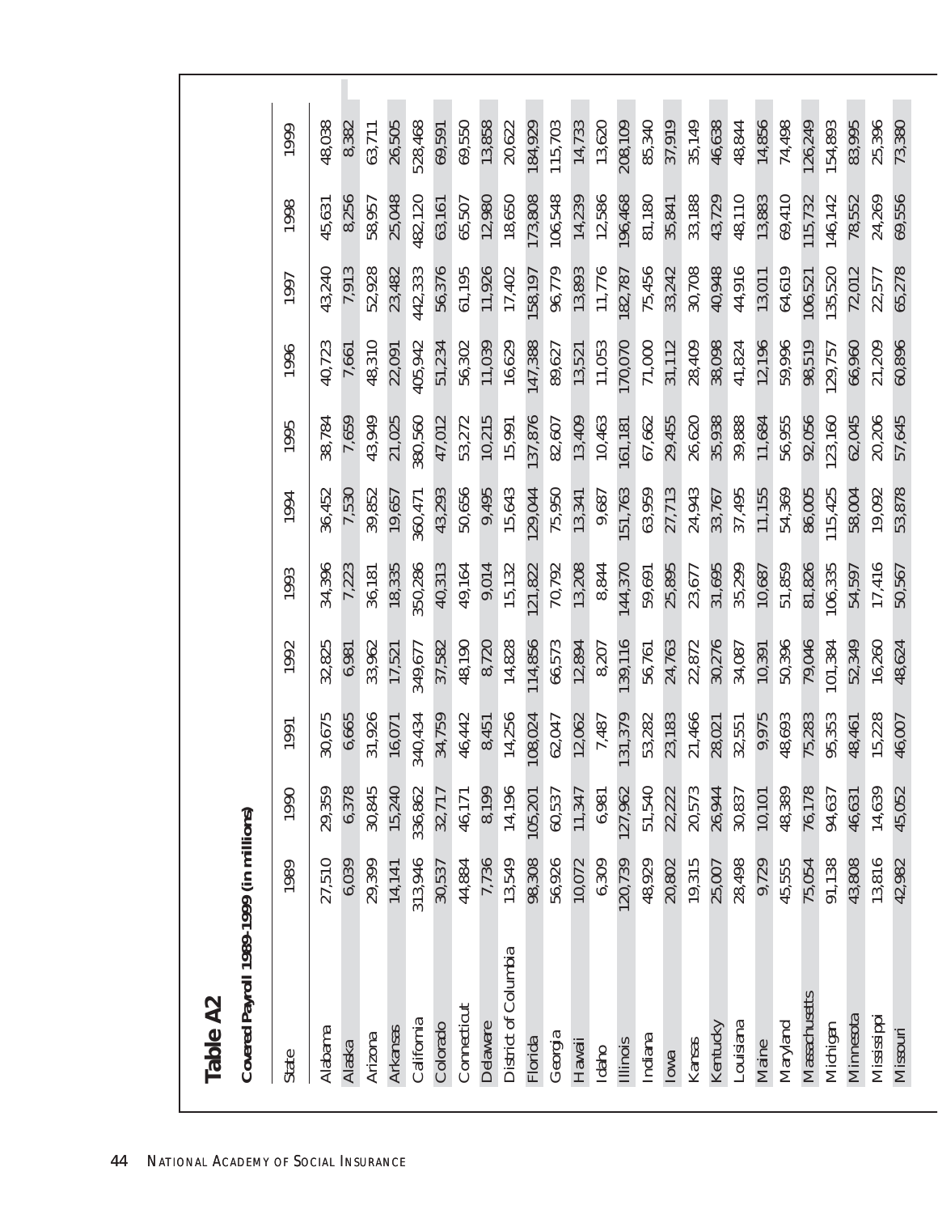## Table A2

**Covered Payroll 1989-1999 (in millions)**

| State | 1989 | 1990 | 1991 | 1992 | 1993 | 1994 | 1995 | 1996 | 1997 | 1998 | 1999 |
|---|---|---|---|---|---|---|---|---|---|---|---|
| Alabama | 27,510 | 29,359 | 30,675 | 32,825 | 34,396 | 36,452 | 38,784 | 40,723 | 43,240 | 45,631 | 48,038 |
| Alaska | 6,039 | 6,378 | 6,665 | 6,981 | 7,223 | 7,530 | 7,659 | 7,661 | 7,913 | 8,256 | 8,382 |
| Arizona | 29,399 | 30,845 | 31,926 | 33,962 | 36,181 | 39,852 | 43,949 | 48,310 | 52,928 | 58,957 | 63,711 |
| Arkansas | 14,141 | 15,240 | 16,071 | 17,521 | 18,335 | 19,657 | 21,025 | 22,091 | 23,482 | 25,048 | 26,505 |
| California | 313,946 | 336,862 | 340,434 | 349,677 | 350,286 | 360,471 | 380,560 | 405,942 | 442,333 | 482,120 | 528,468 |
| Colorado | 30,537 | 32,717 | 34,759 | 37,582 | 40,313 | 43,293 | 47,012 | 51,234 | 56,376 | 63,161 | 69,591 |
| Connecticut | 44,884 | 46,171 | 46,442 | 48,190 | 49,164 | 50,656 | 53,272 | 56,302 | 61,195 | 65,507 | 69,550 |
| Delaware | 7,736 | 8,199 | 8,451 | 8,720 | 9,014 | 9,495 | 10,215 | 11,039 | 11,926 | 12,980 | 13,858 |
| District of Columbia | 13,549 | 14,196 | 14,256 | 14,828 | 15,132 | 15,643 | 15,991 | 16,629 | 17,402 | 18,650 | 20,622 |
| Florida | 98,308 | 105,201 | 108,024 | 114,856 | 121,822 | 129,044 | 137,876 | 147,388 | 158,197 | 173,808 | 184,929 |
| Georgia | 56,926 | 60,537 | 62,047 | 66,573 | 70,792 | 75,950 | 82,607 | 89,627 | 96,779 | 106,548 | 115,703 |
| Hawaii | 10,072 | 11,347 | 12,062 | 12,894 | 13,208 | 13,341 | 13,409 | 13,521 | 13,893 | 14,239 | 14,733 |
| Idaho | 6,309 | 6,981 | 7,487 | 8,207 | 8,844 | 9,687 | 10,463 | 11,053 | 11,776 | 12,586 | 13,620 |
| Illinois | 120,739 | 127,962 | 131,379 | 139,116 | 144,370 | 151,763 | 161,181 | 170,070 | 182,787 | 196,468 | 208,109 |
| Indiana | 48,929 | 51,540 | 53,282 | 56,761 | 59,691 | 63,959 | 67,662 | 71,000 | 75,456 | 81,180 | 85,340 |
| Iowa | 20,802 | 22,222 | 23,183 | 24,763 | 25,895 | 27,713 | 29,455 | 31,112 | 33,242 | 35,841 | 37,919 |
| Kansas | 19,315 | 20,573 | 21,466 | 22,872 | 23,677 | 24,943 | 26,620 | 28,409 | 30,708 | 33,188 | 35,149 |
| Kentucky | 25,007 | 26,944 | 28,021 | 30,276 | 31,695 | 33,767 | 35,938 | 38,098 | 40,948 | 43,729 | 46,638 |
| Louisiana | 28,498 | 30,837 | 32,551 | 34,087 | 35,299 | 37,495 | 39,888 | 41,824 | 44,916 | 48,110 | 48,844 |
| Maine | 9,729 | 10,101 | 9,975 | 10,391 | 10,687 | 11,155 | 11,684 | 12,196 | 13,011 | 13,883 | 14,856 |
| Maryland | 45,555 | 48,389 | 48,693 | 50,396 | 51,859 | 54,369 | 56,955 | 59,996 | 64,619 | 69,410 | 74,498 |
| Massachusetts | 75,054 | 76,178 | 75,283 | 79,046 | 81,826 | 86,005 | 92,056 | 98,519 | 106,521 | 115,732 | 126,249 |
| Michigan | 91,138 | 94,637 | 95,353 | 101,384 | 106,335 | 115,425 | 123,160 | 129,757 | 135,520 | 146,142 | 154,893 |
| Minnesota | 43,808 | 46,631 | 48,461 | 52,349 | 54,597 | 58,004 | 62,045 | 66,960 | 72,012 | 78,552 | 83,995 |
| Mississippi | 13,816 | 14,639 | 15,228 | 16,260 | 17,416 | 19,092 | 20,206 | 21,209 | 22,577 | 24,269 | 25,396 |
| Missouri | 42,982 | 45,052 | 46,007 | 48,624 | 50,567 | 53,878 | 57,645 | 60,896 | 65,278 | 69,556 | 73,380 |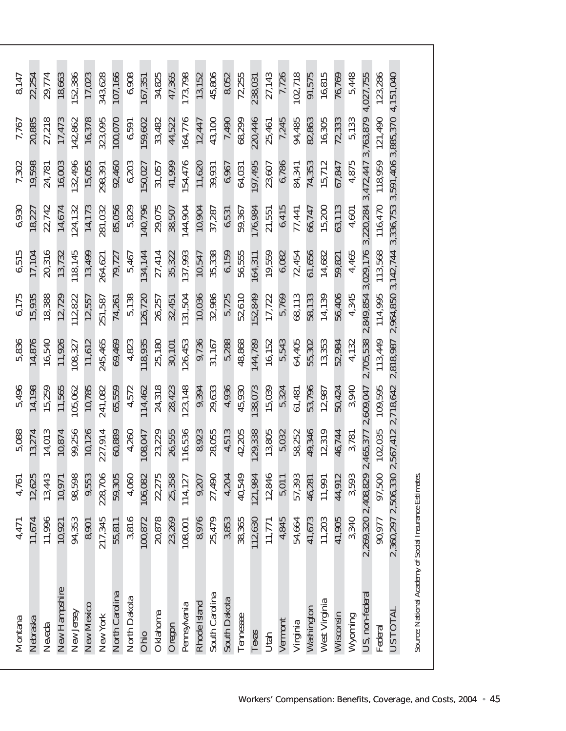| | | | | | | | | | | |
|---|---|---|---|---|---|---|---|---|---|---|
| Montana | 4,471 | 4,761 | 5,088 | 5,496 | 5,836 | 6,175 | 6,515 | 6,930 | 7,302 | 7,767 | 8,147 |
| Nebraska | 11,674 | 12,625 | 13,274 | 14,198 | 14,876 | 15,935 | 17,104 | 18,227 | 19,598 | 20,885 | 22,254 |
| Nevada | 11,996 | 13,443 | 14,013 | 15,259 | 16,540 | 18,388 | 20,316 | 22,742 | 24,781 | 27,218 | 29,774 |
| New Hampshire | 10,921 | 10,971 | 10,874 | 11,565 | 11,926 | 12,729 | 13,732 | 14,674 | 16,003 | 17,473 | 18,663 |
| New Jersey | 94,353 | 98,598 | 99,256 | 105,062 | 108,327 | 112,822 | 118,145 | 124,132 | 132,496 | 142,862 | 152,386 |
| New Mexico | 8,901 | 9,553 | 10,126 | 10,785 | 11,612 | 12,557 | 13,499 | 14,173 | 15,055 | 16,378 | 17,023 |
| New York | 217,345 | 228,706 | 227,914 | 241,082 | 245,465 | 251,587 | 264,621 | 281,032 | 298,391 | 323,095 | 343,628 |
| North Carolina | 55,811 | 59,305 | 60,889 | 65,559 | 69,469 | 74,261 | 79,727 | 85,056 | 92,460 | 100,070 | 107,166 |
| North Dakota | 3,816 | 4,060 | 4,260 | 4,572 | 4,823 | 5,138 | 5,467 | 5,829 | 6,203 | 6,591 | 6,908 |
| Ohio | 100,872 | 106,082 | 108,047 | 114,462 | 118,935 | 126,720 | 134,144 | 140,796 | 150,027 | 159,602 | 167,351 |
| Oklahoma | 20,878 | 22,275 | 23,229 | 24,318 | 25,180 | 26,257 | 27,414 | 29,075 | 31,057 | 33,482 | 34,825 |
| Oregon | 23,269 | 25,358 | 26,555 | 28,423 | 30,101 | 32,451 | 35,322 | 38,507 | 41,999 | 44,522 | 47,365 |
| Pennsylvania | 108,001 | 114,127 | 116,536 | 123,148 | 126,453 | 131,504 | 137,993 | 144,904 | 154,476 | 164,776 | 173,798 |
| Rhode Island | 8,976 | 9,207 | 8,923 | 9,394 | 9,736 | 10,036 | 10,547 | 10,904 | 11,620 | 12,447 | 13,152 |
| South Carolina | 25,479 | 27,490 | 28,055 | 29,633 | 31,167 | 32,986 | 35,338 | 37,287 | 39,931 | 43,100 | 45,806 |
| South Dakota | 3,853 | 4,204 | 4,513 | 4,936 | 5,288 | 5,725 | 6,159 | 6,531 | 6,967 | 7,490 | 8,052 |
| Tennessee | 38,365 | 40,549 | 42,205 | 45,930 | 48,868 | 52,610 | 56,555 | 59,367 | 64,031 | 68,299 | 72,255 |
| Texas | 112,630 | 121,984 | 129,338 | 138,073 | 144,789 | 152,849 | 164,311 | 176,984 | 197,495 | 220,446 | 238,031 |
| Utah | 11,771 | 12,846 | 13,805 | 15,039 | 16,152 | 17,722 | 19,559 | 21,551 | 23,607 | 25,461 | 27,143 |
| Vermont | 4,845 | 5,011 | 5,032 | 5,324 | 5,543 | 5,769 | 6,082 | 6,415 | 6,786 | 7,245 | 7,726 |
| Virginia | 54,664 | 57,393 | 58,252 | 61,481 | 64,405 | 68,113 | 72,454 | 77,441 | 84,341 | 94,485 | 102,718 |
| Washington | 41,673 | 46,281 | 49,346 | 53,796 | 55,302 | 58,133 | 61,656 | 66,747 | 74,353 | 82,863 | 91,575 |
| West Virginia | 11,203 | 11,991 | 12,319 | 12,987 | 13,353 | 14,139 | 14,682 | 15,200 | 15,712 | 16,305 | 16,815 |
| Wisconsin | 41,905 | 44,912 | 46,744 | 50,424 | 52,984 | 56,406 | 59,821 | 63,113 | 67,847 | 72,333 | 76,769 |
| Wyoming | 3,340 | 3,593 | 3,781 | 3,940 | 4,132 | 4,345 | 4,465 | 4,601 | 4,875 | 5,133 | 5,448 |
| US, non-federal | 2,269,320 | 2,408,829 | 2,465,377 | 2,609,047 | 2,705,538 | 2,849,854 | 3,029,176 | 3,220,284 | 3,472,447 | 3,763,879 | 4,027,755 |
| Federal | 90,977 | 97,500 | 102,035 | 109,595 | 113,449 | 114,995 | 113,568 | 116,470 | 118,959 | 121,490 | 123,286 |
| US TOTAL | 2,360,297 | 2,506,330 | 2,567,412 | 2,718,642 | 2,818,987 | 2,964,850 | 3,142,744 | 3,336,753 | 3,591,406 | 3,885,370 | 4,151,040 |

Source: National Academy of Social Insurance Estimates.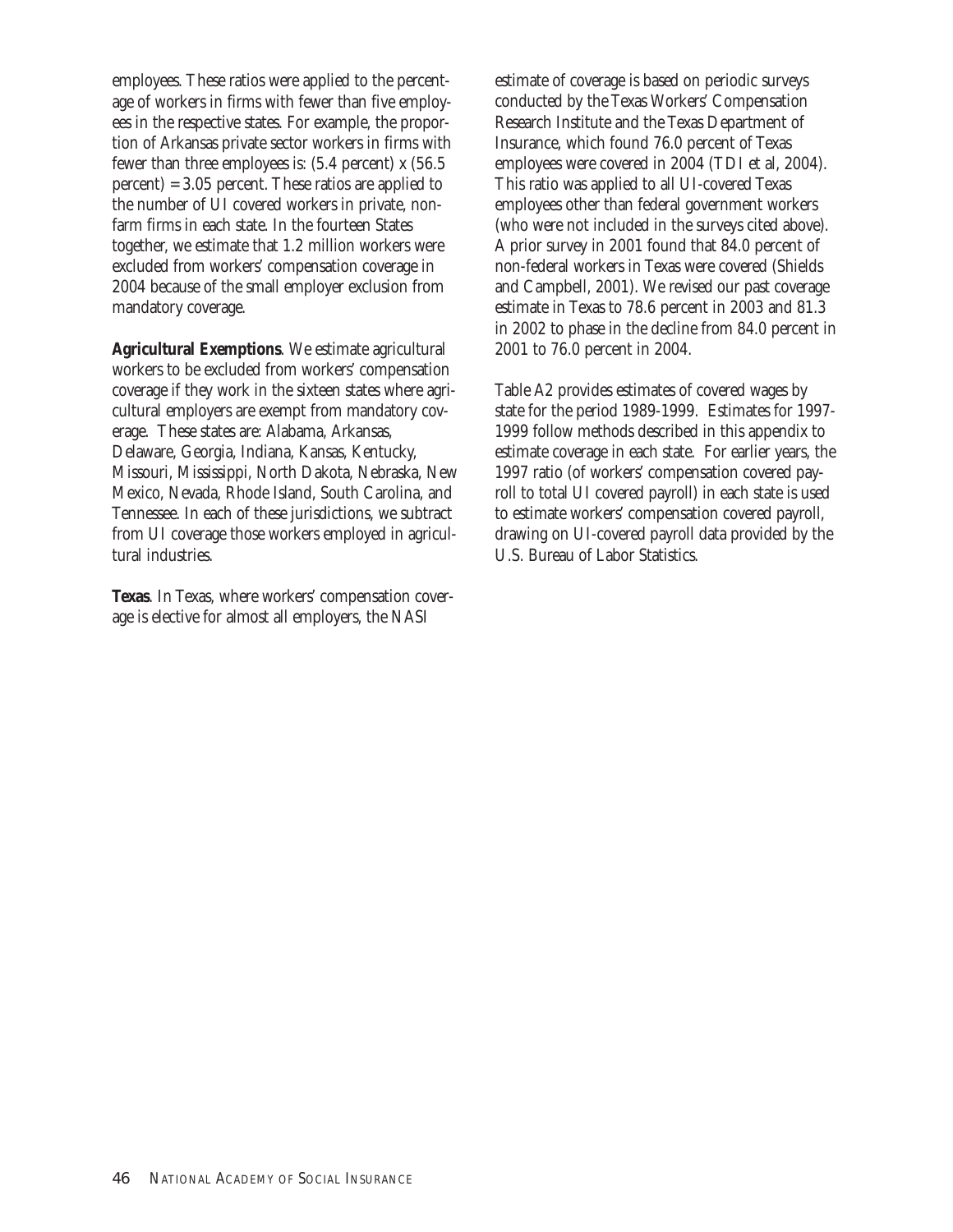employees. These ratios were applied to the percentage of workers in firms with fewer than five employees in the respective states. For example, the proportion of Arkansas private sector workers in firms with fewer than three employees is: (5.4 percent) x (56.5 percent) = 3.05 percent. These ratios are applied to the number of UI covered workers in private, non-farm firms in each state. In the fourteen States together, we estimate that 1.2 million workers were excluded from workers' compensation coverage in 2004 because of the small employer exclusion from mandatory coverage.

**Agricultural Exemptions**. We estimate agricultural workers to be excluded from workers' compensation coverage if they work in the sixteen states where agricultural employers are exempt from mandatory coverage. These states are: Alabama, Arkansas, Delaware, Georgia, Indiana, Kansas, Kentucky, Missouri, Mississippi, North Dakota, Nebraska, New Mexico, Nevada, Rhode Island, South Carolina, and Tennessee. In each of these jurisdictions, we subtract from UI coverage those workers employed in agricultural industries.

**Texas**. In Texas, where workers' compensation coverage is elective for almost all employers, the NASI estimate of coverage is based on periodic surveys conducted by the Texas Workers' Compensation Research Institute and the Texas Department of Insurance, which found 76.0 percent of Texas employees were covered in 2004 (TDI et al, 2004). This ratio was applied to all UI-covered Texas employees other than federal government workers (who were not included in the surveys cited above). A prior survey in 2001 found that 84.0 percent of non-federal workers in Texas were covered (Shields and Campbell, 2001). We revised our past coverage estimate in Texas to 78.6 percent in 2003 and 81.3 in 2002 to phase in the decline from 84.0 percent in 2001 to 76.0 percent in 2004.

Table A2 provides estimates of covered wages by state for the period 1989-1999. Estimates for 1997-1999 follow methods described in this appendix to estimate coverage in each state. For earlier years, the 1997 ratio (of workers' compensation covered payroll to total UI covered payroll) in each state is used to estimate workers' compensation covered payroll, drawing on UI-covered payroll data provided by the U.S. Bureau of Labor Statistics.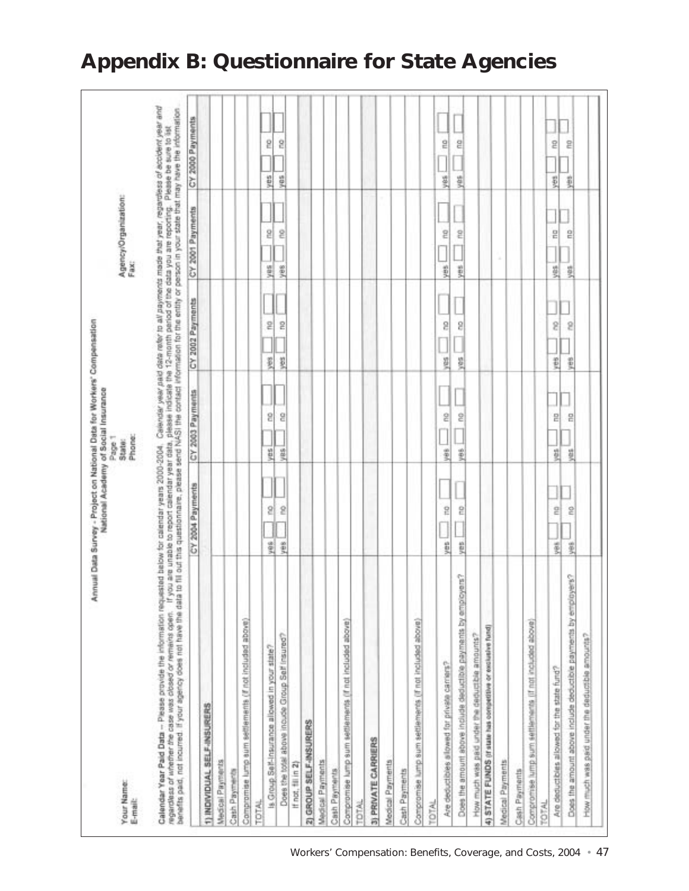# Appendix B: Questionnaire for State Agencies

Annual Data Survey - Project on National Data for Workers' Compensation
National Academy of Social Insurance
Page 1

Your Name:
E-mail:

State:
Phone:

Agency/Organization:
Fax:

**Calendar Year Paid Data** -- Please provide the information requested below for calendar years 2000-2004. *Calendar year paid data refer to all payments made that year, regardless of accident year and regardless of whether the case was closed or remains open.* If you are unable to report calendar year data, please indicate the 12-month period of the data you are reporting. Please be sure to list benefits paid, not incurred. If your agency does not have the data to fill out this questionnaire, please send NASI the contact information for the entity or person in your state that may have the information.

| | CY 2004 Payments | CY 2003 Payments | CY 2002 Payments | CY 2001 Payments | CY 2000 Payments |
|---|---|---|---|---|---|
| **1) INDIVIDUAL SELF-INSURERS** | | | | | |
| Medical Payments | | | | | |
| Cash Payments | | | | | |
| Compromise lump sum settlements (if not included above) | | | | | |
| TOTAL | | | | | |
| Is Group Self-Insurance allowed in your state? | yes ☐ no ☐ | yes ☐ no ☐ | yes ☐ no ☐ | yes ☐ no ☐ | yes ☐ no ☐ |
| Does the total above incude Group Self Insured? | yes ☐ no ☐ | yes ☐ no ☐ | yes ☐ no ☐ | yes ☐ no ☐ | yes ☐ no ☐ |
| If not, fill in 2) | | | | | |
| **2) GROUP SELF-INSURERS** | | | | | |
| Medical Payments | | | | | |
| Cash Payments | | | | | |
| Compromise lump sum settlements (if not included above) | | | | | |
| TOTAL | | | | | |
| **3) PRIVATE CARRIERS** | | | | | |
| Medical Payments | | | | | |
| Cash Payments | | | | | |
| Compromise lump sum settlements (if not included above) | | | | | |
| TOTAL | | | | | |
| Are deductibles allowed for private carriers? | yes ☐ no ☐ | yes ☐ no ☐ | yes ☐ no ☐ | yes ☐ no ☐ | yes ☐ no ☐ |
| Does the amount above include deductible payments by employers? | yes ☐ no ☐ | yes ☐ no ☐ | yes ☐ no ☐ | yes ☐ no ☐ | yes ☐ no ☐ |
| How much was paid under the deductible amounts? | | | | | |
| **4) STATE FUNDS** (if state has competitive or exclusive fund) | | | | | |
| Medical Payments | | | | | |
| Cash Payments | | | | | |
| Compromise lump sum settlements (if not included above) | | | | | |
| TOTAL | | | | | |
| Are deductibles allowed for the state fund? | yes ☐ no ☐ | yes ☐ no ☐ | yes ☐ no ☐ | yes ☐ no ☐ | yes ☐ no ☐ |
| Does the amount above include deductible payments by employers? | yes ☐ no ☐ | yes ☐ no ☐ | yes ☐ no ☐ | yes ☐ no ☐ | yes ☐ no ☐ |
| How much was paid under the deductible amounts? | | | | | |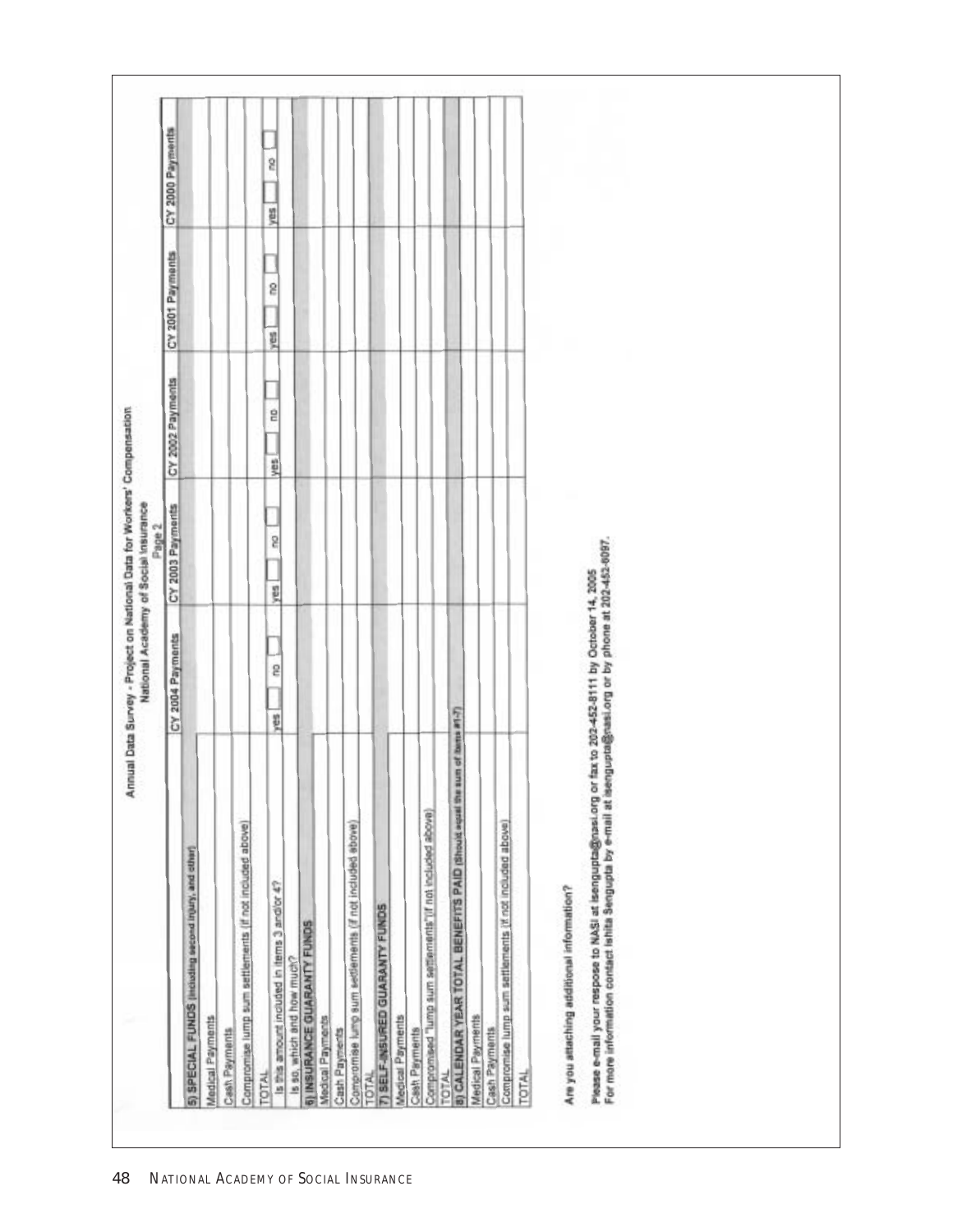Annual Data Survey - Project on National Data for Workers' Compensation
National Academy of Social Insurance
Page 2

| | CY 2004 Payments | CY 2003 Payments | CY 2002 Payments | CY 2001 Payments | CY 2000 Payments |
|---|---|---|---|---|---|
| **5) SPECIAL FUNDS** (including second injury, and other) | | | | | |
| Medical Payments | | | | | |
| Cash Payments | | | | | |
| Compromise lump sum settlements (if not included above) | | | | | |
| TOTAL | | | | | |
| Is this amount included in items 3 and/or 4? | yes ☐ no ☐ | yes ☐ no ☐ | yes ☐ no ☐ | yes ☐ no ☐ | yes ☐ no ☐ |
| Is so, which and how much? | | | | | |
| **6) INSURANCE GUARANTY FUNDS** | | | | | |
| Medical Payments | | | | | |
| Cash Payments | | | | | |
| Compromise lump sum settlements (if not included above) | | | | | |
| TOTAL | | | | | |
| **7) SELF-INSURED GUARANTY FUNDS** | | | | | |
| Medical Payments | | | | | |
| Cash Payments | | | | | |
| Compromised "lump sum settlements"(if not included above) | | | | | |
| TOTAL | | | | | |
| **8) CALENDAR YEAR TOTAL BENEFITS PAID** (Should equal the sum of items #1-7) | | | | | |
| Medical Payments | | | | | |
| Cash Payments | | | | | |
| Compromise lump sum settlements (if not included above) | | | | | |
| TOTAL | | | | | |

Are you attaching additional information?

Please e-mail your response to NASI at isengupta@nasi.org or fax to 202-452-8111 by October 14, 2005
For more information contact Ishita Sengupta by e-mail at isengupta@nasi.org or by phone at 202-452-8097.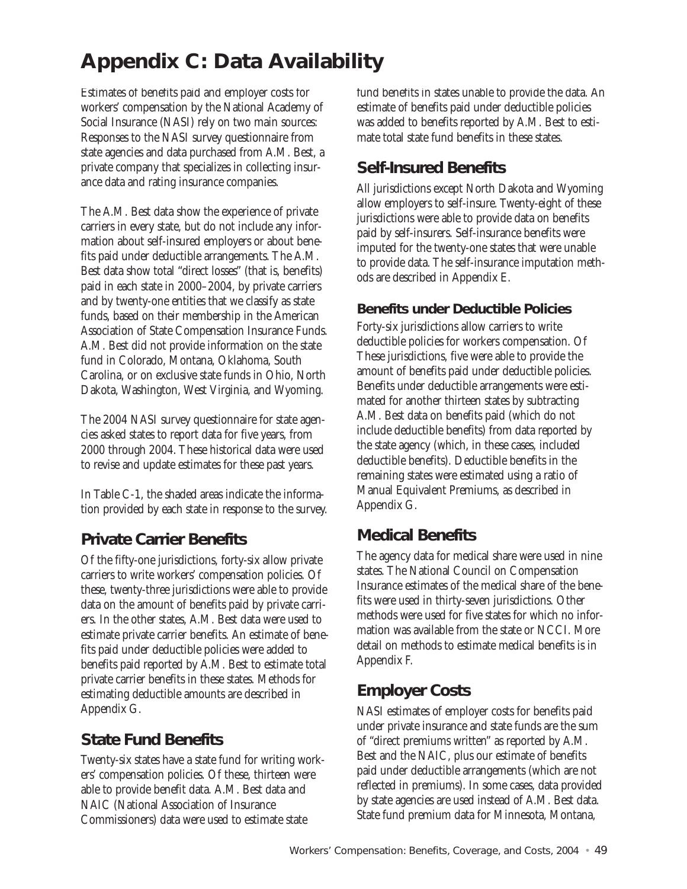# Appendix C: Data Availability

Estimates of benefits paid and employer costs for workers' compensation by the National Academy of Social Insurance (NASI) rely on two main sources: Responses to the NASI survey questionnaire from state agencies and data purchased from A.M. Best, a private company that specializes in collecting insurance data and rating insurance companies.

The A.M. Best data show the experience of private carriers in every state, but do not include any information about self-insured employers or about benefits paid under deductible arrangements. The A.M. Best data show total "direct losses" (that is, benefits) paid in each state in 2000–2004, by private carriers and by twenty-one entities that we classify as state funds, based on their membership in the American Association of State Compensation Insurance Funds. A.M. Best did not provide information on the state fund in Colorado, Montana, Oklahoma, South Carolina, or on exclusive state funds in Ohio, North Dakota, Washington, West Virginia, and Wyoming.

The 2004 NASI survey questionnaire for state agencies asked states to report data for five years, from 2000 through 2004. These historical data were used to revise and update estimates for these past years.

In Table C-1, the shaded areas indicate the information provided by each state in response to the survey.

## Private Carrier Benefits

Of the fifty-one jurisdictions, forty-six allow private carriers to write workers' compensation policies. Of these, twenty-three jurisdictions were able to provide data on the amount of benefits paid by private carriers. In the other states, A.M. Best data were used to estimate private carrier benefits. An estimate of benefits paid under deductible policies were added to benefits paid reported by A.M. Best to estimate total private carrier benefits in these states. Methods for estimating deductible amounts are described in Appendix G.

## State Fund Benefits

Twenty-six states have a state fund for writing workers' compensation policies. Of these, thirteen were able to provide benefit data. A.M. Best data and NAIC (National Association of Insurance Commissioners) data were used to estimate state fund benefits in states unable to provide the data. An estimate of benefits paid under deductible policies was added to benefits reported by A.M. Best to estimate total state fund benefits in these states.

## Self-Insured Benefits

All jurisdictions except North Dakota and Wyoming allow employers to self-insure. Twenty-eight of these jurisdictions were able to provide data on benefits paid by self-insurers. Self-insurance benefits were imputed for the twenty-one states that were unable to provide data. The self-insurance imputation methods are described in Appendix E.

### Benefits under Deductible Policies

Forty-six jurisdictions allow carriers to write deductible policies for workers compensation. Of These jurisdictions, five were able to provide the amount of benefits paid under deductible policies. Benefits under deductible arrangements were estimated for another thirteen states by subtracting A.M. Best data on benefits paid (which do not include deductible benefits) from data reported by the state agency (which, in these cases, included deductible benefits). Deductible benefits in the remaining states were estimated using a ratio of Manual Equivalent Premiums, as described in Appendix G.

## Medical Benefits

The agency data for medical share were used in nine states. The National Council on Compensation Insurance estimates of the medical share of the benefits were used in thirty-seven jurisdictions. Other methods were used for five states for which no information was available from the state or NCCI. More detail on methods to estimate medical benefits is in Appendix F.

## Employer Costs

NASI estimates of employer costs for benefits paid under private insurance and state funds are the sum of "direct premiums written" as reported by A.M. Best and the NAIC, plus our estimate of benefits paid under deductible arrangements (which are not reflected in premiums). In some cases, data provided by state agencies are used instead of A.M. Best data. State fund premium data for Minnesota, Montana,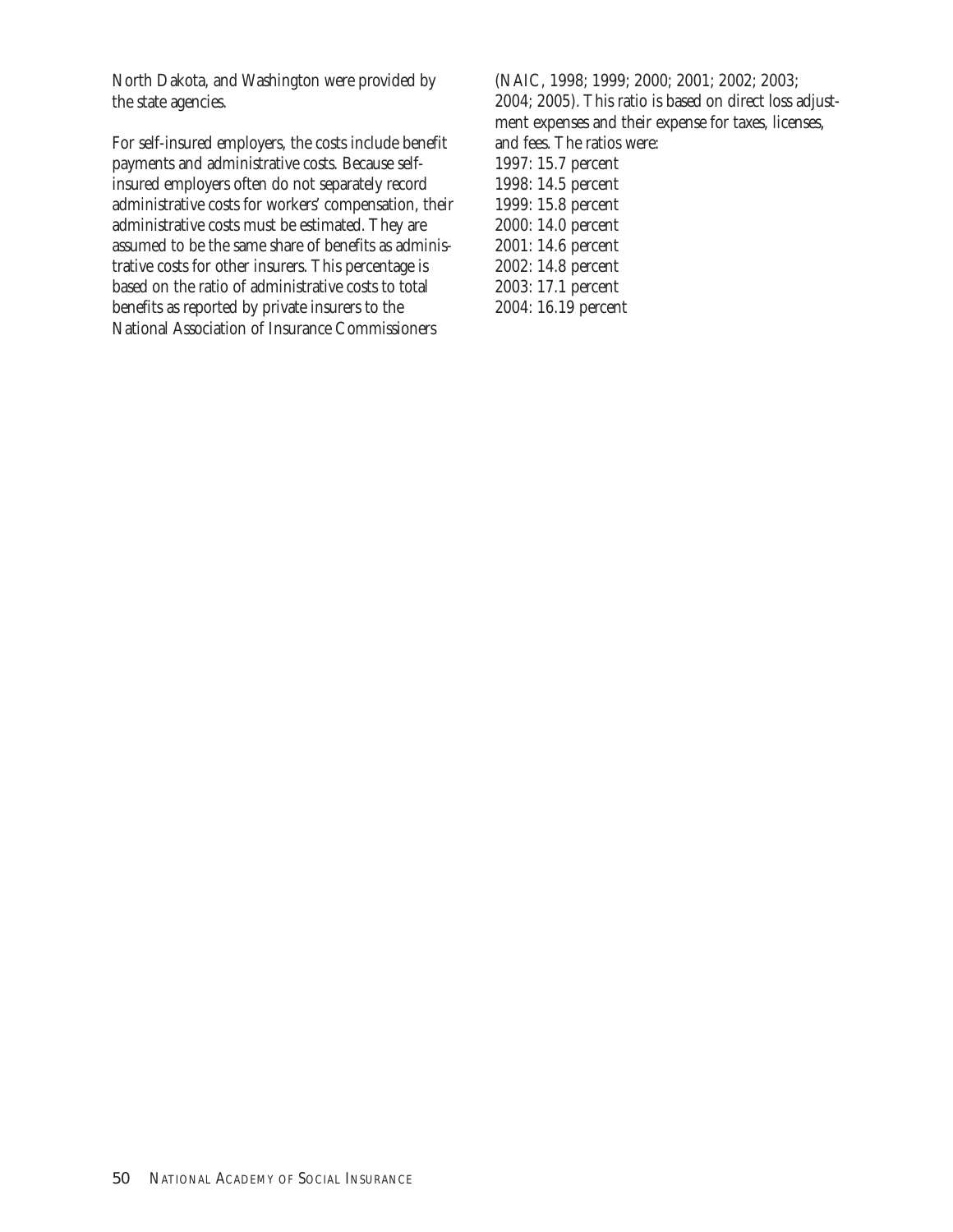North Dakota, and Washington were provided by the state agencies.

For self-insured employers, the costs include benefit payments and administrative costs. Because self-insured employers often do not separately record administrative costs for workers' compensation, their administrative costs must be estimated. They are assumed to be the same share of benefits as administrative costs for other insurers. This percentage is based on the ratio of administrative costs to total benefits as reported by private insurers to the National Association of Insurance Commissioners (NAIC, 1998; 1999; 2000; 2001; 2002; 2003; 2004; 2005). This ratio is based on direct loss adjustment expenses and their expense for taxes, licenses, and fees. The ratios were:

1997: 15.7 percent
1998: 14.5 percent
1999: 15.8 percent
2000: 14.0 percent
2001: 14.6 percent
2002: 14.8 percent
2003: 17.1 percent
2004: 16.19 percent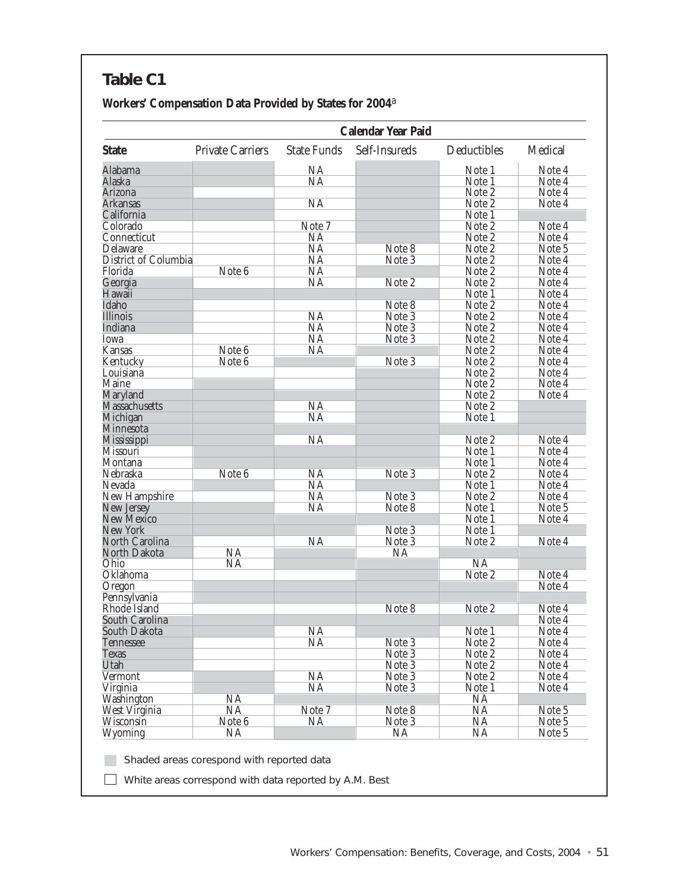## Table C1

**Workers' Compensation Data Provided by States for 2004**[a]

| State | Private Carriers | State Funds | Self-Insureds | Deductibles | Medical |
|---|---|---|---|---|---|
| | Calendar Year Paid | | | | |
| Alabama | | NA | | Note 1 | Note 4 |
| Alaska | | NA | | Note 1 | Note 4 |
| Arizona | | | | Note 2 | Note 4 |
| Arkansas | | NA | | Note 2 | Note 4 |
| California | | | | Note 1 | |
| Colorado | | Note 7 | | Note 2 | Note 4 |
| Connecticut | | NA | | Note 2 | Note 4 |
| Delaware | | NA | Note 8 | Note 2 | Note 5 |
| District of Columbia | | NA | Note 3 | Note 2 | Note 4 |
| Florida | Note 6 | NA | | Note 2 | Note 4 |
| Georgia | | NA | Note 2 | Note 2 | Note 4 |
| Hawaii | | | | Note 1 | Note 4 |
| Idaho | | | Note 8 | Note 2 | Note 4 |
| Illinois | | NA | Note 3 | Note 2 | Note 4 |
| Indiana | | NA | Note 3 | Note 2 | Note 4 |
| Iowa | | NA | Note 3 | Note 2 | Note 4 |
| Kansas | Note 6 | NA | | Note 2 | Note 4 |
| Kentucky | Note 6 | | Note 3 | Note 2 | Note 4 |
| Louisiana | | | | Note 2 | Note 4 |
| Maine | | | | Note 2 | Note 4 |
| Maryland | | | | Note 2 | Note 4 |
| Massachusetts | | NA | | Note 2 | |
| Michigan | | NA | | Note 1 | |
| Minnesota | | | | | |
| Mississippi | | NA | | Note 2 | Note 4 |
| Missouri | | | | Note 1 | Note 4 |
| Montana | | | | Note 1 | Note 4 |
| Nebraska | Note 6 | NA | Note 3 | Note 2 | Note 4 |
| Nevada | | NA | | Note 1 | Note 4 |
| New Hampshire | | NA | Note 3 | Note 2 | Note 4 |
| New Jersey | | NA | Note 8 | Note 1 | Note 5 |
| New Mexico | | | | Note 1 | Note 4 |
| New York | | | Note 3 | Note 1 | |
| North Carolina | | NA | Note 3 | Note 2 | Note 4 |
| North Dakota | NA | | NA | | |
| Ohio | NA | | | NA | |
| Oklahoma | | | | Note 2 | Note 4 |
| Oregon | | | | | Note 4 |
| Pennsylvania | | | | | |
| Rhode Island | | | Note 8 | Note 2 | Note 4 |
| South Carolina | | | | | Note 4 |
| South Dakota | | NA | | Note 1 | Note 4 |
| Tennessee | | NA | Note 3 | Note 2 | Note 4 |
| Texas | | | Note 3 | Note 2 | Note 4 |
| Utah | | | Note 3 | Note 2 | Note 4 |
| Vermont | | NA | Note 3 | Note 2 | Note 4 |
| Virginia | | NA | Note 3 | Note 1 | Note 4 |
| Washington | NA | | | NA | |
| West Virginia | NA | Note 7 | Note 8 | NA | Note 5 |
| Wisconsin | Note 6 | NA | Note 3 | NA | Note 5 |
| Wyoming | NA | | NA | NA | Note 5 |

Shaded areas corespond with reported data

White areas correspond with data reported by A.M. Best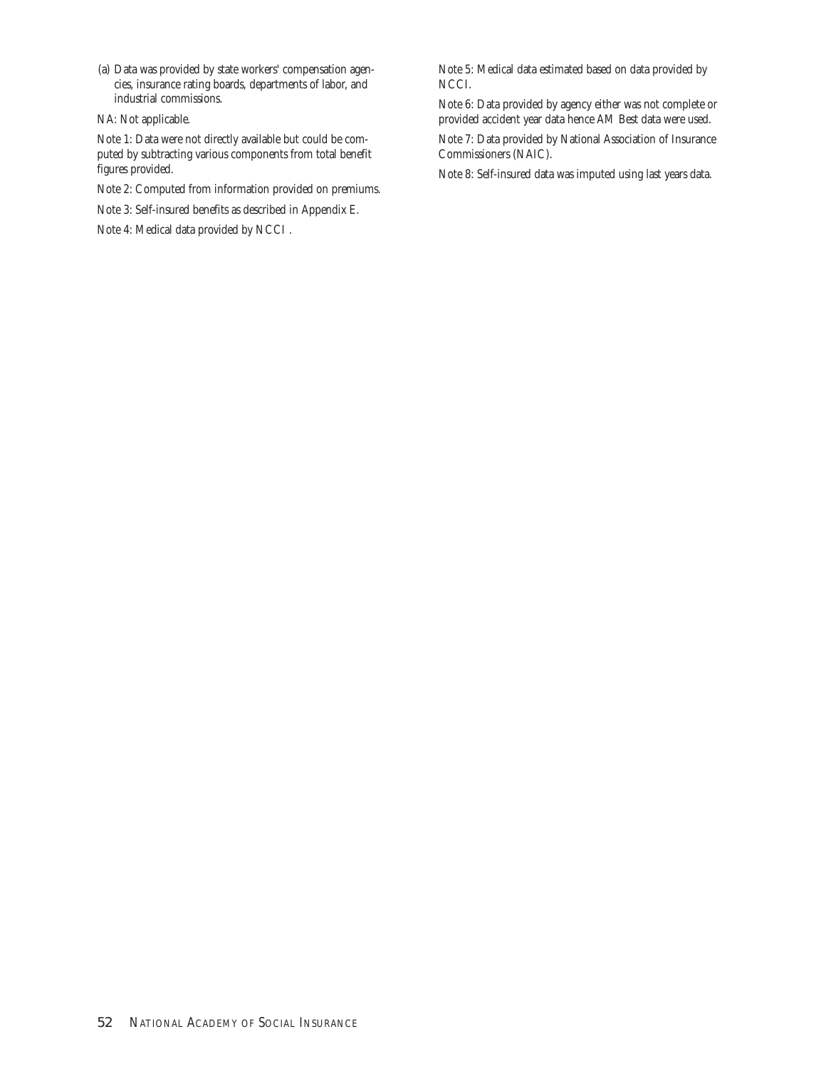(a) Data was provided by state workers' compensation agencies, insurance rating boards, departments of labor, and industrial commissions.

NA: Not applicable.

Note 1: Data were not directly available but could be computed by subtracting various components from total benefit figures provided.

Note 2: Computed from information provided on premiums.

Note 3: Self-insured benefits as described in Appendix E.

Note 4: Medical data provided by NCCI .

Note 5: Medical data estimated based on data provided by NCCI.

Note 6: Data provided by agency either was not complete or provided accident year data hence AM Best data were used.

Note 7: Data provided by National Association of Insurance Commissioners (NAIC).

Note 8: Self-insured data was imputed using last years data.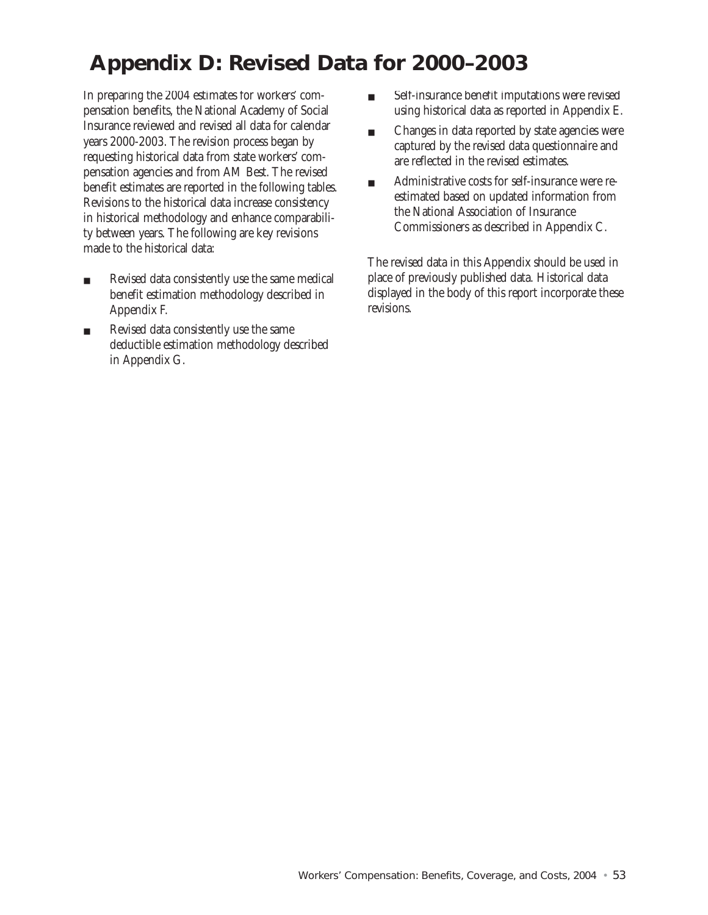# Appendix D: Revised Data for 2000–2003

In preparing the 2004 estimates for workers' compensation benefits, the National Academy of Social Insurance reviewed and revised all data for calendar years 2000-2003. The revision process began by requesting historical data from state workers' compensation agencies and from AM Best. The revised benefit estimates are reported in the following tables. Revisions to the historical data increase consistency in historical methodology and enhance comparability between years. The following are key revisions made to the historical data:

- Revised data consistently use the same medical benefit estimation methodology described in Appendix F.
- Revised data consistently use the same deductible estimation methodology described in Appendix G.
- Self-insurance benefit imputations were revised using historical data as reported in Appendix E.
- Changes in data reported by state agencies were captured by the revised data questionnaire and are reflected in the revised estimates.
- Administrative costs for self-insurance were re-estimated based on updated information from the National Association of Insurance Commissioners as described in Appendix C.

The revised data in this Appendix should be used in place of previously published data. Historical data displayed in the body of this report incorporate these revisions.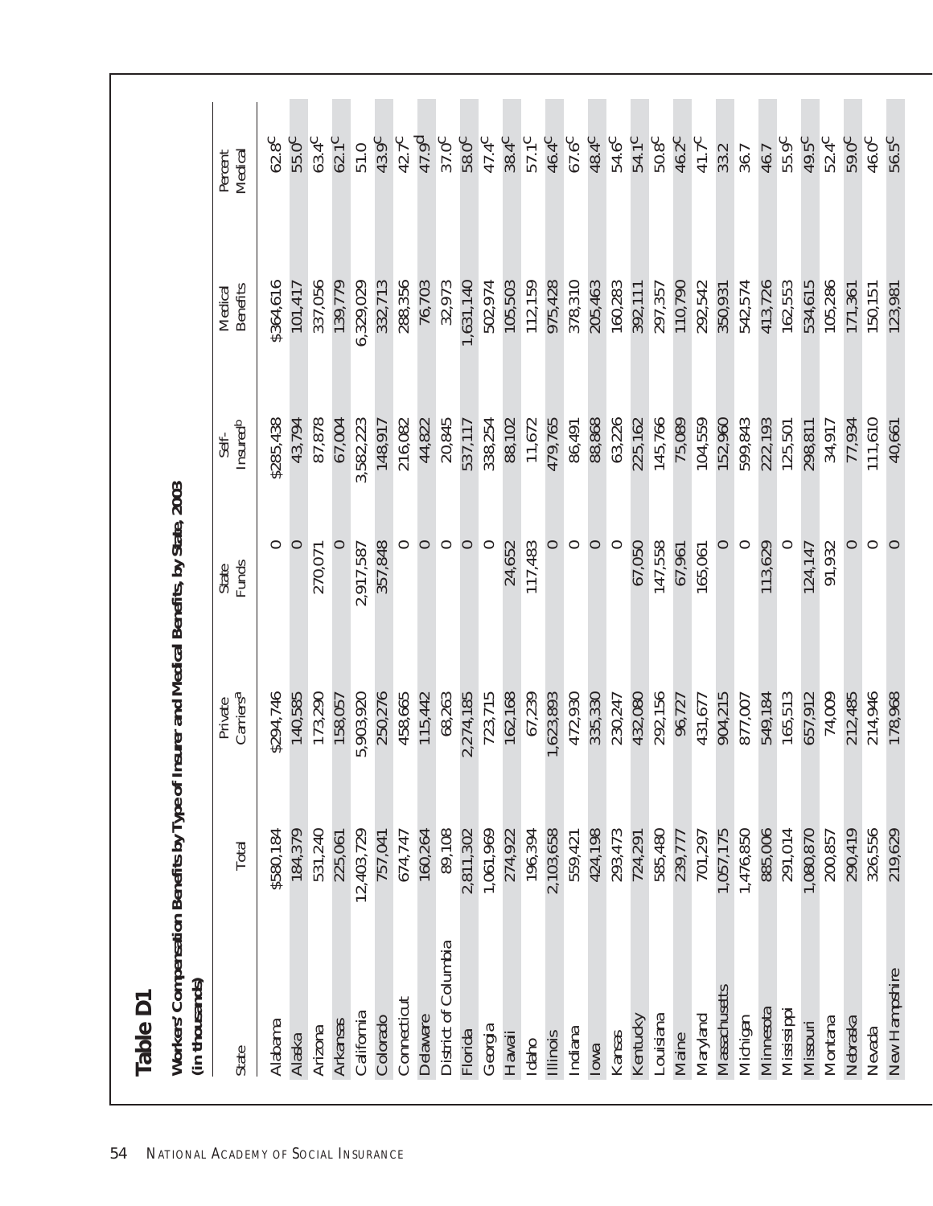## Table D1

**Workers' Compensation Benefits by Type of Insurer and Medical Benefits, by State, 2003 (in thousands)**

| State | Total | Private Carriers[a] | State Funds | Self-Insured[b] | Medical Benefits | Percent Medical |
|---|---|---|---|---|---|---|
| Alabama | $580,184 | $294,746 | 0 | $285,438 | $364,616 | 62.8[c] |
| Alaska | 184,379 | 140,585 | 0 | 43,794 | 101,417 | 55.0[c] |
| Arizona | 531,240 | 173,290 | 270,071 | 87,878 | 337,056 | 63.4[c] |
| Arkansas | 225,061 | 158,057 | 0 | 67,004 | 139,779 | 62.1[c] |
| California | 12,403,729 | 5,903,920 | 2,917,587 | 3,582,223 | 6,329,029 | 51.0 |
| Colorado | 757,041 | 250,276 | 357,848 | 148,917 | 332,713 | 43.9[c] |
| Connecticut | 674,747 | 458,665 | 0 | 216,082 | 288,356 | 42.7[c] |
| Delaware | 160,264 | 115,442 | 0 | 44,822 | 76,703 | 47.9[d] |
| District of Columbia | 89,108 | 68,263 | 0 | 20,845 | 32,973 | 37.0[c] |
| Florida | 2,811,302 | 2,274,185 | 0 | 537,117 | 1,631,140 | 58.0[c] |
| Georgia | 1,061,969 | 723,715 | 0 | 338,254 | 502,974 | 47.4[c] |
| Hawaii | 274,922 | 162,168 | 24,652 | 88,102 | 105,503 | 38.4[c] |
| Idaho | 196,394 | 67,239 | 117,483 | 11,672 | 112,159 | 57.1[c] |
| Illinois | 2,103,658 | 1,623,893 | 0 | 479,765 | 975,428 | 46.4[c] |
| Indiana | 559,421 | 472,930 | 0 | 86,491 | 378,310 | 67.6[c] |
| Iowa | 424,198 | 335,330 | 0 | 88,868 | 205,463 | 48.4[c] |
| Kansas | 293,473 | 230,247 | 0 | 63,226 | 160,283 | 54.6[c] |
| Kentucky | 724,291 | 432,080 | 67,050 | 225,162 | 392,111 | 54.1[c] |
| Louisiana | 585,480 | 292,156 | 147,558 | 145,766 | 297,357 | 50.8[c] |
| Maine | 239,777 | 96,727 | 67,961 | 75,089 | 110,790 | 46.2[c] |
| Maryland | 701,297 | 431,677 | 165,061 | 104,559 | 292,542 | 41.7[c] |
| Massachusetts | 1,057,175 | 904,215 | 0 | 152,960 | 350,931 | 33.2 |
| Michigan | 1,476,850 | 877,007 | 0 | 599,843 | 542,574 | 36.7 |
| Minnesota | 885,006 | 549,184 | 113,629 | 222,193 | 413,726 | 46.7 |
| Mississippi | 291,014 | 165,513 | 0 | 125,501 | 162,553 | 55.9[c] |
| Missouri | 1,080,870 | 657,912 | 124,147 | 298,811 | 534,615 | 49.5[c] |
| Montana | 200,857 | 74,009 | 91,932 | 34,917 | 105,286 | 52.4[c] |
| Nebraska | 290,419 | 212,485 | 0 | 77,934 | 171,361 | 59.0[c] |
| Nevada | 326,556 | 214,946 | 0 | 111,610 | 150,151 | 46.0[c] |
| New Hampshire | 219,629 | 178,968 | 0 | 40,661 | 123,981 | 56.5[c] |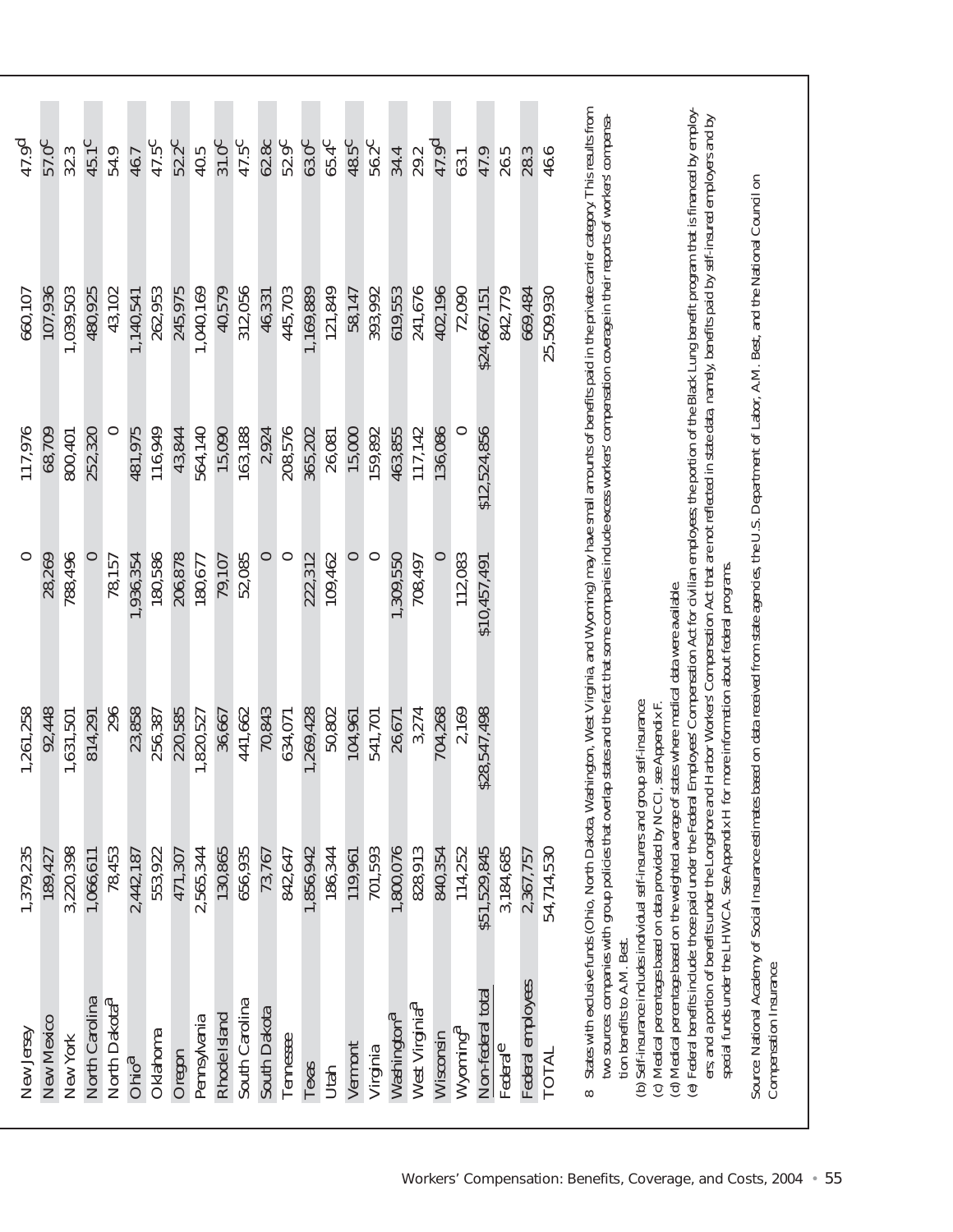| | | | | | | |
|---|---|---|---|---|---|---|
| New Jersey | 1,379,235 | 1,261,258 | 0 | 117,976 | 660,107 | 47.9[d] |
| New Mexico | 189,427 | 92,448 | 28,269 | 68,709 | 107,936 | 57.0[c] |
| New York | 3,220,398 | 1,631,501 | 788,496 | 800,401 | 1,039,503 | 32.3 |
| North Carolina | 1,066,611 | 814,291 | 0 | 252,320 | 480,925 | 45.1[c] |
| North Dakota[a] | 78,453 | 296 | 78,157 | 0 | 43,102 | 54.9 |
| Ohio[a] | 2,442,187 | 23,858 | 1,936,354 | 481,975 | 1,140,541 | 46.7 |
| Oklahoma | 553,922 | 256,387 | 180,586 | 116,949 | 262,953 | 47.5[c] |
| Oregon | 471,307 | 220,585 | 206,878 | 43,844 | 245,975 | 52.2[c] |
| Pennsylvania | 2,565,344 | 1,820,527 | 180,677 | 564,140 | 1,040,169 | 40.5 |
| Rhode Island | 130,865 | 36,667 | 79,107 | 15,090 | 40,579 | 31.0[c] |
| South Carolina | 656,935 | 441,662 | 52,085 | 163,188 | 312,056 | 47.5[c] |
| South Dakota | 73,767 | 70,843 | 0 | 2,924 | 46,331 | 62.8c |
| Tennessee | 842,647 | 634,071 | 0 | 208,576 | 445,703 | 52.9[c] |
| Texas | 1,856,942 | 1,269,428 | 222,312 | 365,202 | 1,169,889 | 63.0[c] |
| Utah | 186,344 | 50,802 | 109,462 | 26,081 | 121,849 | 65.4[c] |
| Vermont | 119,961 | 104,961 | 0 | 15,000 | 58,147 | 48.5[c] |
| Virginia | 701,593 | 541,701 | 0 | 159,892 | 393,992 | 56.2[c] |
| Washington[a] | 1,800,076 | 26,671 | 1,309,550 | 463,855 | 619,553 | 34.4 |
| West Virginia[a] | 828,913 | 3,274 | 708,497 | 117,142 | 241,676 | 29.2 |
| Wisconsin | 840,354 | 704,268 | 0 | 136,086 | 402,196 | 47.9[d] |
| Wyoming[a] | 114,252 | 2,169 | 112,083 | 0 | 72,090 | 63.1 |
| Non-federal total | $51,529,845 | $28,547,498 | $10,457,491 | $12,524,856 | $24,667,151 | 47.9 |
| Federal[e] | 3,184,685 | | | | 842,779 | 26.5 |
| Federal employees | 2,367,757 | | | | 669,484 | 28.3 |
| TOTAL | 54,714,530 | | | | 25,509,930 | 46.6 |

a States with exclusive funds (Ohio, North Dakota, Washington, West Virginia, and Wyoming) may have small amounts of benefits paid in the private carrier category. This results from two sources: companies with group policies that overlap states and the fact that some companies include excess workers' compensation coverage in their reports of workers' compensation benefits to A.M. Best.

(b) Self-insurance includes individual self-insurers and group self-insurance.

(c) Medical percentages based on data provided by NCCI, see Appendix F.

(d) Medical percentage based on the weighted average of states where medical data were available.

(e) Federal benefits include: those paid under the Federal Employees' Compensation Act for civilian employees; the portion of the Black Lung benefit program that is financed by employers; and a portion of benefits under the Longshore and Harbor Workers' Compensation Act that are not reflected in state data, namely, benefits paid by self-insured employers and by special funds under the LHWCA. See Appendix H for more information about federal programs.

Source: National Academy of Social Insurance estimates based on data received from state agencies, the U.S. Department of Labor, A.M. Best, and the National Council on Compensation Insurance.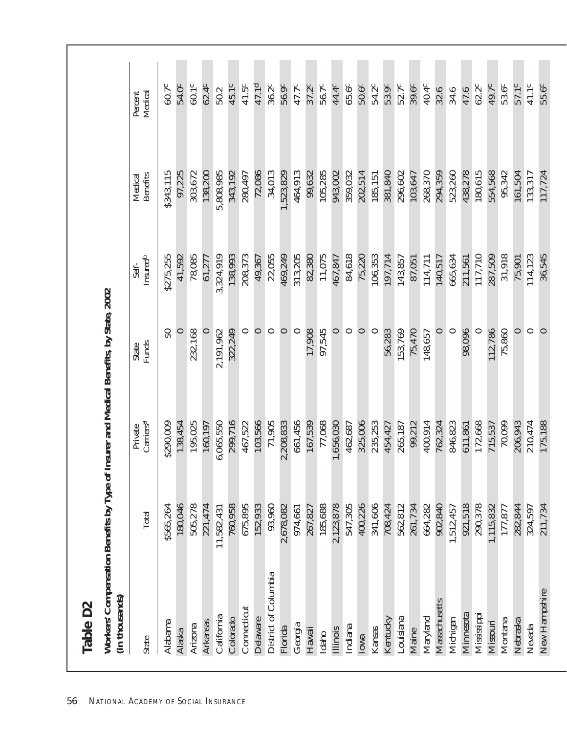## Table D2

**Workers' Compensation Benefits by Type of Insurer and Medical Benefits, by State, 2002 (in thousands)**

| State | Total | Private Carriers[a] | State Funds | Self-Insured[b] | Medical Benefits | Percent Medical |
|---|---|---|---|---|---|---|
| Alabama | $565,264 | $290,009 | $0 | $275,255 | $343,115 | 60.7[c] |
| Alaska | 180,046 | 138,454 | 0 | 41,592 | 97,225 | 54.0[c] |
| Arizona | 505,278 | 195,025 | 232,168 | 78,085 | 303,672 | 60.1[c] |
| Arkansas | 221,474 | 160,197 | 0 | 61,277 | 138,200 | 62.4[c] |
| California | 11,582,431 | 6,065,550 | 2,191,962 | 3,324,919 | 5,808,985 | 50.2 |
| Colorado | 760,958 | 299,716 | 322,249 | 138,993 | 343,192 | 45.1[c] |
| Connecticut | 675,895 | 467,522 | 0 | 208,373 | 280,497 | 41.5[c] |
| Delaware | 152,933 | 103,566 | 0 | 49,367 | 72,086 | 47.1[d] |
| District of Columbia | 93,960 | 71,905 | 0 | 22,055 | 34,013 | 36.2[c] |
| Florida | 2,678,082 | 2,208,833 | 0 | 469,249 | 1,523,829 | 56.9[c] |
| Georgia | 974,661 | 661,456 | 0 | 313,205 | 464,913 | 47.7[c] |
| Hawaii | 267,827 | 167,539 | 17,908 | 82,380 | 99,632 | 37.2[c] |
| Idaho | 185,688 | 77,068 | 97,545 | 11,075 | 105,285 | 56.7[c] |
| Illinois | 2,123,878 | 1,656,030 | 0 | 467,847 | 943,002 | 44.4[c] |
| Indiana | 547,305 | 462,687 | 0 | 84,618 | 359,032 | 65.6[c] |
| Iowa | 400,226 | 325,006 | 0 | 75,220 | 202,514 | 50.6[c] |
| Kansas | 341,606 | 235,253 | 0 | 106,353 | 185,151 | 54.2[c] |
| Kentucky | 708,424 | 454,427 | 56,283 | 197,714 | 381,840 | 53.9[c] |
| Louisiana | 562,812 | 265,187 | 153,769 | 143,857 | 296,602 | 52.7[c] |
| Maine | 261,734 | 99,212 | 75,470 | 87,051 | 103,647 | 39.6[c] |
| Maryland | 664,282 | 400,914 | 148,657 | 114,711 | 268,370 | 40.4[c] |
| Massachusetts | 902,840 | 762,324 | 0 | 140,517 | 294,359 | 32.6 |
| Michigan | 1,512,457 | 846,823 | 0 | 665,634 | 523,260 | 34.6 |
| Minnesota | 921,518 | 611,861 | 98,096 | 211,561 | 438,278 | 47.6 |
| Mississippi | 290,378 | 172,668 | 0 | 117,710 | 180,615 | 62.2[c] |
| Missouri | 1,115,832 | 715,537 | 112,786 | 287,509 | 554,568 | 49.7[c] |
| Montana | 177,877 | 70,099 | 75,860 | 31,918 | 95,342 | 53.6[c] |
| Nebraska | 282,844 | 206,943 | 0 | 75,901 | 161,504 | 57.1[c] |
| Nevada | 324,597 | 210,474 | 0 | 114,123 | 133,317 | 41.1[c] |
| New Hampshire | 211,734 | 175,188 | 0 | 36,545 | 117,724 | 55.6[c] |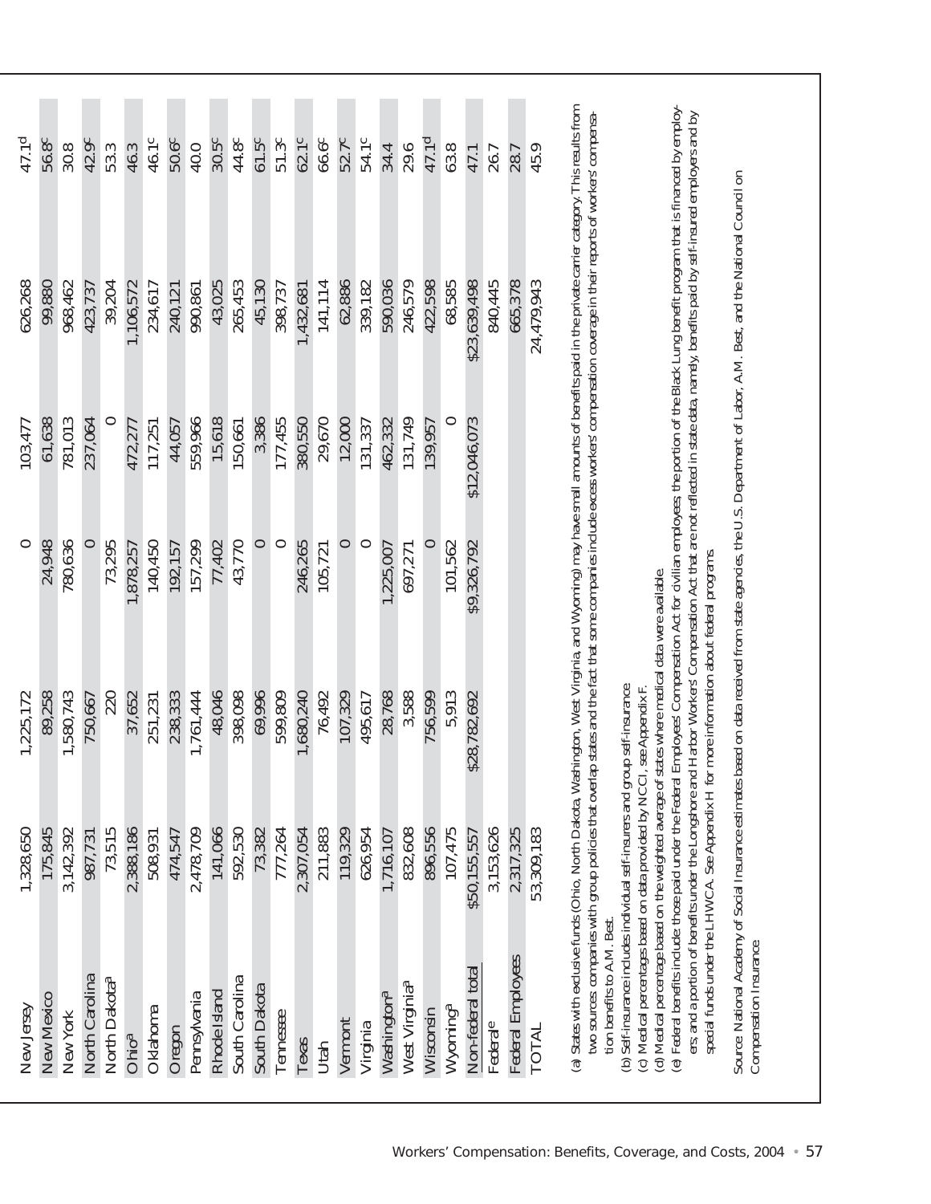| | | | | | | |
|---|---|---|---|---|---|---|
| New Jersey | 1,328,650 | 1,225,172 | 0 | 103,477 | 626,268 | 47.1[d] |
| New Mexico | 175,845 | 89,258 | 24,948 | 61,638 | 99,880 | 56.8[c] |
| New York | 3,142,392 | 1,580,743 | 780,636 | 781,013 | 968,462 | 30.8 |
| North Carolina | 987,731 | 750,667 | 0 | 237,064 | 423,737 | 42.9[c] |
| North Dakota[a] | 73,515 | 220 | 73,295 | 0 | 39,204 | 53.3 |
| Ohio[a] | 2,388,186 | 37,652 | 1,878,257 | 472,277 | 1,106,572 | 46.3 |
| Oklahoma | 508,931 | 251,231 | 140,450 | 117,251 | 234,617 | 46.1[c] |
| Oregon | 474,547 | 238,333 | 192,157 | 44,057 | 240,121 | 50.6[c] |
| Pennsylvania | 2,478,709 | 1,761,444 | 157,299 | 559,966 | 990,861 | 40.0 |
| Rhode Island | 141,066 | 48,046 | 77,402 | 15,618 | 43,025 | 30.5[c] |
| South Carolina | 592,530 | 398,098 | 43,770 | 150,661 | 265,453 | 44.8[c] |
| South Dakota | 73,382 | 69,996 | 0 | 3,386 | 45,130 | 61.5[c] |
| Tennessee | 777,264 | 599,809 | 0 | 177,455 | 398,737 | 51.3[c] |
| Texas | 2,307,054 | 1,680,240 | 246,265 | 380,550 | 1,432,681 | 62.1[c] |
| Utah | 211,883 | 76,492 | 105,721 | 29,670 | 141,114 | 66.6[c] |
| Vermont | 119,329 | 107,329 | 0 | 12,000 | 62,886 | 52.7[c] |
| Virginia | 626,954 | 495,617 | 0 | 131,337 | 339,182 | 54.1[c] |
| Washington[a] | 1,716,107 | 28,768 | 1,225,007 | 462,332 | 590,036 | 34.4 |
| West Virginia[a] | 832,608 | 3,588 | 697,271 | 131,749 | 246,579 | 29.6 |
| Wisconsin | 896,556 | 756,599 | 0 | 139,957 | 422,598 | 47.1[d] |
| Wyoming[a] | 107,475 | 5,913 | 101,562 | 0 | 68,585 | 63.8 |
| Non-federal total | $50,155,557 | $28,782,692 | $9,326,792 | $12,046,073 | $23,639,498 | 47.1 |
| Federal[e] | 3,153,626 | | | | 840,445 | 26.7 |
| Federal Employees | 2,317,325 | | | | 665,378 | 28.7 |
| TOTAL | 53,309,183 | | | | 24,479,943 | 45.9 |

(a) States with exclusive funds (Ohio, North Dakota, Washington, West Virginia, and Wyoming) may have small amounts of benefits paid in the private carrier category. This results from two sources: companies with group policies that overlap states and the fact that some companies include excess workers' compensation coverage in their reports of workers' compensation benefits to A.M. Best.

(b) Self-insurance includes individual self-insurers and group self-insurance.

(c) Medical percentages based on data provided by NCCI, see Appendix F.

(d) Medical percentage based on the weighted average of states where medical data were available.

(e) Federal benefits include: those paid under the Federal Employees' Compensation Act for civilian employees; the portion of the Black Lung benefit program that is financed by employers; and a portion of benefits under the Longshore and Harbor Workers' Compensation Act that are not reflected in state data, namely, benefits paid by self-insured employers and by special funds under the LHWCA. See Appendix H for more information about federal programs.

Source: National Academy of Social Insurance estimates based on data received from state agencies, the U.S. Department of Labor, A.M. Best, and the National Council on Compensation Insurance.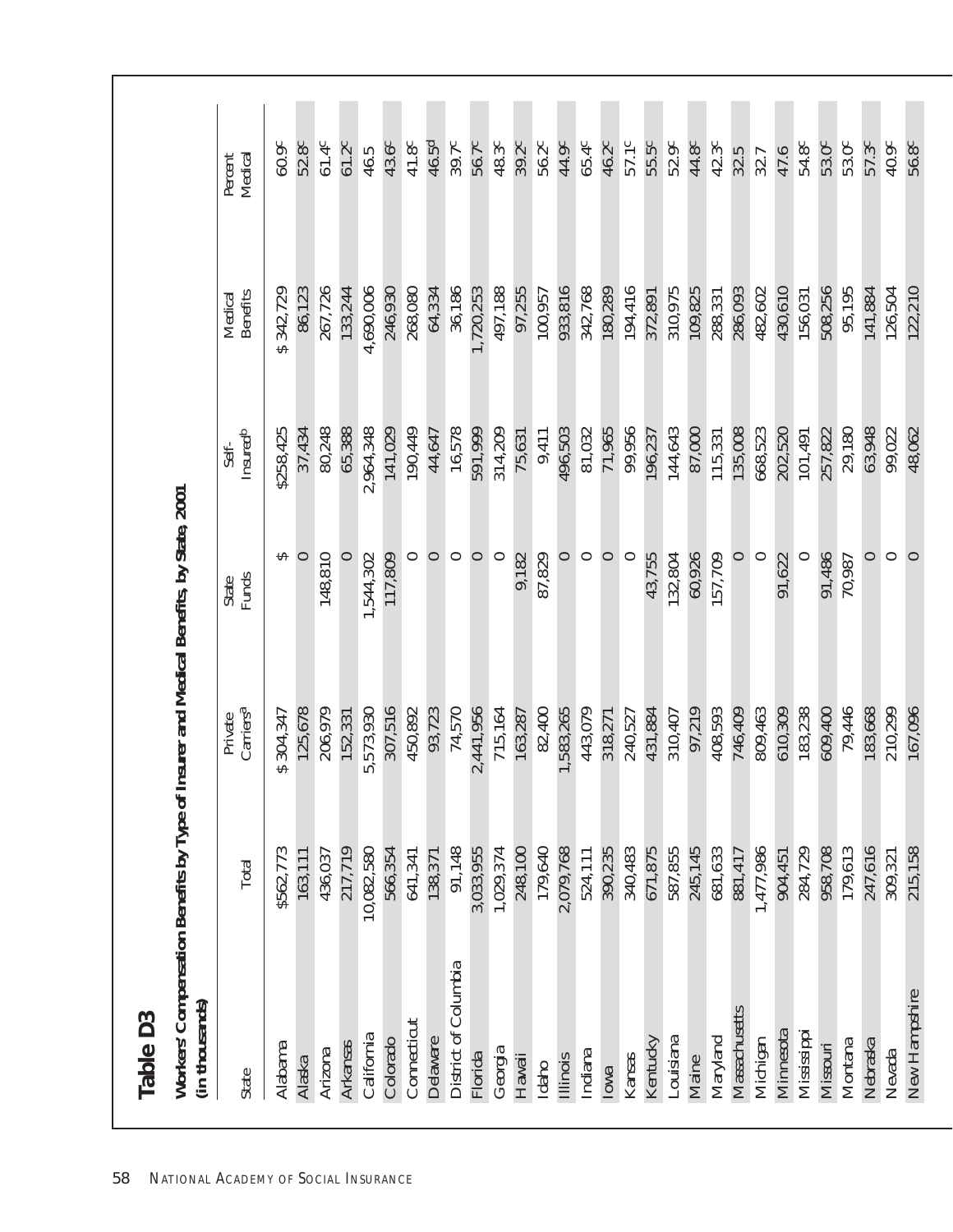# Table D3

**Workers' Compensation Benefits by Type of Insurer and Medical Benefits, by State, 2001 (in thousands)**

| State | Total | Private Carriers[a] | State Funds | Self-Insured[b] | Medical Benefits | Percent Medical |
|---|---|---|---|---|---|---|
| Alabama | $562,773 | $ 304,347 | $ | $258,425 | $ 342,729 | 60.9[c] |
| Alaska | 163,111 | 125,678 | 0 | 37,434 | 86,123 | 52.8[c] |
| Arizona | 436,037 | 206,979 | 148,810 | 80,248 | 267,726 | 61.4[c] |
| Arkansas | 217,719 | 152,331 | 0 | 65,388 | 133,244 | 61.2[c] |
| California | 10,082,580 | 5,573,930 | 1,544,302 | 2,964,348 | 4,690,006 | 46.5 |
| Colorado | 566,354 | 307,516 | 117,809 | 141,029 | 246,930 | 43.6[c] |
| Connecticut | 641,341 | 450,892 | 0 | 190,449 | 268,080 | 41.8[c] |
| Delaware | 138,371 | 93,723 | 0 | 44,647 | 64,334 | 46.5[d] |
| District of Columbia | 91,148 | 74,570 | 0 | 16,578 | 36,186 | 39.7[c] |
| Florida | 3,033,955 | 2,441,956 | 0 | 591,999 | 1,720,253 | 56.7[c] |
| Georgia | 1,029,374 | 715,164 | 0 | 314,209 | 497,188 | 48.3[c] |
| Hawaii | 248,100 | 163,287 | 9,182 | 75,631 | 97,255 | 39.2[c] |
| Idaho | 179,640 | 82,400 | 87,829 | 9,411 | 100,957 | 56.2[c] |
| Illinois | 2,079,768 | 1,583,265 | 0 | 496,503 | 933,816 | 44.9[c] |
| Indiana | 524,111 | 443,079 | 0 | 81,032 | 342,768 | 65.4[c] |
| Iowa | 390,235 | 318,271 | 0 | 71,965 | 180,289 | 46.2[c] |
| Kansas | 340,483 | 240,527 | 0 | 99,956 | 194,416 | 57.1[c] |
| Kentucky | 671,875 | 431,884 | 43,755 | 196,237 | 372,891 | 55.5[c] |
| Louisiana | 587,855 | 310,407 | 132,804 | 144,643 | 310,975 | 52.9[c] |
| Maine | 245,145 | 97,219 | 60,926 | 87,000 | 109,825 | 44.8[c] |
| Maryland | 681,633 | 408,593 | 157,709 | 115,331 | 288,331 | 42.3[c] |
| Massachusetts | 881,417 | 746,409 | 0 | 135,008 | 286,093 | 32.5 |
| Michigan | 1,477,986 | 809,463 | 0 | 668,523 | 482,602 | 32.7 |
| Minnesota | 904,451 | 610,309 | 91,622 | 202,520 | 430,610 | 47.6 |
| Mississippi | 284,729 | 183,238 | 0 | 101,491 | 156,031 | 54.8[c] |
| Missouri | 958,708 | 609,400 | 91,486 | 257,822 | 508,256 | 53.0[c] |
| Montana | 179,613 | 79,446 | 70,987 | 29,180 | 95,195 | 53.0[c] |
| Nebraska | 247,616 | 183,668 | 0 | 63,948 | 141,884 | 57.3[c] |
| Nevada | 309,321 | 210,299 | 0 | 99,022 | 126,504 | 40.9[c] |
| New Hampshire | 215,158 | 167,096 | 0 | 48,062 | 122,210 | 56.8[c] |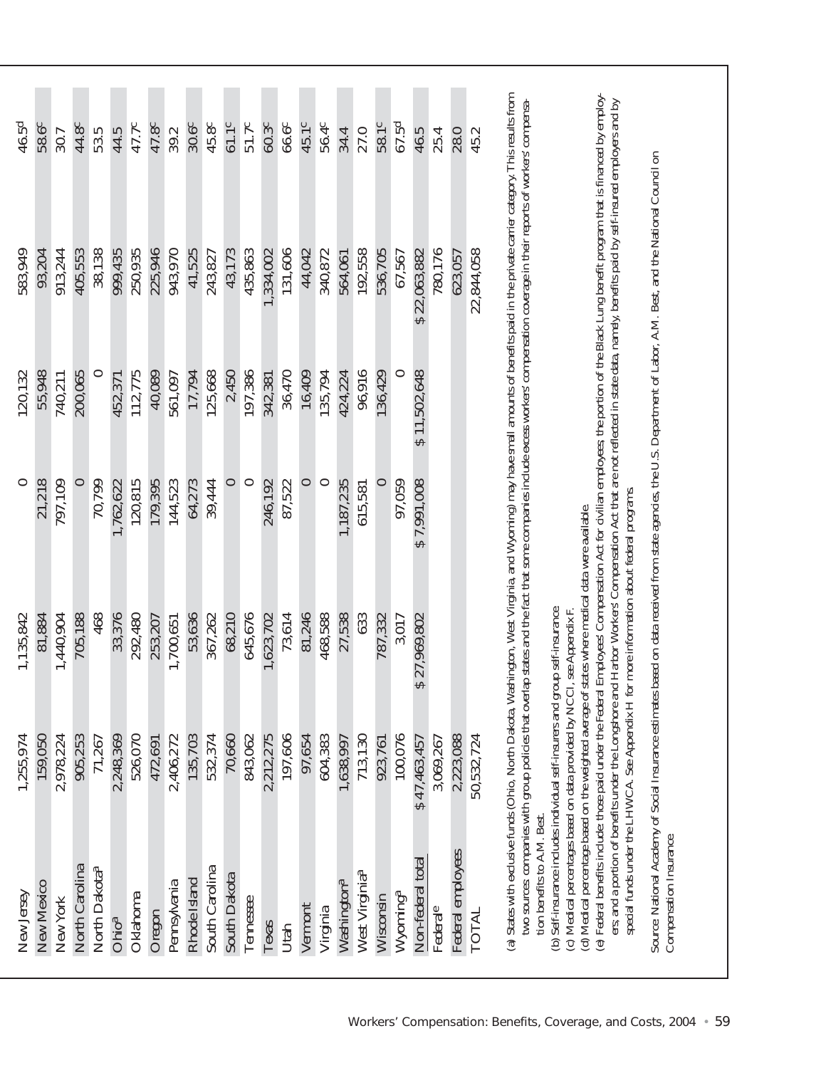| | | | | | | |
|---|---|---|---|---|---|---|
| New Jersey | 1,255,974 | 1,135,842 | 0 | 120,132 | 583,949 | 46.5[d] |
| New Mexico | 159,050 | 81,884 | 21,218 | 55,948 | 93,204 | 58.6[c] |
| New York | 2,978,224 | 1,440,904 | 797,109 | 740,211 | 913,244 | 30.7 |
| North Carolina | 905,253 | 705,188 | 0 | 200,065 | 405,553 | 44.8[c] |
| North Dakota[a] | 71,267 | 468 | 70,799 | 0 | 38,138 | 53.5 |
| Ohio[a] | 2,248,369 | 33,376 | 1,762,622 | 452,371 | 999,435 | 44.5 |
| Oklahoma | 526,070 | 292,480 | 120,815 | 112,775 | 250,935 | 47.7[c] |
| Oregon | 472,691 | 253,207 | 179,395 | 40,089 | 225,946 | 47.8[c] |
| Pennsylvania | 2,406,272 | 1,700,651 | 144,523 | 561,097 | 943,970 | 39.2 |
| Rhode Island | 135,703 | 53,636 | 64,273 | 17,794 | 41,525 | 30.6[c] |
| South Carolina | 532,374 | 367,262 | 39,444 | 125,668 | 243,827 | 45.8[c] |
| South Dakota | 70,660 | 68,210 | 0 | 2,450 | 43,173 | 61.1[c] |
| Tennessee | 843,062 | 645,676 | 0 | 197,386 | 435,863 | 51.7[c] |
| Texas | 2,212,275 | 1,623,702 | 246,192 | 342,381 | 1,334,002 | 60.3[c] |
| Utah | 197,606 | 73,614 | 87,522 | 36,470 | 131,606 | 66.6[c] |
| Vermont | 97,654 | 81,246 | 0 | 16,409 | 44,042 | 45.1[c] |
| Virginia | 604,383 | 468,588 | 0 | 135,794 | 340,872 | 56.4[c] |
| Washington[a] | 1,638,997 | 27,538 | 1,187,235 | 424,224 | 564,061 | 34.4 |
| West Virginia[a] | 713,130 | 633 | 615,581 | 96,916 | 192,558 | 27.0 |
| Wisconsin | 923,761 | 787,332 | 0 | 136,429 | 536,705 | 58.1[c] |
| Wyoming[a] | 100,076 | 3,017 | 97,059 | 0 | 67,567 | 67.5[d] |
| Non-federal total | $ 47,463,457 | $ 27,969,802 | $ 7,991,008 | $ 11,502,648 | $ 22,063,882 | 46.5 |
| Federal[e] | 3,069,267 | | | | 780,176 | 25.4 |
| Federal employees | 2,223,088 | | | | 623,057 | 28.0 |
| TOTAL | 50,532,724 | | | | 22,844,058 | 45.2 |

(a) States with exclusive funds (Ohio, North Dakota, Washington, West Virginia, and Wyoming) may have small amounts of benefits paid in the private carrier category. This results from two sources: companies with group policies that overlap states and the fact that some companies include excess workers' compensation coverage in their reports of workers' compensation benefits to A.M. Best.

(b) Self-insurance includes individual self-insurers and group self-insurance.

(c) Medical percentages based on data provided by NCCI, see Appendix F.

(d) Medical percentage based on the weighted average of states where medical data were available.

(e) Federal benefits include: those paid under the Federal Employees' Compensation Act for civilian employees; the portion of the Black Lung benefit program that is financed by employers; and a portion of benefits under the Longshore and Harbor Workers' Compensation Act that are not reflected in state data, namely, benefits paid by self-insured employers and by special funds under the LHWCA. See Appendix H for more information about federal programs.

Source: National Academy of Social Insurance estimates based on data received from state agencies, the U.S. Department of Labor, A.M. Best, and the National Council on Compensation Insurance.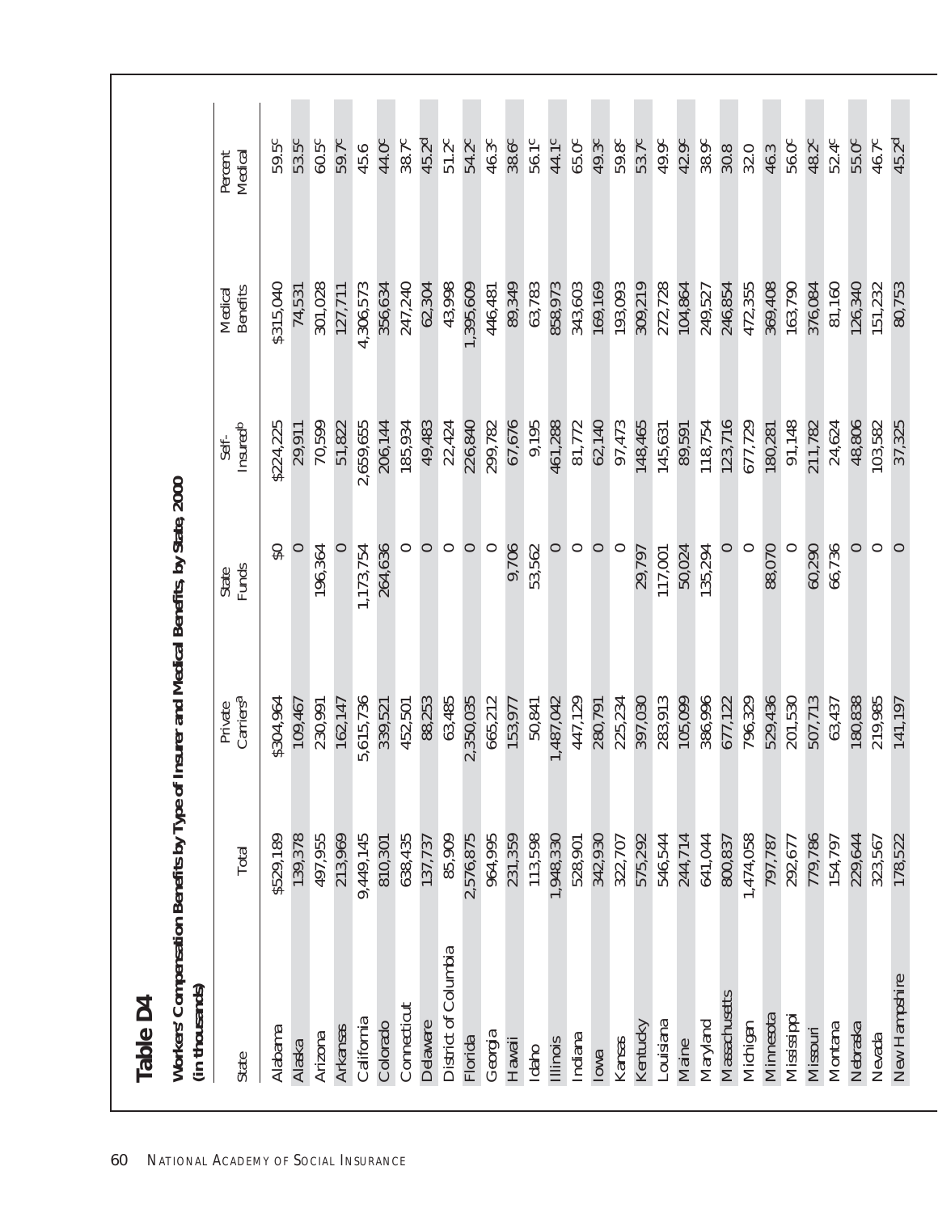## Table D4

**Workers' Compensation Benefits by Type of Insurer and Medical Benefits, by State, 2000 (in thousands)**

| State | Total | Private Carriers[a] | State Funds | Self-Insured[b] | Medical Benefits | Percent Medical |
|---|---|---|---|---|---|---|
| Alabama | $529,189 | $304,964 | $0 | $224,225 | $315,040 | 59.5[c] |
| Alaska | 139,378 | 109,467 | 0 | 29,911 | 74,531 | 53.5[c] |
| Arizona | 497,955 | 230,991 | 196,364 | 70,599 | 301,028 | 60.5[c] |
| Arkansas | 213,969 | 162,147 | 0 | 51,822 | 127,711 | 59.7[c] |
| California | 9,449,145 | 5,615,736 | 1,173,754 | 2,659,655 | 4,306,573 | 45.6 |
| Colorado | 810,301 | 339,521 | 264,636 | 206,144 | 356,634 | 44.0[c] |
| Connecticut | 638,435 | 452,501 | 0 | 185,934 | 247,240 | 38.7[c] |
| Delaware | 137,737 | 88,253 | 0 | 49,483 | 62,304 | 45.2[d] |
| District of Columbia | 85,909 | 63,485 | 0 | 22,424 | 43,998 | 51.2[c] |
| Florida | 2,576,875 | 2,350,035 | 0 | 226,840 | 1,395,609 | 54.2[c] |
| Georgia | 964,995 | 665,212 | 0 | 299,782 | 446,481 | 46.3[c] |
| Hawaii | 231,359 | 153,977 | 9,706 | 67,676 | 89,349 | 38.6[c] |
| Idaho | 113,598 | 50,841 | 53,562 | 9,195 | 63,783 | 56.1[c] |
| Illinois | 1,948,330 | 1,487,042 | 0 | 461,288 | 858,973 | 44.1[c] |
| Indiana | 528,901 | 447,129 | 0 | 81,772 | 343,603 | 65.0[c] |
| Iowa | 342,930 | 280,791 | 0 | 62,140 | 169,169 | 49.3[c] |
| Kansas | 322,707 | 225,234 | 0 | 97,473 | 193,093 | 59.8[c] |
| Kentucky | 575,292 | 397,030 | 29,797 | 148,465 | 309,219 | 53.7[c] |
| Louisiana | 546,544 | 283,913 | 117,001 | 145,631 | 272,728 | 49.9[c] |
| Maine | 244,714 | 105,099 | 50,024 | 89,591 | 104,864 | 42.9[c] |
| Maryland | 641,044 | 386,996 | 135,294 | 118,754 | 249,527 | 38.9[c] |
| Massachusetts | 800,837 | 677,122 | 0 | 123,716 | 246,854 | 30.8 |
| Michigan | 1,474,058 | 796,329 | 0 | 677,729 | 472,355 | 32.0 |
| Minnesota | 797,787 | 529,436 | 88,070 | 180,281 | 369,408 | 46.3 |
| Mississippi | 292,677 | 201,530 | 0 | 91,148 | 163,790 | 56.0[c] |
| Missouri | 779,786 | 507,713 | 60,290 | 211,782 | 376,084 | 48.2[c] |
| Montana | 154,797 | 63,437 | 66,736 | 24,624 | 81,160 | 52.4[c] |
| Nebraska | 229,644 | 180,838 | 0 | 48,806 | 126,340 | 55.0[c] |
| Nevada | 323,567 | 219,985 | 0 | 103,582 | 151,232 | 46.7[c] |
| New Hampshire | 178,522 | 141,197 | 0 | 37,325 | 80,753 | 45.2[d] |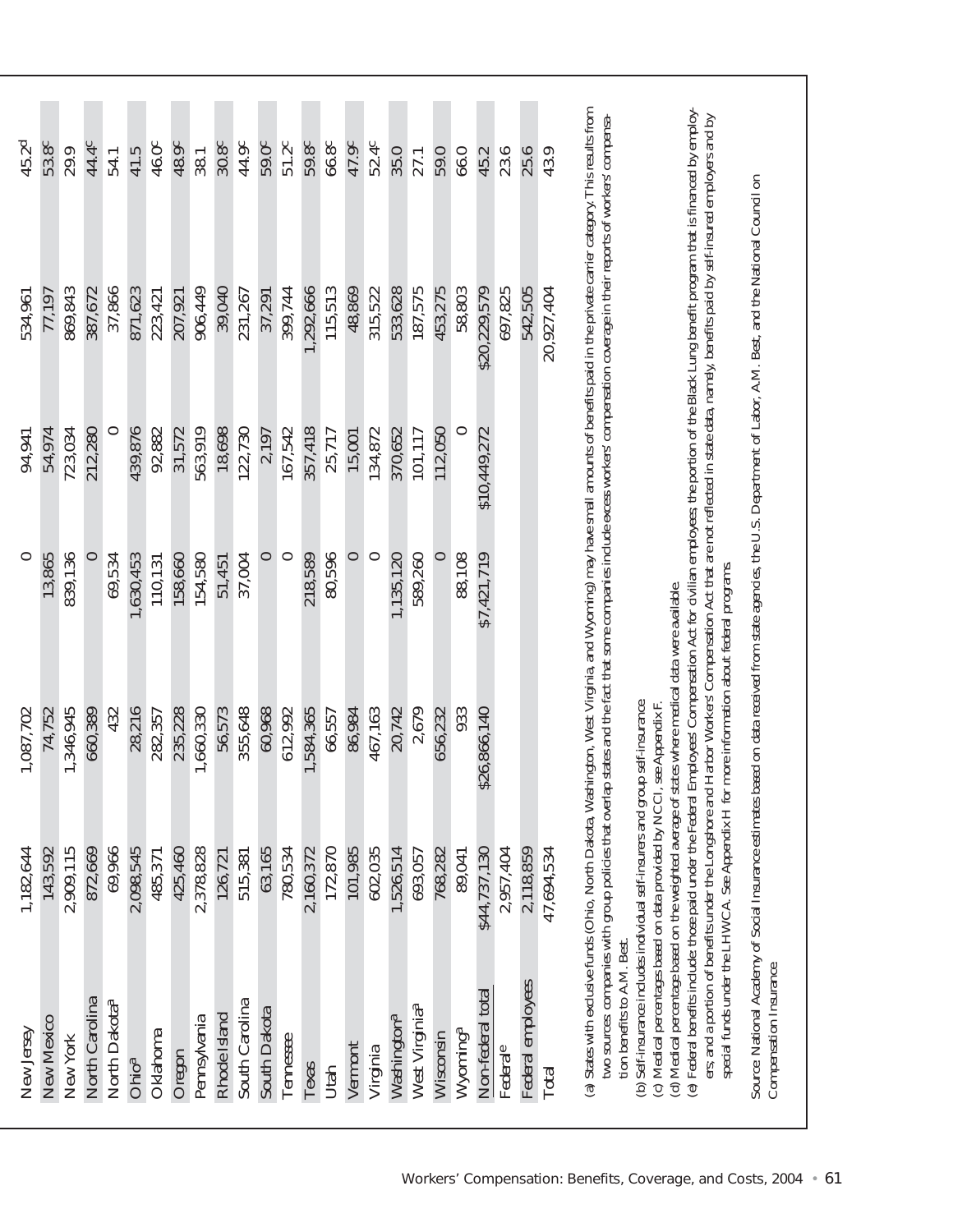| | | | | | | |
|---|---|---|---|---|---|---|
| New Jersey | 1,182,644 | 1,087,702 | 0 | 94,941 | 534,961 | 45.2[d] |
| New Mexico | 143,592 | 74,752 | 13,865 | 54,974 | 77,197 | 53.8[c] |
| New York | 2,909,115 | 1,346,945 | 839,136 | 723,034 | 869,843 | 29.9 |
| North Carolina | 872,669 | 660,389 | 0 | 212,280 | 387,672 | 44.4[c] |
| North Dakota[a] | 69,966 | 432 | 69,534 | 0 | 37,866 | 54.1 |
| Ohio[a] | 2,098,545 | 28,216 | 1,630,453 | 439,876 | 871,623 | 41.5 |
| Oklahoma | 485,371 | 282,357 | 110,131 | 92,882 | 223,421 | 46.0[c] |
| Oregon | 425,460 | 235,228 | 158,660 | 31,572 | 207,921 | 48.9[c] |
| Pennsylvania | 2,378,828 | 1,660,330 | 154,580 | 563,919 | 906,449 | 38.1 |
| Rhode Island | 126,721 | 56,573 | 51,451 | 18,698 | 39,040 | 30.8[c] |
| South Carolina | 515,381 | 355,648 | 37,004 | 122,730 | 231,267 | 44.9[c] |
| South Dakota | 63,165 | 60,968 | 0 | 2,197 | 37,291 | 59.0[c] |
| Tennessee | 780,534 | 612,992 | 0 | 167,542 | 399,744 | 51.2[c] |
| Texas | 2,160,372 | 1,584,365 | 218,589 | 357,418 | 1,292,666 | 59.8[c] |
| Utah | 172,870 | 66,557 | 80,596 | 25,717 | 115,513 | 66.8[c] |
| Vermont | 101,985 | 86,984 | 0 | 15,001 | 48,869 | 47.9[c] |
| Virginia | 602,035 | 467,163 | 0 | 134,872 | 315,522 | 52.4[c] |
| Washington[a] | 1,526,514 | 20,742 | 1,135,120 | 370,652 | 533,628 | 35.0 |
| West Virginia[a] | 693,057 | 2,679 | 589,260 | 101,117 | 187,575 | 27.1 |
| Wisconsin | 768,282 | 656,232 | 0 | 112,050 | 453,275 | 59.0 |
| Wyoming[a] | 89,041 | 933 | 88,108 | 0 | 58,803 | 66.0 |
| Non-federal total | $44,737,130 | $26,866,140 | $7,421,719 | $10,449,272 | $20,229,579 | 45.2 |
| Federal[e] | 2,957,404 | | | | 697,825 | 23.6 |
| Federal employees | 2,118,859 | | | | 542,505 | 25.6 |
| Total | 47,694,534 | | | | 20,927,404 | 43.9 |

(a) States with exclusive funds (Ohio, North Dakota, Washington, West Virginia, and Wyoming) may have small amounts of benefits paid in the private carrier category. This results from two sources: companies with group policies that overlap states and the fact that some companies include excess workers' compensation coverage in their reports of workers' compensation benefits to A.M. Best.

(b) Self-insurance includes individual self-insurers and group self-insurance.

(c) Medical percentages based on data provided by NCCI, see Appendix F.

(d) Medical percentage based on the weighted average of states where medical data were available.

(e) Federal benefits include: those paid under the Federal Employees' Compensation Act for civilian employees; the portion of the Black Lung benefit program that is financed by employers; and a portion of benefits under the Longshore and Harbor Workers' Compensation Act that are not reflected in state data, namely, benefits paid by self-insured employers and by special funds under the LHWCA. See Appendix H for more information about federal programs.

Source: National Academy of Social Insurance estimates based on data received from state agencies, the U.S. Department of Labor, A.M. Best, and the National Council on Compensation Insurance.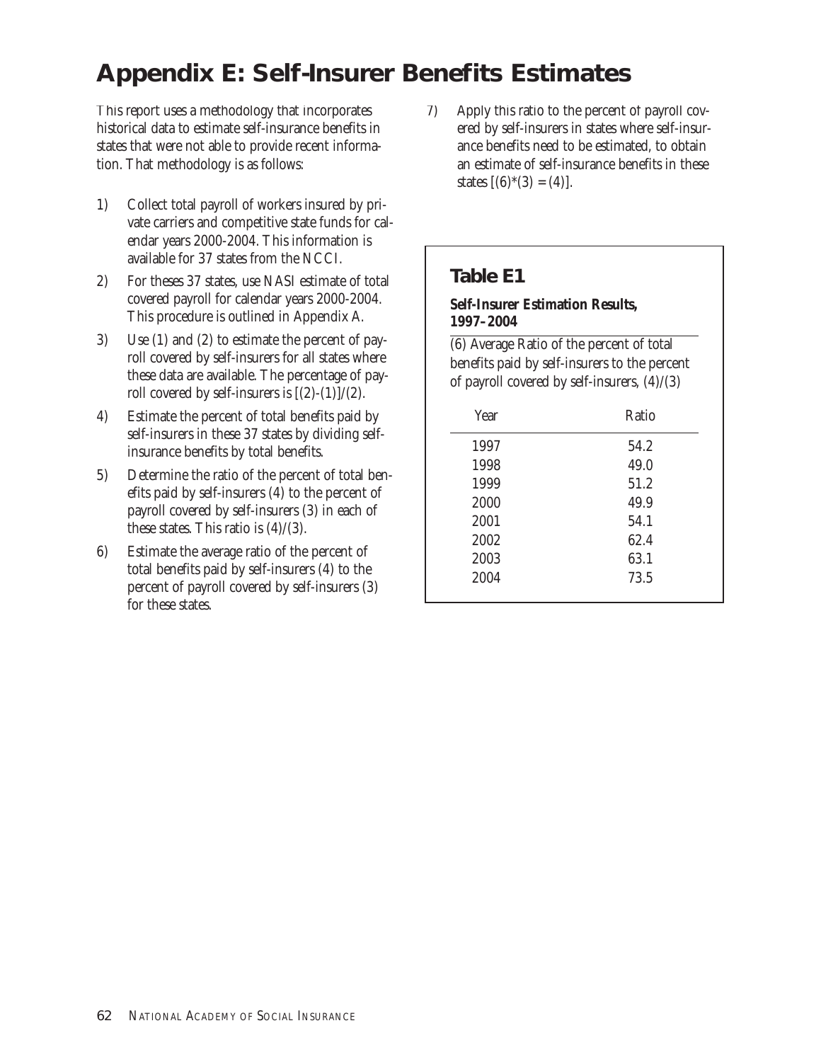# Appendix E: Self-Insurer Benefits Estimates

This report uses a methodology that incorporates historical data to estimate self-insurance benefits in states that were not able to provide recent information. That methodology is as follows:

1) Collect total payroll of workers insured by private carriers and competitive state funds for calendar years 2000-2004. This information is available for 37 states from the NCCI.
2) For theses 37 states, use NASI estimate of total covered payroll for calendar years 2000-2004. This procedure is outlined in Appendix A.
3) Use (1) and (2) to estimate the percent of payroll covered by self-insurers for all states where these data are available. The percentage of payroll covered by self-insurers is [(2)-(1)]/(2).
4) Estimate the percent of total benefits paid by self-insurers in these 37 states by dividing self-insurance benefits by total benefits.
5) Determine the ratio of the percent of total benefits paid by self-insurers (4) to the percent of payroll covered by self-insurers (3) in each of these states. This ratio is (4)/(3).
6) Estimate the average ratio of the percent of total benefits paid by self-insurers (4) to the percent of payroll covered by self-insurers (3) for these states.
7) Apply this ratio to the percent of payroll covered by self-insurers in states where self-insurance benefits need to be estimated, to obtain an estimate of self-insurance benefits in these states [(6)*(3) = (4)].

## Table E1

**Self-Insurer Estimation Results, 1997–2004**

(6) Average Ratio of the percent of total benefits paid by self-insurers to the percent of payroll covered by self-insurers, (4)/(3)

| Year | Ratio |
|---|---|
| 1997 | 54.2 |
| 1998 | 49.0 |
| 1999 | 51.2 |
| 2000 | 49.9 |
| 2001 | 54.1 |
| 2002 | 62.4 |
| 2003 | 63.1 |
| 2004 | 73.5 |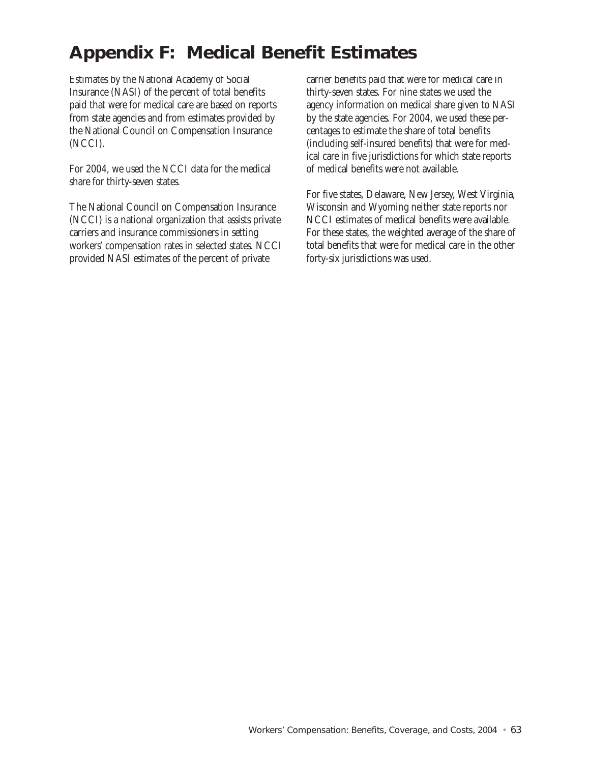# Appendix F: Medical Benefit Estimates

Estimates by the National Academy of Social Insurance (NASI) of the percent of total benefits paid that were for medical care are based on reports from state agencies and from estimates provided by the National Council on Compensation Insurance (NCCI).

For 2004, we used the NCCI data for the medical share for thirty-seven states.

The National Council on Compensation Insurance (NCCI) is a national organization that assists private carriers and insurance commissioners in setting workers' compensation rates in selected states. NCCI provided NASI estimates of the percent of private carrier benefits paid that were for medical care in thirty-seven states. For nine states we used the agency information on medical share given to NASI by the state agencies. For 2004, we used these percentages to estimate the share of total benefits (including self-insured benefits) that were for medical care in five jurisdictions for which state reports of medical benefits were not available.

For five states, Delaware, New Jersey, West Virginia, Wisconsin and Wyoming neither state reports nor NCCI estimates of medical benefits were available. For these states, the weighted average of the share of total benefits that were for medical care in the other forty-six jurisdictions was used.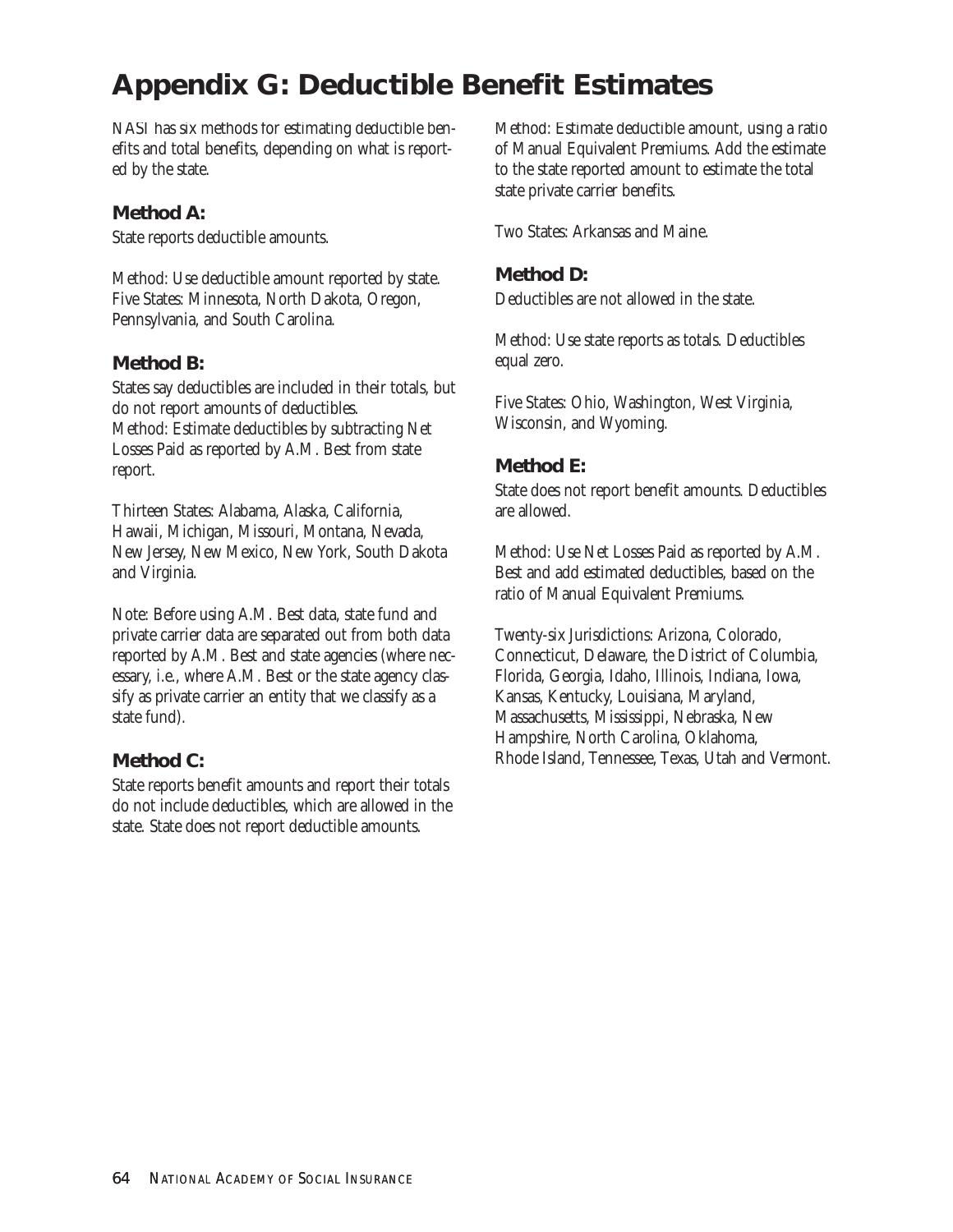# Appendix G: Deductible Benefit Estimates

NASI has six methods for estimating deductible benefits and total benefits, depending on what is reported by the state.

### Method A:

State reports deductible amounts.

Method: Use deductible amount reported by state. Five States: Minnesota, North Dakota, Oregon, Pennsylvania, and South Carolina.

### Method B:

States say deductibles are included in their totals, but do not report amounts of deductibles.
Method: Estimate deductibles by subtracting Net Losses Paid as reported by A.M. Best from state report.

Thirteen States: Alabama, Alaska, California, Hawaii, Michigan, Missouri, Montana, Nevada, New Jersey, New Mexico, New York, South Dakota and Virginia.

Note: Before using A.M. Best data, state fund and private carrier data are separated out from both data reported by A.M. Best and state agencies (where necessary, i.e., where A.M. Best or the state agency classify as private carrier an entity that we classify as a state fund).

### Method C:

State reports benefit amounts and report their totals do not include deductibles, which are allowed in the state. State does not report deductible amounts.

Method: Estimate deductible amount, using a ratio of Manual Equivalent Premiums. Add the estimate to the state reported amount to estimate the total state private carrier benefits.

Two States: Arkansas and Maine.

### Method D:

Deductibles are not allowed in the state.

Method: Use state reports as totals. Deductibles equal zero.

Five States: Ohio, Washington, West Virginia, Wisconsin, and Wyoming.

### Method E:

State does not report benefit amounts. Deductibles are allowed.

Method: Use Net Losses Paid as reported by A.M. Best and add estimated deductibles, based on the ratio of Manual Equivalent Premiums.

Twenty-six Jurisdictions: Arizona, Colorado, Connecticut, Delaware, the District of Columbia, Florida, Georgia, Idaho, Illinois, Indiana, Iowa, Kansas, Kentucky, Louisiana, Maryland, Massachusetts, Mississippi, Nebraska, New Hampshire, North Carolina, Oklahoma, Rhode Island, Tennessee, Texas, Utah and Vermont.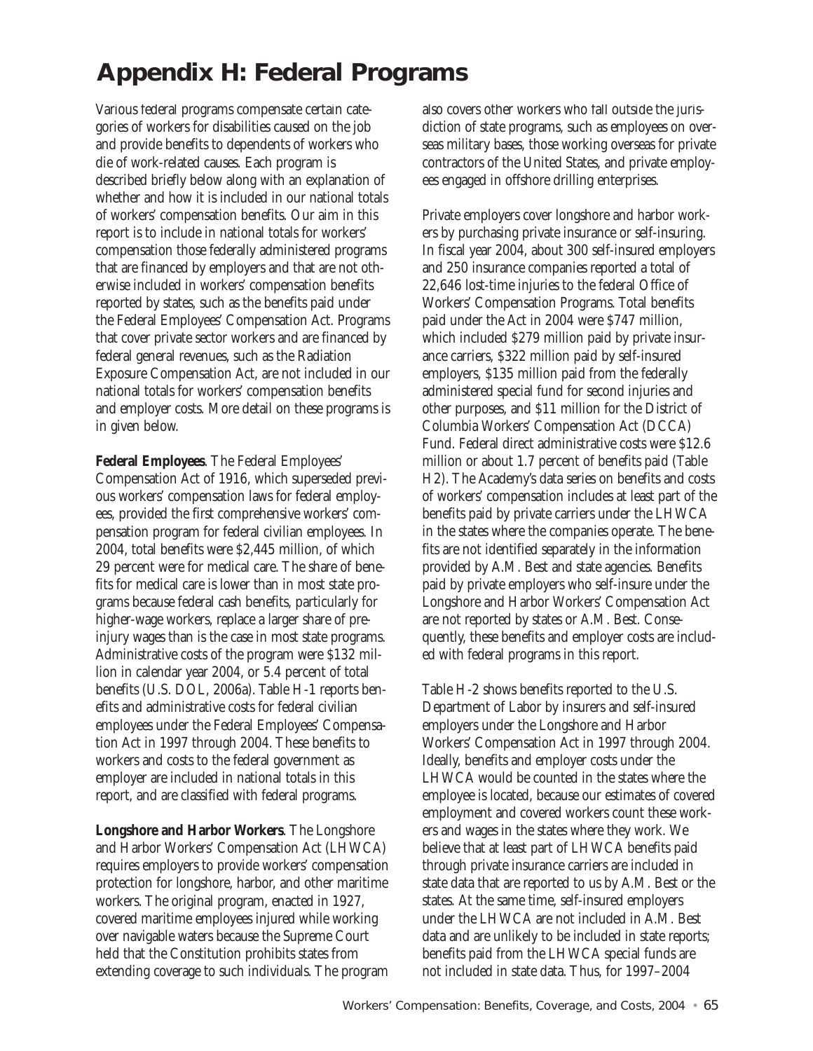# Appendix H: Federal Programs

Various federal programs compensate certain categories of workers for disabilities caused on the job and provide benefits to dependents of workers who die of work-related causes. Each program is described briefly below along with an explanation of whether and how it is included in our national totals of workers' compensation benefits. Our aim in this report is to include in national totals for workers' compensation those federally administered programs that are financed by employers and that are not otherwise included in workers' compensation benefits reported by states, such as the benefits paid under the Federal Employees' Compensation Act. Programs that cover private sector workers and are financed by federal general revenues, such as the Radiation Exposure Compensation Act, are not included in our national totals for workers' compensation benefits and employer costs. More detail on these programs is in given below.

**Federal Employees**. The Federal Employees' Compensation Act of 1916, which superseded previous workers' compensation laws for federal employees, provided the first comprehensive workers' compensation program for federal civilian employees. In 2004, total benefits were $2,445 million, of which 29 percent were for medical care. The share of benefits for medical care is lower than in most state programs because federal cash benefits, particularly for higher-wage workers, replace a larger share of pre-injury wages than is the case in most state programs. Administrative costs of the program were $132 million in calendar year 2004, or 5.4 percent of total benefits (U.S. DOL, 2006a). Table H-1 reports benefits and administrative costs for federal civilian employees under the Federal Employees' Compensation Act in 1997 through 2004. These benefits to workers and costs to the federal government as employer are included in national totals in this report, and are classified with federal programs.

**Longshore and Harbor Workers**. The Longshore and Harbor Workers' Compensation Act (LHWCA) requires employers to provide workers' compensation protection for longshore, harbor, and other maritime workers. The original program, enacted in 1927, covered maritime employees injured while working over navigable waters because the Supreme Court held that the Constitution prohibits states from extending coverage to such individuals. The program also covers other workers who fall outside the jurisdiction of state programs, such as employees on overseas military bases, those working overseas for private contractors of the United States, and private employees engaged in offshore drilling enterprises.

Private employers cover longshore and harbor workers by purchasing private insurance or self-insuring. In fiscal year 2004, about 300 self-insured employers and 250 insurance companies reported a total of 22,646 lost-time injuries to the federal Office of Workers' Compensation Programs. Total benefits paid under the Act in 2004 were $747 million, which included $279 million paid by private insurance carriers, $322 million paid by self-insured employers, $135 million paid from the federally administered special fund for second injuries and other purposes, and $11 million for the District of Columbia Workers' Compensation Act (DCCA) Fund. Federal direct administrative costs were $12.6 million or about 1.7 percent of benefits paid (Table H2). The Academy's data series on benefits and costs of workers' compensation includes at least part of the benefits paid by private carriers under the LHWCA in the states where the companies operate. The benefits are not identified separately in the information provided by A.M. Best and state agencies. Benefits paid by private employers who self-insure under the Longshore and Harbor Workers' Compensation Act are not reported by states or A.M. Best. Consequently, these benefits and employer costs are included with federal programs in this report.

Table H-2 shows benefits reported to the U.S. Department of Labor by insurers and self-insured employers under the Longshore and Harbor Workers' Compensation Act in 1997 through 2004. Ideally, benefits and employer costs under the LHWCA would be counted in the states where the employee is located, because our estimates of covered employment and covered workers count these workers and wages in the states where they work. We believe that at least part of LHWCA benefits paid through private insurance carriers are included in state data that are reported to us by A.M. Best or the states. At the same time, self-insured employers under the LHWCA are not included in A.M. Best data and are unlikely to be included in state reports; benefits paid from the LHWCA special funds are not included in state data. Thus, for 1997–2004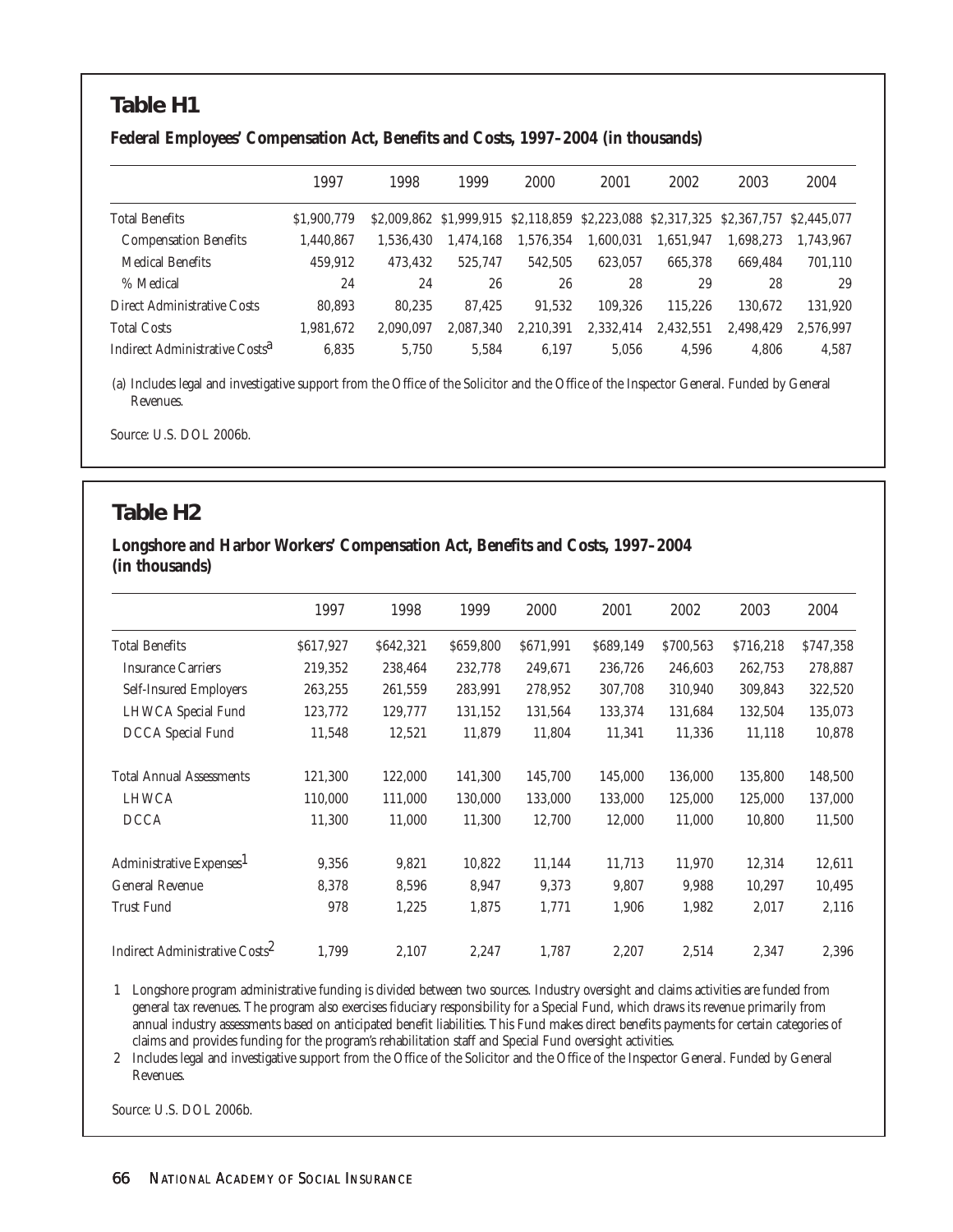## Table H1

**Federal Employees' Compensation Act, Benefits and Costs, 1997–2004 (in thousands)**

| | 1997 | 1998 | 1999 | 2000 | 2001 | 2002 | 2003 | 2004 |
|---|---|---|---|---|---|---|---|---|
| Total Benefits | $1,900,779 | $2,009,862 | $1,999,915 | $2,118,859 | $2,223,088 | $2,317,325 | $2,367,757 | $2,445,077 |
| Compensation Benefits | 1,440,867 | 1,536,430 | 1,474,168 | 1,576,354 | 1,600,031 | 1,651,947 | 1,698,273 | 1,743,967 |
| Medical Benefits | 459,912 | 473,432 | 525,747 | 542,505 | 623,057 | 665,378 | 669,484 | 701,110 |
| % Medical | 24 | 24 | 26 | 26 | 28 | 29 | 28 | 29 |
| Direct Administrative Costs | 80,893 | 80,235 | 87,425 | 91,532 | 109,326 | 115,226 | 130,672 | 131,920 |
| Total Costs | 1,981,672 | 2,090,097 | 2,087,340 | 2,210,391 | 2,332,414 | 2,432,551 | 2,498,429 | 2,576,997 |
| Indirect Administrative Costs[a] | 6,835 | 5,750 | 5,584 | 6,197 | 5,056 | 4,596 | 4,806 | 4,587 |

(a) Includes legal and investigative support from the Office of the Solicitor and the Office of the Inspector General. Funded by General Revenues.

Source: U.S. DOL 2006b.

## Table H2

**Longshore and Harbor Workers' Compensation Act, Benefits and Costs, 1997–2004 (in thousands)**

| | 1997 | 1998 | 1999 | 2000 | 2001 | 2002 | 2003 | 2004 |
|---|---|---|---|---|---|---|---|---|
| Total Benefits | $617,927 | $642,321 | $659,800 | $671,991 | $689,149 | $700,563 | $716,218 | $747,358 |
| Insurance Carriers | 219,352 | 238,464 | 232,778 | 249,671 | 236,726 | 246,603 | 262,753 | 278,887 |
| Self-Insured Employers | 263,255 | 261,559 | 283,991 | 278,952 | 307,708 | 310,940 | 309,843 | 322,520 |
| LHWCA Special Fund | 123,772 | 129,777 | 131,152 | 131,564 | 133,374 | 131,684 | 132,504 | 135,073 |
| DCCA Special Fund | 11,548 | 12,521 | 11,879 | 11,804 | 11,341 | 11,336 | 11,118 | 10,878 |
| Total Annual Assessments | 121,300 | 122,000 | 141,300 | 145,700 | 145,000 | 136,000 | 135,800 | 148,500 |
| LHWCA | 110,000 | 111,000 | 130,000 | 133,000 | 133,000 | 125,000 | 125,000 | 137,000 |
| DCCA | 11,300 | 11,000 | 11,300 | 12,700 | 12,000 | 11,000 | 10,800 | 11,500 |
| Administrative Expenses[1] | 9,356 | 9,821 | 10,822 | 11,144 | 11,713 | 11,970 | 12,314 | 12,611 |
| General Revenue | 8,378 | 8,596 | 8,947 | 9,373 | 9,807 | 9,988 | 10,297 | 10,495 |
| Trust Fund | 978 | 1,225 | 1,875 | 1,771 | 1,906 | 1,982 | 2,017 | 2,116 |
| Indirect Administrative Costs[2] | 1,799 | 2,107 | 2,247 | 1,787 | 2,207 | 2,514 | 2,347 | 2,396 |

1 Longshore program administrative funding is divided between two sources. Industry oversight and claims activities are funded from general tax revenues. The program also exercises fiduciary responsibility for a Special Fund, which draws its revenue primarily from annual industry assessments based on anticipated benefit liabilities. This Fund makes direct benefits payments for certain categories of claims and provides funding for the program's rehabilitation staff and Special Fund oversight activities.

2 Includes legal and investigative support from the Office of the Solicitor and the Office of the Inspector General. Funded by General Revenues.

Source: U.S. DOL 2006b.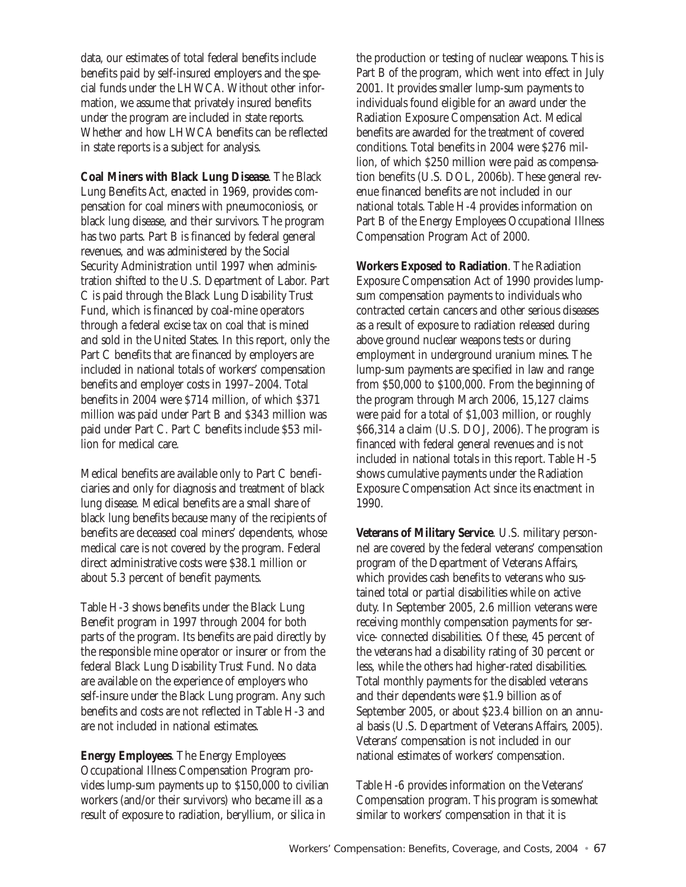data, our estimates of total federal benefits include benefits paid by self-insured employers and the special funds under the LHWCA. Without other information, we assume that privately insured benefits under the program are included in state reports. Whether and how LHWCA benefits can be reflected in state reports is a subject for analysis.

**Coal Miners with Black Lung Disease**. The Black Lung Benefits Act, enacted in 1969, provides compensation for coal miners with pneumoconiosis, or black lung disease, and their survivors. The program has two parts. Part B is financed by federal general revenues, and was administered by the Social Security Administration until 1997 when administration shifted to the U.S. Department of Labor. Part C is paid through the Black Lung Disability Trust Fund, which is financed by coal-mine operators through a federal excise tax on coal that is mined and sold in the United States. In this report, only the Part C benefits that are financed by employers are included in national totals of workers' compensation benefits and employer costs in 1997–2004. Total benefits in 2004 were $714 million, of which $371 million was paid under Part B and $343 million was paid under Part C. Part C benefits include $53 million for medical care.

Medical benefits are available only to Part C beneficiaries and only for diagnosis and treatment of black lung disease. Medical benefits are a small share of black lung benefits because many of the recipients of benefits are deceased coal miners' dependents, whose medical care is not covered by the program. Federal direct administrative costs were $38.1 million or about 5.3 percent of benefit payments.

Table H-3 shows benefits under the Black Lung Benefit program in 1997 through 2004 for both parts of the program. Its benefits are paid directly by the responsible mine operator or insurer or from the federal Black Lung Disability Trust Fund. No data are available on the experience of employers who self-insure under the Black Lung program. Any such benefits and costs are not reflected in Table H-3 and are not included in national estimates.

**Energy Employees**. The Energy Employees Occupational Illness Compensation Program provides lump-sum payments up to $150,000 to civilian workers (and/or their survivors) who became ill as a result of exposure to radiation, beryllium, or silica in the production or testing of nuclear weapons. This is Part B of the program, which went into effect in July 2001. It provides smaller lump-sum payments to individuals found eligible for an award under the Radiation Exposure Compensation Act. Medical benefits are awarded for the treatment of covered conditions. Total benefits in 2004 were $276 million, of which $250 million were paid as compensation benefits (U.S. DOL, 2006b). These general revenue financed benefits are not included in our national totals. Table H-4 provides information on Part B of the Energy Employees Occupational Illness Compensation Program Act of 2000.

**Workers Exposed to Radiation**. The Radiation Exposure Compensation Act of 1990 provides lump-sum compensation payments to individuals who contracted certain cancers and other serious diseases as a result of exposure to radiation released during above ground nuclear weapons tests or during employment in underground uranium mines. The lump-sum payments are specified in law and range from $50,000 to $100,000. From the beginning of the program through March 2006, 15,127 claims were paid for a total of $1,003 million, or roughly $66,314 a claim (U.S. DOJ, 2006). The program is financed with federal general revenues and is not included in national totals in this report. Table H-5 shows cumulative payments under the Radiation Exposure Compensation Act since its enactment in 1990.

**Veterans of Military Service**. U.S. military personnel are covered by the federal veterans' compensation program of the Department of Veterans Affairs, which provides cash benefits to veterans who sustained total or partial disabilities while on active duty. In September 2005, 2.6 million veterans were receiving monthly compensation payments for service- connected disabilities. Of these, 45 percent of the veterans had a disability rating of 30 percent or less, while the others had higher-rated disabilities. Total monthly payments for the disabled veterans and their dependents were $1.9 billion as of September 2005, or about $23.4 billion on an annual basis (U.S. Department of Veterans Affairs, 2005). Veterans' compensation is not included in our national estimates of workers' compensation.

Table H-6 provides information on the Veterans' Compensation program. This program is somewhat similar to workers' compensation in that it is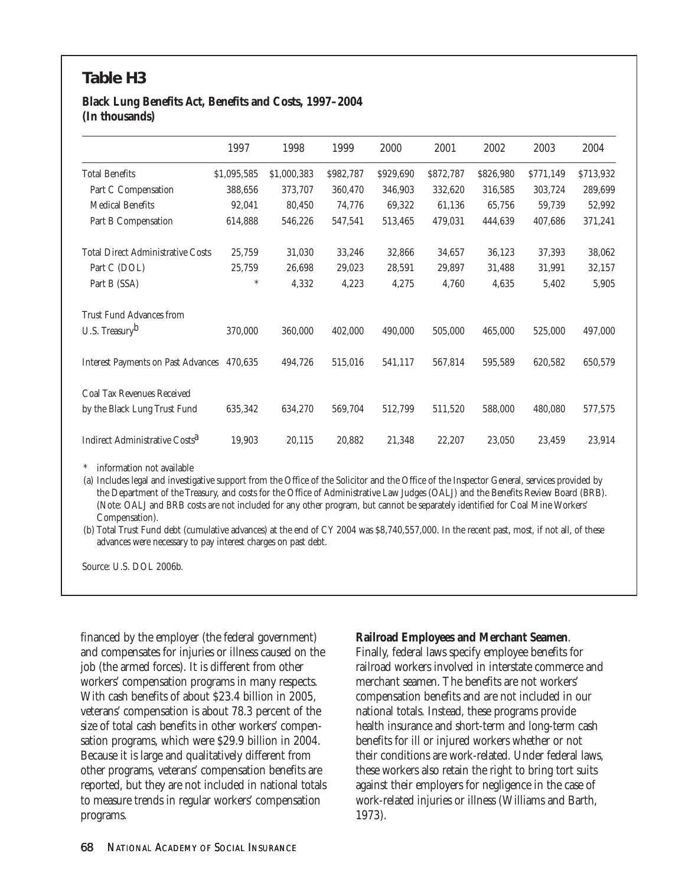## Table H3

**Black Lung Benefits Act, Benefits and Costs, 1997–2004**
**(In thousands)**

| | 1997 | 1998 | 1999 | 2000 | 2001 | 2002 | 2003 | 2004 |
|---|---|---|---|---|---|---|---|---|
| Total Benefits | $1,095,585 | $1,000,383 | $982,787 | $929,690 | $872,787 | $826,980 | $771,149 | $713,932 |
| Part C Compensation | 388,656 | 373,707 | 360,470 | 346,903 | 332,620 | 316,585 | 303,724 | 289,699 |
| Medical Benefits | 92,041 | 80,450 | 74,776 | 69,322 | 61,136 | 65,756 | 59,739 | 52,992 |
| Part B Compensation | 614,888 | 546,226 | 547,541 | 513,465 | 479,031 | 444,639 | 407,686 | 371,241 |
| Total Direct Administrative Costs | 25,759 | 31,030 | 33,246 | 32,866 | 34,657 | 36,123 | 37,393 | 38,062 |
| Part C (DOL) | 25,759 | 26,698 | 29,023 | 28,591 | 29,897 | 31,488 | 31,991 | 32,157 |
| Part B (SSA) | * | 4,332 | 4,223 | 4,275 | 4,760 | 4,635 | 5,402 | 5,905 |
| Trust Fund Advances from U.S. Treasury[b] | 370,000 | 360,000 | 402,000 | 490,000 | 505,000 | 465,000 | 525,000 | 497,000 |
| Interest Payments on Past Advances | 470,635 | 494,726 | 515,016 | 541,117 | 567,814 | 595,589 | 620,582 | 650,579 |
| Coal Tax Revenues Received by the Black Lung Trust Fund | 635,342 | 634,270 | 569,704 | 512,799 | 511,520 | 588,000 | 480,080 | 577,575 |
| Indirect Administrative Costs[a] | 19,903 | 20,115 | 20,882 | 21,348 | 22,207 | 23,050 | 23,459 | 23,914 |

\* information not available

(a) Includes legal and investigative support from the Office of the Solicitor and the Office of the Inspector General, services provided by the Department of the Treasury, and costs for the Office of Administrative Law Judges (OALJ) and the Benefits Review Board (BRB). (Note: OALJ and BRB costs are not included for any other program, but cannot be separately identified for Coal Mine Workers' Compensation).

(b) Total Trust Fund debt (cumulative advances) at the end of CY 2004 was $8,740,557,000. In the recent past, most, if not all, of these advances were necessary to pay interest charges on past debt.

Source: U.S. DOL 2006b.

financed by the employer (the federal government) and compensates for injuries or illness caused on the job (the armed forces). It is different from other workers' compensation programs in many respects. With cash benefits of about $23.4 billion in 2005, veterans' compensation is about 78.3 percent of the size of total cash benefits in other workers' compensation programs, which were $29.9 billion in 2004. Because it is large and qualitatively different from other programs, veterans' compensation benefits are reported, but they are not included in national totals to measure trends in regular workers' compensation programs.

**Railroad Employees and Merchant Seamen**. Finally, federal laws specify employee benefits for railroad workers involved in interstate commerce and merchant seamen. The benefits are not workers' compensation benefits and are not included in our national totals. Instead, these programs provide health insurance and short-term and long-term cash benefits for ill or injured workers whether or not their conditions are work-related. Under federal laws, these workers also retain the right to bring tort suits against their employers for negligence in the case of work-related injuries or illness (Williams and Barth, 1973).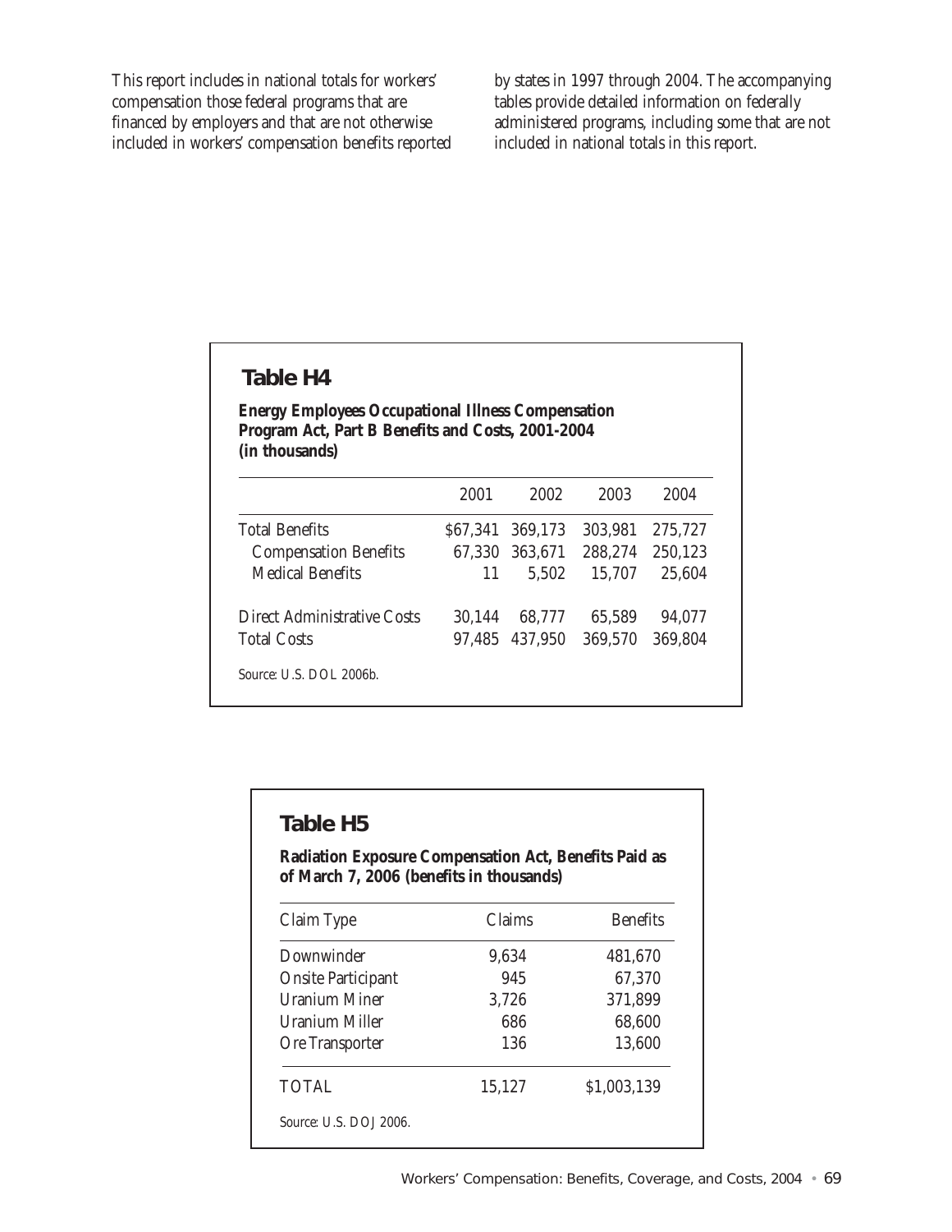This report includes in national totals for workers' compensation those federal programs that are financed by employers and that are not otherwise included in workers' compensation benefits reported by states in 1997 through 2004. The accompanying tables provide detailed information on federally administered programs, including some that are not included in national totals in this report.

## Table H4

**Energy Employees Occupational Illness Compensation Program Act, Part B Benefits and Costs, 2001-2004 (in thousands)**

| | 2001 | 2002 | 2003 | 2004 |
|---|---|---|---|---|
| Total Benefits | $67,341 | 369,173 | 303,981 | 275,727 |
| Compensation Benefits | 67,330 | 363,671 | 288,274 | 250,123 |
| Medical Benefits | 11 | 5,502 | 15,707 | 25,604 |
| Direct Administrative Costs | 30,144 | 68,777 | 65,589 | 94,077 |
| Total Costs | 97,485 | 437,950 | 369,570 | 369,804 |

Source: U.S. DOL 2006b.

## Table H5

**Radiation Exposure Compensation Act, Benefits Paid as of March 7, 2006 (benefits in thousands)**

| Claim Type | Claims | Benefits |
|---|---|---|
| Downwinder | 9,634 | 481,670 |
| Onsite Participant | 945 | 67,370 |
| Uranium Miner | 3,726 | 371,899 |
| Uranium Miller | 686 | 68,600 |
| Ore Transporter | 136 | 13,600 |
| TOTAL | 15,127 | $1,003,139 |

Source: U.S. DOJ 2006.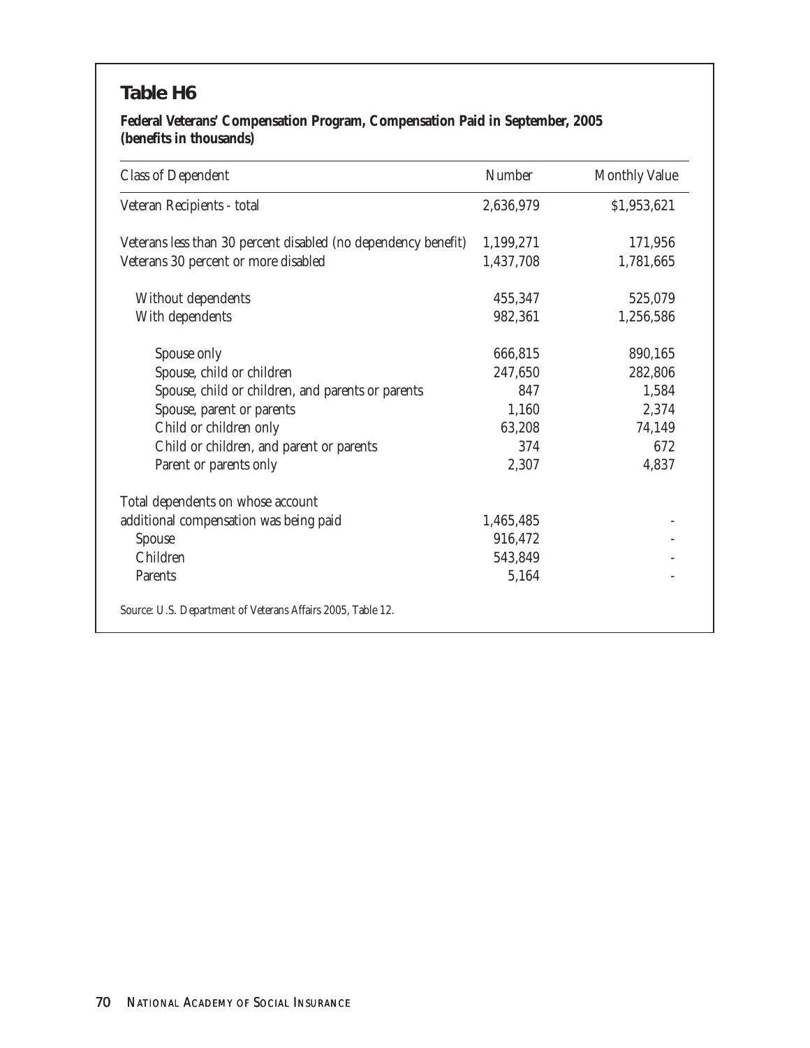## Table H6

**Federal Veterans' Compensation Program, Compensation Paid in September, 2005 (benefits in thousands)**

| Class of Dependent | Number | Monthly Value |
|---|---|---|
| Veteran Recipients - total | 2,636,979 | $1,953,621 |
| Veterans less than 30 percent disabled (no dependency benefit) | 1,199,271 | 171,956 |
| Veterans 30 percent or more disabled | 1,437,708 | 1,781,665 |
| Without dependents | 455,347 | 525,079 |
| With dependents | 982,361 | 1,256,586 |
| Spouse only | 666,815 | 890,165 |
| Spouse, child or children | 247,650 | 282,806 |
| Spouse, child or children, and parents or parents | 847 | 1,584 |
| Spouse, parent or parents | 1,160 | 2,374 |
| Child or children only | 63,208 | 74,149 |
| Child or children, and parent or parents | 374 | 672 |
| Parent or parents only | 2,307 | 4,837 |
| Total dependents on whose account additional compensation was being paid | 1,465,485 | - |
| Spouse | 916,472 | - |
| Children | 543,849 | - |
| Parents | 5,164 | - |

Source: U.S. Department of Veterans Affairs 2005, Table 12.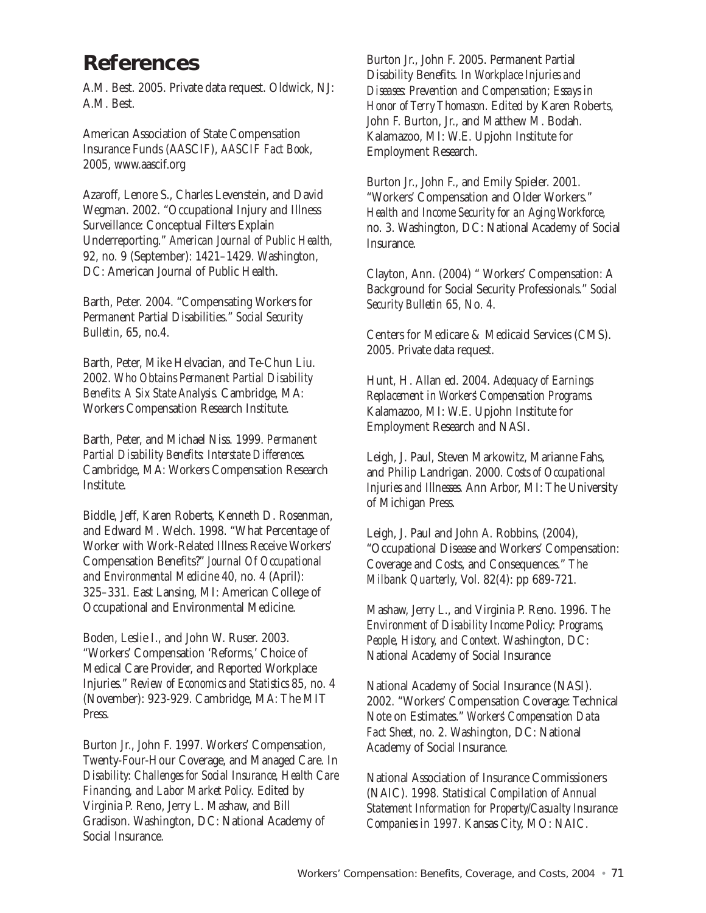# References

A.M. Best. 2005. Private data request. Oldwick, NJ: A.M. Best.

American Association of State Compensation Insurance Funds (AASCIF), *AASCIF Fact Book*, 2005, www.aascif.org

Azaroff, Lenore S., Charles Levenstein, and David Wegman. 2002. "Occupational Injury and Illness Surveillance: Conceptual Filters Explain Underreporting." *American Journal of Public Health,* 92, no. 9 (September): 1421–1429. Washington, DC: American Journal of Public Health.

Barth, Peter. 2004. "Compensating Workers for Permanent Partial Disabilities." *Social Security Bulletin*, 65, no.4.

Barth, Peter, Mike Helvacian, and Te-Chun Liu. 2002. *Who Obtains Permanent Partial Disability Benefits: A Six State Analysis.* Cambridge, MA: Workers Compensation Research Institute.

Barth, Peter, and Michael Niss. 1999. *Permanent Partial Disability Benefits: Interstate Differences.* Cambridge, MA: Workers Compensation Research Institute.

Biddle, Jeff, Karen Roberts, Kenneth D. Rosenman, and Edward M. Welch. 1998. "What Percentage of Worker with Work-Related Illness Receive Workers' Compensation Benefits?" *Journal Of Occupational and Environmental Medicine* 40, no. 4 (April): 325–331. East Lansing, MI: American College of Occupational and Environmental Medicine.

Boden, Leslie I., and John W. Ruser. 2003. "Workers' Compensation 'Reforms,' Choice of Medical Care Provider, and Reported Workplace Injuries." *Review of Economics and Statistics* 85, no. 4 (November): 923-929. Cambridge, MA: The MIT Press.

Burton Jr., John F. 1997. Workers' Compensation, Twenty-Four-Hour Coverage, and Managed Care. In *Disability: Challenges for Social Insurance, Health Care Financing, and Labor Market Policy*. Edited by Virginia P. Reno, Jerry L. Mashaw, and Bill Gradison. Washington, DC: National Academy of Social Insurance.

Burton Jr., John F. 2005. Permanent Partial Disability Benefits. In *Workplace Injuries and Diseases: Prevention and Compensation; Essays in Honor of Terry Thomason*. Edited by Karen Roberts, John F. Burton, Jr., and Matthew M. Bodah. Kalamazoo, MI: W.E. Upjohn Institute for Employment Research.

Burton Jr., John F., and Emily Spieler. 2001. "Workers' Compensation and Older Workers." *Health and Income Security for an Aging Workforce*, no. 3. Washington, DC: National Academy of Social Insurance.

Clayton, Ann. (2004) " Workers' Compensation: A Background for Social Security Professionals." *Social Security Bulletin* 65, No. 4.

Centers for Medicare & Medicaid Services (CMS). 2005. Private data request.

Hunt, H. Allan ed. 2004. *Adequacy of Earnings Replacement in Workers' Compensation Programs.* Kalamazoo, MI: W.E. Upjohn Institute for Employment Research and NASI.

Leigh, J. Paul, Steven Markowitz, Marianne Fahs, and Philip Landrigan. 2000. *Costs of Occupational Injuries and Illnesses.* Ann Arbor, MI: The University of Michigan Press.

Leigh, J. Paul and John A. Robbins, (2004), "Occupational Disease and Workers' Compensation: Coverage and Costs, and Consequences." *The Milbank Quarterly*, Vol. 82(4): pp 689-721.

Mashaw, Jerry L., and Virginia P. Reno. 1996. *The Environment of Disability Income Policy: Programs, People, History, and Context*. Washington, DC: National Academy of Social Insurance

National Academy of Social Insurance (NASI). 2002. "Workers' Compensation Coverage: Technical Note on Estimates." *Workers' Compensation Data Fact Sheet*, no. 2. Washington, DC: National Academy of Social Insurance.

National Association of Insurance Commissioners (NAIC). 1998. *Statistical Compilation of Annual Statement Information for Property/Casualty Insurance Companies in 1997*. Kansas City, MO: NAIC.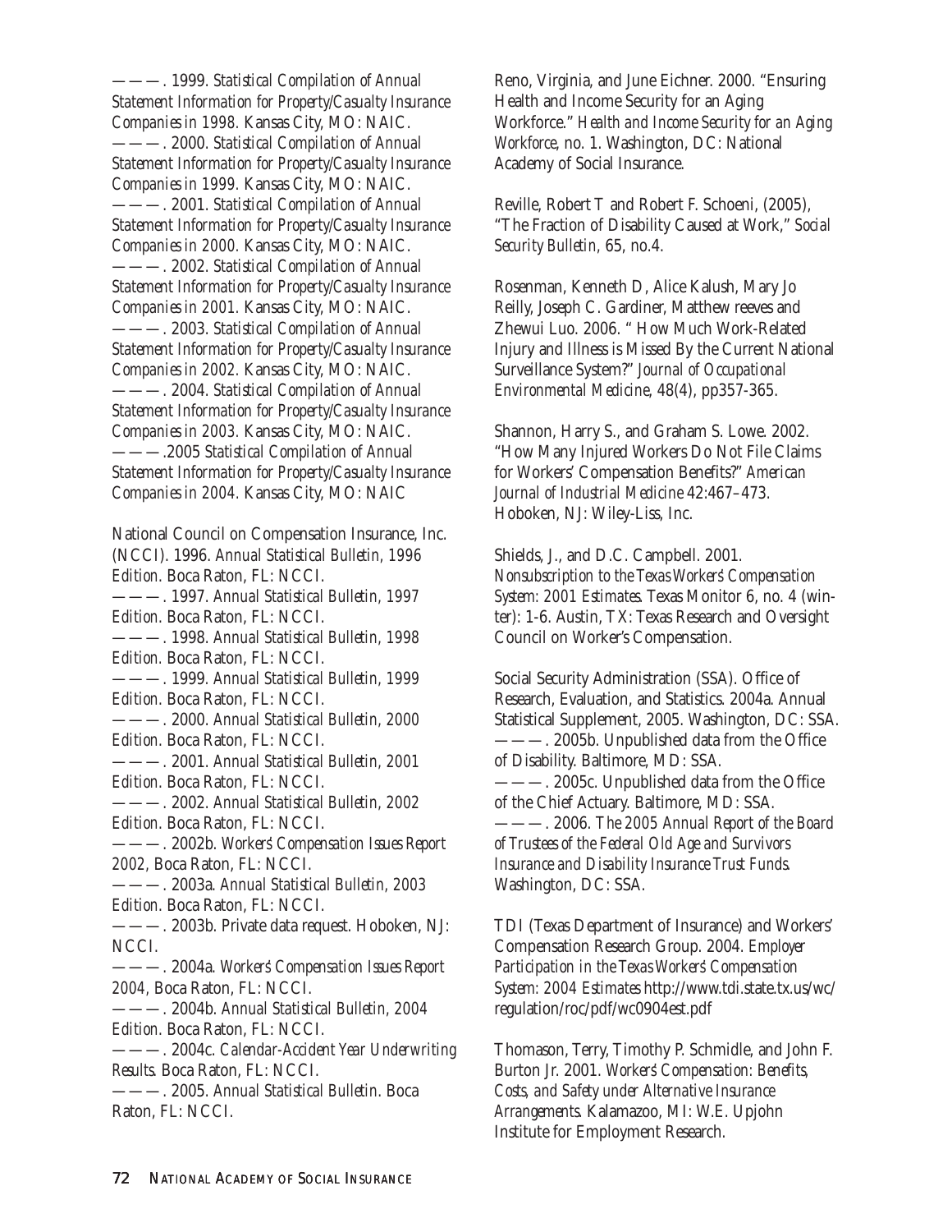———. 1999. *Statistical Compilation of Annual Statement Information for Property/Casualty Insurance Companies in 1998.* Kansas City, MO: NAIC.
———. 2000. *Statistical Compilation of Annual Statement Information for Property/Casualty Insurance Companies in 1999.* Kansas City, MO: NAIC.
———. 2001. *Statistical Compilation of Annual Statement Information for Property/Casualty Insurance Companies in 2000.* Kansas City, MO: NAIC.
———. 2002. *Statistical Compilation of Annual Statement Information for Property/Casualty Insurance Companies in 2001.* Kansas City, MO: NAIC.
———. 2003. *Statistical Compilation of Annual Statement Information for Property/Casualty Insurance Companies in 2002.* Kansas City, MO: NAIC.
———. 2004. *Statistical Compilation of Annual Statement Information for Property/Casualty Insurance Companies in 2003.* Kansas City, MO: NAIC.
———.2005 *Statistical Compilation of Annual Statement Information for Property/Casualty Insurance Companies in 2004.* Kansas City, MO: NAIC

National Council on Compensation Insurance, Inc. (NCCI). 1996. *Annual Statistical Bulletin, 1996 Edition.* Boca Raton, FL: NCCI.
———. 1997. *Annual Statistical Bulletin, 1997 Edition.* Boca Raton, FL: NCCI.
———. 1998. *Annual Statistical Bulletin, 1998 Edition.* Boca Raton, FL: NCCI.
———. 1999. *Annual Statistical Bulletin, 1999 Edition.* Boca Raton, FL: NCCI.
———. 2000. *Annual Statistical Bulletin, 2000 Edition.* Boca Raton, FL: NCCI.
———. 2001. *Annual Statistical Bulletin, 2001 Edition.* Boca Raton, FL: NCCI.
———. 2002. *Annual Statistical Bulletin, 2002 Edition.* Boca Raton, FL: NCCI.
———. 2002b. *Workers' Compensation Issues Report 2002,* Boca Raton, FL: NCCI.
———. 2003a. *Annual Statistical Bulletin, 2003 Edition.* Boca Raton, FL: NCCI.
———. 2003b. Private data request. Hoboken, NJ: NCCI.
———. 2004a. *Workers' Compensation Issues Report 2004,* Boca Raton, FL: NCCI.
———. 2004b. *Annual Statistical Bulletin, 2004 Edition.* Boca Raton, FL: NCCI.
———. 2004c. *Calendar-Accident Year Underwriting Results.* Boca Raton, FL: NCCI.
———. 2005. *Annual Statistical Bulletin.* Boca Raton, FL: NCCI.

Reno, Virginia, and June Eichner. 2000. "Ensuring Health and Income Security for an Aging Workforce." *Health and Income Security for an Aging Workforce,* no. 1. Washington, DC: National Academy of Social Insurance.

Reville, Robert T and Robert F. Schoeni, (2005), "The Fraction of Disability Caused at Work," *Social Security Bulletin,* 65, no.4.

Rosenman, Kenneth D, Alice Kalush, Mary Jo Reilly, Joseph C. Gardiner, Matthew reeves and Zhewui Luo. 2006. " How Much Work-Related Injury and Illness is Missed By the Current National Surveillance System?" *Journal of Occupational Environmental Medicine,* 48(4), pp357-365.

Shannon, Harry S., and Graham S. Lowe. 2002. "How Many Injured Workers Do Not File Claims for Workers' Compensation Benefits?" *American Journal of Industrial Medicine* 42:467–473. Hoboken, NJ: Wiley-Liss, Inc.

Shields, J., and D.C. Campbell. 2001. *Nonsubscription to the Texas Workers' Compensation System: 2001 Estimates.* Texas Monitor 6, no. 4 (winter): 1-6. Austin, TX: Texas Research and Oversight Council on Worker's Compensation.

Social Security Administration (SSA). Office of Research, Evaluation, and Statistics. 2004a. Annual Statistical Supplement, 2005. Washington, DC: SSA.
———. 2005b. Unpublished data from the Office of Disability. Baltimore, MD: SSA.
———. 2005c. Unpublished data from the Office of the Chief Actuary. Baltimore, MD: SSA.
———. 2006. *The 2005 Annual Report of the Board of Trustees of the Federal Old Age and Survivors Insurance and Disability Insurance Trust Funds.* Washington, DC: SSA.

TDI (Texas Department of Insurance) and Workers' Compensation Research Group. 2004. *Employer Participation in the Texas Workers' Compensation System: 2004 Estimates* http://www.tdi.state.tx.us/wc/regulation/roc/pdf/wc0904est.pdf

Thomason, Terry, Timothy P. Schmidle, and John F. Burton Jr. 2001. *Workers' Compensation: Benefits, Costs, and Safety under Alternative Insurance Arrangements.* Kalamazoo, MI: W.E. Upjohn Institute for Employment Research.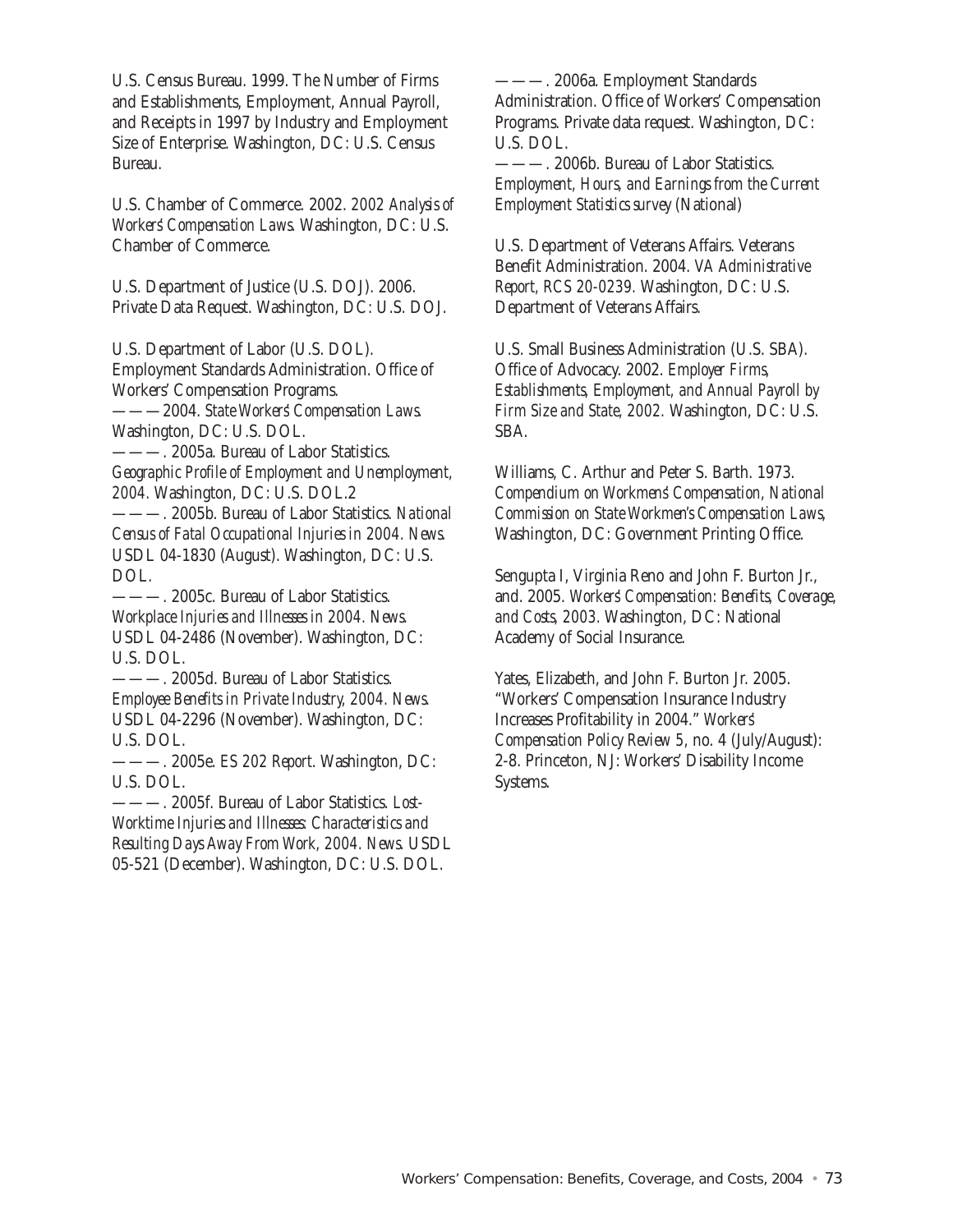U.S. Census Bureau. 1999. The Number of Firms and Establishments, Employment, Annual Payroll, and Receipts in 1997 by Industry and Employment Size of Enterprise. Washington, DC: U.S. Census Bureau.

U.S. Chamber of Commerce. 2002. *2002 Analysis of Workers' Compensation Laws.* Washington, DC: U.S. Chamber of Commerce.

U.S. Department of Justice (U.S. DOJ). 2006. Private Data Request. Washington, DC: U.S. DOJ.

U.S. Department of Labor (U.S. DOL). Employment Standards Administration. Office of Workers' Compensation Programs.

———2004. *State Workers' Compensation Laws.* Washington, DC: U.S. DOL.

———. 2005a. Bureau of Labor Statistics. *Geographic Profile of Employment and Unemployment, 2004.* Washington, DC: U.S. DOL.2

———. 2005b. Bureau of Labor Statistics. *National Census of Fatal Occupational Injuries in 2004. News.* USDL 04-1830 (August). Washington, DC: U.S. DOL.

———. 2005c. Bureau of Labor Statistics. *Workplace Injuries and Illnesses in 2004. News.* USDL 04-2486 (November). Washington, DC: U.S. DOL.

———. 2005d. Bureau of Labor Statistics. *Employee Benefits in Private Industry, 2004. News.* USDL 04-2296 (November). Washington, DC: U.S. DOL.

———. 2005e. *ES 202 Report.* Washington, DC: U.S. DOL.

———. 2005f. Bureau of Labor Statistics. *Lost-Worktime Injuries and Illnesses: Characteristics and Resulting Days Away From Work, 2004. News.* USDL 05-521 (December). Washington, DC: U.S. DOL.

———. 2006a. Employment Standards Administration. Office of Workers' Compensation Programs. Private data request. Washington, DC: U.S. DOL.

———. 2006b. Bureau of Labor Statistics. *Employment, Hours, and Earnings from the Current Employment Statistics survey* (National)

U.S. Department of Veterans Affairs. Veterans Benefit Administration. 2004. *VA Administrative Report, RCS 20-0239.* Washington, DC: U.S. Department of Veterans Affairs.

U.S. Small Business Administration (U.S. SBA). Office of Advocacy. 2002. *Employer Firms, Establishments, Employment, and Annual Payroll by Firm Size and State, 2002.* Washington, DC: U.S. SBA.

Williams, C. Arthur and Peter S. Barth. 1973. *Compendium on Workmens' Compensation, National Commission on State Workmen's Compensation Laws,* Washington, DC: Government Printing Office.

Sengupta I, Virginia Reno and John F. Burton Jr., and. 2005. *Workers' Compensation: Benefits, Coverage, and Costs, 2003.* Washington, DC: National Academy of Social Insurance.

Yates, Elizabeth, and John F. Burton Jr. 2005. "Workers' Compensation Insurance Industry Increases Profitability in 2004." *Workers' Compensation Policy Review 5*, no. 4 (July/August): 2-8. Princeton, NJ: Workers' Disability Income Systems.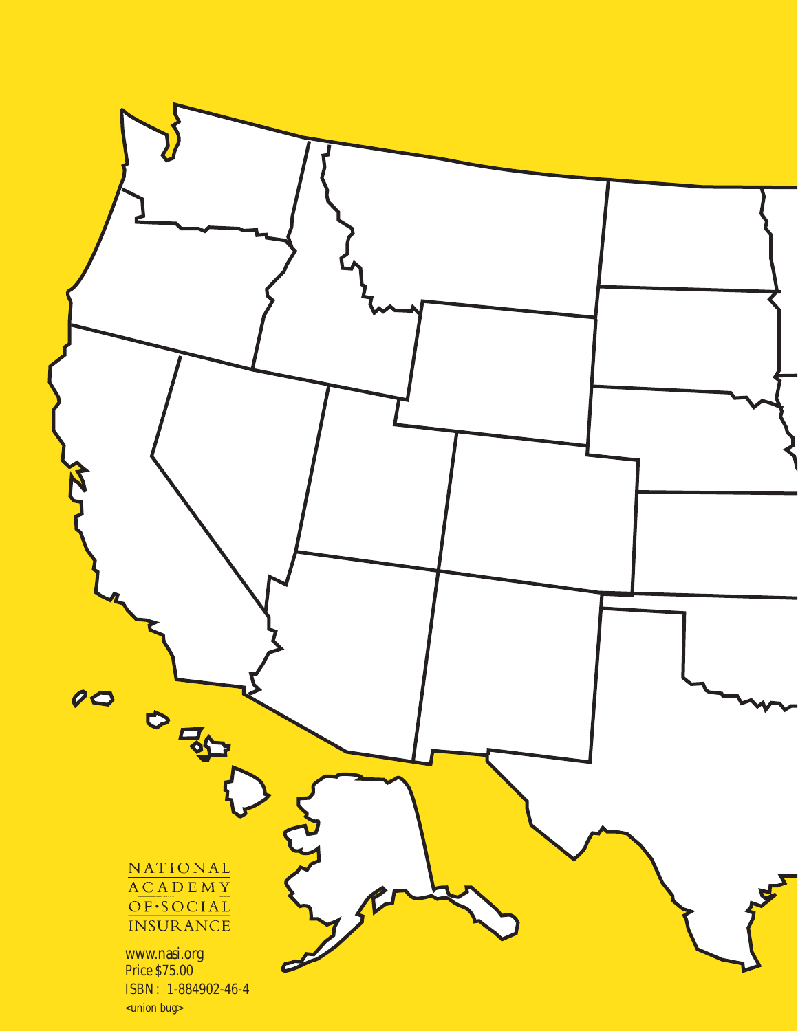NATIONAL
ACADEMY
OF·SOCIAL
INSURANCE

www.nasi.org
Price $75.00
ISBN: 1-884902-46-4
<union bug>